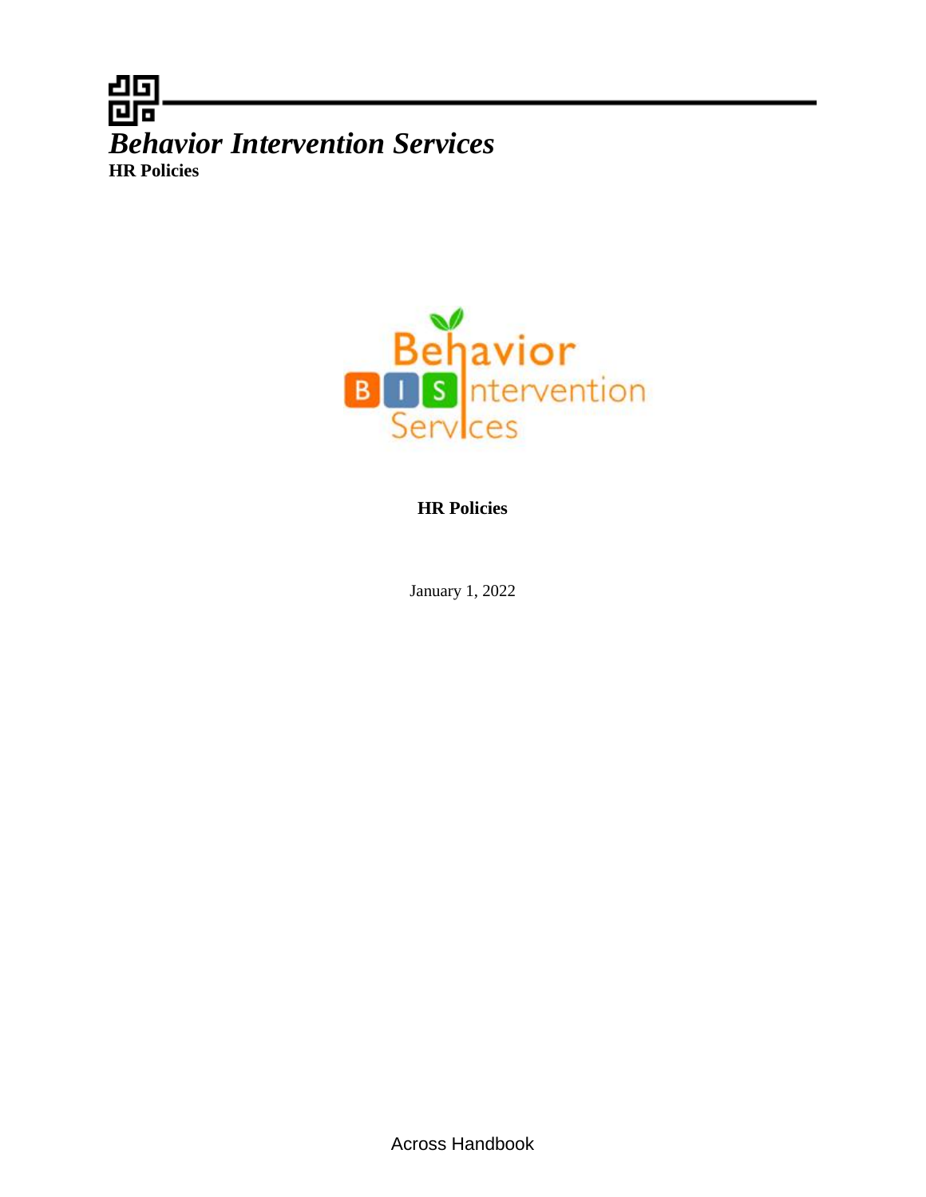# *Behavior Intervention Services*

**HR Policies**

**HR Policies**

January 1, 2022

Across Handbook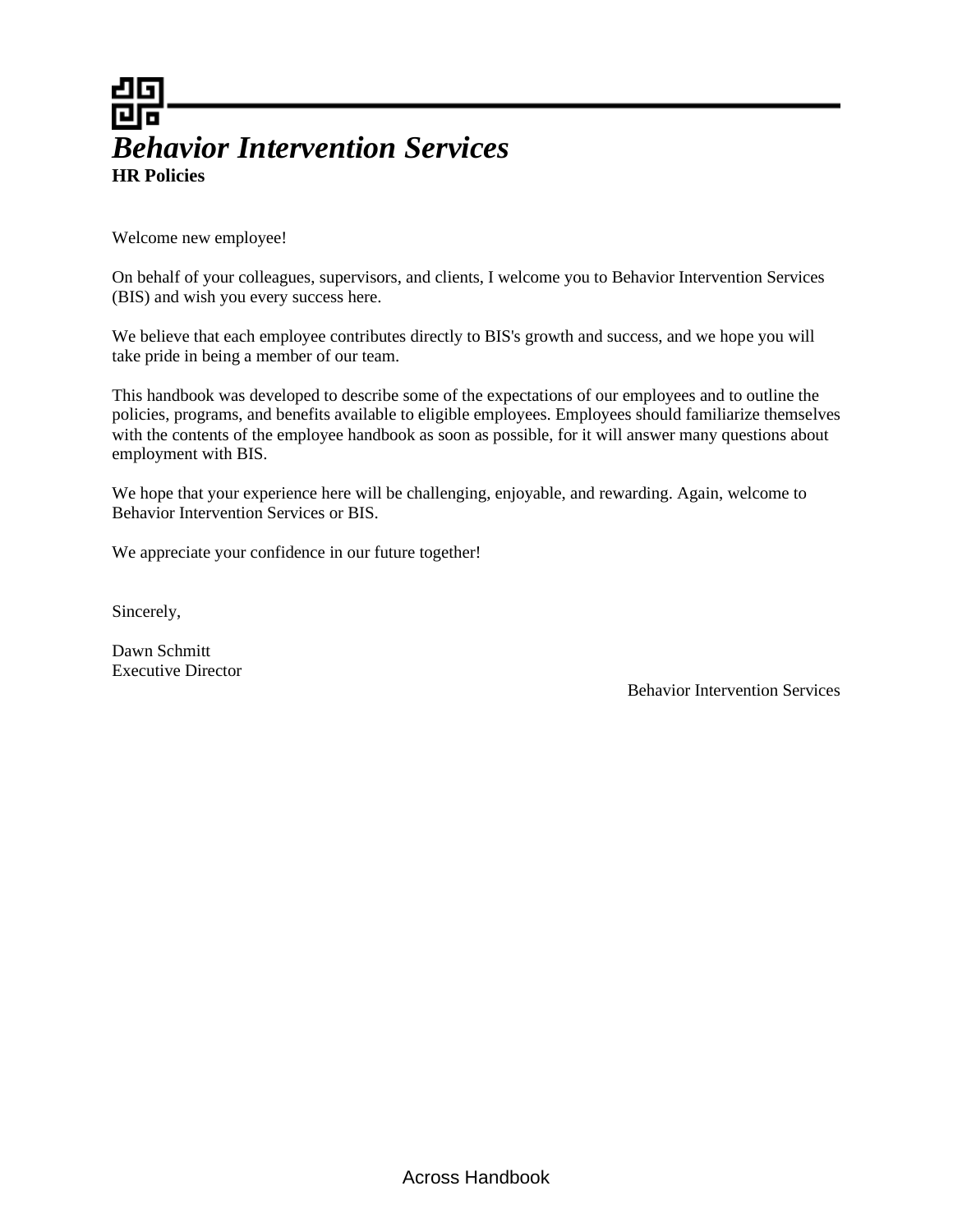# *Behavior Intervention Services*

**HR Policies**

Welcome new employee!

On behalf of your colleagues, supervisors, and clients, I welcome you to Behavior Intervention Services (BIS) and wish you every success here.

We believe that each employee contributes directly to BIS's growth and success, and we hope you will take pride in being a member of our team.

This handbook was developed to describe some of the expectations of our employees and to outline the policies, programs, and benefits available to eligible employees. Employees should familiarize themselves with the contents of the employee handbook as soon as possible, for it will answer many questions about employment with BIS.

We hope that your experience here will be challenging, enjoyable, and rewarding. Again, welcome to Behavior Intervention Services or BIS.

We appreciate your confidence in our future together!

Sincerely,

Dawn Schmitt
Executive Director

Behavior Intervention Services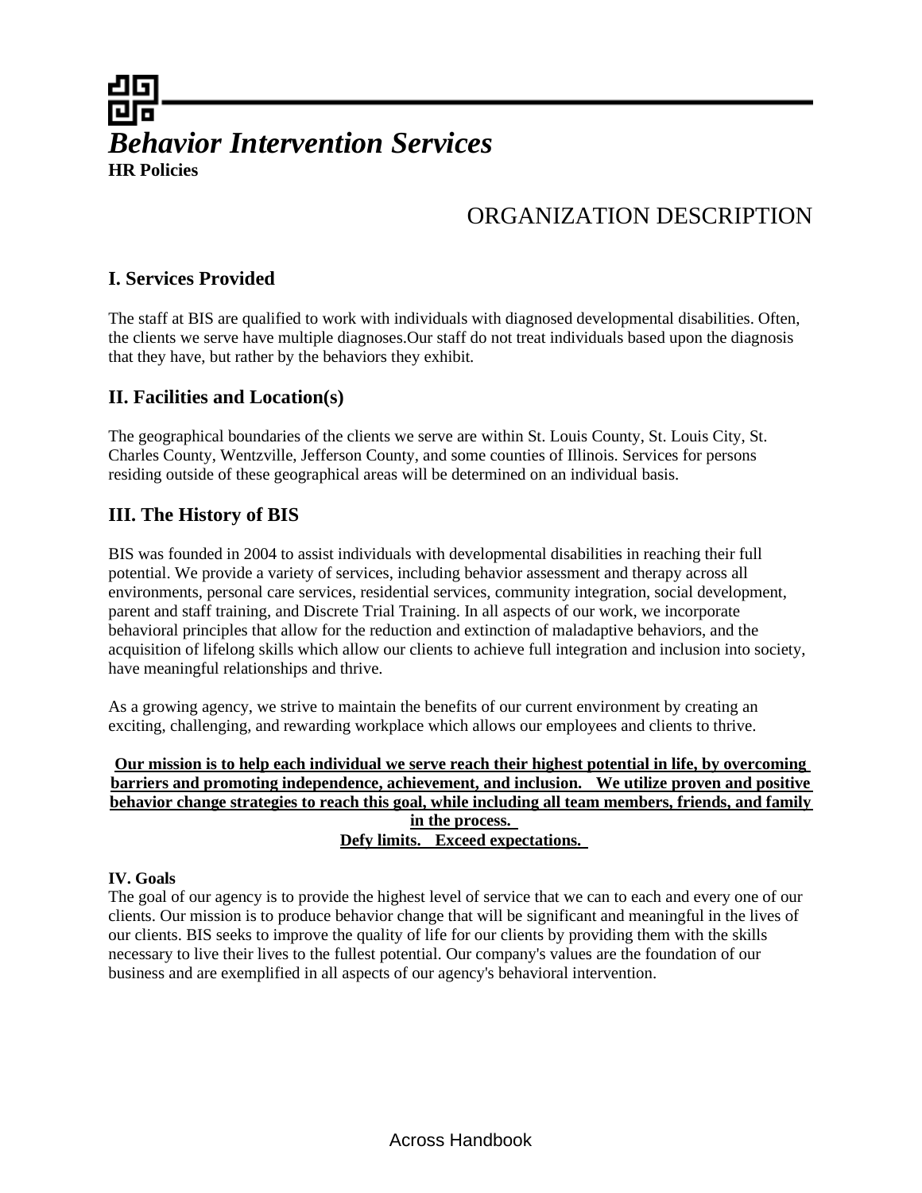# *Behavior Intervention Services*

**HR Policies**

## ORGANIZATION DESCRIPTION

### I. Services Provided

The staff at BIS are qualified to work with individuals with diagnosed developmental disabilities. Often, the clients we serve have multiple diagnoses.Our staff do not treat individuals based upon the diagnosis that they have, but rather by the behaviors they exhibit.

### II. Facilities and Location(s)

The geographical boundaries of the clients we serve are within St. Louis County, St. Louis City, St. Charles County, Wentzville, Jefferson County, and some counties of Illinois. Services for persons residing outside of these geographical areas will be determined on an individual basis.

### III. The History of BIS

BIS was founded in 2004 to assist individuals with developmental disabilities in reaching their full potential. We provide a variety of services, including behavior assessment and therapy across all environments, personal care services, residential services, community integration, social development, parent and staff training, and Discrete Trial Training. In all aspects of our work, we incorporate behavioral principles that allow for the reduction and extinction of maladaptive behaviors, and the acquisition of lifelong skills which allow our clients to achieve full integration and inclusion into society, have meaningful relationships and thrive.

As a growing agency, we strive to maintain the benefits of our current environment by creating an exciting, challenging, and rewarding workplace which allows our employees and clients to thrive.

**Our mission is to help each individual we serve reach their highest potential in life, by overcoming barriers and promoting independence, achievement, and inclusion. We utilize proven and positive behavior change strategies to reach this goal, while including all team members, friends, and family in the process.**

**Defy limits. Exceed expectations.**

**IV. Goals**

The goal of our agency is to provide the highest level of service that we can to each and every one of our clients. Our mission is to produce behavior change that will be significant and meaningful in the lives of our clients. BIS seeks to improve the quality of life for our clients by providing them with the skills necessary to live their lives to the fullest potential. Our company's values are the foundation of our business and are exemplified in all aspects of our agency's behavioral intervention.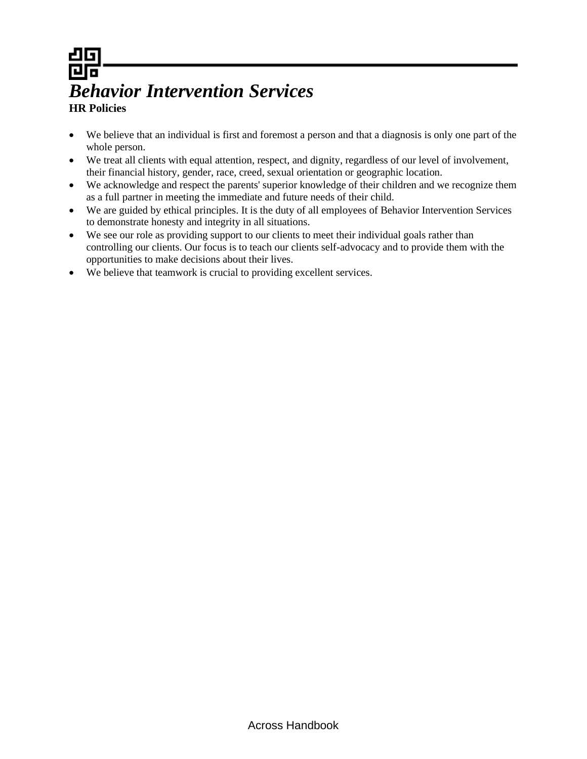# *Behavior Intervention Services*

**HR Policies**

- We believe that an individual is first and foremost a person and that a diagnosis is only one part of the whole person.
- We treat all clients with equal attention, respect, and dignity, regardless of our level of involvement, their financial history, gender, race, creed, sexual orientation or geographic location.
- We acknowledge and respect the parents' superior knowledge of their children and we recognize them as a full partner in meeting the immediate and future needs of their child.
- We are guided by ethical principles. It is the duty of all employees of Behavior Intervention Services to demonstrate honesty and integrity in all situations.
- We see our role as providing support to our clients to meet their individual goals rather than controlling our clients. Our focus is to teach our clients self-advocacy and to provide them with the opportunities to make decisions about their lives.
- We believe that teamwork is crucial to providing excellent services.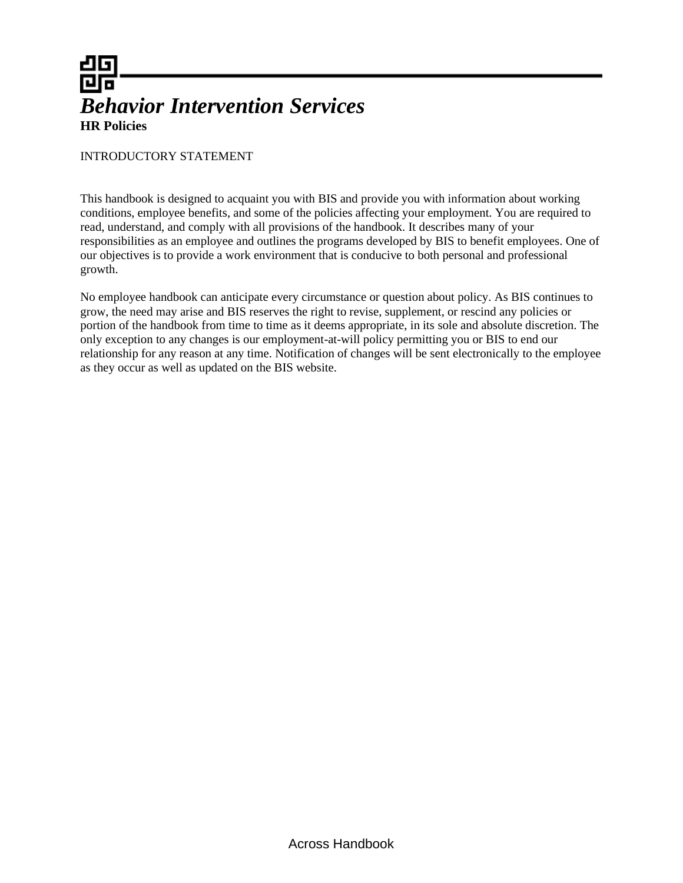# *Behavior Intervention Services*

**HR Policies**

INTRODUCTORY STATEMENT

This handbook is designed to acquaint you with BIS and provide you with information about working conditions, employee benefits, and some of the policies affecting your employment. You are required to read, understand, and comply with all provisions of the handbook. It describes many of your responsibilities as an employee and outlines the programs developed by BIS to benefit employees. One of our objectives is to provide a work environment that is conducive to both personal and professional growth.

No employee handbook can anticipate every circumstance or question about policy. As BIS continues to grow, the need may arise and BIS reserves the right to revise, supplement, or rescind any policies or portion of the handbook from time to time as it deems appropriate, in its sole and absolute discretion. The only exception to any changes is our employment-at-will policy permitting you or BIS to end our relationship for any reason at any time. Notification of changes will be sent electronically to the employee as they occur as well as updated on the BIS website.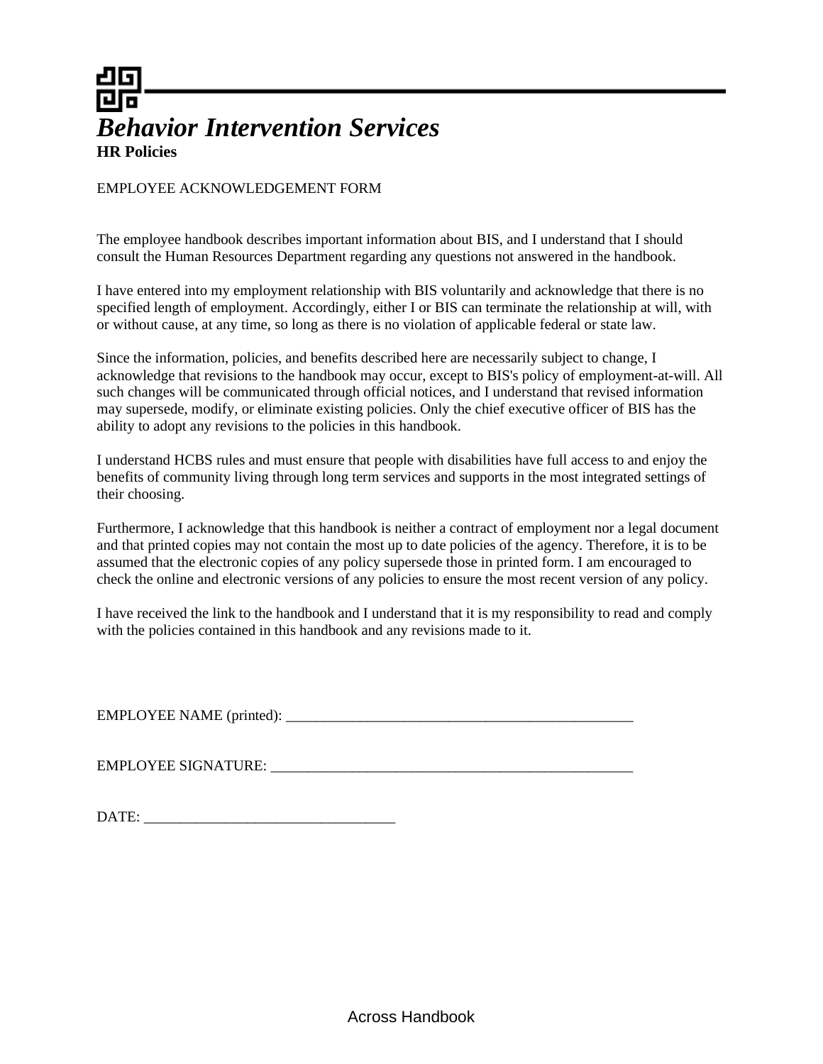# *Behavior Intervention Services*

**HR Policies**

EMPLOYEE ACKNOWLEDGEMENT FORM

The employee handbook describes important information about BIS, and I understand that I should consult the Human Resources Department regarding any questions not answered in the handbook.

I have entered into my employment relationship with BIS voluntarily and acknowledge that there is no specified length of employment. Accordingly, either I or BIS can terminate the relationship at will, with or without cause, at any time, so long as there is no violation of applicable federal or state law.

Since the information, policies, and benefits described here are necessarily subject to change, I acknowledge that revisions to the handbook may occur, except to BIS's policy of employment-at-will. All such changes will be communicated through official notices, and I understand that revised information may supersede, modify, or eliminate existing policies. Only the chief executive officer of BIS has the ability to adopt any revisions to the policies in this handbook.

I understand HCBS rules and must ensure that people with disabilities have full access to and enjoy the benefits of community living through long term services and supports in the most integrated settings of their choosing.

Furthermore, I acknowledge that this handbook is neither a contract of employment nor a legal document and that printed copies may not contain the most up to date policies of the agency. Therefore, it is to be assumed that the electronic copies of any policy supersede those in printed form. I am encouraged to check the online and electronic versions of any policies to ensure the most recent version of any policy.

I have received the link to the handbook and I understand that it is my responsibility to read and comply with the policies contained in this handbook and any revisions made to it.

EMPLOYEE NAME (printed): _________________________________________________

EMPLOYEE SIGNATURE: ___________________________________________________

DATE: __________________________________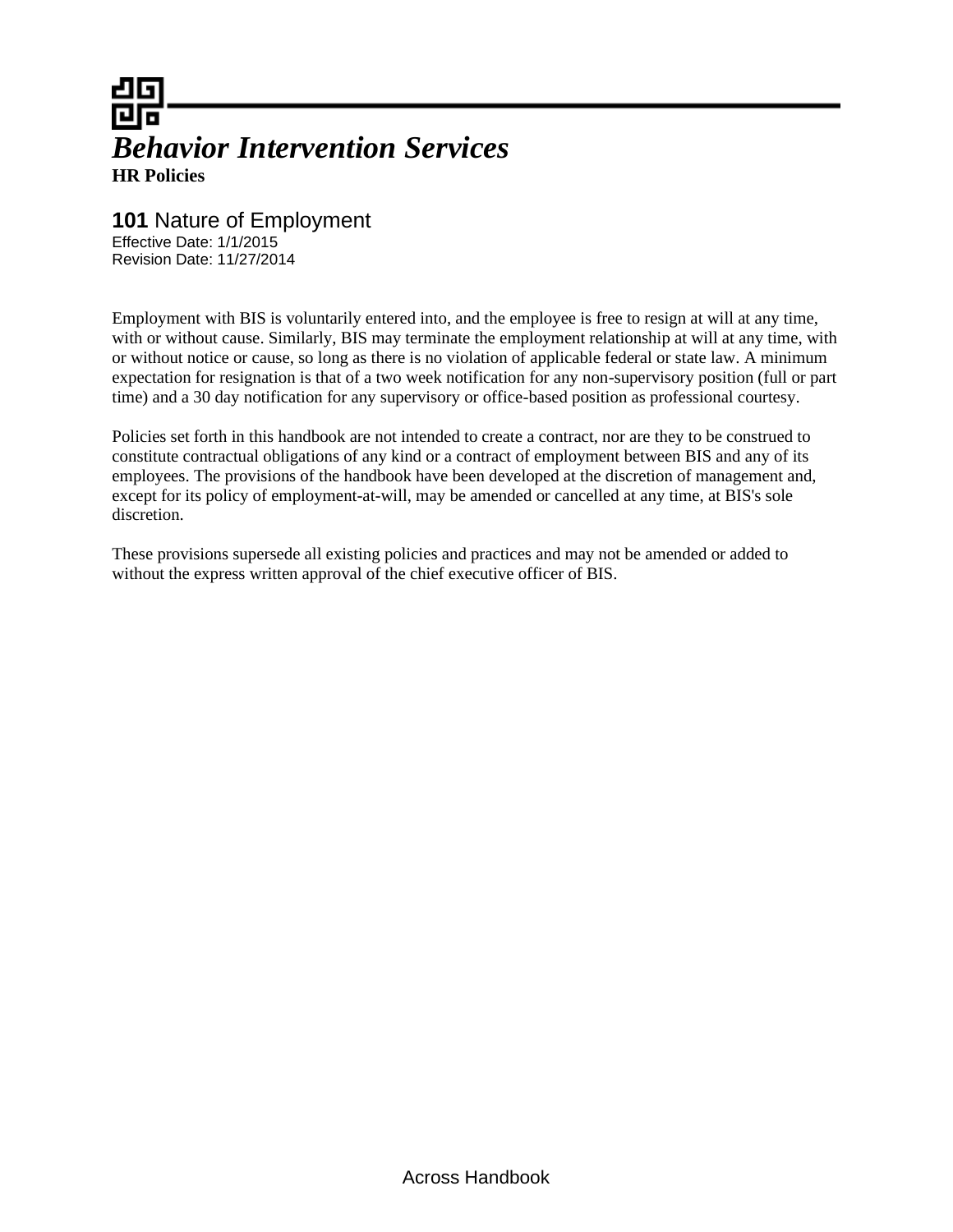# *Behavior Intervention Services*

**HR Policies**

## **101** Nature of Employment

Effective Date: 1/1/2015
Revision Date: 11/27/2014

Employment with BIS is voluntarily entered into, and the employee is free to resign at will at any time, with or without cause. Similarly, BIS may terminate the employment relationship at will at any time, with or without notice or cause, so long as there is no violation of applicable federal or state law. A minimum expectation for resignation is that of a two week notification for any non-supervisory position (full or part time) and a 30 day notification for any supervisory or office-based position as professional courtesy.

Policies set forth in this handbook are not intended to create a contract, nor are they to be construed to constitute contractual obligations of any kind or a contract of employment between BIS and any of its employees. The provisions of the handbook have been developed at the discretion of management and, except for its policy of employment-at-will, may be amended or cancelled at any time, at BIS's sole discretion.

These provisions supersede all existing policies and practices and may not be amended or added to without the express written approval of the chief executive officer of BIS.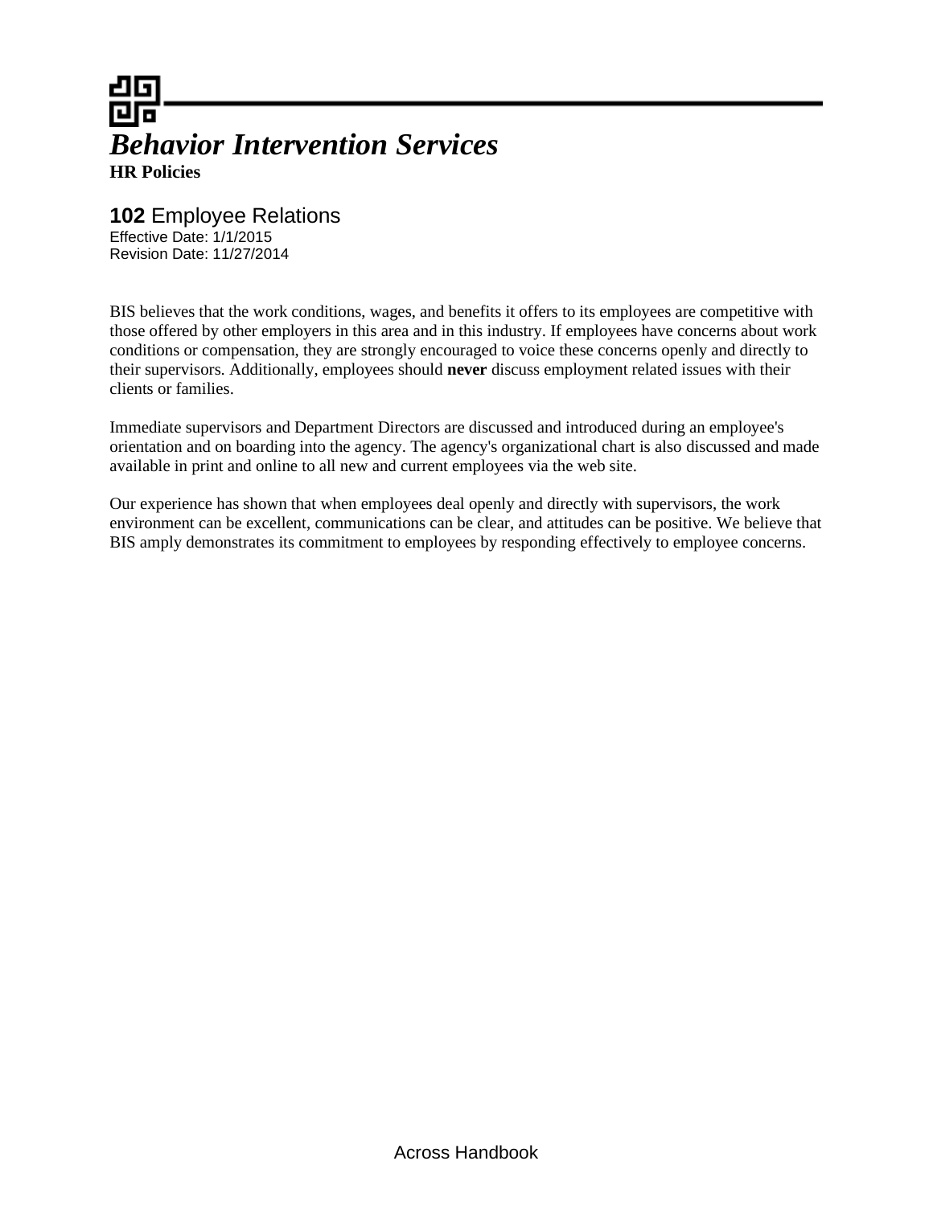# *Behavior Intervention Services*

**HR Policies**

## **102** Employee Relations

Effective Date: 1/1/2015
Revision Date: 11/27/2014

BIS believes that the work conditions, wages, and benefits it offers to its employees are competitive with those offered by other employers in this area and in this industry. If employees have concerns about work conditions or compensation, they are strongly encouraged to voice these concerns openly and directly to their supervisors. Additionally, employees should **never** discuss employment related issues with their clients or families.

Immediate supervisors and Department Directors are discussed and introduced during an employee's orientation and on boarding into the agency. The agency's organizational chart is also discussed and made available in print and online to all new and current employees via the web site.

Our experience has shown that when employees deal openly and directly with supervisors, the work environment can be excellent, communications can be clear, and attitudes can be positive. We believe that BIS amply demonstrates its commitment to employees by responding effectively to employee concerns.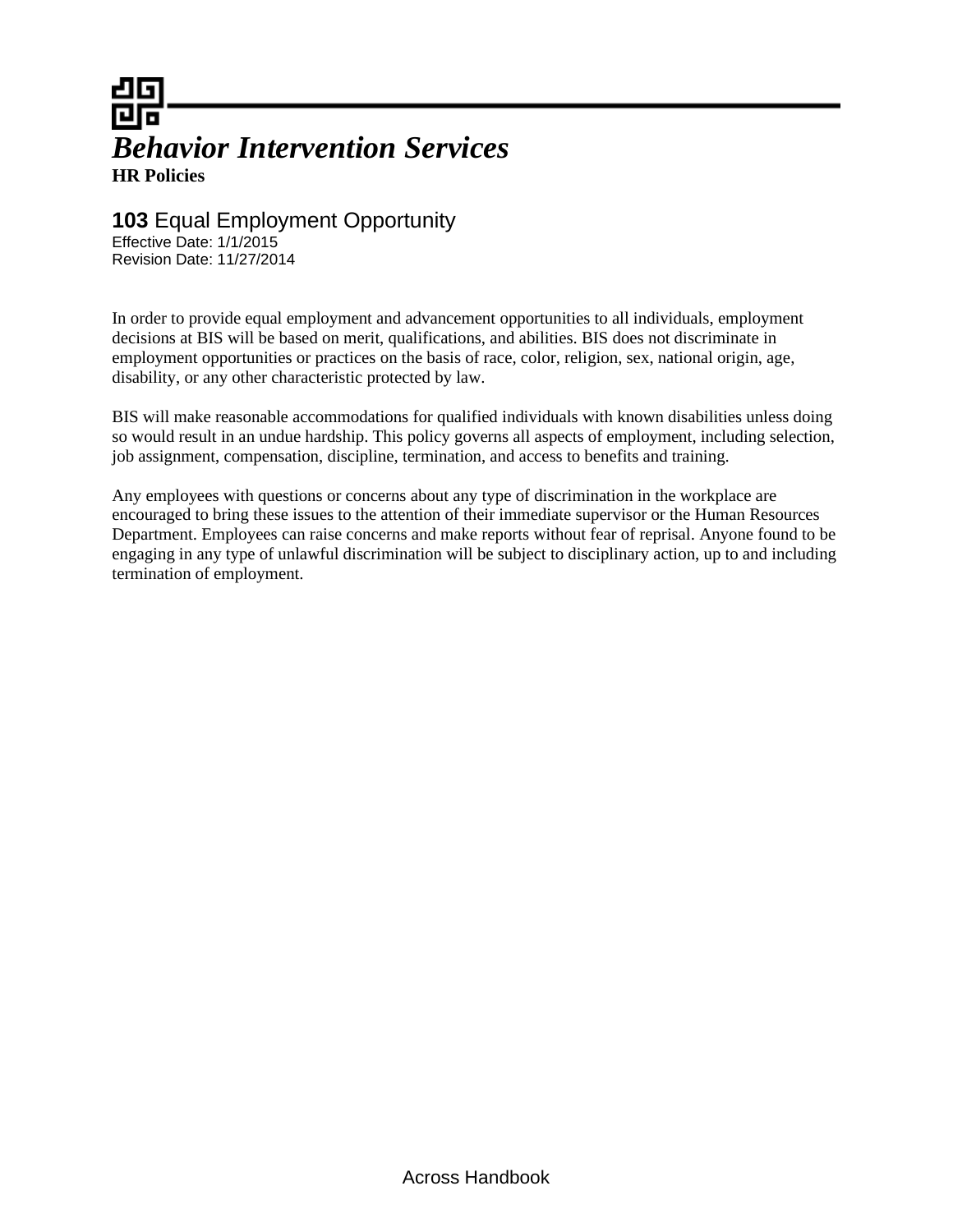# *Behavior Intervention Services*

**HR Policies**

## **103** Equal Employment Opportunity

Effective Date: 1/1/2015
Revision Date: 11/27/2014

In order to provide equal employment and advancement opportunities to all individuals, employment decisions at BIS will be based on merit, qualifications, and abilities. BIS does not discriminate in employment opportunities or practices on the basis of race, color, religion, sex, national origin, age, disability, or any other characteristic protected by law.

BIS will make reasonable accommodations for qualified individuals with known disabilities unless doing so would result in an undue hardship. This policy governs all aspects of employment, including selection, job assignment, compensation, discipline, termination, and access to benefits and training.

Any employees with questions or concerns about any type of discrimination in the workplace are encouraged to bring these issues to the attention of their immediate supervisor or the Human Resources Department. Employees can raise concerns and make reports without fear of reprisal. Anyone found to be engaging in any type of unlawful discrimination will be subject to disciplinary action, up to and including termination of employment.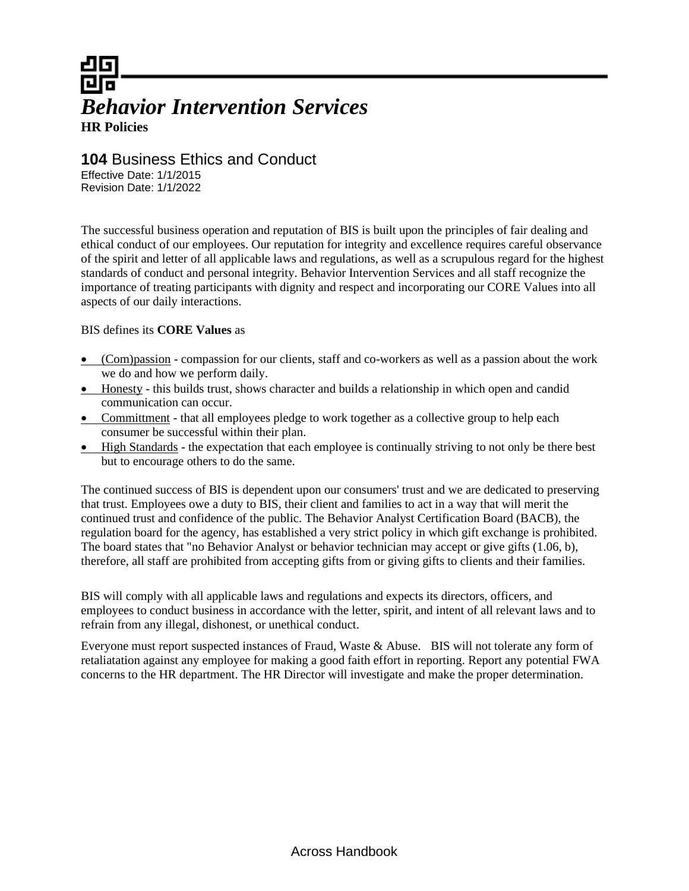# *Behavior Intervention Services*

**HR Policies**

## **104** Business Ethics and Conduct

Effective Date: 1/1/2015
Revision Date: 1/1/2022

The successful business operation and reputation of BIS is built upon the principles of fair dealing and ethical conduct of our employees. Our reputation for integrity and excellence requires careful observance of the spirit and letter of all applicable laws and regulations, as well as a scrupulous regard for the highest standards of conduct and personal integrity. Behavior Intervention Services and all staff recognize the importance of treating participants with dignity and respect and incorporating our CORE Values into all aspects of our daily interactions.

BIS defines its **CORE Values** as

- (Com)passion - compassion for our clients, staff and co-workers as well as a passion about the work we do and how we perform daily.
- Honesty - this builds trust, shows character and builds a relationship in which open and candid communication can occur.
- Committment - that all employees pledge to work together as a collective group to help each consumer be successful within their plan.
- High Standards - the expectation that each employee is continually striving to not only be there best but to encourage others to do the same.

The continued success of BIS is dependent upon our consumers' trust and we are dedicated to preserving that trust. Employees owe a duty to BIS, their client and families to act in a way that will merit the continued trust and confidence of the public. The Behavior Analyst Certification Board (BACB), the regulation board for the agency, has established a very strict policy in which gift exchange is prohibited. The board states that "no Behavior Analyst or behavior technician may accept or give gifts (1.06, b), therefore, all staff are prohibited from accepting gifts from or giving gifts to clients and their families.

BIS will comply with all applicable laws and regulations and expects its directors, officers, and employees to conduct business in accordance with the letter, spirit, and intent of all relevant laws and to refrain from any illegal, dishonest, or unethical conduct.

Everyone must report suspected instances of Fraud, Waste & Abuse. BIS will not tolerate any form of retaliatation against any employee for making a good faith effort in reporting. Report any potential FWA concerns to the HR department. The HR Director will investigate and make the proper determination.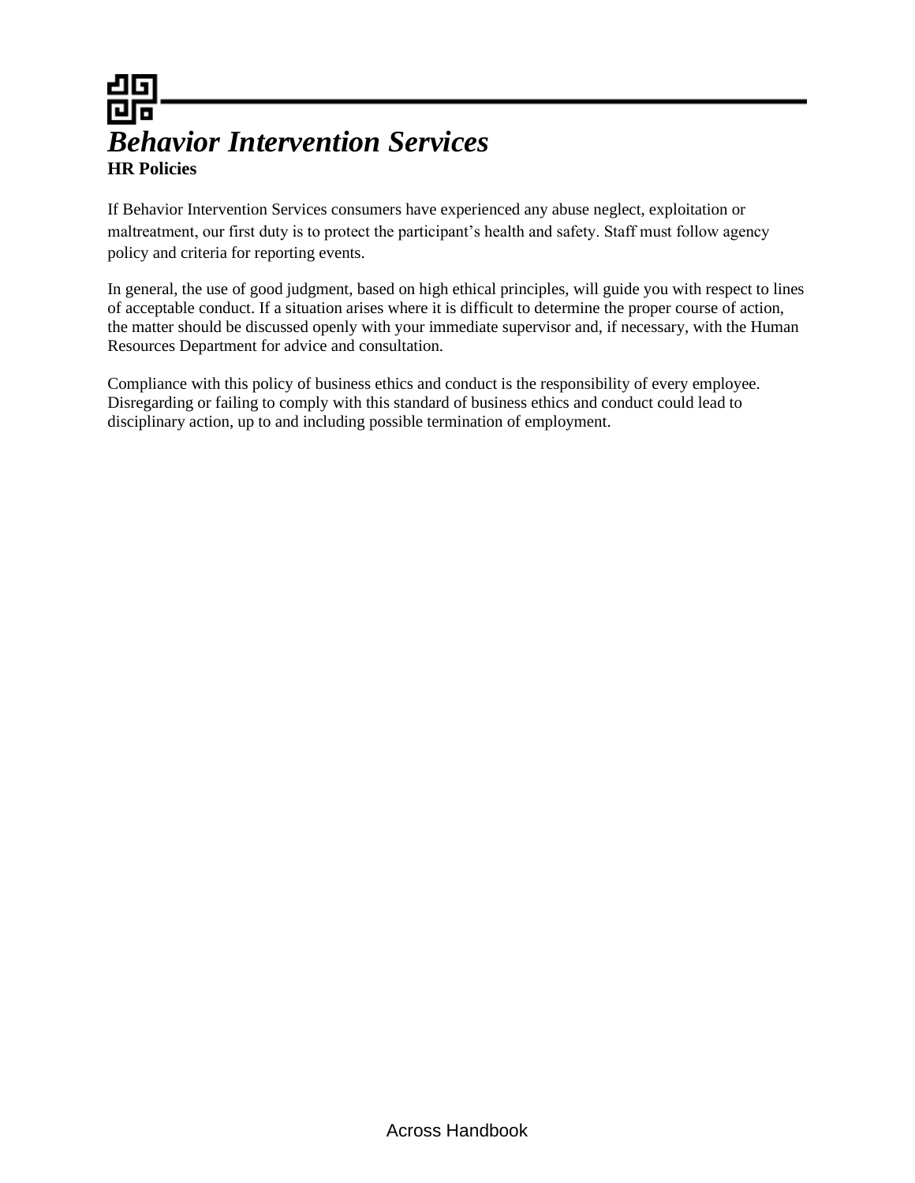# *Behavior Intervention Services*

**HR Policies**

If Behavior Intervention Services consumers have experienced any abuse neglect, exploitation or maltreatment, our first duty is to protect the participant's health and safety. Staff must follow agency policy and criteria for reporting events.

In general, the use of good judgment, based on high ethical principles, will guide you with respect to lines of acceptable conduct. If a situation arises where it is difficult to determine the proper course of action, the matter should be discussed openly with your immediate supervisor and, if necessary, with the Human Resources Department for advice and consultation.

Compliance with this policy of business ethics and conduct is the responsibility of every employee. Disregarding or failing to comply with this standard of business ethics and conduct could lead to disciplinary action, up to and including possible termination of employment.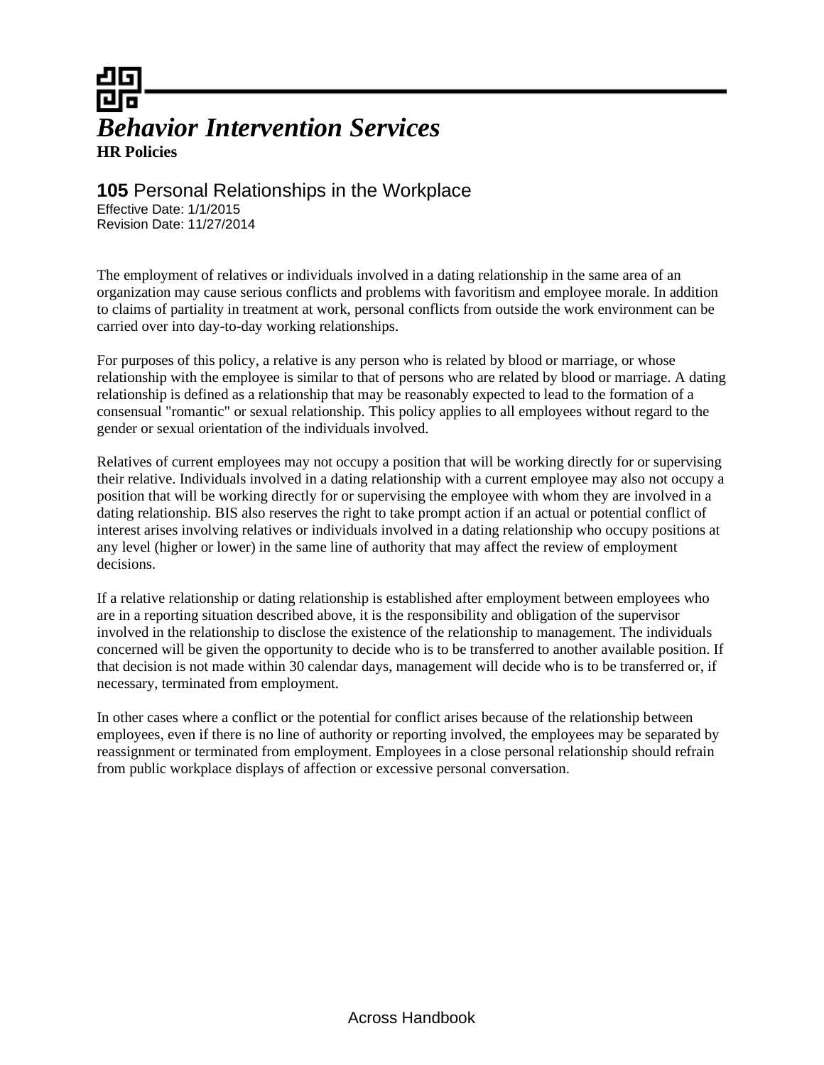# *Behavior Intervention Services*

**HR Policies**

## **105** Personal Relationships in the Workplace

Effective Date: 1/1/2015
Revision Date: 11/27/2014

The employment of relatives or individuals involved in a dating relationship in the same area of an organization may cause serious conflicts and problems with favoritism and employee morale. In addition to claims of partiality in treatment at work, personal conflicts from outside the work environment can be carried over into day-to-day working relationships.

For purposes of this policy, a relative is any person who is related by blood or marriage, or whose relationship with the employee is similar to that of persons who are related by blood or marriage. A dating relationship is defined as a relationship that may be reasonably expected to lead to the formation of a consensual "romantic" or sexual relationship. This policy applies to all employees without regard to the gender or sexual orientation of the individuals involved.

Relatives of current employees may not occupy a position that will be working directly for or supervising their relative. Individuals involved in a dating relationship with a current employee may also not occupy a position that will be working directly for or supervising the employee with whom they are involved in a dating relationship. BIS also reserves the right to take prompt action if an actual or potential conflict of interest arises involving relatives or individuals involved in a dating relationship who occupy positions at any level (higher or lower) in the same line of authority that may affect the review of employment decisions.

If a relative relationship or dating relationship is established after employment between employees who are in a reporting situation described above, it is the responsibility and obligation of the supervisor involved in the relationship to disclose the existence of the relationship to management. The individuals concerned will be given the opportunity to decide who is to be transferred to another available position. If that decision is not made within 30 calendar days, management will decide who is to be transferred or, if necessary, terminated from employment.

In other cases where a conflict or the potential for conflict arises because of the relationship between employees, even if there is no line of authority or reporting involved, the employees may be separated by reassignment or terminated from employment. Employees in a close personal relationship should refrain from public workplace displays of affection or excessive personal conversation.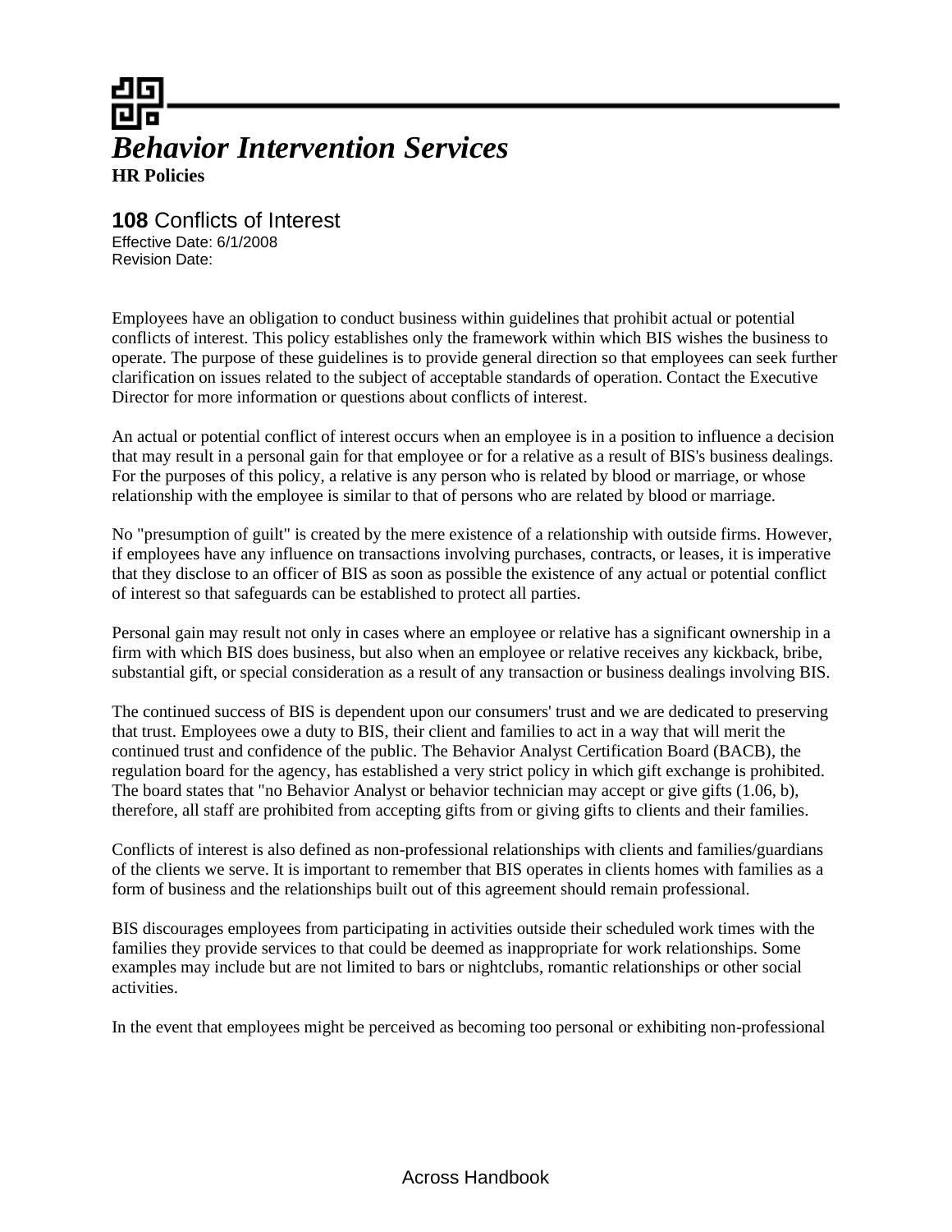# *Behavior Intervention Services*

**HR Policies**

## **108** Conflicts of Interest

Effective Date: 6/1/2008
Revision Date:

Employees have an obligation to conduct business within guidelines that prohibit actual or potential conflicts of interest. This policy establishes only the framework within which BIS wishes the business to operate. The purpose of these guidelines is to provide general direction so that employees can seek further clarification on issues related to the subject of acceptable standards of operation. Contact the Executive Director for more information or questions about conflicts of interest.

An actual or potential conflict of interest occurs when an employee is in a position to influence a decision that may result in a personal gain for that employee or for a relative as a result of BIS's business dealings. For the purposes of this policy, a relative is any person who is related by blood or marriage, or whose relationship with the employee is similar to that of persons who are related by blood or marriage.

No "presumption of guilt" is created by the mere existence of a relationship with outside firms. However, if employees have any influence on transactions involving purchases, contracts, or leases, it is imperative that they disclose to an officer of BIS as soon as possible the existence of any actual or potential conflict of interest so that safeguards can be established to protect all parties.

Personal gain may result not only in cases where an employee or relative has a significant ownership in a firm with which BIS does business, but also when an employee or relative receives any kickback, bribe, substantial gift, or special consideration as a result of any transaction or business dealings involving BIS.

The continued success of BIS is dependent upon our consumers' trust and we are dedicated to preserving that trust. Employees owe a duty to BIS, their client and families to act in a way that will merit the continued trust and confidence of the public. The Behavior Analyst Certification Board (BACB), the regulation board for the agency, has established a very strict policy in which gift exchange is prohibited. The board states that "no Behavior Analyst or behavior technician may accept or give gifts (1.06, b), therefore, all staff are prohibited from accepting gifts from or giving gifts to clients and their families.

Conflicts of interest is also defined as non-professional relationships with clients and families/guardians of the clients we serve. It is important to remember that BIS operates in clients homes with families as a form of business and the relationships built out of this agreement should remain professional.

BIS discourages employees from participating in activities outside their scheduled work times with the families they provide services to that could be deemed as inappropriate for work relationships. Some examples may include but are not limited to bars or nightclubs, romantic relationships or other social activities.

In the event that employees might be perceived as becoming too personal or exhibiting non-professional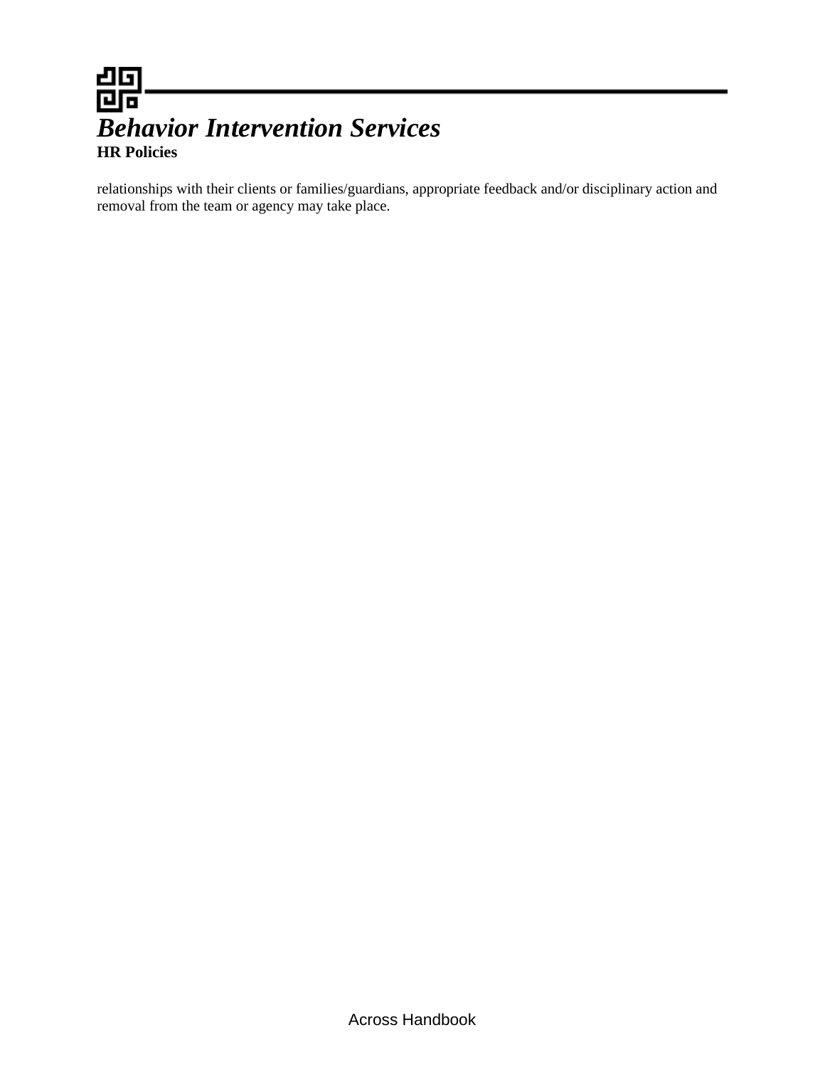relationships with their clients or families/guardians, appropriate feedback and/or disciplinary action and removal from the team or agency may take place.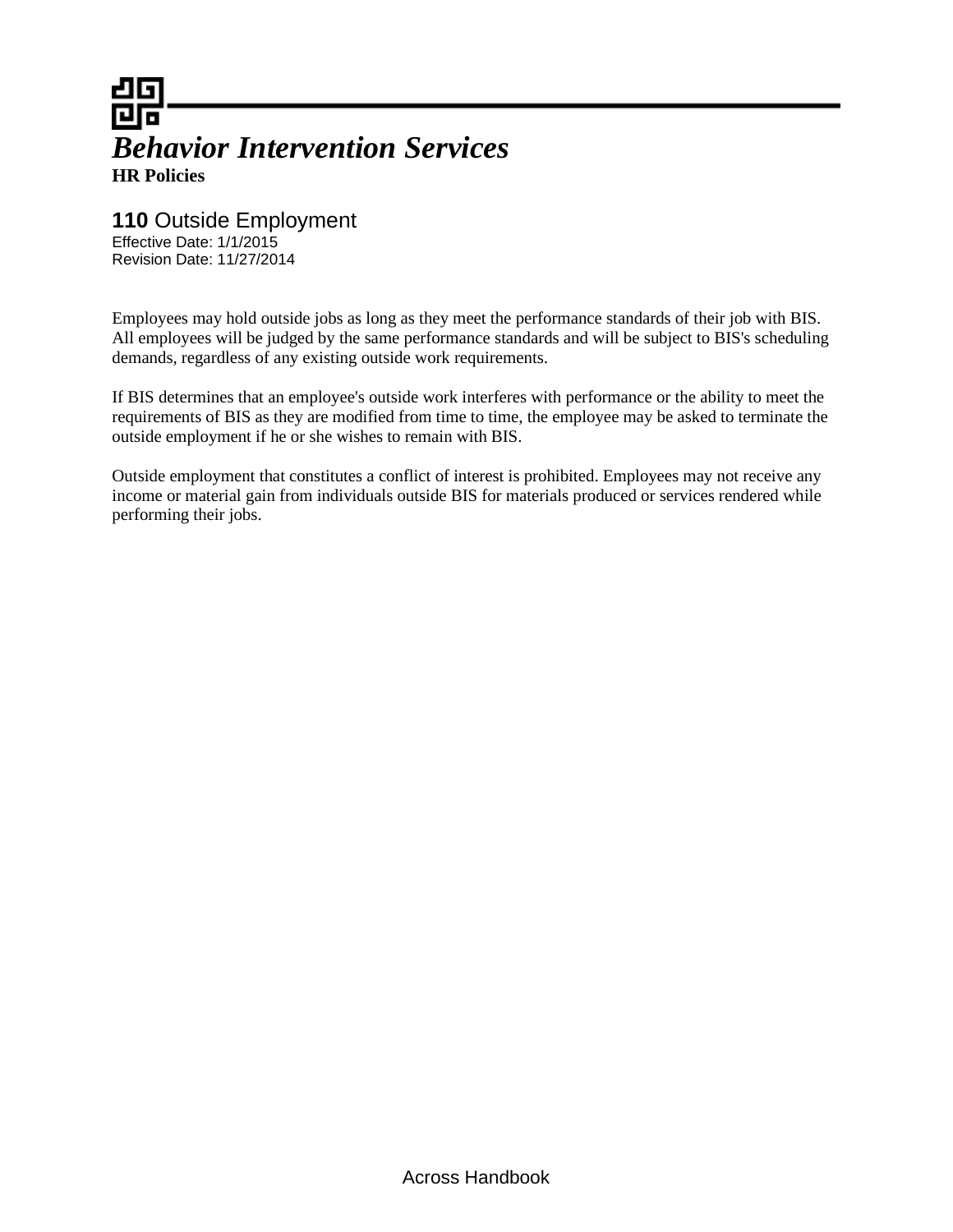# *Behavior Intervention Services*

**HR Policies**

## **110** Outside Employment

Effective Date: 1/1/2015
Revision Date: 11/27/2014

Employees may hold outside jobs as long as they meet the performance standards of their job with BIS. All employees will be judged by the same performance standards and will be subject to BIS's scheduling demands, regardless of any existing outside work requirements.

If BIS determines that an employee's outside work interferes with performance or the ability to meet the requirements of BIS as they are modified from time to time, the employee may be asked to terminate the outside employment if he or she wishes to remain with BIS.

Outside employment that constitutes a conflict of interest is prohibited. Employees may not receive any income or material gain from individuals outside BIS for materials produced or services rendered while performing their jobs.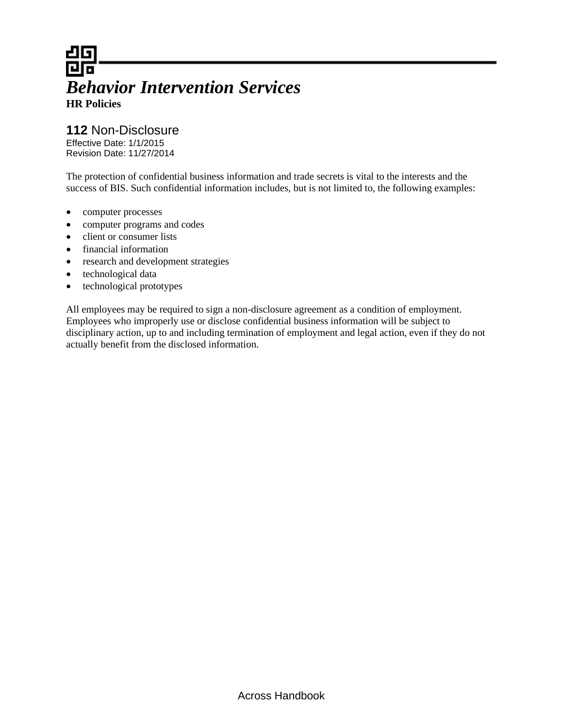# *Behavior Intervention Services*

**HR Policies**

## **112** Non-Disclosure

Effective Date: 1/1/2015
Revision Date: 11/27/2014

The protection of confidential business information and trade secrets is vital to the interests and the success of BIS. Such confidential information includes, but is not limited to, the following examples:

- computer processes
- computer programs and codes
- client or consumer lists
- financial information
- research and development strategies
- technological data
- technological prototypes

All employees may be required to sign a non-disclosure agreement as a condition of employment. Employees who improperly use or disclose confidential business information will be subject to disciplinary action, up to and including termination of employment and legal action, even if they do not actually benefit from the disclosed information.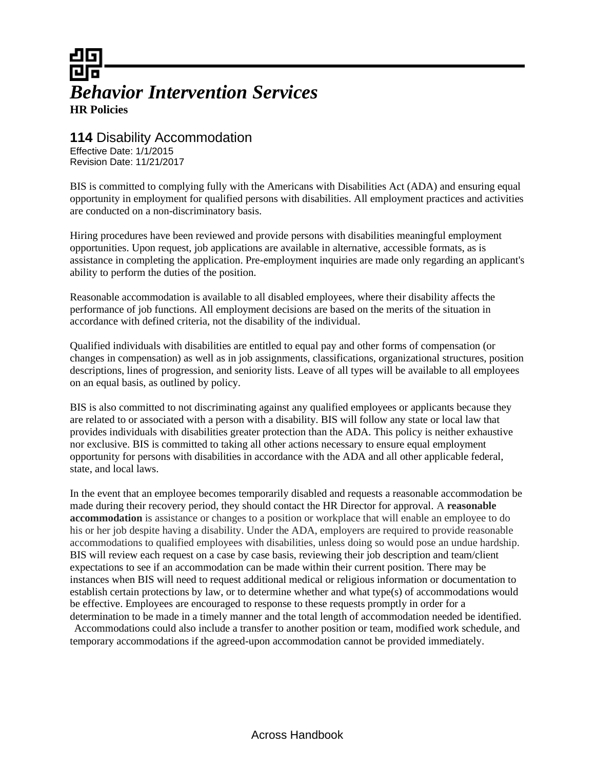# *Behavior Intervention Services*

**HR Policies**

## **114** Disability Accommodation

Effective Date: 1/1/2015
Revision Date: 11/21/2017

BIS is committed to complying fully with the Americans with Disabilities Act (ADA) and ensuring equal opportunity in employment for qualified persons with disabilities. All employment practices and activities are conducted on a non-discriminatory basis.

Hiring procedures have been reviewed and provide persons with disabilities meaningful employment opportunities. Upon request, job applications are available in alternative, accessible formats, as is assistance in completing the application. Pre-employment inquiries are made only regarding an applicant's ability to perform the duties of the position.

Reasonable accommodation is available to all disabled employees, where their disability affects the performance of job functions. All employment decisions are based on the merits of the situation in accordance with defined criteria, not the disability of the individual.

Qualified individuals with disabilities are entitled to equal pay and other forms of compensation (or changes in compensation) as well as in job assignments, classifications, organizational structures, position descriptions, lines of progression, and seniority lists. Leave of all types will be available to all employees on an equal basis, as outlined by policy.

BIS is also committed to not discriminating against any qualified employees or applicants because they are related to or associated with a person with a disability. BIS will follow any state or local law that provides individuals with disabilities greater protection than the ADA. This policy is neither exhaustive nor exclusive. BIS is committed to taking all other actions necessary to ensure equal employment opportunity for persons with disabilities in accordance with the ADA and all other applicable federal, state, and local laws.

In the event that an employee becomes temporarily disabled and requests a reasonable accommodation be made during their recovery period, they should contact the HR Director for approval. A **reasonable accommodation** is assistance or changes to a position or workplace that will enable an employee to do his or her job despite having a disability. Under the ADA, employers are required to provide reasonable accommodations to qualified employees with disabilities, unless doing so would pose an undue hardship. BIS will review each request on a case by case basis, reviewing their job description and team/client expectations to see if an accommodation can be made within their current position. There may be instances when BIS will need to request additional medical or religious information or documentation to establish certain protections by law, or to determine whether and what type(s) of accommodations would be effective. Employees are encouraged to response to these requests promptly in order for a determination to be made in a timely manner and the total length of accommodation needed be identified. Accommodations could also include a transfer to another position or team, modified work schedule, and temporary accommodations if the agreed-upon accommodation cannot be provided immediately.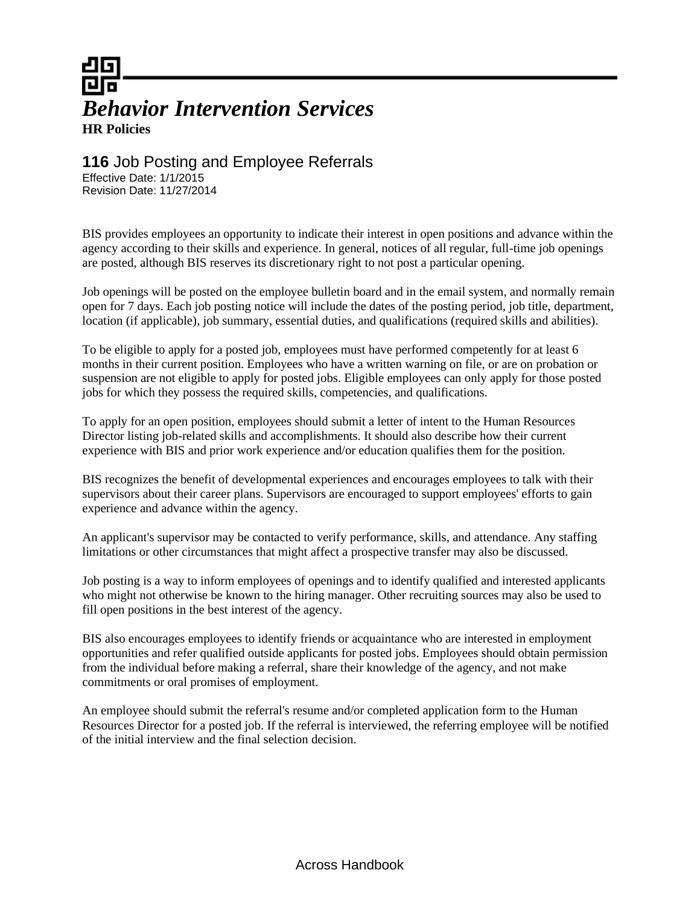# *Behavior Intervention Services*

**HR Policies**

## **116** Job Posting and Employee Referrals

Effective Date: 1/1/2015
Revision Date: 11/27/2014

BIS provides employees an opportunity to indicate their interest in open positions and advance within the agency according to their skills and experience. In general, notices of all regular, full-time job openings are posted, although BIS reserves its discretionary right to not post a particular opening.

Job openings will be posted on the employee bulletin board and in the email system, and normally remain open for 7 days. Each job posting notice will include the dates of the posting period, job title, department, location (if applicable), job summary, essential duties, and qualifications (required skills and abilities).

To be eligible to apply for a posted job, employees must have performed competently for at least 6 months in their current position. Employees who have a written warning on file, or are on probation or suspension are not eligible to apply for posted jobs. Eligible employees can only apply for those posted jobs for which they possess the required skills, competencies, and qualifications.

To apply for an open position, employees should submit a letter of intent to the Human Resources Director listing job-related skills and accomplishments. It should also describe how their current experience with BIS and prior work experience and/or education qualifies them for the position.

BIS recognizes the benefit of developmental experiences and encourages employees to talk with their supervisors about their career plans. Supervisors are encouraged to support employees' efforts to gain experience and advance within the agency.

An applicant's supervisor may be contacted to verify performance, skills, and attendance. Any staffing limitations or other circumstances that might affect a prospective transfer may also be discussed.

Job posting is a way to inform employees of openings and to identify qualified and interested applicants who might not otherwise be known to the hiring manager. Other recruiting sources may also be used to fill open positions in the best interest of the agency.

BIS also encourages employees to identify friends or acquaintance who are interested in employment opportunities and refer qualified outside applicants for posted jobs. Employees should obtain permission from the individual before making a referral, share their knowledge of the agency, and not make commitments or oral promises of employment.

An employee should submit the referral's resume and/or completed application form to the Human Resources Director for a posted job. If the referral is interviewed, the referring employee will be notified of the initial interview and the final selection decision.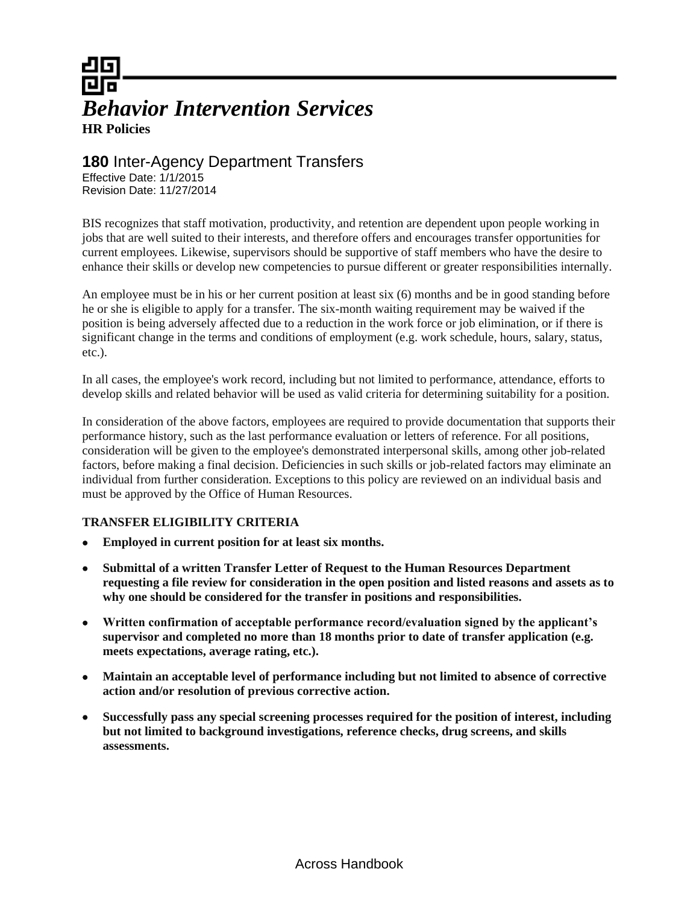# *Behavior Intervention Services*

**HR Policies**

## **180** Inter-Agency Department Transfers

Effective Date: 1/1/2015
Revision Date: 11/27/2014

BIS recognizes that staff motivation, productivity, and retention are dependent upon people working in jobs that are well suited to their interests, and therefore offers and encourages transfer opportunities for current employees. Likewise, supervisors should be supportive of staff members who have the desire to enhance their skills or develop new competencies to pursue different or greater responsibilities internally.

An employee must be in his or her current position at least six (6) months and be in good standing before he or she is eligible to apply for a transfer. The six-month waiting requirement may be waived if the position is being adversely affected due to a reduction in the work force or job elimination, or if there is significant change in the terms and conditions of employment (e.g. work schedule, hours, salary, status, etc.).

In all cases, the employee's work record, including but not limited to performance, attendance, efforts to develop skills and related behavior will be used as valid criteria for determining suitability for a position.

In consideration of the above factors, employees are required to provide documentation that supports their performance history, such as the last performance evaluation or letters of reference. For all positions, consideration will be given to the employee's demonstrated interpersonal skills, among other job-related factors, before making a final decision. Deficiencies in such skills or job-related factors may eliminate an individual from further consideration. Exceptions to this policy are reviewed on an individual basis and must be approved by the Office of Human Resources.

**TRANSFER ELIGIBILITY CRITERIA**

- **Employed in current position for at least six months.**
- **Submittal of a written Transfer Letter of Request to the Human Resources Department requesting a file review for consideration in the open position and listed reasons and assets as to why one should be considered for the transfer in positions and responsibilities.**
- **Written confirmation of acceptable performance record/evaluation signed by the applicant's supervisor and completed no more than 18 months prior to date of transfer application (e.g. meets expectations, average rating, etc.).**
- **Maintain an acceptable level of performance including but not limited to absence of corrective action and/or resolution of previous corrective action.**
- **Successfully pass any special screening processes required for the position of interest, including but not limited to background investigations, reference checks, drug screens, and skills assessments.**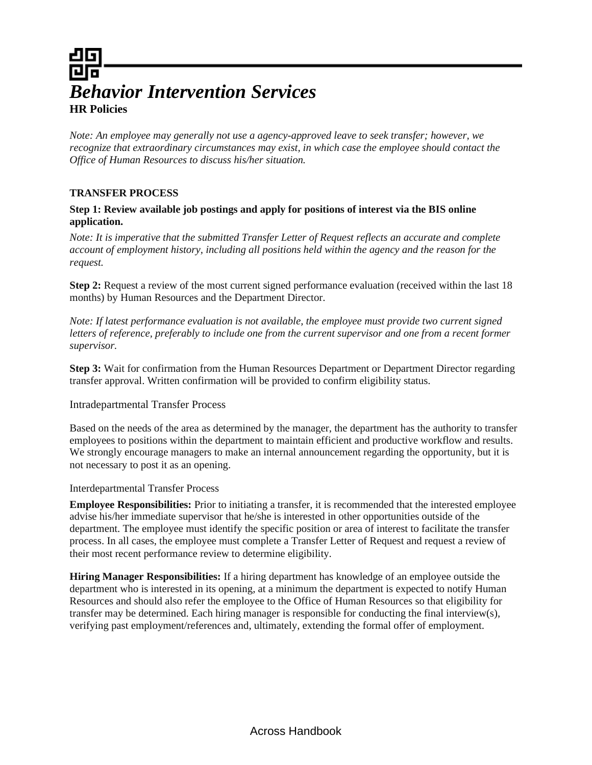# *Behavior Intervention Services*

**HR Policies**

*Note: An employee may generally not use a agency-approved leave to seek transfer; however, we recognize that extraordinary circumstances may exist, in which case the employee should contact the Office of Human Resources to discuss his/her situation.*

### TRANSFER PROCESS

**Step 1: Review available job postings and apply for positions of interest via the BIS online application.**

*Note: It is imperative that the submitted Transfer Letter of Request reflects an accurate and complete account of employment history, including all positions held within the agency and the reason for the request.*

**Step 2:** Request a review of the most current signed performance evaluation (received within the last 18 months) by Human Resources and the Department Director.

*Note: If latest performance evaluation is not available, the employee must provide two current signed letters of reference, preferably to include one from the current supervisor and one from a recent former supervisor.*

**Step 3:** Wait for confirmation from the Human Resources Department or Department Director regarding transfer approval. Written confirmation will be provided to confirm eligibility status.

Intradepartmental Transfer Process

Based on the needs of the area as determined by the manager, the department has the authority to transfer employees to positions within the department to maintain efficient and productive workflow and results. We strongly encourage managers to make an internal announcement regarding the opportunity, but it is not necessary to post it as an opening.

Interdepartmental Transfer Process

**Employee Responsibilities:** Prior to initiating a transfer, it is recommended that the interested employee advise his/her immediate supervisor that he/she is interested in other opportunities outside of the department. The employee must identify the specific position or area of interest to facilitate the transfer process. In all cases, the employee must complete a Transfer Letter of Request and request a review of their most recent performance review to determine eligibility.

**Hiring Manager Responsibilities:** If a hiring department has knowledge of an employee outside the department who is interested in its opening, at a minimum the department is expected to notify Human Resources and should also refer the employee to the Office of Human Resources so that eligibility for transfer may be determined. Each hiring manager is responsible for conducting the final interview(s), verifying past employment/references and, ultimately, extending the formal offer of employment.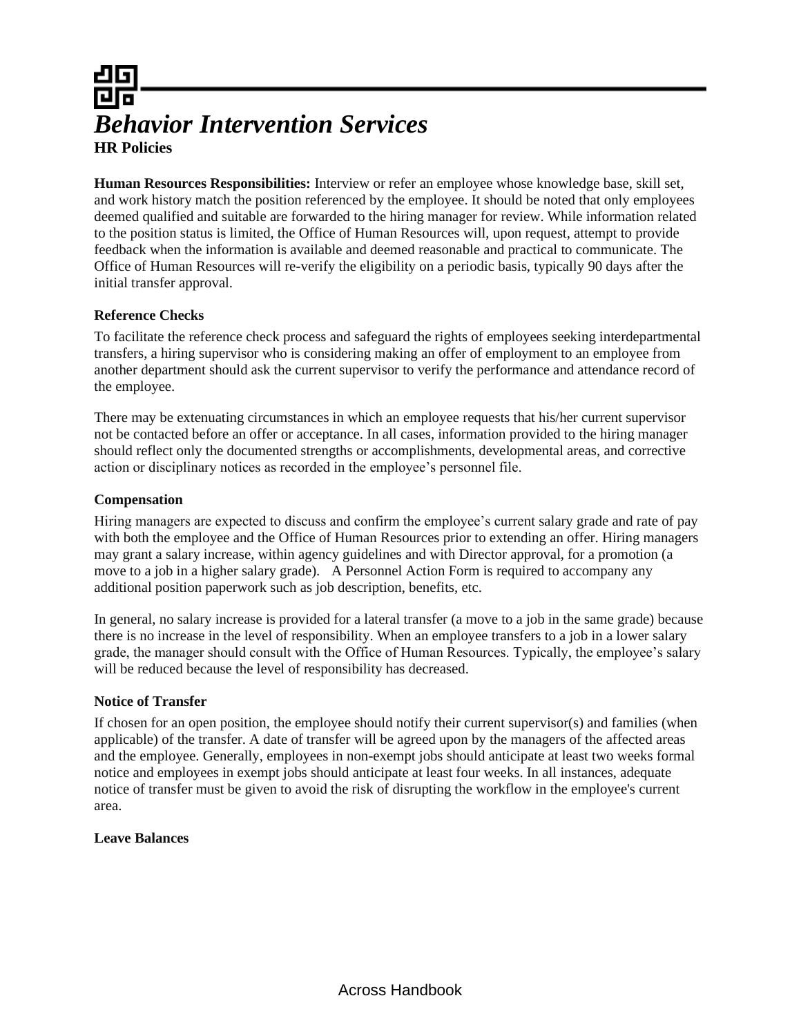# *Behavior Intervention Services*

**HR Policies**

**Human Resources Responsibilities:** Interview or refer an employee whose knowledge base, skill set, and work history match the position referenced by the employee. It should be noted that only employees deemed qualified and suitable are forwarded to the hiring manager for review. While information related to the position status is limited, the Office of Human Resources will, upon request, attempt to provide feedback when the information is available and deemed reasonable and practical to communicate. The Office of Human Resources will re-verify the eligibility on a periodic basis, typically 90 days after the initial transfer approval.

**Reference Checks**

To facilitate the reference check process and safeguard the rights of employees seeking interdepartmental transfers, a hiring supervisor who is considering making an offer of employment to an employee from another department should ask the current supervisor to verify the performance and attendance record of the employee.

There may be extenuating circumstances in which an employee requests that his/her current supervisor not be contacted before an offer or acceptance. In all cases, information provided to the hiring manager should reflect only the documented strengths or accomplishments, developmental areas, and corrective action or disciplinary notices as recorded in the employee's personnel file.

**Compensation**

Hiring managers are expected to discuss and confirm the employee's current salary grade and rate of pay with both the employee and the Office of Human Resources prior to extending an offer. Hiring managers may grant a salary increase, within agency guidelines and with Director approval, for a promotion (a move to a job in a higher salary grade). A Personnel Action Form is required to accompany any additional position paperwork such as job description, benefits, etc.

In general, no salary increase is provided for a lateral transfer (a move to a job in the same grade) because there is no increase in the level of responsibility. When an employee transfers to a job in a lower salary grade, the manager should consult with the Office of Human Resources. Typically, the employee's salary will be reduced because the level of responsibility has decreased.

**Notice of Transfer**

If chosen for an open position, the employee should notify their current supervisor(s) and families (when applicable) of the transfer. A date of transfer will be agreed upon by the managers of the affected areas and the employee. Generally, employees in non-exempt jobs should anticipate at least two weeks formal notice and employees in exempt jobs should anticipate at least four weeks. In all instances, adequate notice of transfer must be given to avoid the risk of disrupting the workflow in the employee's current area.

**Leave Balances**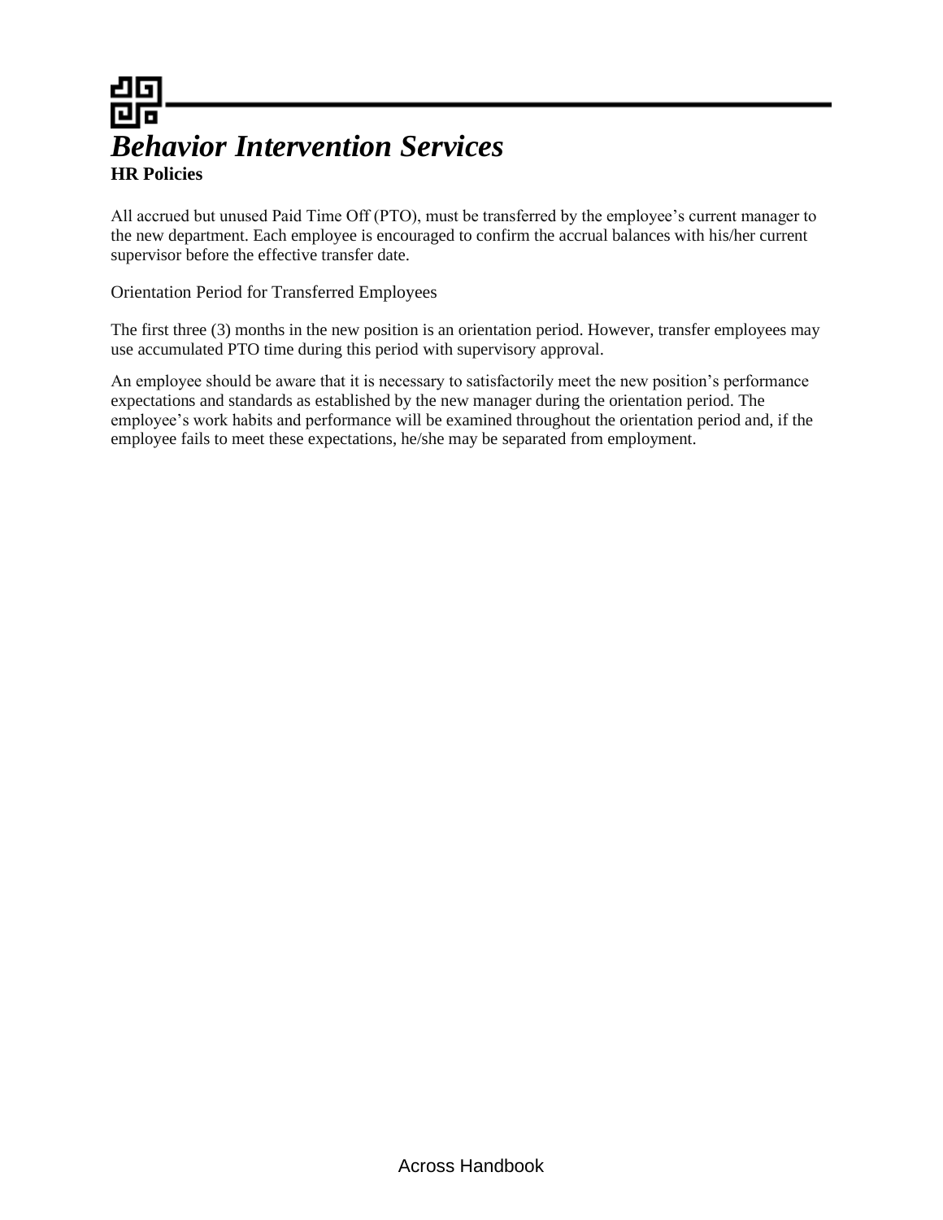All accrued but unused Paid Time Off (PTO), must be transferred by the employee's current manager to the new department. Each employee is encouraged to confirm the accrual balances with his/her current supervisor before the effective transfer date.

### Orientation Period for Transferred Employees

The first three (3) months in the new position is an orientation period. However, transfer employees may use accumulated PTO time during this period with supervisory approval.

An employee should be aware that it is necessary to satisfactorily meet the new position's performance expectations and standards as established by the new manager during the orientation period. The employee's work habits and performance will be examined throughout the orientation period and, if the employee fails to meet these expectations, he/she may be separated from employment.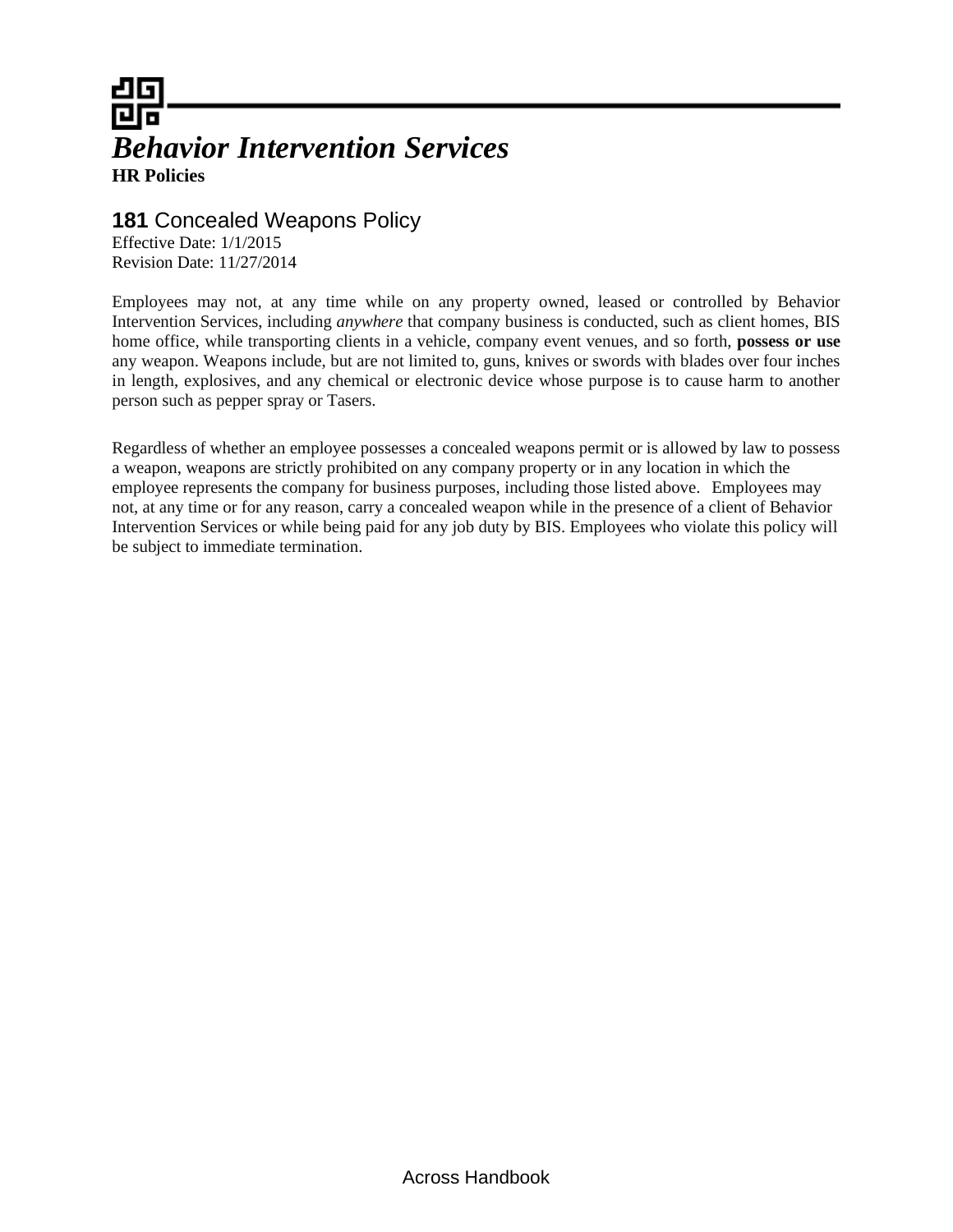# *Behavior Intervention Services*

**HR Policies**

## **181** Concealed Weapons Policy

Effective Date: 1/1/2015
Revision Date: 11/27/2014

Employees may not, at any time while on any property owned, leased or controlled by Behavior Intervention Services, including *anywhere* that company business is conducted, such as client homes, BIS home office, while transporting clients in a vehicle, company event venues, and so forth, **possess or use** any weapon. Weapons include, but are not limited to, guns, knives or swords with blades over four inches in length, explosives, and any chemical or electronic device whose purpose is to cause harm to another person such as pepper spray or Tasers.

Regardless of whether an employee possesses a concealed weapons permit or is allowed by law to possess a weapon, weapons are strictly prohibited on any company property or in any location in which the employee represents the company for business purposes, including those listed above. Employees may not, at any time or for any reason, carry a concealed weapon while in the presence of a client of Behavior Intervention Services or while being paid for any job duty by BIS. Employees who violate this policy will be subject to immediate termination.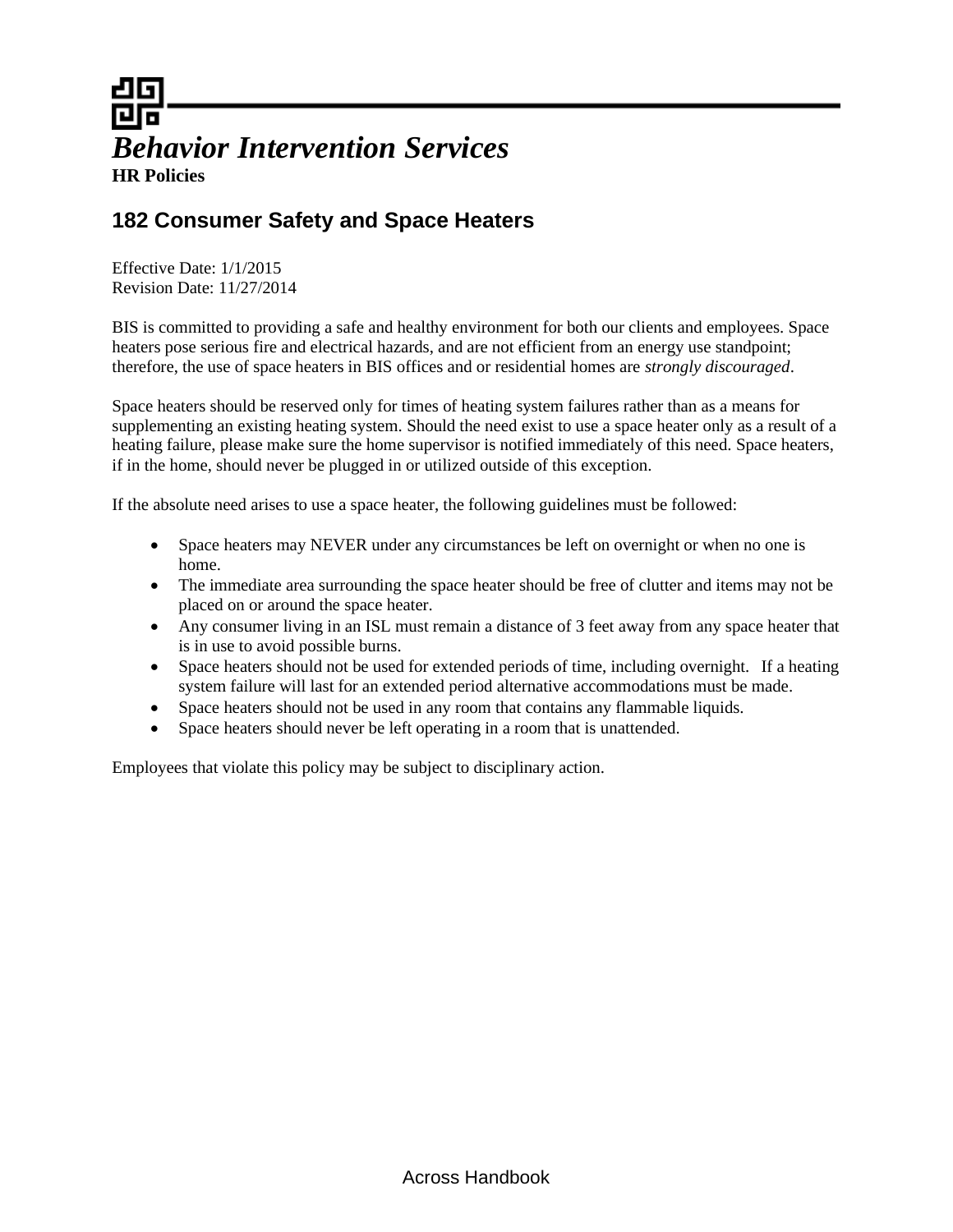*Behavior Intervention Services*

**HR Policies**

## 182 Consumer Safety and Space Heaters

Effective Date: 1/1/2015
Revision Date: 11/27/2014

BIS is committed to providing a safe and healthy environment for both our clients and employees. Space heaters pose serious fire and electrical hazards, and are not efficient from an energy use standpoint; therefore, the use of space heaters in BIS offices and or residential homes are *strongly discouraged*.

Space heaters should be reserved only for times of heating system failures rather than as a means for supplementing an existing heating system. Should the need exist to use a space heater only as a result of a heating failure, please make sure the home supervisor is notified immediately of this need. Space heaters, if in the home, should never be plugged in or utilized outside of this exception.

If the absolute need arises to use a space heater, the following guidelines must be followed:

- Space heaters may NEVER under any circumstances be left on overnight or when no one is home.
- The immediate area surrounding the space heater should be free of clutter and items may not be placed on or around the space heater.
- Any consumer living in an ISL must remain a distance of 3 feet away from any space heater that is in use to avoid possible burns.
- Space heaters should not be used for extended periods of time, including overnight. If a heating system failure will last for an extended period alternative accommodations must be made.
- Space heaters should not be used in any room that contains any flammable liquids.
- Space heaters should never be left operating in a room that is unattended.

Employees that violate this policy may be subject to disciplinary action.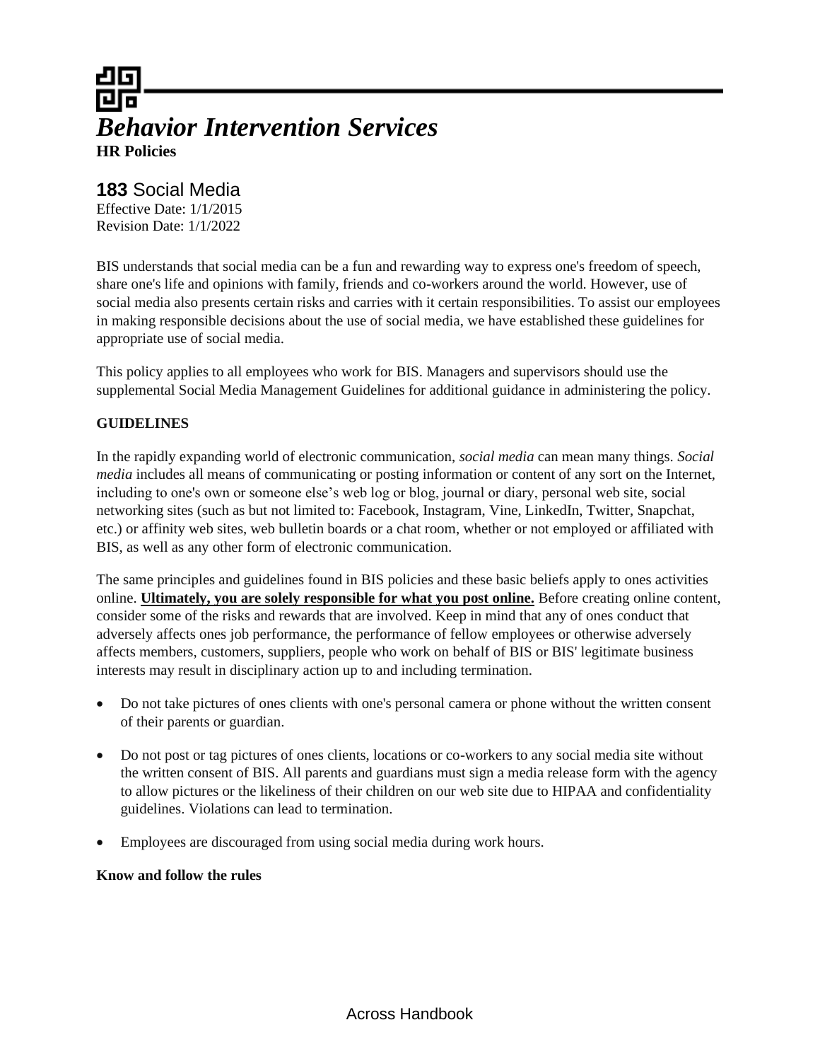# *Behavior Intervention Services*

**HR Policies**

## **183** Social Media

Effective Date: 1/1/2015
Revision Date: 1/1/2022

BIS understands that social media can be a fun and rewarding way to express one's freedom of speech, share one's life and opinions with family, friends and co-workers around the world. However, use of social media also presents certain risks and carries with it certain responsibilities. To assist our employees in making responsible decisions about the use of social media, we have established these guidelines for appropriate use of social media.

This policy applies to all employees who work for BIS. Managers and supervisors should use the supplemental Social Media Management Guidelines for additional guidance in administering the policy.

**GUIDELINES**

In the rapidly expanding world of electronic communication, *social media* can mean many things. *Social media* includes all means of communicating or posting information or content of any sort on the Internet, including to one's own or someone else's web log or blog, journal or diary, personal web site, social networking sites (such as but not limited to: Facebook, Instagram, Vine, LinkedIn, Twitter, Snapchat, etc.) or affinity web sites, web bulletin boards or a chat room, whether or not employed or affiliated with BIS, as well as any other form of electronic communication.

The same principles and guidelines found in BIS policies and these basic beliefs apply to ones activities online. **Ultimately, you are solely responsible for what you post online.** Before creating online content, consider some of the risks and rewards that are involved. Keep in mind that any of ones conduct that adversely affects ones job performance, the performance of fellow employees or otherwise adversely affects members, customers, suppliers, people who work on behalf of BIS or BIS' legitimate business interests may result in disciplinary action up to and including termination.

- Do not take pictures of ones clients with one's personal camera or phone without the written consent of their parents or guardian.
- Do not post or tag pictures of ones clients, locations or co-workers to any social media site without the written consent of BIS. All parents and guardians must sign a media release form with the agency to allow pictures or the likeliness of their children on our web site due to HIPAA and confidentiality guidelines. Violations can lead to termination.
- Employees are discouraged from using social media during work hours.

**Know and follow the rules**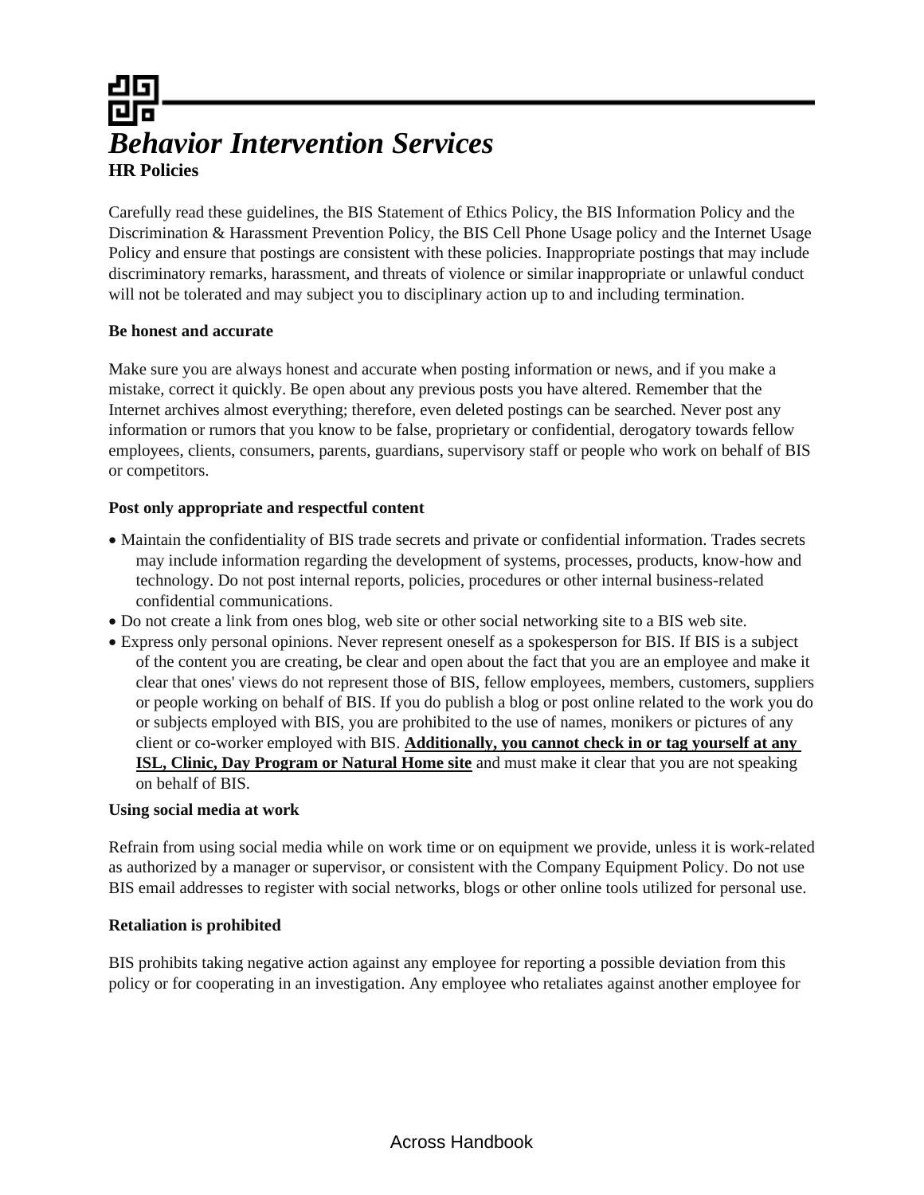# *Behavior Intervention Services*

**HR Policies**

Carefully read these guidelines, the BIS Statement of Ethics Policy, the BIS Information Policy and the Discrimination & Harassment Prevention Policy, the BIS Cell Phone Usage policy and the Internet Usage Policy and ensure that postings are consistent with these policies. Inappropriate postings that may include discriminatory remarks, harassment, and threats of violence or similar inappropriate or unlawful conduct will not be tolerated and may subject you to disciplinary action up to and including termination.

**Be honest and accurate**

Make sure you are always honest and accurate when posting information or news, and if you make a mistake, correct it quickly. Be open about any previous posts you have altered. Remember that the Internet archives almost everything; therefore, even deleted postings can be searched. Never post any information or rumors that you know to be false, proprietary or confidential, derogatory towards fellow employees, clients, consumers, parents, guardians, supervisory staff or people who work on behalf of BIS or competitors.

**Post only appropriate and respectful content**

- Maintain the confidentiality of BIS trade secrets and private or confidential information. Trades secrets may include information regarding the development of systems, processes, products, know-how and technology. Do not post internal reports, policies, procedures or other internal business-related confidential communications.
- Do not create a link from ones blog, web site or other social networking site to a BIS web site.
- Express only personal opinions. Never represent oneself as a spokesperson for BIS. If BIS is a subject of the content you are creating, be clear and open about the fact that you are an employee and make it clear that ones' views do not represent those of BIS, fellow employees, members, customers, suppliers or people working on behalf of BIS. If you do publish a blog or post online related to the work you do or subjects employed with BIS, you are prohibited to the use of names, monikers or pictures of any client or co-worker employed with BIS. <u>**Additionally, you cannot check in or tag yourself at any ISL, Clinic, Day Program or Natural Home site**</u> and must make it clear that you are not speaking on behalf of BIS.

**Using social media at work**

Refrain from using social media while on work time or on equipment we provide, unless it is work-related as authorized by a manager or supervisor, or consistent with the Company Equipment Policy. Do not use BIS email addresses to register with social networks, blogs or other online tools utilized for personal use.

**Retaliation is prohibited**

BIS prohibits taking negative action against any employee for reporting a possible deviation from this policy or for cooperating in an investigation. Any employee who retaliates against another employee for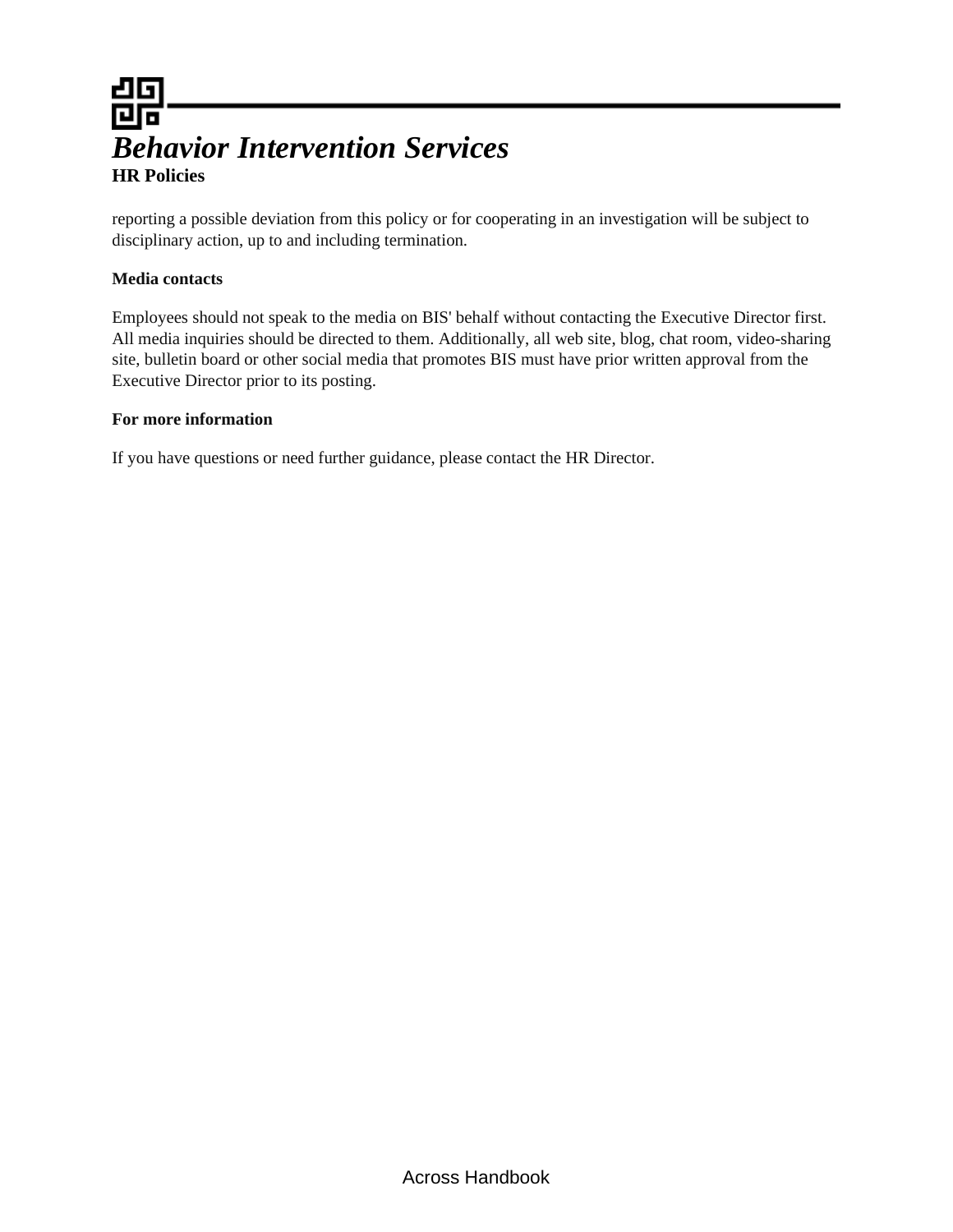reporting a possible deviation from this policy or for cooperating in an investigation will be subject to disciplinary action, up to and including termination.

**Media contacts**

Employees should not speak to the media on BIS' behalf without contacting the Executive Director first. All media inquiries should be directed to them. Additionally, all web site, blog, chat room, video-sharing site, bulletin board or other social media that promotes BIS must have prior written approval from the Executive Director prior to its posting.

**For more information**

If you have questions or need further guidance, please contact the HR Director.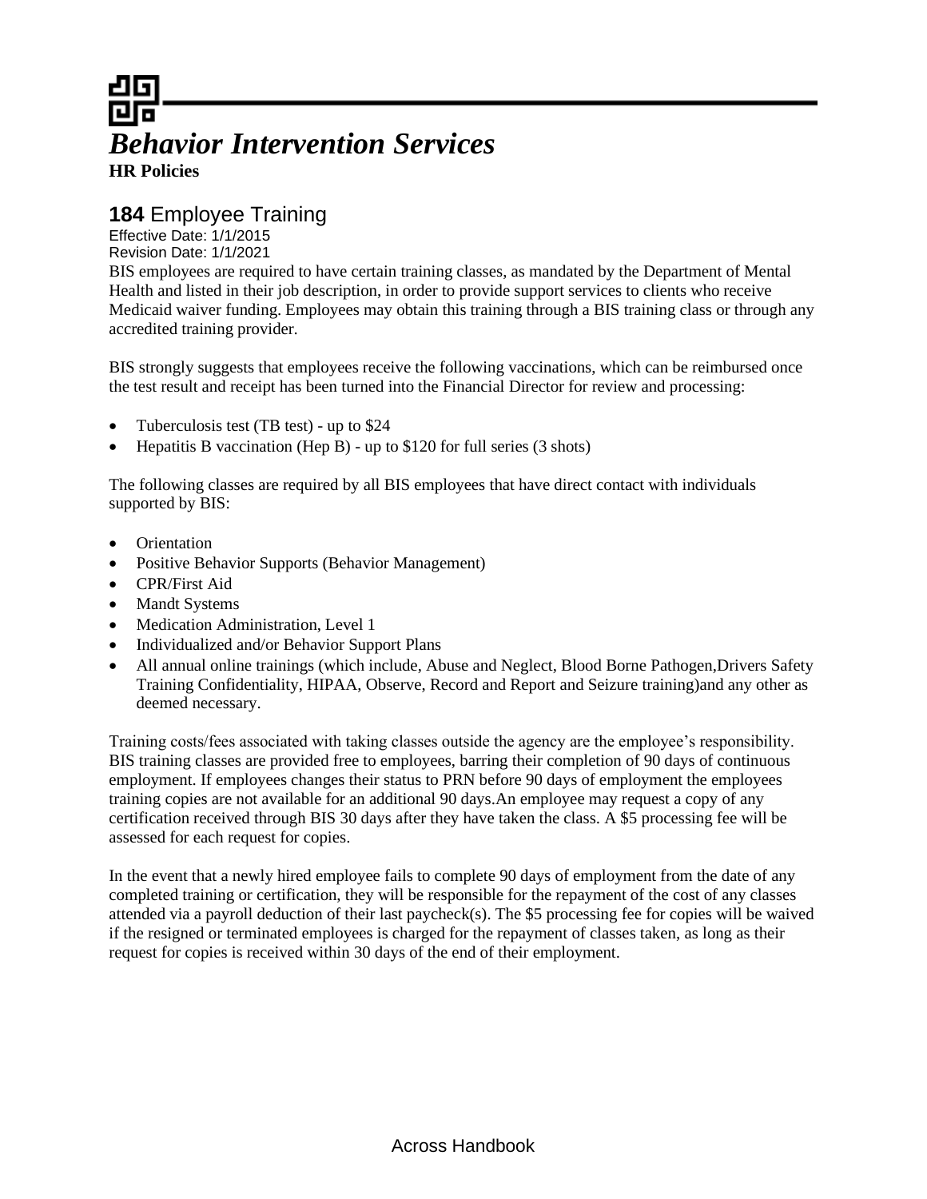# *Behavior Intervention Services*

**HR Policies**

## **184** Employee Training

Effective Date: 1/1/2015
Revision Date: 1/1/2021

BIS employees are required to have certain training classes, as mandated by the Department of Mental Health and listed in their job description, in order to provide support services to clients who receive Medicaid waiver funding. Employees may obtain this training through a BIS training class or through any accredited training provider.

BIS strongly suggests that employees receive the following vaccinations, which can be reimbursed once the test result and receipt has been turned into the Financial Director for review and processing:

- Tuberculosis test (TB test) - up to $24
- Hepatitis B vaccination (Hep B) - up to $120 for full series (3 shots)

The following classes are required by all BIS employees that have direct contact with individuals supported by BIS:

- Orientation
- Positive Behavior Supports (Behavior Management)
- CPR/First Aid
- Mandt Systems
- Medication Administration, Level 1
- Individualized and/or Behavior Support Plans
- All annual online trainings (which include, Abuse and Neglect, Blood Borne Pathogen,Drivers Safety Training Confidentiality, HIPAA, Observe, Record and Report and Seizure training)and any other as deemed necessary.

Training costs/fees associated with taking classes outside the agency are the employee's responsibility. BIS training classes are provided free to employees, barring their completion of 90 days of continuous employment. If employees changes their status to PRN before 90 days of employment the employees training copies are not available for an additional 90 days.An employee may request a copy of any certification received through BIS 30 days after they have taken the class. A $5 processing fee will be assessed for each request for copies.

In the event that a newly hired employee fails to complete 90 days of employment from the date of any completed training or certification, they will be responsible for the repayment of the cost of any classes attended via a payroll deduction of their last paycheck(s). The $5 processing fee for copies will be waived if the resigned or terminated employees is charged for the repayment of classes taken, as long as their request for copies is received within 30 days of the end of their employment.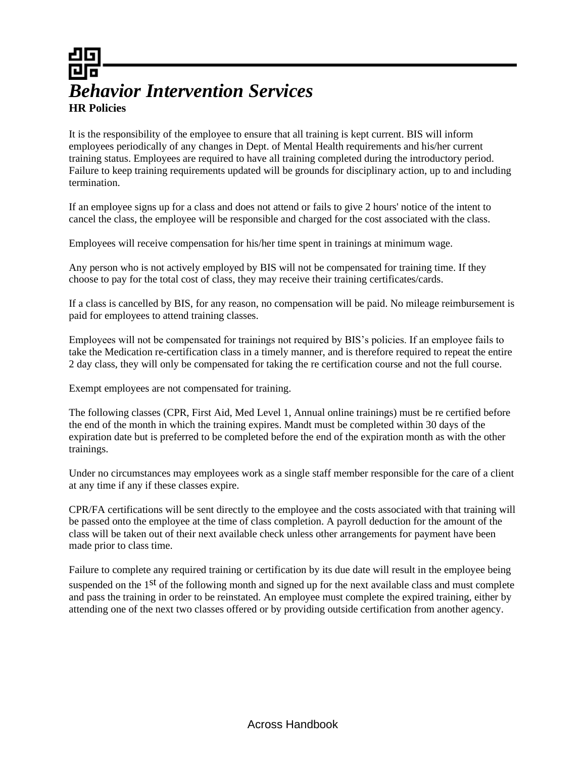# *Behavior Intervention Services*

**HR Policies**

It is the responsibility of the employee to ensure that all training is kept current. BIS will inform employees periodically of any changes in Dept. of Mental Health requirements and his/her current training status. Employees are required to have all training completed during the introductory period. Failure to keep training requirements updated will be grounds for disciplinary action, up to and including termination.

If an employee signs up for a class and does not attend or fails to give 2 hours' notice of the intent to cancel the class, the employee will be responsible and charged for the cost associated with the class.

Employees will receive compensation for his/her time spent in trainings at minimum wage.

Any person who is not actively employed by BIS will not be compensated for training time. If they choose to pay for the total cost of class, they may receive their training certificates/cards.

If a class is cancelled by BIS, for any reason, no compensation will be paid. No mileage reimbursement is paid for employees to attend training classes.

Employees will not be compensated for trainings not required by BIS's policies. If an employee fails to take the Medication re-certification class in a timely manner, and is therefore required to repeat the entire 2 day class, they will only be compensated for taking the re certification course and not the full course.

Exempt employees are not compensated for training.

The following classes (CPR, First Aid, Med Level 1, Annual online trainings) must be re certified before the end of the month in which the training expires. Mandt must be completed within 30 days of the expiration date but is preferred to be completed before the end of the expiration month as with the other trainings.

Under no circumstances may employees work as a single staff member responsible for the care of a client at any time if any if these classes expire.

CPR/FA certifications will be sent directly to the employee and the costs associated with that training will be passed onto the employee at the time of class completion. A payroll deduction for the amount of the class will be taken out of their next available check unless other arrangements for payment have been made prior to class time.

Failure to complete any required training or certification by its due date will result in the employee being suspended on the 1st of the following month and signed up for the next available class and must complete and pass the training in order to be reinstated. An employee must complete the expired training, either by attending one of the next two classes offered or by providing outside certification from another agency.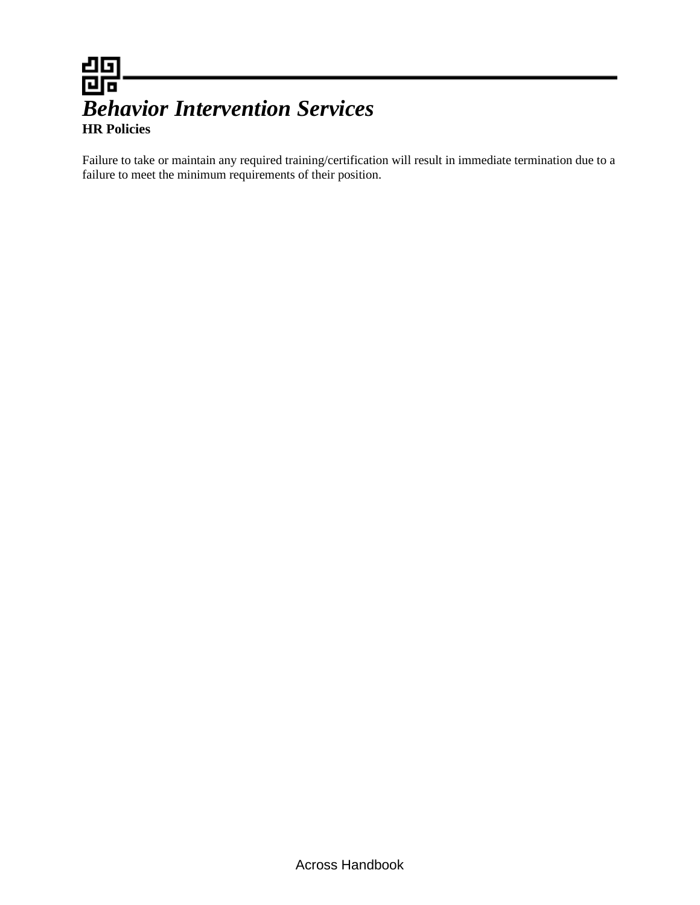Failure to take or maintain any required training/certification will result in immediate termination due to a failure to meet the minimum requirements of their position.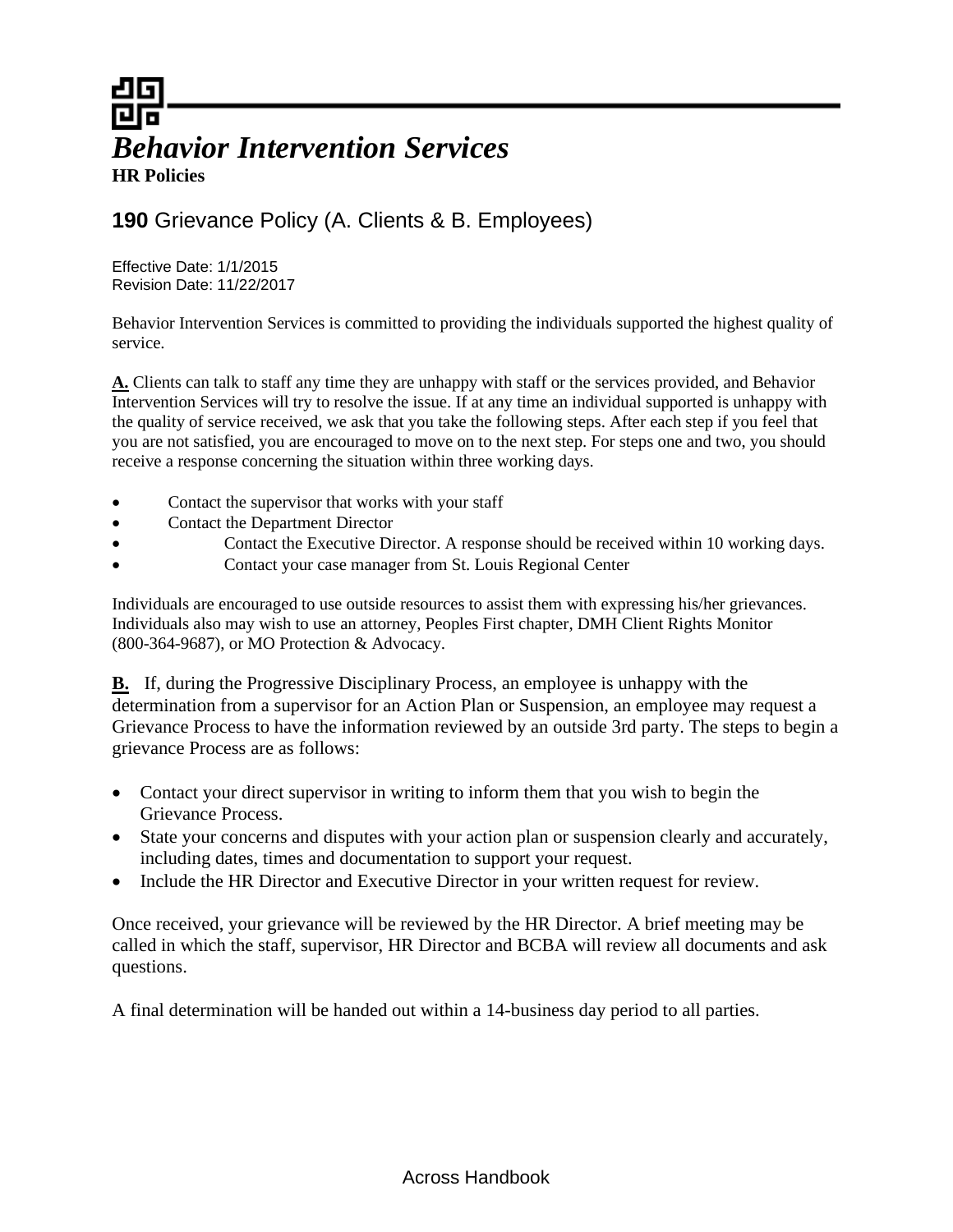# *Behavior Intervention Services*

**HR Policies**

## **190** Grievance Policy (A. Clients & B. Employees)

Effective Date: 1/1/2015
Revision Date: 11/22/2017

Behavior Intervention Services is committed to providing the individuals supported the highest quality of service.

**A.** Clients can talk to staff any time they are unhappy with staff or the services provided, and Behavior Intervention Services will try to resolve the issue. If at any time an individual supported is unhappy with the quality of service received, we ask that you take the following steps. After each step if you feel that you are not satisfied, you are encouraged to move on to the next step. For steps one and two, you should receive a response concerning the situation within three working days.

- Contact the supervisor that works with your staff
- Contact the Department Director
- Contact the Executive Director. A response should be received within 10 working days.
- Contact your case manager from St. Louis Regional Center

Individuals are encouraged to use outside resources to assist them with expressing his/her grievances. Individuals also may wish to use an attorney, Peoples First chapter, DMH Client Rights Monitor (800-364-9687), or MO Protection & Advocacy.

**B.** If, during the Progressive Disciplinary Process, an employee is unhappy with the determination from a supervisor for an Action Plan or Suspension, an employee may request a Grievance Process to have the information reviewed by an outside 3rd party. The steps to begin a grievance Process are as follows:

- Contact your direct supervisor in writing to inform them that you wish to begin the Grievance Process.
- State your concerns and disputes with your action plan or suspension clearly and accurately, including dates, times and documentation to support your request.
- Include the HR Director and Executive Director in your written request for review.

Once received, your grievance will be reviewed by the HR Director. A brief meeting may be called in which the staff, supervisor, HR Director and BCBA will review all documents and ask questions.

A final determination will be handed out within a 14-business day period to all parties.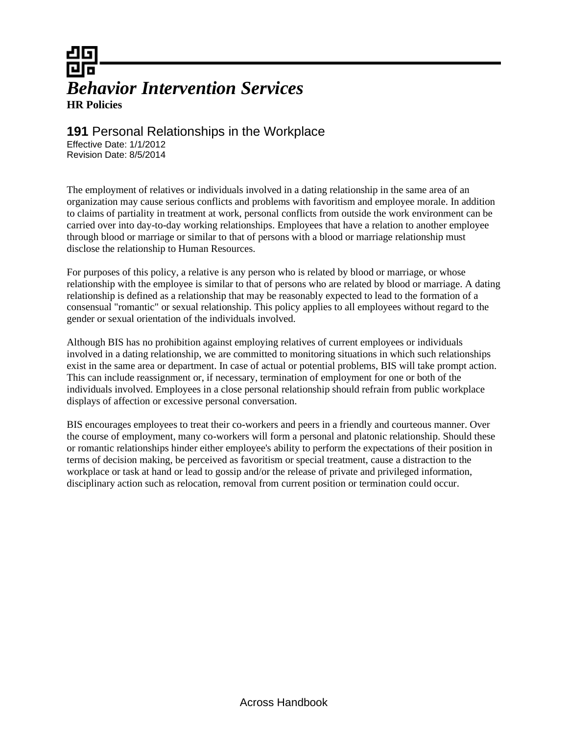# *Behavior Intervention Services*

**HR Policies**

## **191** Personal Relationships in the Workplace

Effective Date: 1/1/2012
Revision Date: 8/5/2014

The employment of relatives or individuals involved in a dating relationship in the same area of an organization may cause serious conflicts and problems with favoritism and employee morale. In addition to claims of partiality in treatment at work, personal conflicts from outside the work environment can be carried over into day-to-day working relationships. Employees that have a relation to another employee through blood or marriage or similar to that of persons with a blood or marriage relationship must disclose the relationship to Human Resources.

For purposes of this policy, a relative is any person who is related by blood or marriage, or whose relationship with the employee is similar to that of persons who are related by blood or marriage. A dating relationship is defined as a relationship that may be reasonably expected to lead to the formation of a consensual "romantic" or sexual relationship. This policy applies to all employees without regard to the gender or sexual orientation of the individuals involved.

Although BIS has no prohibition against employing relatives of current employees or individuals involved in a dating relationship, we are committed to monitoring situations in which such relationships exist in the same area or department. In case of actual or potential problems, BIS will take prompt action. This can include reassignment or, if necessary, termination of employment for one or both of the individuals involved. Employees in a close personal relationship should refrain from public workplace displays of affection or excessive personal conversation.

BIS encourages employees to treat their co-workers and peers in a friendly and courteous manner. Over the course of employment, many co-workers will form a personal and platonic relationship. Should these or romantic relationships hinder either employee's ability to perform the expectations of their position in terms of decision making, be perceived as favoritism or special treatment, cause a distraction to the workplace or task at hand or lead to gossip and/or the release of private and privileged information, disciplinary action such as relocation, removal from current position or termination could occur.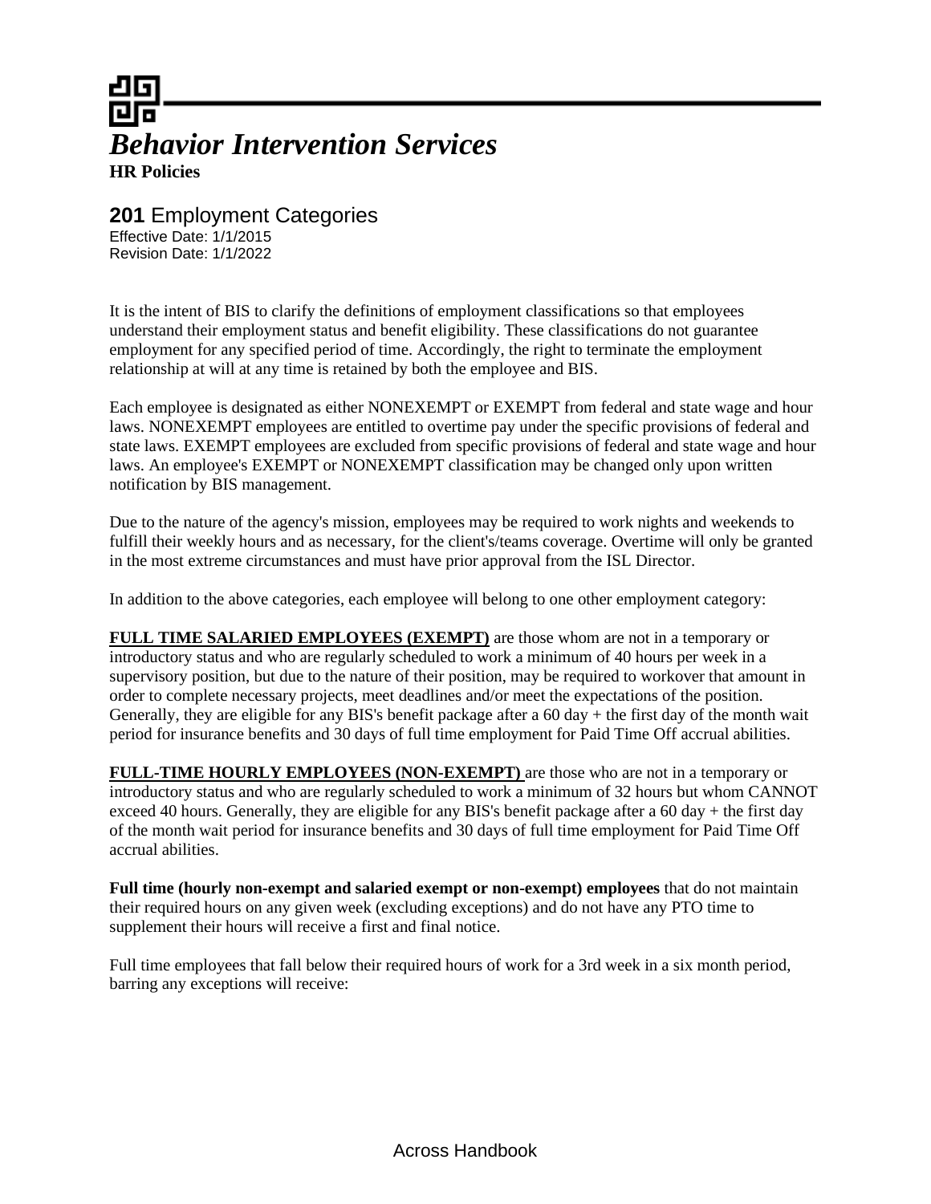# *Behavior Intervention Services*

**HR Policies**

## **201** Employment Categories

Effective Date: 1/1/2015
Revision Date: 1/1/2022

It is the intent of BIS to clarify the definitions of employment classifications so that employees understand their employment status and benefit eligibility. These classifications do not guarantee employment for any specified period of time. Accordingly, the right to terminate the employment relationship at will at any time is retained by both the employee and BIS.

Each employee is designated as either NONEXEMPT or EXEMPT from federal and state wage and hour laws. NONEXEMPT employees are entitled to overtime pay under the specific provisions of federal and state laws. EXEMPT employees are excluded from specific provisions of federal and state wage and hour laws. An employee's EXEMPT or NONEXEMPT classification may be changed only upon written notification by BIS management.

Due to the nature of the agency's mission, employees may be required to work nights and weekends to fulfill their weekly hours and as necessary, for the client's/teams coverage. Overtime will only be granted in the most extreme circumstances and must have prior approval from the ISL Director.

In addition to the above categories, each employee will belong to one other employment category:

**FULL TIME SALARIED EMPLOYEES (EXEMPT)** are those whom are not in a temporary or introductory status and who are regularly scheduled to work a minimum of 40 hours per week in a supervisory position, but due to the nature of their position, may be required to workover that amount in order to complete necessary projects, meet deadlines and/or meet the expectations of the position. Generally, they are eligible for any BIS's benefit package after a 60 day + the first day of the month wait period for insurance benefits and 30 days of full time employment for Paid Time Off accrual abilities.

**FULL-TIME HOURLY EMPLOYEES (NON-EXEMPT)** are those who are not in a temporary or introductory status and who are regularly scheduled to work a minimum of 32 hours but whom CANNOT exceed 40 hours. Generally, they are eligible for any BIS's benefit package after a 60 day + the first day of the month wait period for insurance benefits and 30 days of full time employment for Paid Time Off accrual abilities.

**Full time (hourly non-exempt and salaried exempt or non-exempt) employees** that do not maintain their required hours on any given week (excluding exceptions) and do not have any PTO time to supplement their hours will receive a first and final notice.

Full time employees that fall below their required hours of work for a 3rd week in a six month period, barring any exceptions will receive: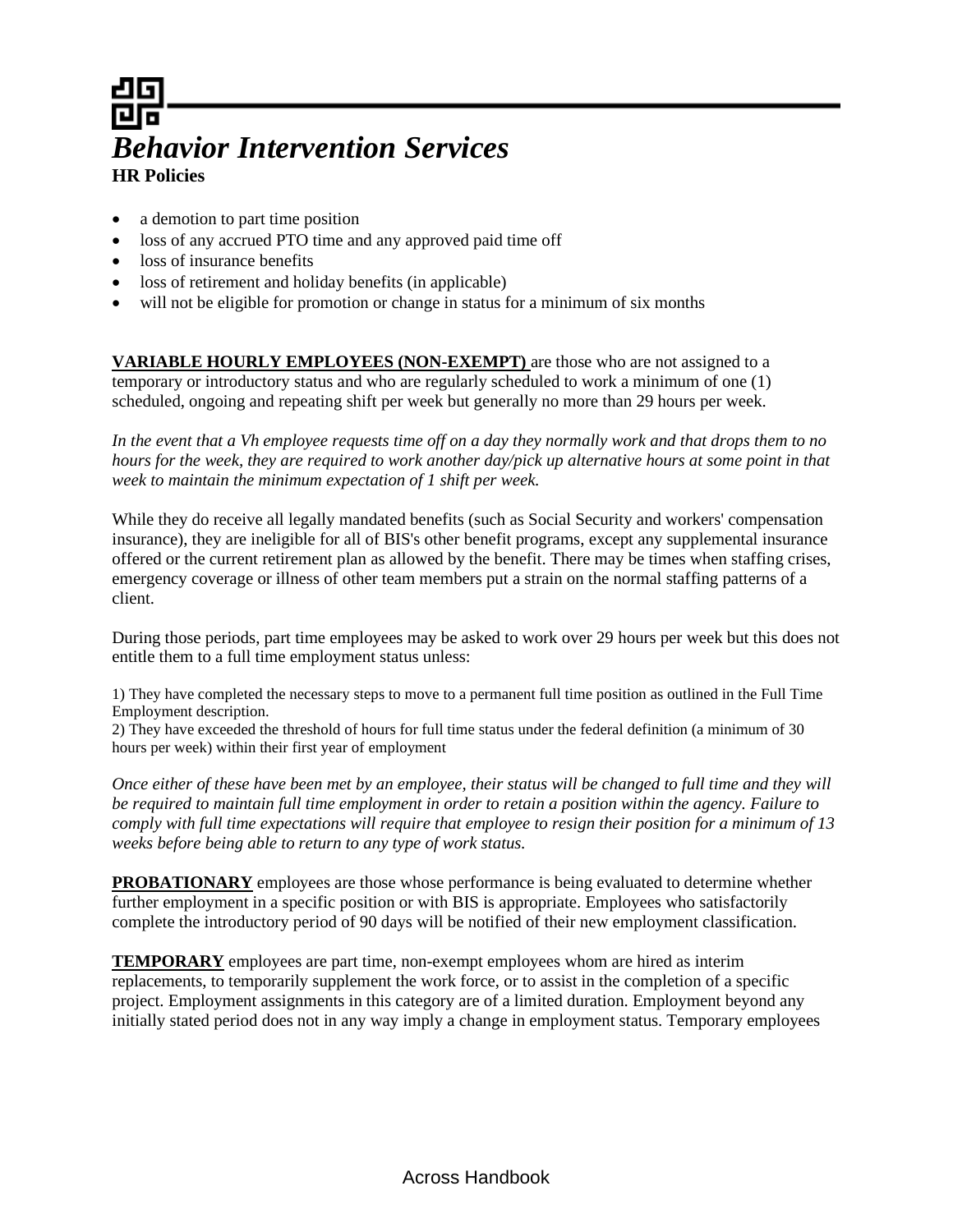- a demotion to part time position
- loss of any accrued PTO time and any approved paid time off
- loss of insurance benefits
- loss of retirement and holiday benefits (in applicable)
- will not be eligible for promotion or change in status for a minimum of six months

**VARIABLE HOURLY EMPLOYEES (NON-EXEMPT)** are those who are not assigned to a temporary or introductory status and who are regularly scheduled to work a minimum of one (1) scheduled, ongoing and repeating shift per week but generally no more than 29 hours per week.

*In the event that a Vh employee requests time off on a day they normally work and that drops them to no hours for the week, they are required to work another day/pick up alternative hours at some point in that week to maintain the minimum expectation of 1 shift per week.*

While they do receive all legally mandated benefits (such as Social Security and workers' compensation insurance), they are ineligible for all of BIS's other benefit programs, except any supplemental insurance offered or the current retirement plan as allowed by the benefit. There may be times when staffing crises, emergency coverage or illness of other team members put a strain on the normal staffing patterns of a client.

During those periods, part time employees may be asked to work over 29 hours per week but this does not entitle them to a full time employment status unless:

1) They have completed the necessary steps to move to a permanent full time position as outlined in the Full Time Employment description.
2) They have exceeded the threshold of hours for full time status under the federal definition (a minimum of 30 hours per week) within their first year of employment

*Once either of these have been met by an employee, their status will be changed to full time and they will be required to maintain full time employment in order to retain a position within the agency. Failure to comply with full time expectations will require that employee to resign their position for a minimum of 13 weeks before being able to return to any type of work status.*

**PROBATIONARY** employees are those whose performance is being evaluated to determine whether further employment in a specific position or with BIS is appropriate. Employees who satisfactorily complete the introductory period of 90 days will be notified of their new employment classification.

**TEMPORARY** employees are part time, non-exempt employees whom are hired as interim replacements, to temporarily supplement the work force, or to assist in the completion of a specific project. Employment assignments in this category are of a limited duration. Employment beyond any initially stated period does not in any way imply a change in employment status. Temporary employees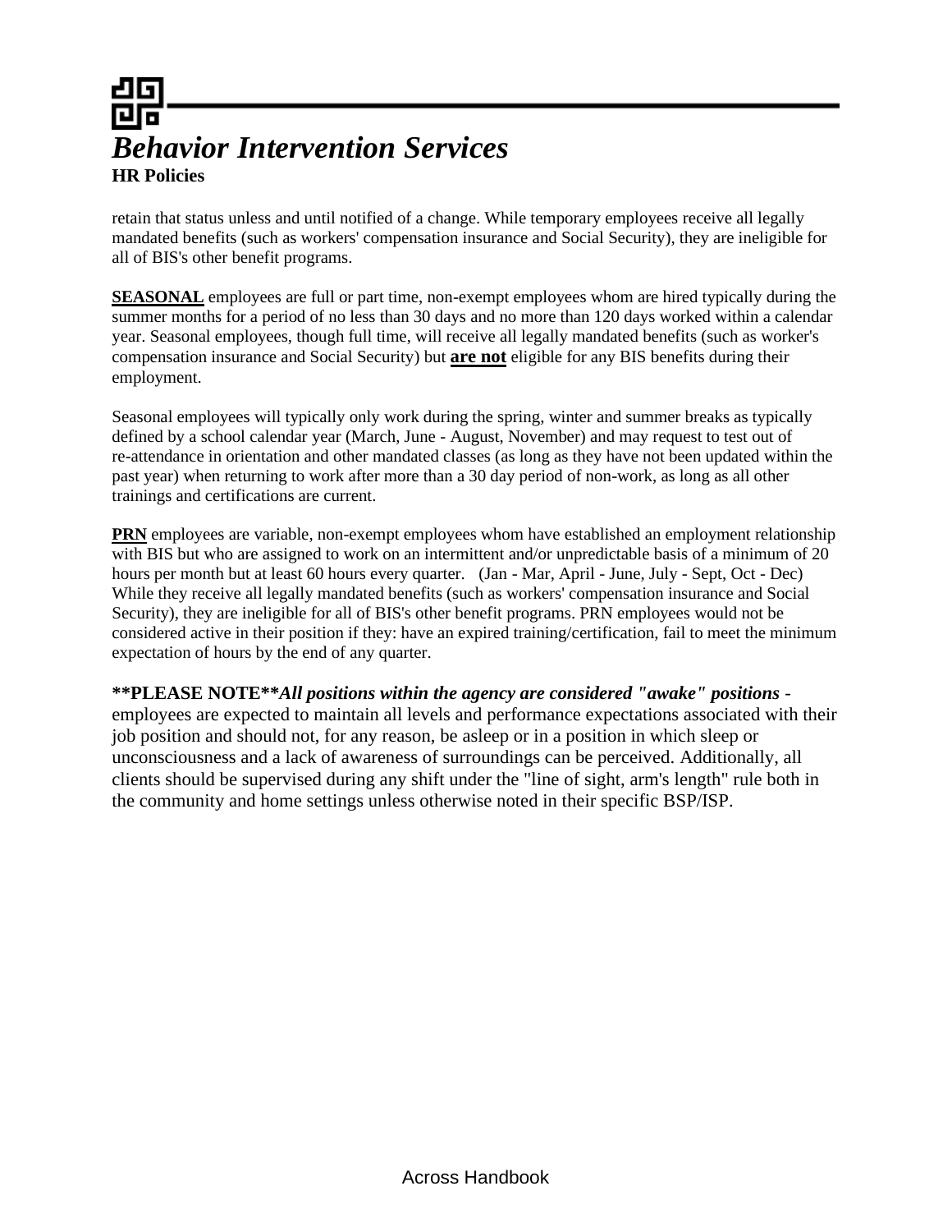retain that status unless and until notified of a change. While temporary employees receive all legally mandated benefits (such as workers' compensation insurance and Social Security), they are ineligible for all of BIS's other benefit programs.

**SEASONAL** employees are full or part time, non-exempt employees whom are hired typically during the summer months for a period of no less than 30 days and no more than 120 days worked within a calendar year. Seasonal employees, though full time, will receive all legally mandated benefits (such as worker's compensation insurance and Social Security) but **are not** eligible for any BIS benefits during their employment.

Seasonal employees will typically only work during the spring, winter and summer breaks as typically defined by a school calendar year (March, June - August, November) and may request to test out of re-attendance in orientation and other mandated classes (as long as they have not been updated within the past year) when returning to work after more than a 30 day period of non-work, as long as all other trainings and certifications are current.

**PRN** employees are variable, non-exempt employees whom have established an employment relationship with BIS but who are assigned to work on an intermittent and/or unpredictable basis of a minimum of 20 hours per month but at least 60 hours every quarter. (Jan - Mar, April - June, July - Sept, Oct - Dec) While they receive all legally mandated benefits (such as workers' compensation insurance and Social Security), they are ineligible for all of BIS's other benefit programs. PRN employees would not be considered active in their position if they: have an expired training/certification, fail to meet the minimum expectation of hours by the end of any quarter.

**\*\*PLEASE NOTE\*\****All positions within the agency are considered "awake" positions* - employees are expected to maintain all levels and performance expectations associated with their job position and should not, for any reason, be asleep or in a position in which sleep or unconsciousness and a lack of awareness of surroundings can be perceived. Additionally, all clients should be supervised during any shift under the "line of sight, arm's length" rule both in the community and home settings unless otherwise noted in their specific BSP/ISP.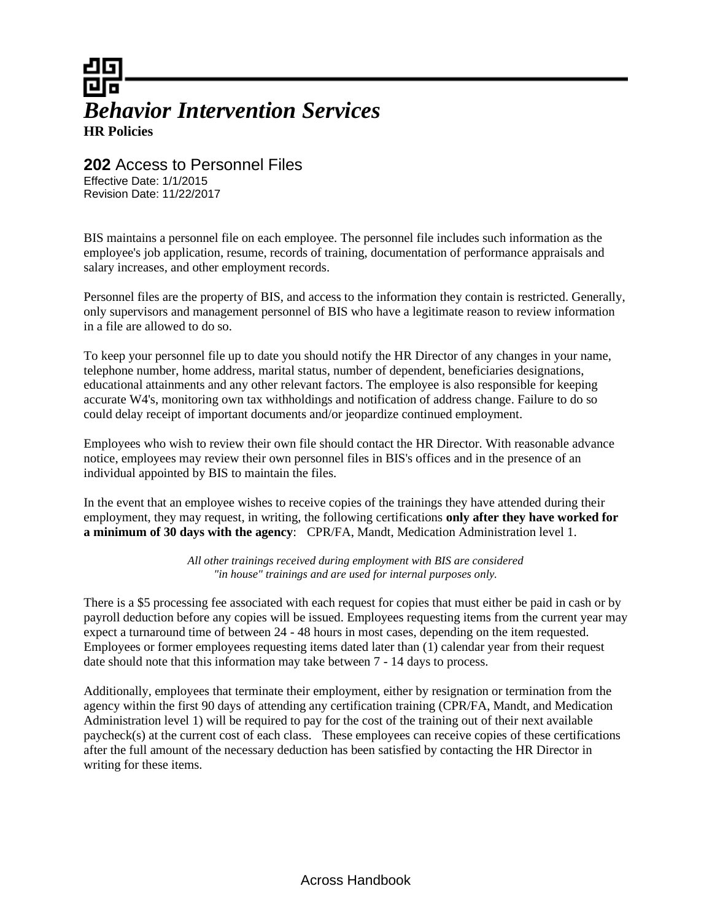# Behavior Intervention Services

**HR Policies**

## **202** Access to Personnel Files

Effective Date: 1/1/2015
Revision Date: 11/22/2017

BIS maintains a personnel file on each employee. The personnel file includes such information as the employee's job application, resume, records of training, documentation of performance appraisals and salary increases, and other employment records.

Personnel files are the property of BIS, and access to the information they contain is restricted. Generally, only supervisors and management personnel of BIS who have a legitimate reason to review information in a file are allowed to do so.

To keep your personnel file up to date you should notify the HR Director of any changes in your name, telephone number, home address, marital status, number of dependent, beneficiaries designations, educational attainments and any other relevant factors. The employee is also responsible for keeping accurate W4's, monitoring own tax withholdings and notification of address change. Failure to do so could delay receipt of important documents and/or jeopardize continued employment.

Employees who wish to review their own file should contact the HR Director. With reasonable advance notice, employees may review their own personnel files in BIS's offices and in the presence of an individual appointed by BIS to maintain the files.

In the event that an employee wishes to receive copies of the trainings they have attended during their employment, they may request, in writing, the following certifications **only after they have worked for a minimum of 30 days with the agency**: CPR/FA, Mandt, Medication Administration level 1.

*All other trainings received during employment with BIS are considered "in house" trainings and are used for internal purposes only.*

There is a $5 processing fee associated with each request for copies that must either be paid in cash or by payroll deduction before any copies will be issued. Employees requesting items from the current year may expect a turnaround time of between 24 - 48 hours in most cases, depending on the item requested. Employees or former employees requesting items dated later than (1) calendar year from their request date should note that this information may take between 7 - 14 days to process.

Additionally, employees that terminate their employment, either by resignation or termination from the agency within the first 90 days of attending any certification training (CPR/FA, Mandt, and Medication Administration level 1) will be required to pay for the cost of the training out of their next available paycheck(s) at the current cost of each class. These employees can receive copies of these certifications after the full amount of the necessary deduction has been satisfied by contacting the HR Director in writing for these items.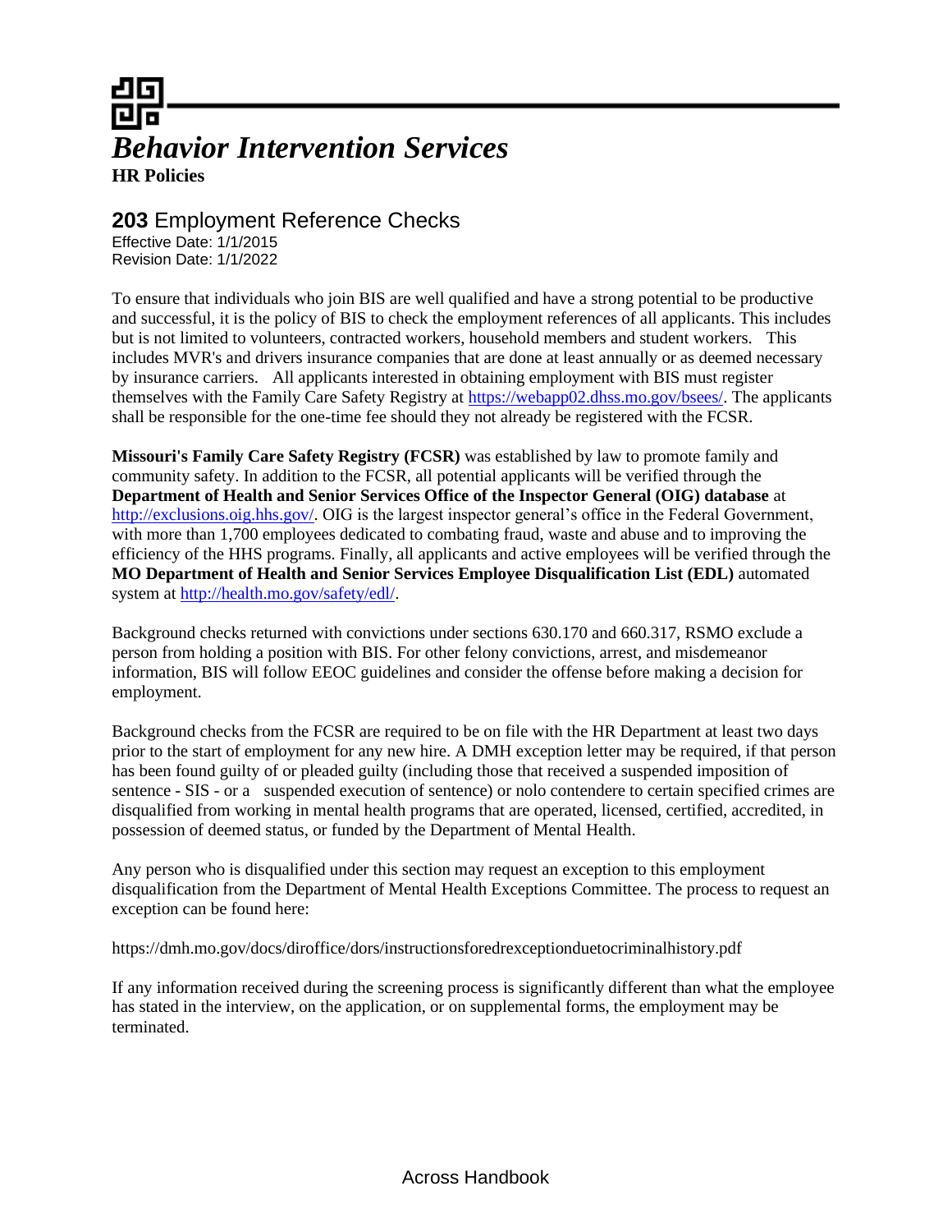# *Behavior Intervention Services*

**HR Policies**

## **203** Employment Reference Checks

Effective Date: 1/1/2015
Revision Date: 1/1/2022

To ensure that individuals who join BIS are well qualified and have a strong potential to be productive and successful, it is the policy of BIS to check the employment references of all applicants. This includes but is not limited to volunteers, contracted workers, household members and student workers. This includes MVR's and drivers insurance companies that are done at least annually or as deemed necessary by insurance carriers. All applicants interested in obtaining employment with BIS must register themselves with the Family Care Safety Registry at https://webapp02.dhss.mo.gov/bsees/. The applicants shall be responsible for the one-time fee should they not already be registered with the FCSR.

**Missouri's Family Care Safety Registry (FCSR)** was established by law to promote family and community safety. In addition to the FCSR, all potential applicants will be verified through the **Department of Health and Senior Services Office of the Inspector General (OIG) database** at http://exclusions.oig.hhs.gov/. OIG is the largest inspector general's office in the Federal Government, with more than 1,700 employees dedicated to combating fraud, waste and abuse and to improving the efficiency of the HHS programs. Finally, all applicants and active employees will be verified through the **MO Department of Health and Senior Services Employee Disqualification List (EDL)** automated system at http://health.mo.gov/safety/edl/.

Background checks returned with convictions under sections 630.170 and 660.317, RSMO exclude a person from holding a position with BIS. For other felony convictions, arrest, and misdemeanor information, BIS will follow EEOC guidelines and consider the offense before making a decision for employment.

Background checks from the FCSR are required to be on file with the HR Department at least two days prior to the start of employment for any new hire. A DMH exception letter may be required, if that person has been found guilty of or pleaded guilty (including those that received a suspended imposition of sentence - SIS - or a suspended execution of sentence) or nolo contendere to certain specified crimes are disqualified from working in mental health programs that are operated, licensed, certified, accredited, in possession of deemed status, or funded by the Department of Mental Health.

Any person who is disqualified under this section may request an exception to this employment disqualification from the Department of Mental Health Exceptions Committee. The process to request an exception can be found here:

https://dmh.mo.gov/docs/diroffice/dors/instructionsforedrexceptionduetocriminalhistory.pdf

If any information received during the screening process is significantly different than what the employee has stated in the interview, on the application, or on supplemental forms, the employment may be terminated.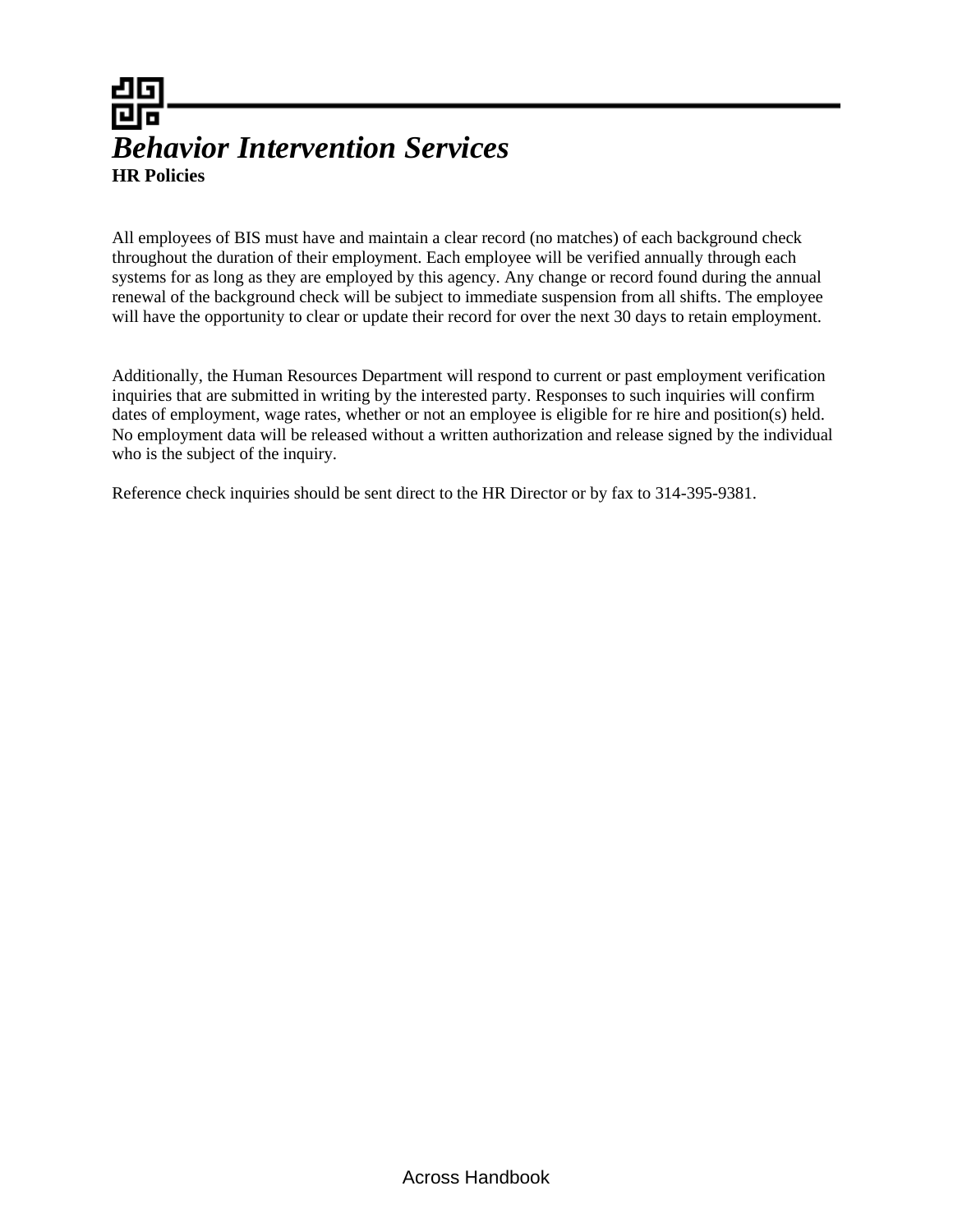# *Behavior Intervention Services*

**HR Policies**

All employees of BIS must have and maintain a clear record (no matches) of each background check throughout the duration of their employment. Each employee will be verified annually through each systems for as long as they are employed by this agency. Any change or record found during the annual renewal of the background check will be subject to immediate suspension from all shifts. The employee will have the opportunity to clear or update their record for over the next 30 days to retain employment.

Additionally, the Human Resources Department will respond to current or past employment verification inquiries that are submitted in writing by the interested party. Responses to such inquiries will confirm dates of employment, wage rates, whether or not an employee is eligible for re hire and position(s) held. No employment data will be released without a written authorization and release signed by the individual who is the subject of the inquiry.

Reference check inquiries should be sent direct to the HR Director or by fax to 314-395-9381.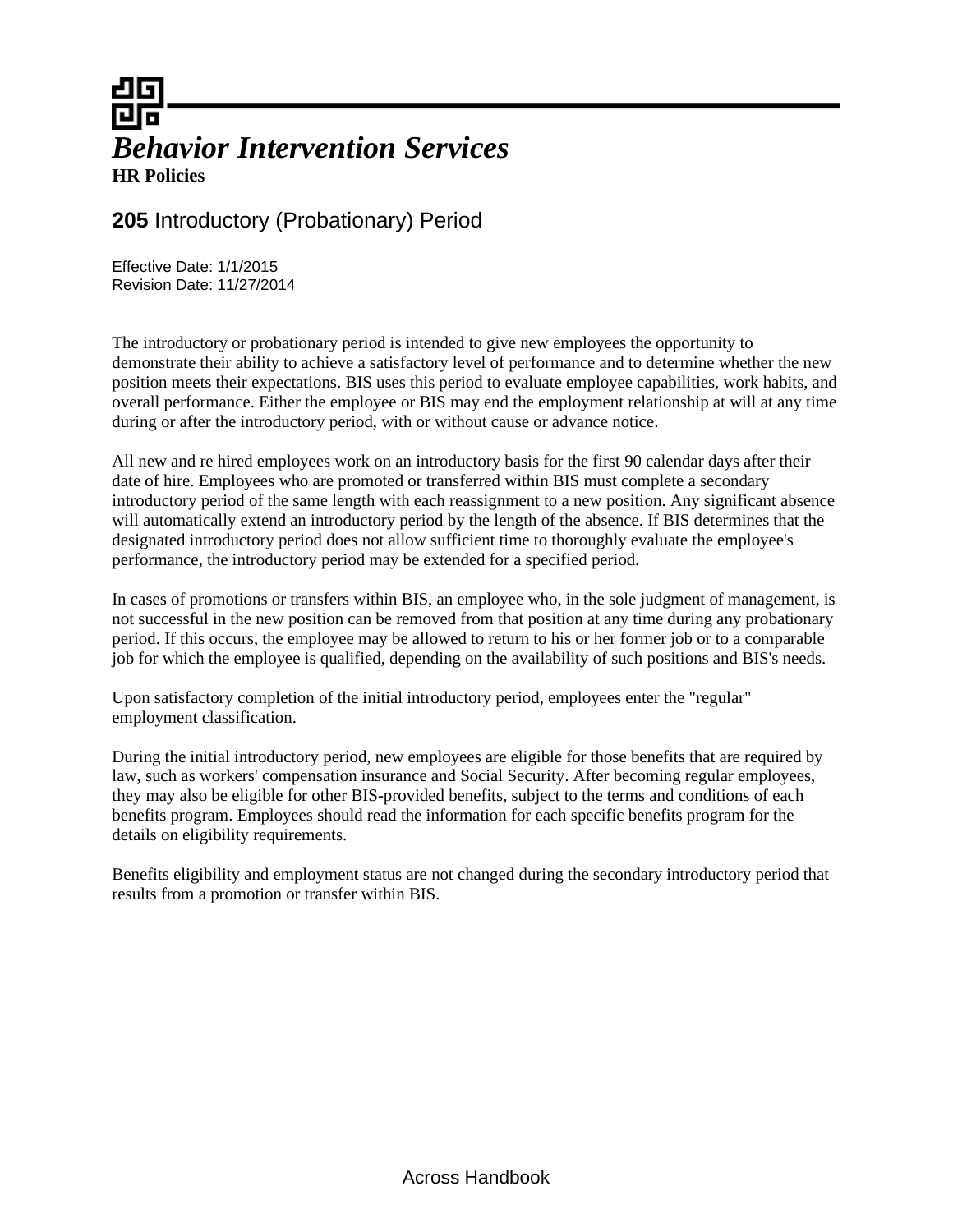# *Behavior Intervention Services*

**HR Policies**

## **205** Introductory (Probationary) Period

Effective Date: 1/1/2015
Revision Date: 11/27/2014

The introductory or probationary period is intended to give new employees the opportunity to demonstrate their ability to achieve a satisfactory level of performance and to determine whether the new position meets their expectations. BIS uses this period to evaluate employee capabilities, work habits, and overall performance. Either the employee or BIS may end the employment relationship at will at any time during or after the introductory period, with or without cause or advance notice.

All new and re hired employees work on an introductory basis for the first 90 calendar days after their date of hire. Employees who are promoted or transferred within BIS must complete a secondary introductory period of the same length with each reassignment to a new position. Any significant absence will automatically extend an introductory period by the length of the absence. If BIS determines that the designated introductory period does not allow sufficient time to thoroughly evaluate the employee's performance, the introductory period may be extended for a specified period.

In cases of promotions or transfers within BIS, an employee who, in the sole judgment of management, is not successful in the new position can be removed from that position at any time during any probationary period. If this occurs, the employee may be allowed to return to his or her former job or to a comparable job for which the employee is qualified, depending on the availability of such positions and BIS's needs.

Upon satisfactory completion of the initial introductory period, employees enter the "regular" employment classification.

During the initial introductory period, new employees are eligible for those benefits that are required by law, such as workers' compensation insurance and Social Security. After becoming regular employees, they may also be eligible for other BIS-provided benefits, subject to the terms and conditions of each benefits program. Employees should read the information for each specific benefits program for the details on eligibility requirements.

Benefits eligibility and employment status are not changed during the secondary introductory period that results from a promotion or transfer within BIS.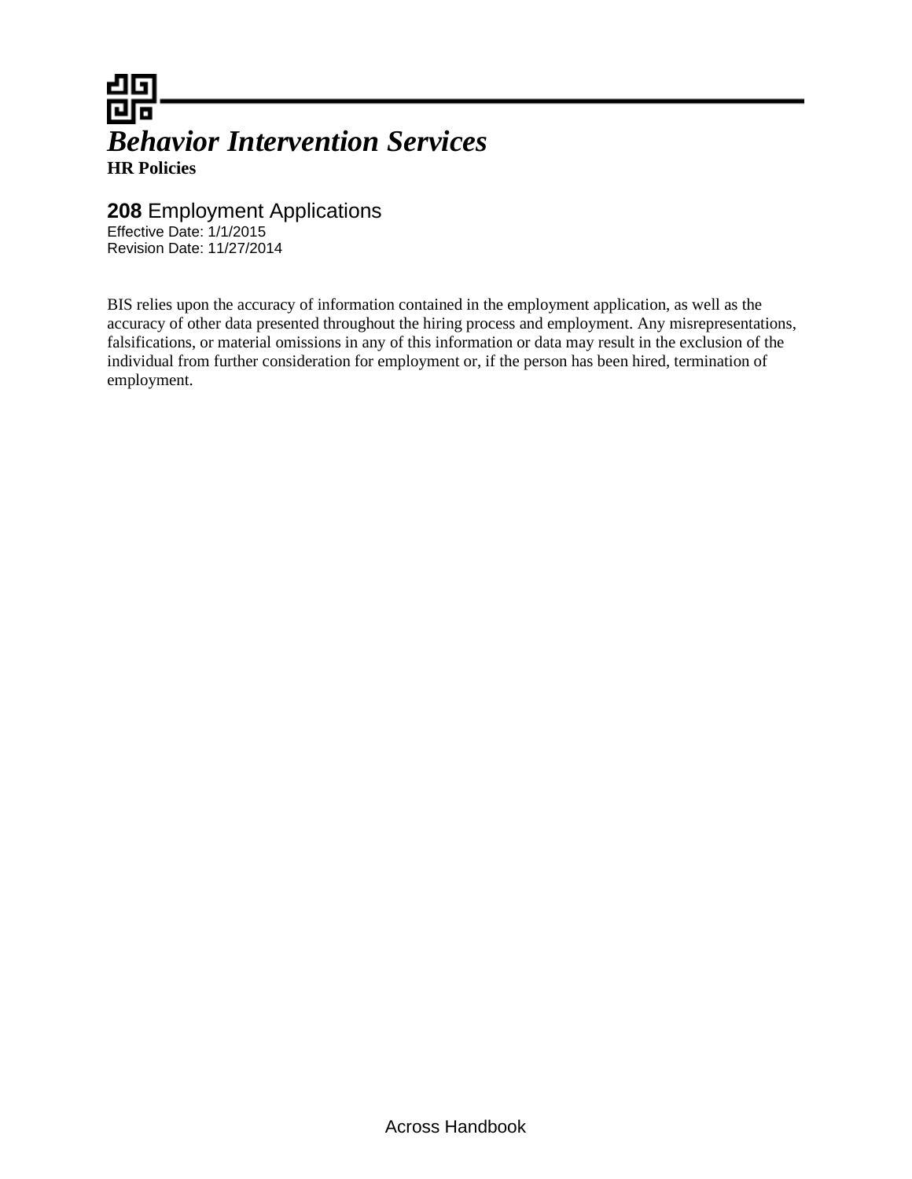# *Behavior Intervention Services*

**HR Policies**

## **208** Employment Applications

Effective Date: 1/1/2015
Revision Date: 11/27/2014

BIS relies upon the accuracy of information contained in the employment application, as well as the accuracy of other data presented throughout the hiring process and employment. Any misrepresentations, falsifications, or material omissions in any of this information or data may result in the exclusion of the individual from further consideration for employment or, if the person has been hired, termination of employment.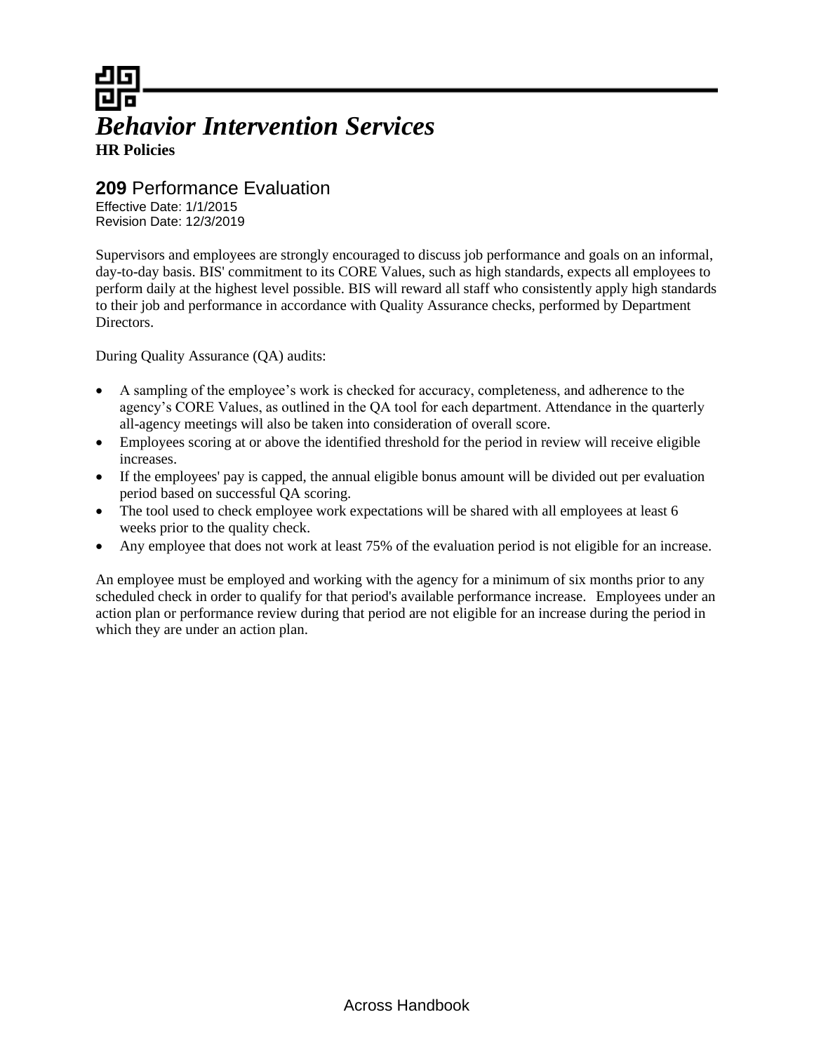# *Behavior Intervention Services*

**HR Policies**

## **209** Performance Evaluation

Effective Date: 1/1/2015
Revision Date: 12/3/2019

Supervisors and employees are strongly encouraged to discuss job performance and goals on an informal, day-to-day basis. BIS' commitment to its CORE Values, such as high standards, expects all employees to perform daily at the highest level possible. BIS will reward all staff who consistently apply high standards to their job and performance in accordance with Quality Assurance checks, performed by Department Directors.

During Quality Assurance (QA) audits:

- A sampling of the employee's work is checked for accuracy, completeness, and adherence to the agency's CORE Values, as outlined in the QA tool for each department. Attendance in the quarterly all-agency meetings will also be taken into consideration of overall score.
- Employees scoring at or above the identified threshold for the period in review will receive eligible increases.
- If the employees' pay is capped, the annual eligible bonus amount will be divided out per evaluation period based on successful QA scoring.
- The tool used to check employee work expectations will be shared with all employees at least 6 weeks prior to the quality check.
- Any employee that does not work at least 75% of the evaluation period is not eligible for an increase.

An employee must be employed and working with the agency for a minimum of six months prior to any scheduled check in order to qualify for that period's available performance increase. Employees under an action plan or performance review during that period are not eligible for an increase during the period in which they are under an action plan.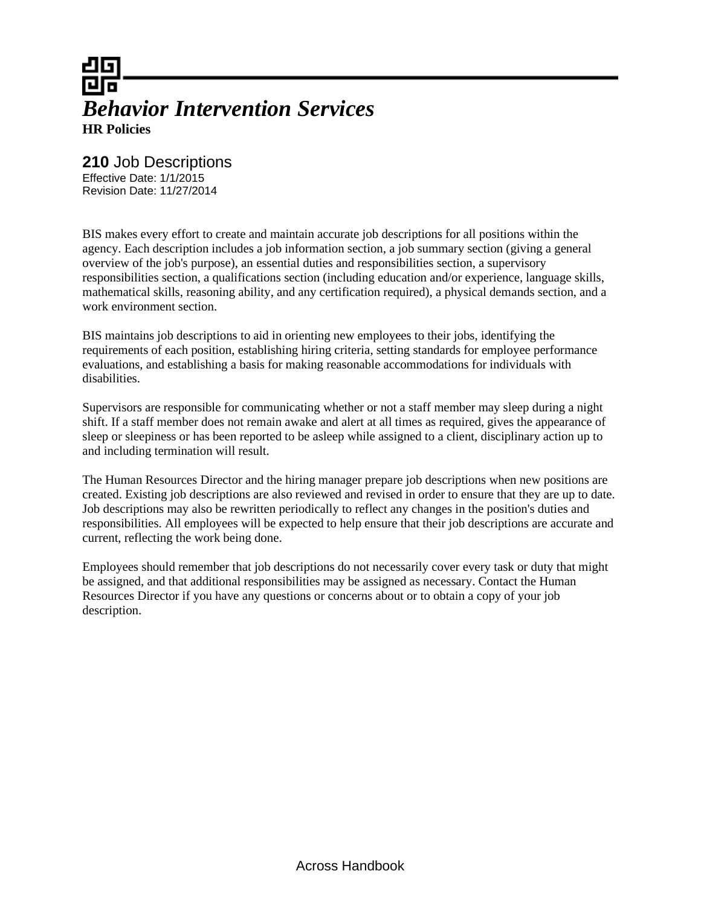# *Behavior Intervention Services*

**HR Policies**

## **210** Job Descriptions

Effective Date: 1/1/2015
Revision Date: 11/27/2014

BIS makes every effort to create and maintain accurate job descriptions for all positions within the agency. Each description includes a job information section, a job summary section (giving a general overview of the job's purpose), an essential duties and responsibilities section, a supervisory responsibilities section, a qualifications section (including education and/or experience, language skills, mathematical skills, reasoning ability, and any certification required), a physical demands section, and a work environment section.

BIS maintains job descriptions to aid in orienting new employees to their jobs, identifying the requirements of each position, establishing hiring criteria, setting standards for employee performance evaluations, and establishing a basis for making reasonable accommodations for individuals with disabilities.

Supervisors are responsible for communicating whether or not a staff member may sleep during a night shift. If a staff member does not remain awake and alert at all times as required, gives the appearance of sleep or sleepiness or has been reported to be asleep while assigned to a client, disciplinary action up to and including termination will result.

The Human Resources Director and the hiring manager prepare job descriptions when new positions are created. Existing job descriptions are also reviewed and revised in order to ensure that they are up to date. Job descriptions may also be rewritten periodically to reflect any changes in the position's duties and responsibilities. All employees will be expected to help ensure that their job descriptions are accurate and current, reflecting the work being done.

Employees should remember that job descriptions do not necessarily cover every task or duty that might be assigned, and that additional responsibilities may be assigned as necessary. Contact the Human Resources Director if you have any questions or concerns about or to obtain a copy of your job description.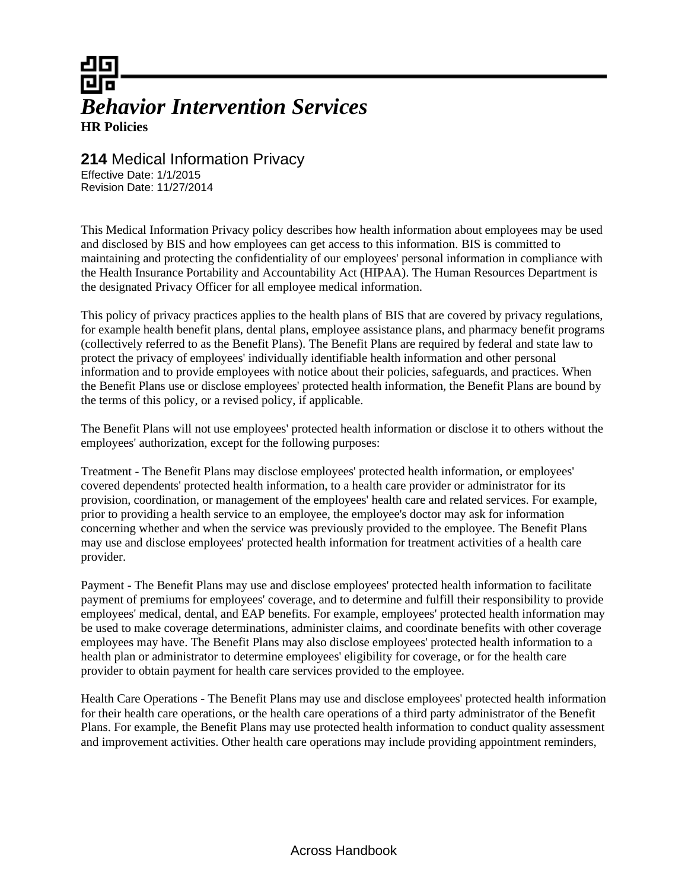# *Behavior Intervention Services*

**HR Policies**

## **214** Medical Information Privacy

Effective Date: 1/1/2015
Revision Date: 11/27/2014

This Medical Information Privacy policy describes how health information about employees may be used and disclosed by BIS and how employees can get access to this information. BIS is committed to maintaining and protecting the confidentiality of our employees' personal information in compliance with the Health Insurance Portability and Accountability Act (HIPAA). The Human Resources Department is the designated Privacy Officer for all employee medical information.

This policy of privacy practices applies to the health plans of BIS that are covered by privacy regulations, for example health benefit plans, dental plans, employee assistance plans, and pharmacy benefit programs (collectively referred to as the Benefit Plans). The Benefit Plans are required by federal and state law to protect the privacy of employees' individually identifiable health information and other personal information and to provide employees with notice about their policies, safeguards, and practices. When the Benefit Plans use or disclose employees' protected health information, the Benefit Plans are bound by the terms of this policy, or a revised policy, if applicable.

The Benefit Plans will not use employees' protected health information or disclose it to others without the employees' authorization, except for the following purposes:

Treatment - The Benefit Plans may disclose employees' protected health information, or employees' covered dependents' protected health information, to a health care provider or administrator for its provision, coordination, or management of the employees' health care and related services. For example, prior to providing a health service to an employee, the employee's doctor may ask for information concerning whether and when the service was previously provided to the employee. The Benefit Plans may use and disclose employees' protected health information for treatment activities of a health care provider.

Payment - The Benefit Plans may use and disclose employees' protected health information to facilitate payment of premiums for employees' coverage, and to determine and fulfill their responsibility to provide employees' medical, dental, and EAP benefits. For example, employees' protected health information may be used to make coverage determinations, administer claims, and coordinate benefits with other coverage employees may have. The Benefit Plans may also disclose employees' protected health information to a health plan or administrator to determine employees' eligibility for coverage, or for the health care provider to obtain payment for health care services provided to the employee.

Health Care Operations - The Benefit Plans may use and disclose employees' protected health information for their health care operations, or the health care operations of a third party administrator of the Benefit Plans. For example, the Benefit Plans may use protected health information to conduct quality assessment and improvement activities. Other health care operations may include providing appointment reminders,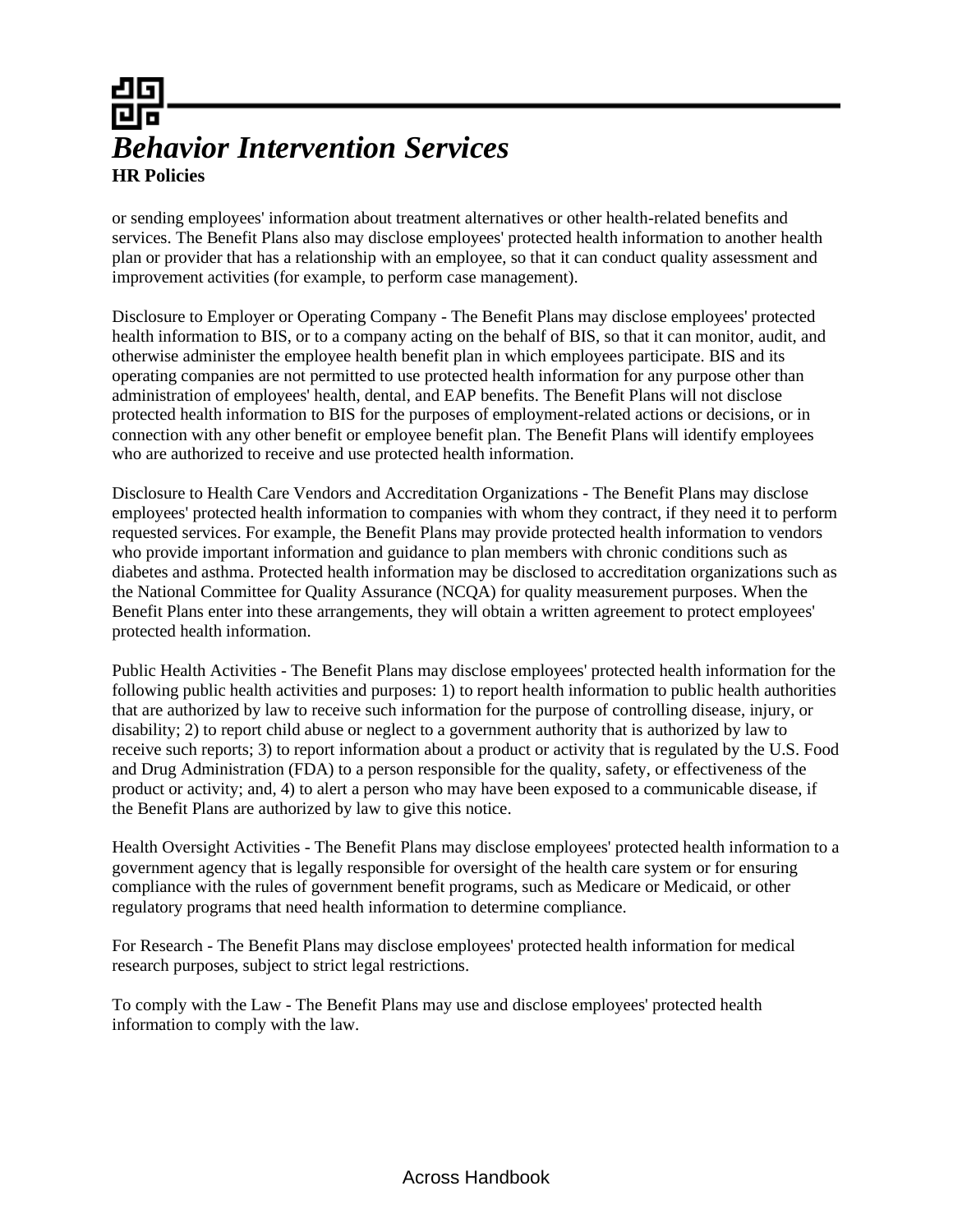or sending employees' information about treatment alternatives or other health-related benefits and services. The Benefit Plans also may disclose employees' protected health information to another health plan or provider that has a relationship with an employee, so that it can conduct quality assessment and improvement activities (for example, to perform case management).

Disclosure to Employer or Operating Company - The Benefit Plans may disclose employees' protected health information to BIS, or to a company acting on the behalf of BIS, so that it can monitor, audit, and otherwise administer the employee health benefit plan in which employees participate. BIS and its operating companies are not permitted to use protected health information for any purpose other than administration of employees' health, dental, and EAP benefits. The Benefit Plans will not disclose protected health information to BIS for the purposes of employment-related actions or decisions, or in connection with any other benefit or employee benefit plan. The Benefit Plans will identify employees who are authorized to receive and use protected health information.

Disclosure to Health Care Vendors and Accreditation Organizations - The Benefit Plans may disclose employees' protected health information to companies with whom they contract, if they need it to perform requested services. For example, the Benefit Plans may provide protected health information to vendors who provide important information and guidance to plan members with chronic conditions such as diabetes and asthma. Protected health information may be disclosed to accreditation organizations such as the National Committee for Quality Assurance (NCQA) for quality measurement purposes. When the Benefit Plans enter into these arrangements, they will obtain a written agreement to protect employees' protected health information.

Public Health Activities - The Benefit Plans may disclose employees' protected health information for the following public health activities and purposes: 1) to report health information to public health authorities that are authorized by law to receive such information for the purpose of controlling disease, injury, or disability; 2) to report child abuse or neglect to a government authority that is authorized by law to receive such reports; 3) to report information about a product or activity that is regulated by the U.S. Food and Drug Administration (FDA) to a person responsible for the quality, safety, or effectiveness of the product or activity; and, 4) to alert a person who may have been exposed to a communicable disease, if the Benefit Plans are authorized by law to give this notice.

Health Oversight Activities - The Benefit Plans may disclose employees' protected health information to a government agency that is legally responsible for oversight of the health care system or for ensuring compliance with the rules of government benefit programs, such as Medicare or Medicaid, or other regulatory programs that need health information to determine compliance.

For Research - The Benefit Plans may disclose employees' protected health information for medical research purposes, subject to strict legal restrictions.

To comply with the Law - The Benefit Plans may use and disclose employees' protected health information to comply with the law.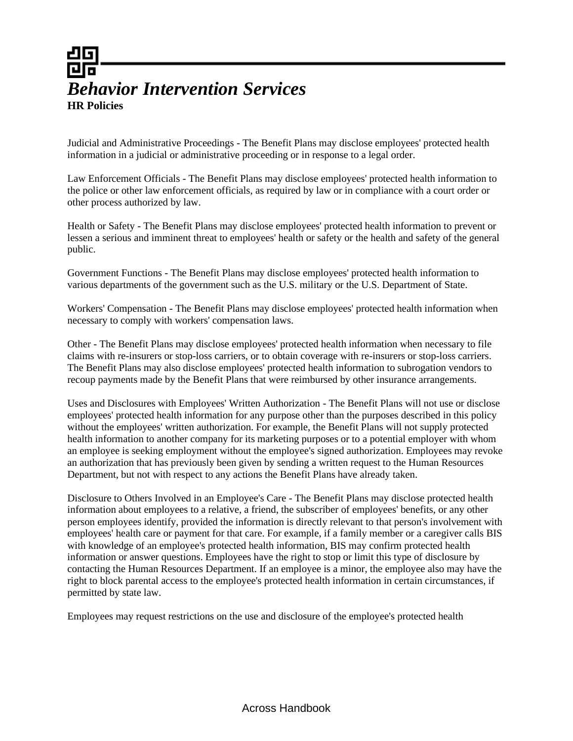Judicial and Administrative Proceedings - The Benefit Plans may disclose employees' protected health information in a judicial or administrative proceeding or in response to a legal order.

Law Enforcement Officials - The Benefit Plans may disclose employees' protected health information to the police or other law enforcement officials, as required by law or in compliance with a court order or other process authorized by law.

Health or Safety - The Benefit Plans may disclose employees' protected health information to prevent or lessen a serious and imminent threat to employees' health or safety or the health and safety of the general public.

Government Functions - The Benefit Plans may disclose employees' protected health information to various departments of the government such as the U.S. military or the U.S. Department of State.

Workers' Compensation - The Benefit Plans may disclose employees' protected health information when necessary to comply with workers' compensation laws.

Other - The Benefit Plans may disclose employees' protected health information when necessary to file claims with re-insurers or stop-loss carriers, or to obtain coverage with re-insurers or stop-loss carriers. The Benefit Plans may also disclose employees' protected health information to subrogation vendors to recoup payments made by the Benefit Plans that were reimbursed by other insurance arrangements.

Uses and Disclosures with Employees' Written Authorization - The Benefit Plans will not use or disclose employees' protected health information for any purpose other than the purposes described in this policy without the employees' written authorization. For example, the Benefit Plans will not supply protected health information to another company for its marketing purposes or to a potential employer with whom an employee is seeking employment without the employee's signed authorization. Employees may revoke an authorization that has previously been given by sending a written request to the Human Resources Department, but not with respect to any actions the Benefit Plans have already taken.

Disclosure to Others Involved in an Employee's Care - The Benefit Plans may disclose protected health information about employees to a relative, a friend, the subscriber of employees' benefits, or any other person employees identify, provided the information is directly relevant to that person's involvement with employees' health care or payment for that care. For example, if a family member or a caregiver calls BIS with knowledge of an employee's protected health information, BIS may confirm protected health information or answer questions. Employees have the right to stop or limit this type of disclosure by contacting the Human Resources Department. If an employee is a minor, the employee also may have the right to block parental access to the employee's protected health information in certain circumstances, if permitted by state law.

Employees may request restrictions on the use and disclosure of the employee's protected health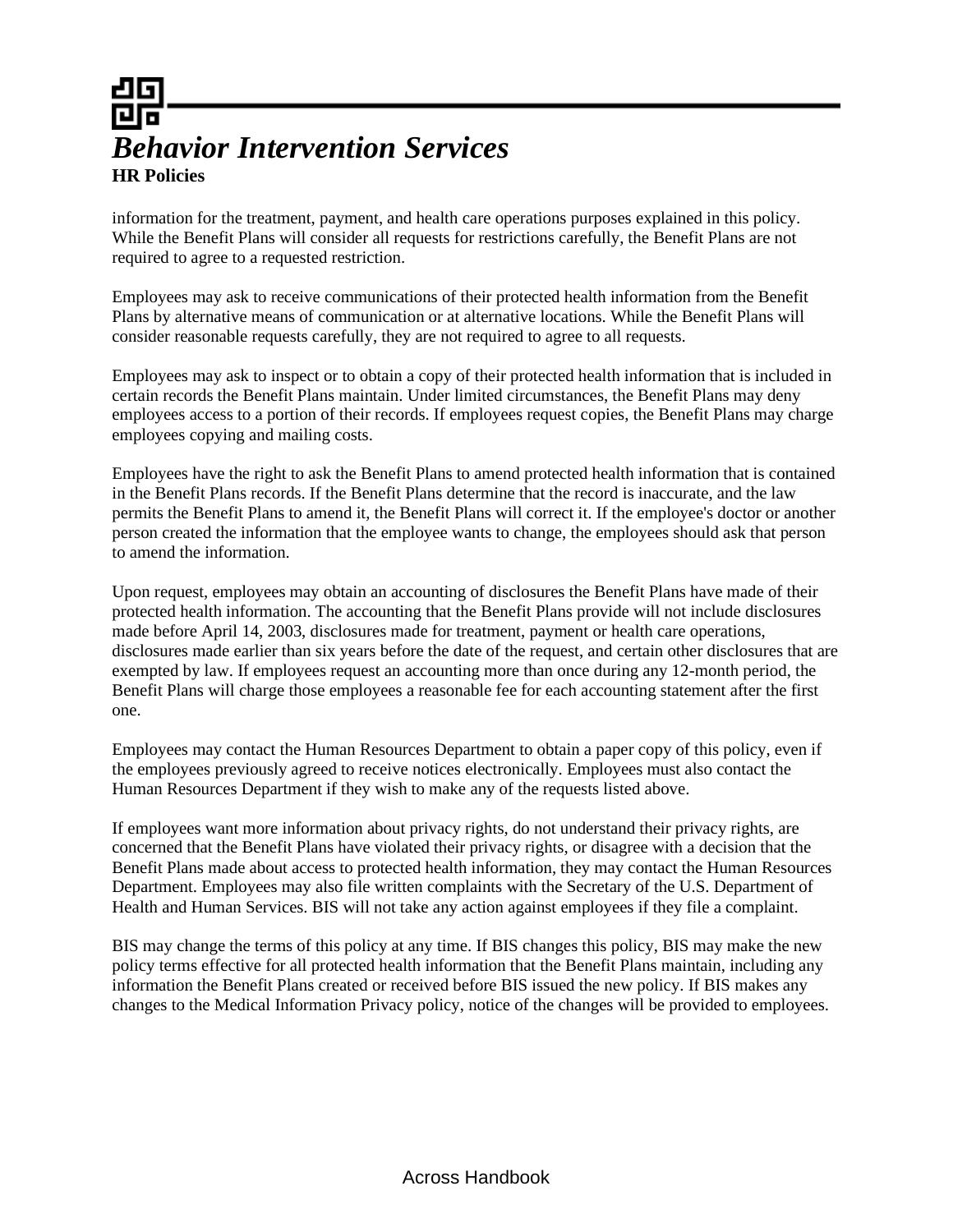information for the treatment, payment, and health care operations purposes explained in this policy. While the Benefit Plans will consider all requests for restrictions carefully, the Benefit Plans are not required to agree to a requested restriction.

Employees may ask to receive communications of their protected health information from the Benefit Plans by alternative means of communication or at alternative locations. While the Benefit Plans will consider reasonable requests carefully, they are not required to agree to all requests.

Employees may ask to inspect or to obtain a copy of their protected health information that is included in certain records the Benefit Plans maintain. Under limited circumstances, the Benefit Plans may deny employees access to a portion of their records. If employees request copies, the Benefit Plans may charge employees copying and mailing costs.

Employees have the right to ask the Benefit Plans to amend protected health information that is contained in the Benefit Plans records. If the Benefit Plans determine that the record is inaccurate, and the law permits the Benefit Plans to amend it, the Benefit Plans will correct it. If the employee's doctor or another person created the information that the employee wants to change, the employees should ask that person to amend the information.

Upon request, employees may obtain an accounting of disclosures the Benefit Plans have made of their protected health information. The accounting that the Benefit Plans provide will not include disclosures made before April 14, 2003, disclosures made for treatment, payment or health care operations, disclosures made earlier than six years before the date of the request, and certain other disclosures that are exempted by law. If employees request an accounting more than once during any 12-month period, the Benefit Plans will charge those employees a reasonable fee for each accounting statement after the first one.

Employees may contact the Human Resources Department to obtain a paper copy of this policy, even if the employees previously agreed to receive notices electronically. Employees must also contact the Human Resources Department if they wish to make any of the requests listed above.

If employees want more information about privacy rights, do not understand their privacy rights, are concerned that the Benefit Plans have violated their privacy rights, or disagree with a decision that the Benefit Plans made about access to protected health information, they may contact the Human Resources Department. Employees may also file written complaints with the Secretary of the U.S. Department of Health and Human Services. BIS will not take any action against employees if they file a complaint.

BIS may change the terms of this policy at any time. If BIS changes this policy, BIS may make the new policy terms effective for all protected health information that the Benefit Plans maintain, including any information the Benefit Plans created or received before BIS issued the new policy. If BIS makes any changes to the Medical Information Privacy policy, notice of the changes will be provided to employees.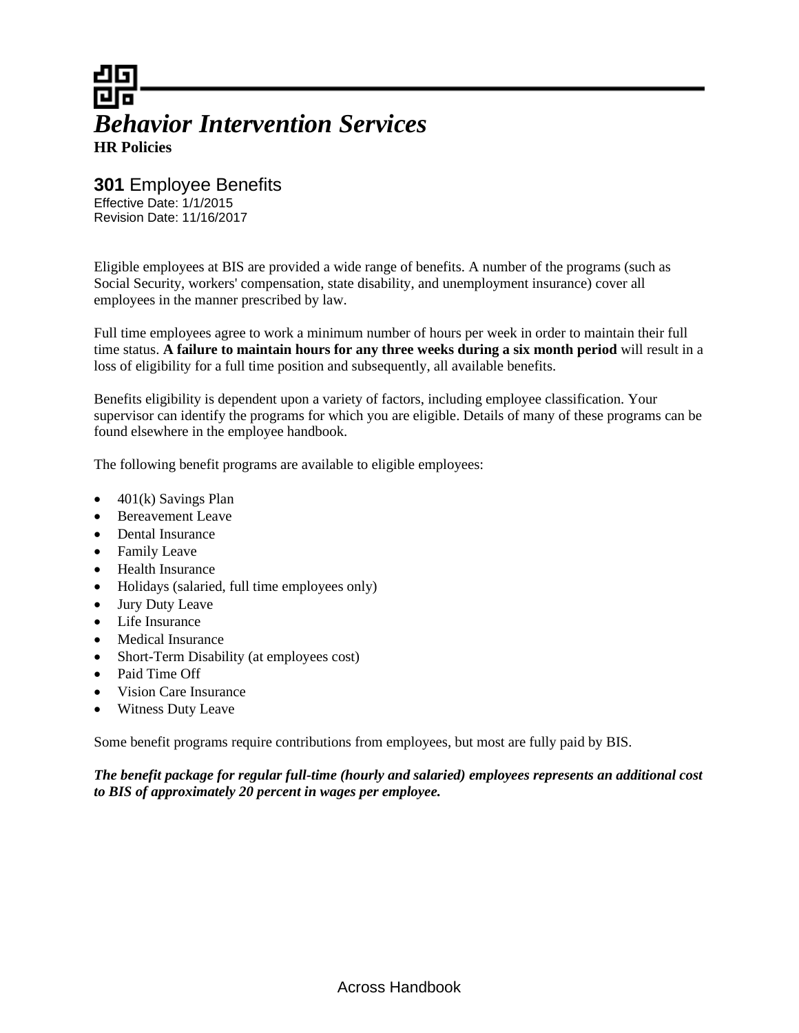# *Behavior Intervention Services*

**HR Policies**

## **301** Employee Benefits

Effective Date: 1/1/2015
Revision Date: 11/16/2017

Eligible employees at BIS are provided a wide range of benefits. A number of the programs (such as Social Security, workers' compensation, state disability, and unemployment insurance) cover all employees in the manner prescribed by law.

Full time employees agree to work a minimum number of hours per week in order to maintain their full time status. **A failure to maintain hours for any three weeks during a six month period** will result in a loss of eligibility for a full time position and subsequently, all available benefits.

Benefits eligibility is dependent upon a variety of factors, including employee classification. Your supervisor can identify the programs for which you are eligible. Details of many of these programs can be found elsewhere in the employee handbook.

The following benefit programs are available to eligible employees:

- 401(k) Savings Plan
- Bereavement Leave
- Dental Insurance
- Family Leave
- Health Insurance
- Holidays (salaried, full time employees only)
- Jury Duty Leave
- Life Insurance
- Medical Insurance
- Short-Term Disability (at employees cost)
- Paid Time Off
- Vision Care Insurance
- Witness Duty Leave

Some benefit programs require contributions from employees, but most are fully paid by BIS.

***The benefit package for regular full-time (hourly and salaried) employees represents an additional cost to BIS of approximately 20 percent in wages per employee.***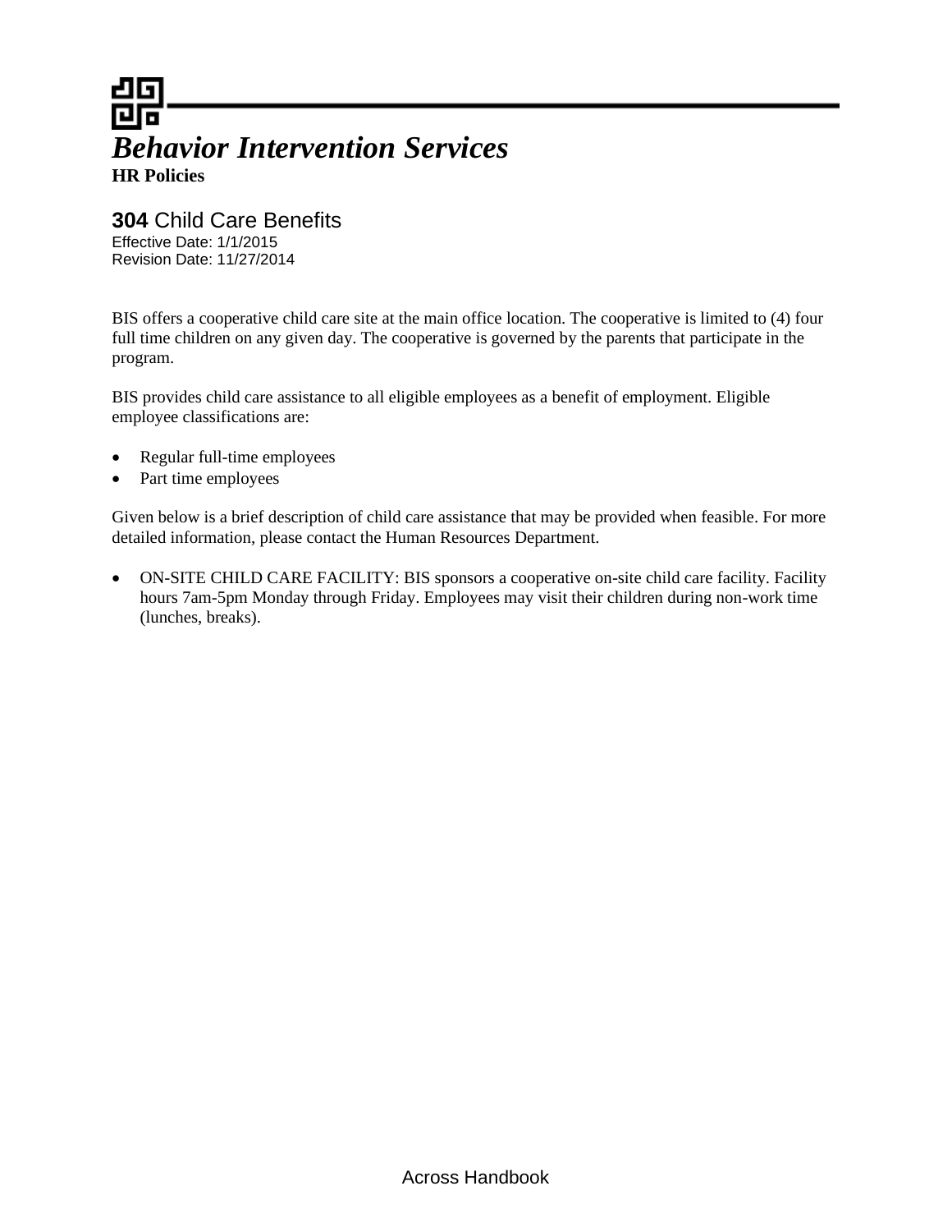*Behavior Intervention Services*
**HR Policies**

## **304** Child Care Benefits

Effective Date: 1/1/2015
Revision Date: 11/27/2014

BIS offers a cooperative child care site at the main office location. The cooperative is limited to (4) four full time children on any given day. The cooperative is governed by the parents that participate in the program.

BIS provides child care assistance to all eligible employees as a benefit of employment. Eligible employee classifications are:

- Regular full-time employees
- Part time employees

Given below is a brief description of child care assistance that may be provided when feasible. For more detailed information, please contact the Human Resources Department.

- ON-SITE CHILD CARE FACILITY: BIS sponsors a cooperative on-site child care facility. Facility hours 7am-5pm Monday through Friday. Employees may visit their children during non-work time (lunches, breaks).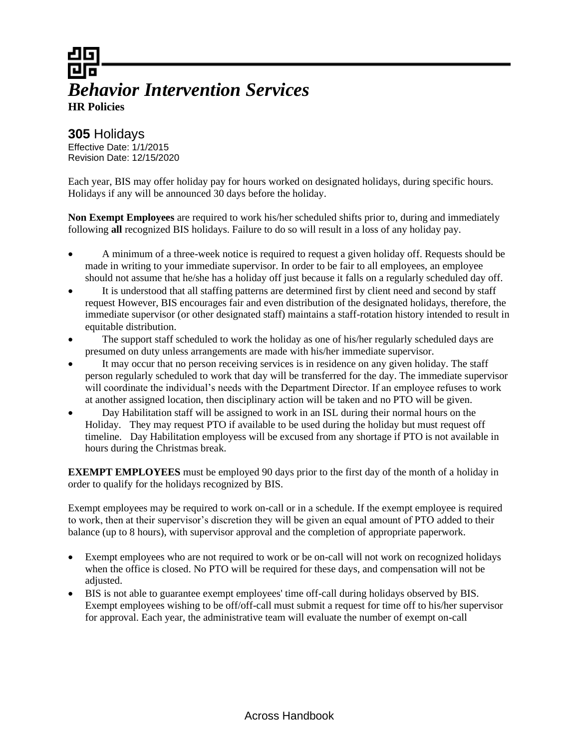# *Behavior Intervention Services*

**HR Policies**

## **305** Holidays

Effective Date: 1/1/2015
Revision Date: 12/15/2020

Each year, BIS may offer holiday pay for hours worked on designated holidays, during specific hours. Holidays if any will be announced 30 days before the holiday.

**Non Exempt Employees** are required to work his/her scheduled shifts prior to, during and immediately following **all** recognized BIS holidays. Failure to do so will result in a loss of any holiday pay.

- A minimum of a three-week notice is required to request a given holiday off. Requests should be made in writing to your immediate supervisor. In order to be fair to all employees, an employee should not assume that he/she has a holiday off just because it falls on a regularly scheduled day off.
- It is understood that all staffing patterns are determined first by client need and second by staff request However, BIS encourages fair and even distribution of the designated holidays, therefore, the immediate supervisor (or other designated staff) maintains a staff-rotation history intended to result in equitable distribution.
- The support staff scheduled to work the holiday as one of his/her regularly scheduled days are presumed on duty unless arrangements are made with his/her immediate supervisor.
- It may occur that no person receiving services is in residence on any given holiday. The staff person regularly scheduled to work that day will be transferred for the day. The immediate supervisor will coordinate the individual's needs with the Department Director. If an employee refuses to work at another assigned location, then disciplinary action will be taken and no PTO will be given.
- Day Habilitation staff will be assigned to work in an ISL during their normal hours on the Holiday. They may request PTO if available to be used during the holiday but must request off timeline. Day Habilitation employess will be excused from any shortage if PTO is not available in hours during the Christmas break.

**EXEMPT EMPLOYEES** must be employed 90 days prior to the first day of the month of a holiday in order to qualify for the holidays recognized by BIS.

Exempt employees may be required to work on-call or in a schedule. If the exempt employee is required to work, then at their supervisor's discretion they will be given an equal amount of PTO added to their balance (up to 8 hours), with supervisor approval and the completion of appropriate paperwork.

- Exempt employees who are not required to work or be on-call will not work on recognized holidays when the office is closed. No PTO will be required for these days, and compensation will not be adjusted.
- BIS is not able to guarantee exempt employees' time off-call during holidays observed by BIS. Exempt employees wishing to be off/off-call must submit a request for time off to his/her supervisor for approval. Each year, the administrative team will evaluate the number of exempt on-call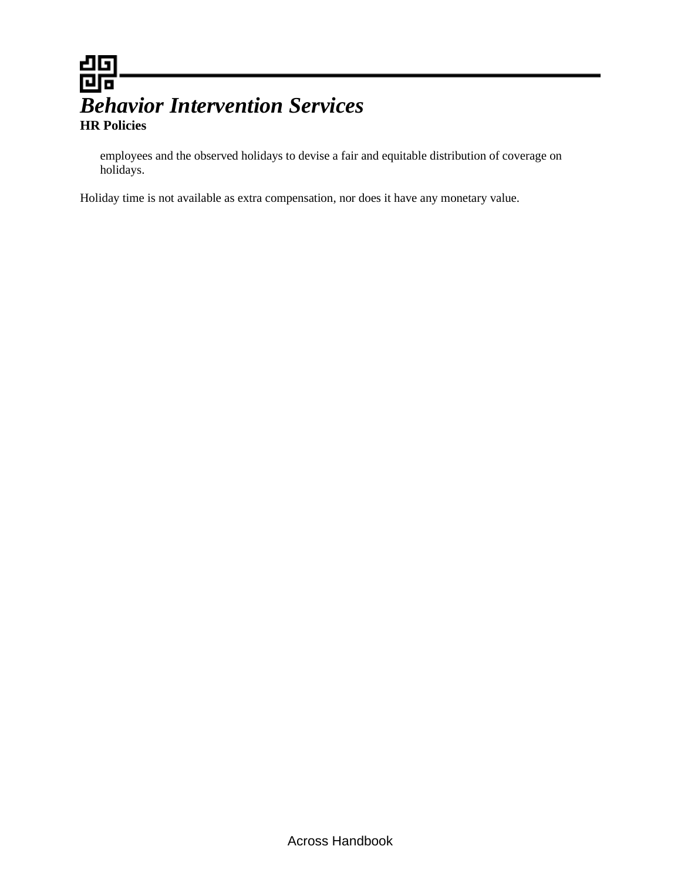employees and the observed holidays to devise a fair and equitable distribution of coverage on holidays.

Holiday time is not available as extra compensation, nor does it have any monetary value.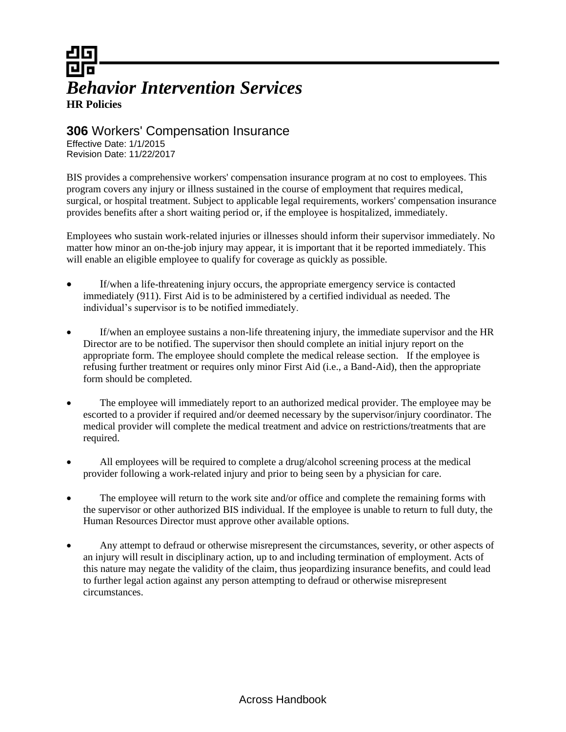# *Behavior Intervention Services*

**HR Policies**

## **306** Workers' Compensation Insurance

Effective Date: 1/1/2015
Revision Date: 11/22/2017

BIS provides a comprehensive workers' compensation insurance program at no cost to employees. This program covers any injury or illness sustained in the course of employment that requires medical, surgical, or hospital treatment. Subject to applicable legal requirements, workers' compensation insurance provides benefits after a short waiting period or, if the employee is hospitalized, immediately.

Employees who sustain work-related injuries or illnesses should inform their supervisor immediately. No matter how minor an on-the-job injury may appear, it is important that it be reported immediately. This will enable an eligible employee to qualify for coverage as quickly as possible.

- If/when a life-threatening injury occurs, the appropriate emergency service is contacted immediately (911). First Aid is to be administered by a certified individual as needed. The individual's supervisor is to be notified immediately.
- If/when an employee sustains a non-life threatening injury, the immediate supervisor and the HR Director are to be notified. The supervisor then should complete an initial injury report on the appropriate form. The employee should complete the medical release section. If the employee is refusing further treatment or requires only minor First Aid (i.e., a Band-Aid), then the appropriate form should be completed.
- The employee will immediately report to an authorized medical provider. The employee may be escorted to a provider if required and/or deemed necessary by the supervisor/injury coordinator. The medical provider will complete the medical treatment and advice on restrictions/treatments that are required.
- All employees will be required to complete a drug/alcohol screening process at the medical provider following a work-related injury and prior to being seen by a physician for care.
- The employee will return to the work site and/or office and complete the remaining forms with the supervisor or other authorized BIS individual. If the employee is unable to return to full duty, the Human Resources Director must approve other available options.
- Any attempt to defraud or otherwise misrepresent the circumstances, severity, or other aspects of an injury will result in disciplinary action, up to and including termination of employment. Acts of this nature may negate the validity of the claim, thus jeopardizing insurance benefits, and could lead to further legal action against any person attempting to defraud or otherwise misrepresent circumstances.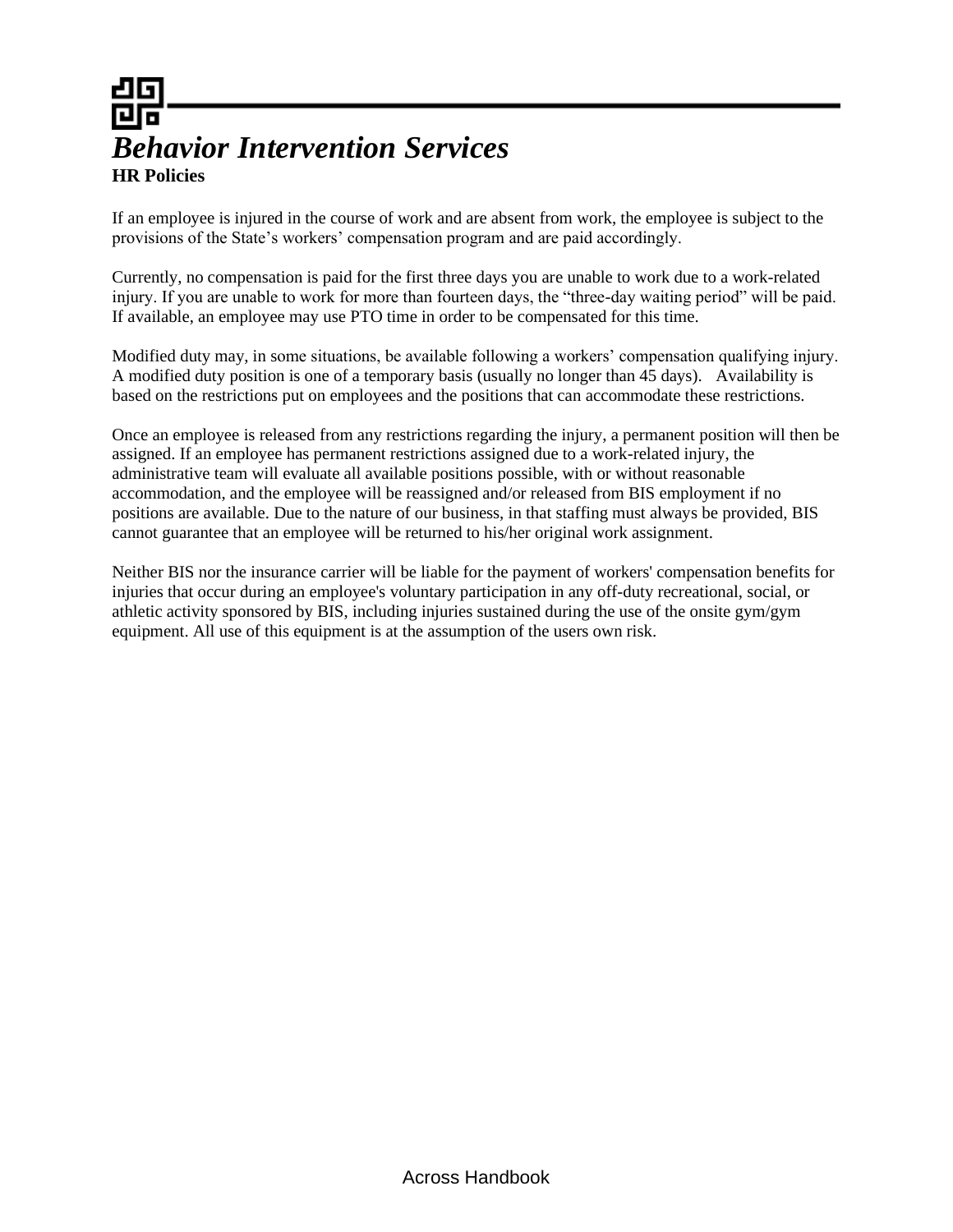# *Behavior Intervention Services*

**HR Policies**

If an employee is injured in the course of work and are absent from work, the employee is subject to the provisions of the State's workers' compensation program and are paid accordingly.

Currently, no compensation is paid for the first three days you are unable to work due to a work-related injury. If you are unable to work for more than fourteen days, the "three-day waiting period" will be paid. If available, an employee may use PTO time in order to be compensated for this time.

Modified duty may, in some situations, be available following a workers' compensation qualifying injury. A modified duty position is one of a temporary basis (usually no longer than 45 days). Availability is based on the restrictions put on employees and the positions that can accommodate these restrictions.

Once an employee is released from any restrictions regarding the injury, a permanent position will then be assigned. If an employee has permanent restrictions assigned due to a work-related injury, the administrative team will evaluate all available positions possible, with or without reasonable accommodation, and the employee will be reassigned and/or released from BIS employment if no positions are available. Due to the nature of our business, in that staffing must always be provided, BIS cannot guarantee that an employee will be returned to his/her original work assignment.

Neither BIS nor the insurance carrier will be liable for the payment of workers' compensation benefits for injuries that occur during an employee's voluntary participation in any off-duty recreational, social, or athletic activity sponsored by BIS, including injuries sustained during the use of the onsite gym/gym equipment. All use of this equipment is at the assumption of the users own risk.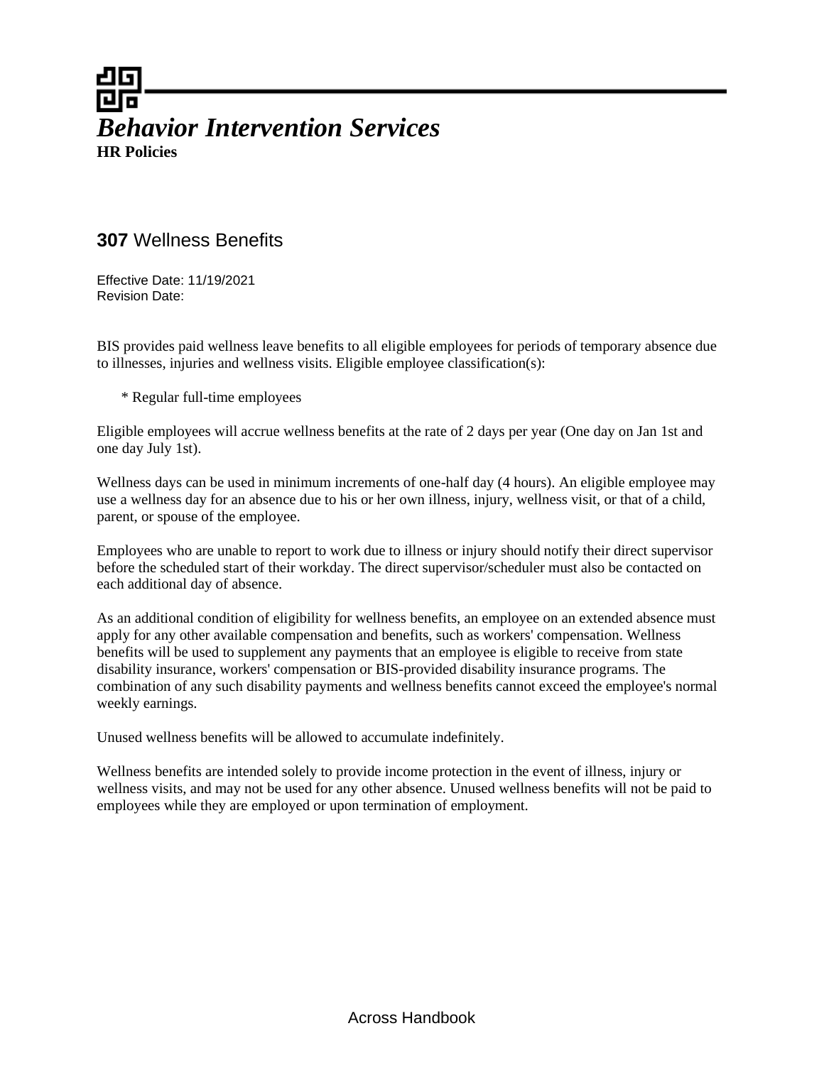# *Behavior Intervention Services*

**HR Policies**

## **307** Wellness Benefits

Effective Date: 11/19/2021
Revision Date:

BIS provides paid wellness leave benefits to all eligible employees for periods of temporary absence due to illnesses, injuries and wellness visits. Eligible employee classification(s):

* Regular full-time employees

Eligible employees will accrue wellness benefits at the rate of 2 days per year (One day on Jan 1st and one day July 1st).

Wellness days can be used in minimum increments of one-half day (4 hours). An eligible employee may use a wellness day for an absence due to his or her own illness, injury, wellness visit, or that of a child, parent, or spouse of the employee.

Employees who are unable to report to work due to illness or injury should notify their direct supervisor before the scheduled start of their workday. The direct supervisor/scheduler must also be contacted on each additional day of absence.

As an additional condition of eligibility for wellness benefits, an employee on an extended absence must apply for any other available compensation and benefits, such as workers' compensation. Wellness benefits will be used to supplement any payments that an employee is eligible to receive from state disability insurance, workers' compensation or BIS-provided disability insurance programs. The combination of any such disability payments and wellness benefits cannot exceed the employee's normal weekly earnings.

Unused wellness benefits will be allowed to accumulate indefinitely.

Wellness benefits are intended solely to provide income protection in the event of illness, injury or wellness visits, and may not be used for any other absence. Unused wellness benefits will not be paid to employees while they are employed or upon termination of employment.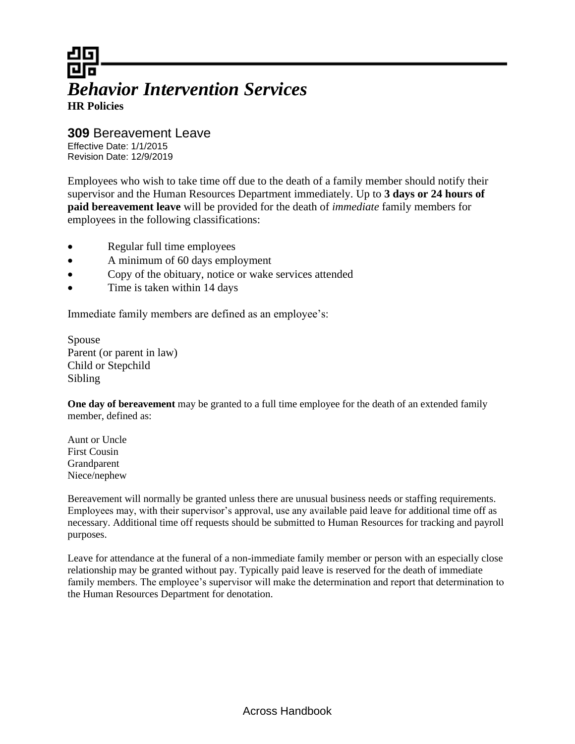# *Behavior Intervention Services*

**HR Policies**

## **309** Bereavement Leave

Effective Date: 1/1/2015
Revision Date: 12/9/2019

Employees who wish to take time off due to the death of a family member should notify their supervisor and the Human Resources Department immediately. Up to **3 days or 24 hours of paid bereavement leave** will be provided for the death of *immediate* family members for employees in the following classifications:

- Regular full time employees
- A minimum of 60 days employment
- Copy of the obituary, notice or wake services attended
- Time is taken within 14 days

Immediate family members are defined as an employee's:

Spouse
Parent (or parent in law)
Child or Stepchild
Sibling

**One day of bereavement** may be granted to a full time employee for the death of an extended family member, defined as:

Aunt or Uncle
First Cousin
Grandparent
Niece/nephew

Bereavement will normally be granted unless there are unusual business needs or staffing requirements. Employees may, with their supervisor's approval, use any available paid leave for additional time off as necessary. Additional time off requests should be submitted to Human Resources for tracking and payroll purposes.

Leave for attendance at the funeral of a non-immediate family member or person with an especially close relationship may be granted without pay. Typically paid leave is reserved for the death of immediate family members. The employee's supervisor will make the determination and report that determination to the Human Resources Department for denotation.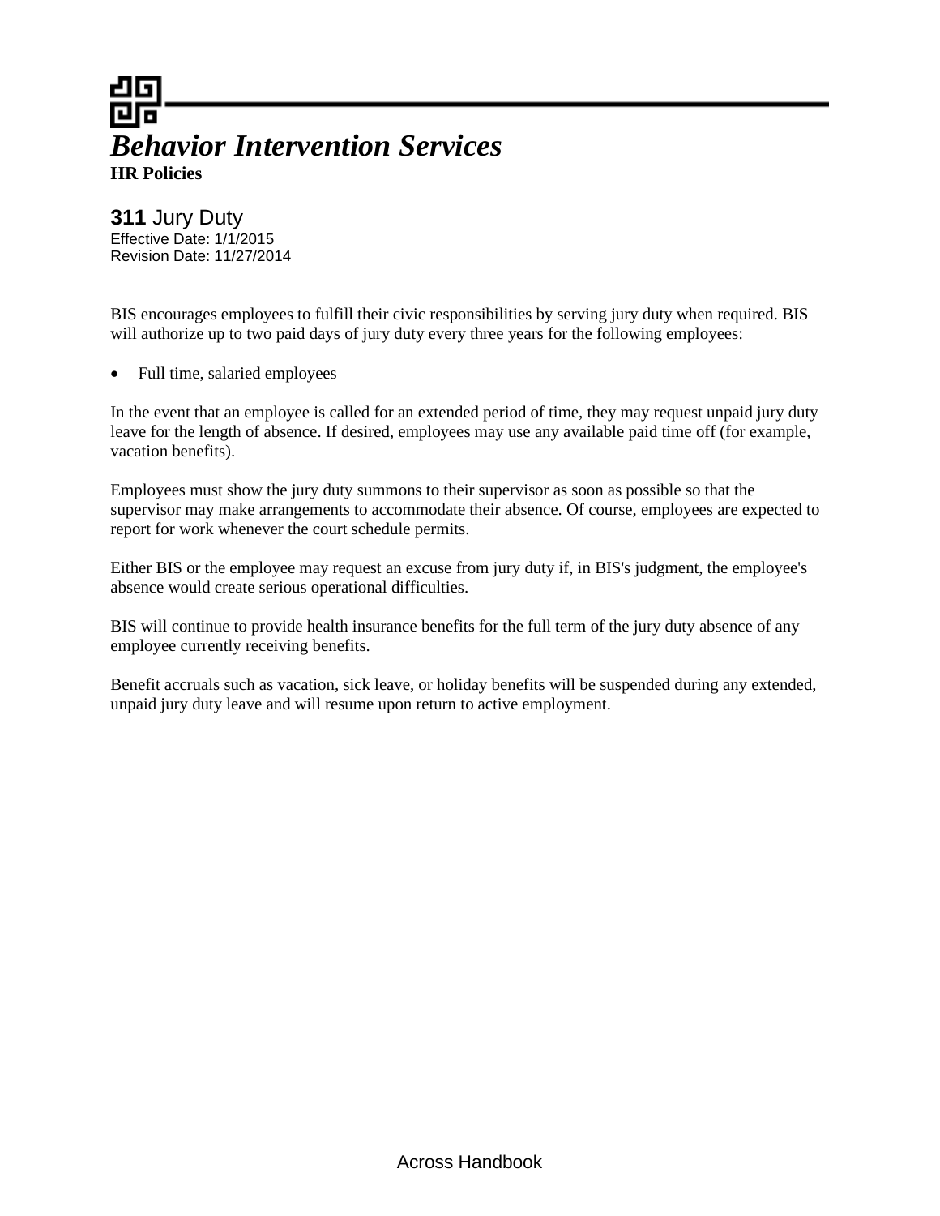# *Behavior Intervention Services*

**HR Policies**

## **311** Jury Duty

Effective Date: 1/1/2015
Revision Date: 11/27/2014

BIS encourages employees to fulfill their civic responsibilities by serving jury duty when required. BIS will authorize up to two paid days of jury duty every three years for the following employees:

- Full time, salaried employees

In the event that an employee is called for an extended period of time, they may request unpaid jury duty leave for the length of absence. If desired, employees may use any available paid time off (for example, vacation benefits).

Employees must show the jury duty summons to their supervisor as soon as possible so that the supervisor may make arrangements to accommodate their absence. Of course, employees are expected to report for work whenever the court schedule permits.

Either BIS or the employee may request an excuse from jury duty if, in BIS's judgment, the employee's absence would create serious operational difficulties.

BIS will continue to provide health insurance benefits for the full term of the jury duty absence of any employee currently receiving benefits.

Benefit accruals such as vacation, sick leave, or holiday benefits will be suspended during any extended, unpaid jury duty leave and will resume upon return to active employment.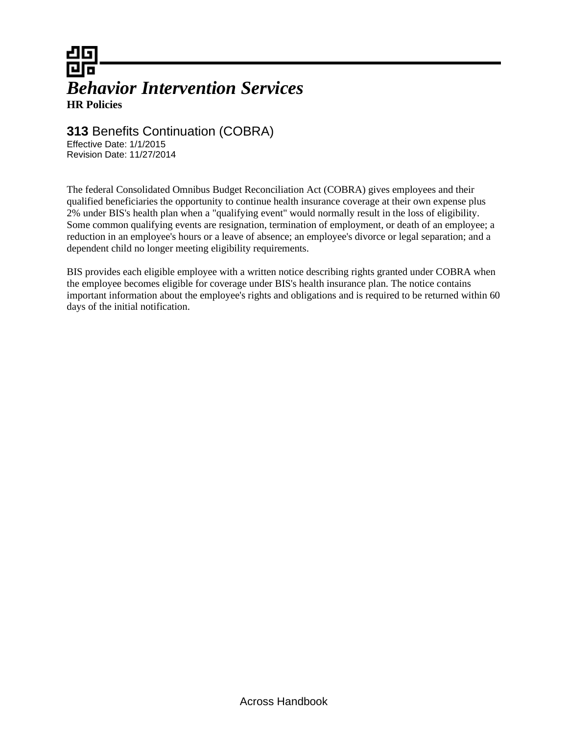# *Behavior Intervention Services*

**HR Policies**

## **313** Benefits Continuation (COBRA)

Effective Date: 1/1/2015
Revision Date: 11/27/2014

The federal Consolidated Omnibus Budget Reconciliation Act (COBRA) gives employees and their qualified beneficiaries the opportunity to continue health insurance coverage at their own expense plus 2% under BIS's health plan when a "qualifying event" would normally result in the loss of eligibility. Some common qualifying events are resignation, termination of employment, or death of an employee; a reduction in an employee's hours or a leave of absence; an employee's divorce or legal separation; and a dependent child no longer meeting eligibility requirements.

BIS provides each eligible employee with a written notice describing rights granted under COBRA when the employee becomes eligible for coverage under BIS's health insurance plan. The notice contains important information about the employee's rights and obligations and is required to be returned within 60 days of the initial notification.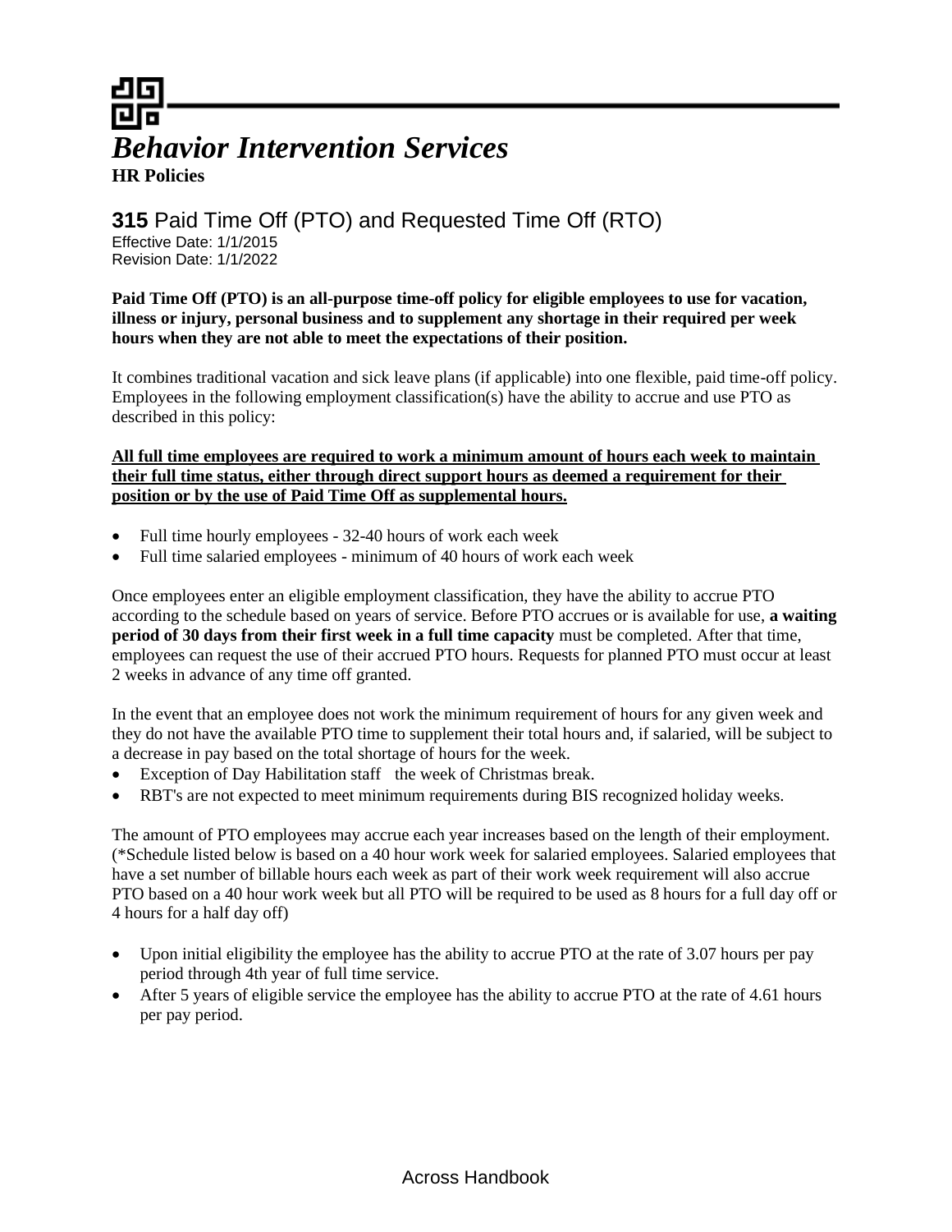# *Behavior Intervention Services*

**HR Policies**

## **315** Paid Time Off (PTO) and Requested Time Off (RTO)

Effective Date: 1/1/2015
Revision Date: 1/1/2022

**Paid Time Off (PTO) is an all-purpose time-off policy for eligible employees to use for vacation, illness or injury, personal business and to supplement any shortage in their required per week hours when they are not able to meet the expectations of their position.**

It combines traditional vacation and sick leave plans (if applicable) into one flexible, paid time-off policy. Employees in the following employment classification(s) have the ability to accrue and use PTO as described in this policy:

<u>**All full time employees are required to work a minimum amount of hours each week to maintain their full time status, either through direct support hours as deemed a requirement for their position or by the use of Paid Time Off as supplemental hours.**</u>

- Full time hourly employees - 32-40 hours of work each week
- Full time salaried employees - minimum of 40 hours of work each week

Once employees enter an eligible employment classification, they have the ability to accrue PTO according to the schedule based on years of service. Before PTO accrues or is available for use, **a waiting period of 30 days from their first week in a full time capacity** must be completed. After that time, employees can request the use of their accrued PTO hours. Requests for planned PTO must occur at least 2 weeks in advance of any time off granted.

In the event that an employee does not work the minimum requirement of hours for any given week and they do not have the available PTO time to supplement their total hours and, if salaried, will be subject to a decrease in pay based on the total shortage of hours for the week.

- Exception of Day Habilitation staff the week of Christmas break.
- RBT's are not expected to meet minimum requirements during BIS recognized holiday weeks.

The amount of PTO employees may accrue each year increases based on the length of their employment. (*Schedule listed below is based on a 40 hour work week for salaried employees. Salaried employees that have a set number of billable hours each week as part of their work week requirement will also accrue PTO based on a 40 hour work week but all PTO will be required to be used as 8 hours for a full day off or 4 hours for a half day off)

- Upon initial eligibility the employee has the ability to accrue PTO at the rate of 3.07 hours per pay period through 4th year of full time service.
- After 5 years of eligible service the employee has the ability to accrue PTO at the rate of 4.61 hours per pay period.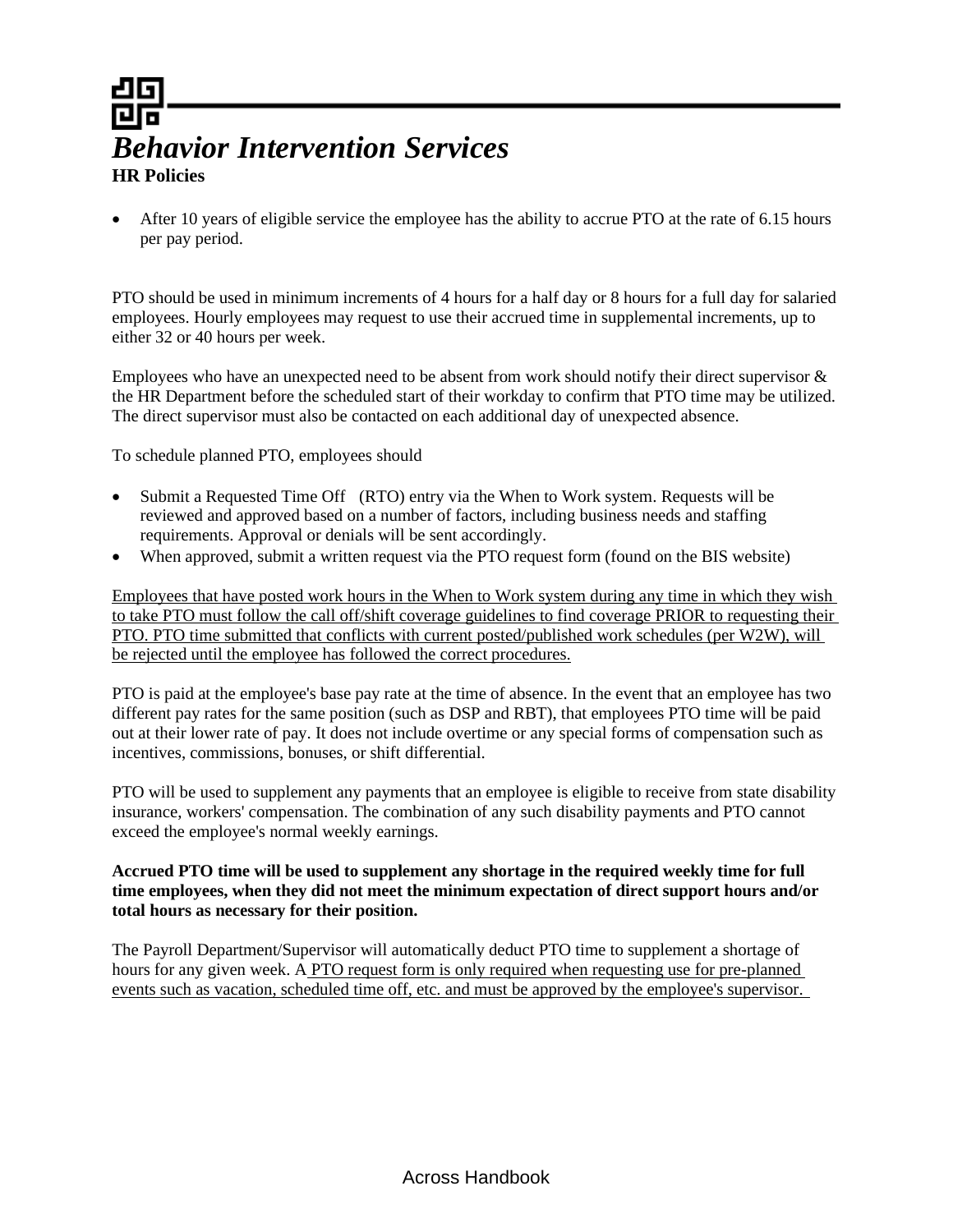- After 10 years of eligible service the employee has the ability to accrue PTO at the rate of 6.15 hours per pay period.

PTO should be used in minimum increments of 4 hours for a half day or 8 hours for a full day for salaried employees. Hourly employees may request to use their accrued time in supplemental increments, up to either 32 or 40 hours per week.

Employees who have an unexpected need to be absent from work should notify their direct supervisor & the HR Department before the scheduled start of their workday to confirm that PTO time may be utilized. The direct supervisor must also be contacted on each additional day of unexpected absence.

To schedule planned PTO, employees should

- Submit a Requested Time Off (RTO) entry via the When to Work system. Requests will be reviewed and approved based on a number of factors, including business needs and staffing requirements. Approval or denials will be sent accordingly.
- When approved, submit a written request via the PTO request form (found on the BIS website)

Employees that have posted work hours in the When to Work system during any time in which they wish to take PTO must follow the call off/shift coverage guidelines to find coverage PRIOR to requesting their PTO. PTO time submitted that conflicts with current posted/published work schedules (per W2W), will be rejected until the employee has followed the correct procedures.

PTO is paid at the employee's base pay rate at the time of absence. In the event that an employee has two different pay rates for the same position (such as DSP and RBT), that employees PTO time will be paid out at their lower rate of pay. It does not include overtime or any special forms of compensation such as incentives, commissions, bonuses, or shift differential.

PTO will be used to supplement any payments that an employee is eligible to receive from state disability insurance, workers' compensation. The combination of any such disability payments and PTO cannot exceed the employee's normal weekly earnings.

**Accrued PTO time will be used to supplement any shortage in the required weekly time for full time employees, when they did not meet the minimum expectation of direct support hours and/or total hours as necessary for their position.**

The Payroll Department/Supervisor will automatically deduct PTO time to supplement a shortage of hours for any given week. A PTO request form is only required when requesting use for pre-planned events such as vacation, scheduled time off, etc. and must be approved by the employee's supervisor.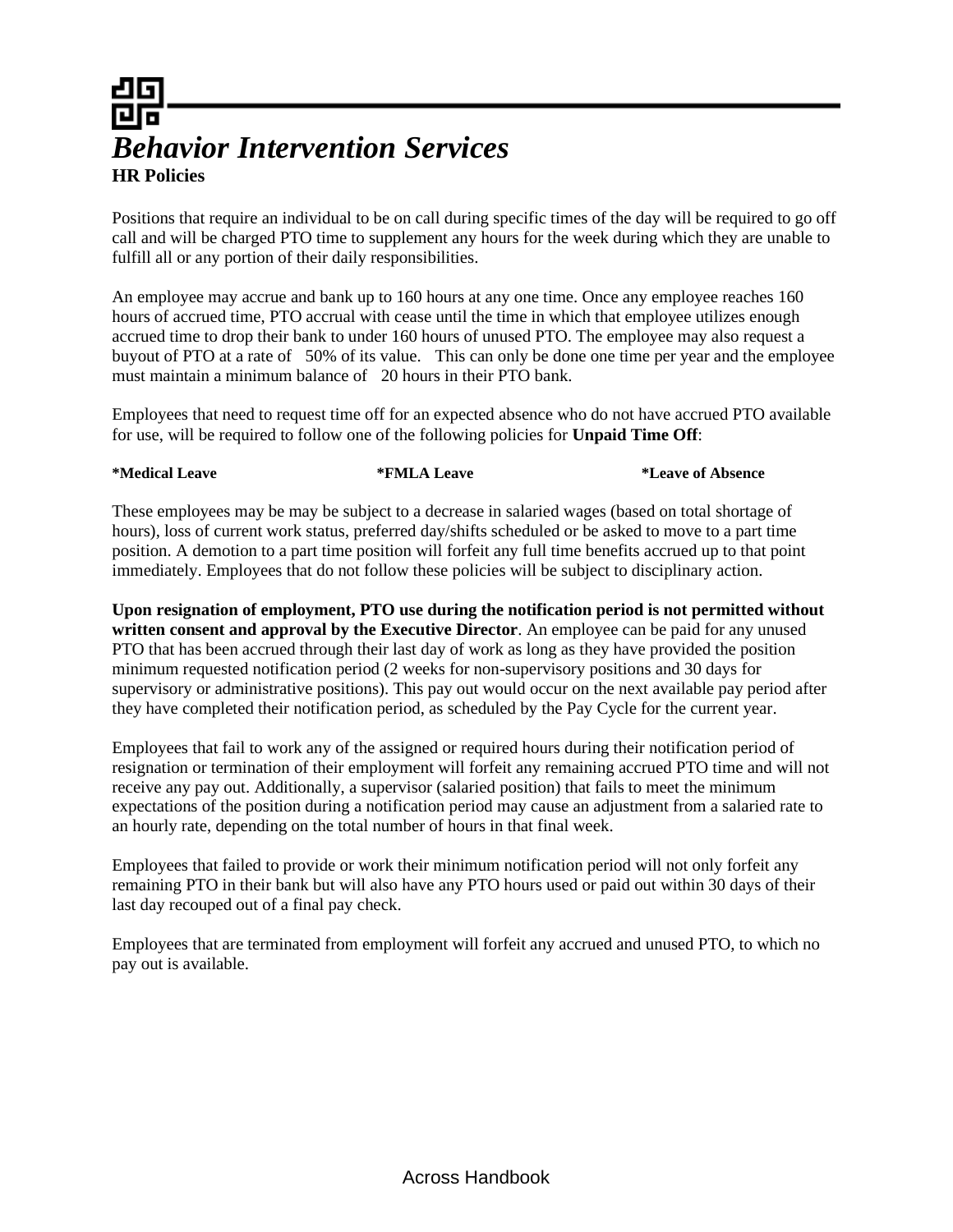*Behavior Intervention Services*
**HR Policies**

Positions that require an individual to be on call during specific times of the day will be required to go off call and will be charged PTO time to supplement any hours for the week during which they are unable to fulfill all or any portion of their daily responsibilities.

An employee may accrue and bank up to 160 hours at any one time. Once any employee reaches 160 hours of accrued time, PTO accrual with cease until the time in which that employee utilizes enough accrued time to drop their bank to under 160 hours of unused PTO. The employee may also request a buyout of PTO at a rate of 50% of its value. This can only be done one time per year and the employee must maintain a minimum balance of 20 hours in their PTO bank.

Employees that need to request time off for an expected absence who do not have accrued PTO available for use, will be required to follow one of the following policies for **Unpaid Time Off**:

**\*Medical Leave** **\*FMLA Leave** **\*Leave of Absence**

These employees may be may be subject to a decrease in salaried wages (based on total shortage of hours), loss of current work status, preferred day/shifts scheduled or be asked to move to a part time position. A demotion to a part time position will forfeit any full time benefits accrued up to that point immediately. Employees that do not follow these policies will be subject to disciplinary action.

**Upon resignation of employment, PTO use during the notification period is not permitted without written consent and approval by the Executive Director**. An employee can be paid for any unused PTO that has been accrued through their last day of work as long as they have provided the position minimum requested notification period (2 weeks for non-supervisory positions and 30 days for supervisory or administrative positions). This pay out would occur on the next available pay period after they have completed their notification period, as scheduled by the Pay Cycle for the current year.

Employees that fail to work any of the assigned or required hours during their notification period of resignation or termination of their employment will forfeit any remaining accrued PTO time and will not receive any pay out. Additionally, a supervisor (salaried position) that fails to meet the minimum expectations of the position during a notification period may cause an adjustment from a salaried rate to an hourly rate, depending on the total number of hours in that final week.

Employees that failed to provide or work their minimum notification period will not only forfeit any remaining PTO in their bank but will also have any PTO hours used or paid out within 30 days of their last day recouped out of a final pay check.

Employees that are terminated from employment will forfeit any accrued and unused PTO, to which no pay out is available.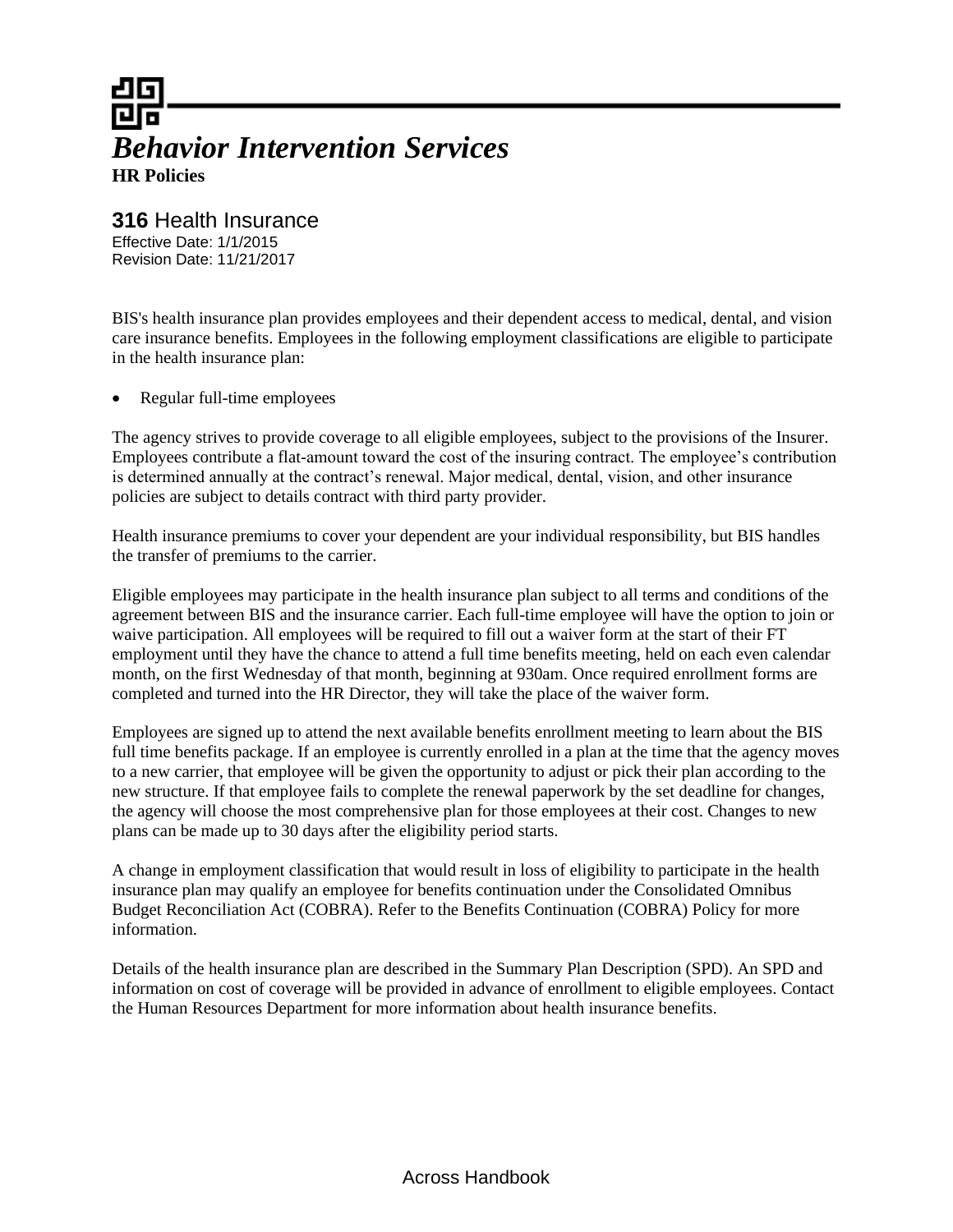# *Behavior Intervention Services*

**HR Policies**

## **316** Health Insurance

Effective Date: 1/1/2015
Revision Date: 11/21/2017

BIS's health insurance plan provides employees and their dependent access to medical, dental, and vision care insurance benefits. Employees in the following employment classifications are eligible to participate in the health insurance plan:

- Regular full-time employees

The agency strives to provide coverage to all eligible employees, subject to the provisions of the Insurer. Employees contribute a flat-amount toward the cost of the insuring contract. The employee's contribution is determined annually at the contract's renewal. Major medical, dental, vision, and other insurance policies are subject to details contract with third party provider.

Health insurance premiums to cover your dependent are your individual responsibility, but BIS handles the transfer of premiums to the carrier.

Eligible employees may participate in the health insurance plan subject to all terms and conditions of the agreement between BIS and the insurance carrier. Each full-time employee will have the option to join or waive participation. All employees will be required to fill out a waiver form at the start of their FT employment until they have the chance to attend a full time benefits meeting, held on each even calendar month, on the first Wednesday of that month, beginning at 930am. Once required enrollment forms are completed and turned into the HR Director, they will take the place of the waiver form.

Employees are signed up to attend the next available benefits enrollment meeting to learn about the BIS full time benefits package. If an employee is currently enrolled in a plan at the time that the agency moves to a new carrier, that employee will be given the opportunity to adjust or pick their plan according to the new structure. If that employee fails to complete the renewal paperwork by the set deadline for changes, the agency will choose the most comprehensive plan for those employees at their cost. Changes to new plans can be made up to 30 days after the eligibility period starts.

A change in employment classification that would result in loss of eligibility to participate in the health insurance plan may qualify an employee for benefits continuation under the Consolidated Omnibus Budget Reconciliation Act (COBRA). Refer to the Benefits Continuation (COBRA) Policy for more information.

Details of the health insurance plan are described in the Summary Plan Description (SPD). An SPD and information on cost of coverage will be provided in advance of enrollment to eligible employees. Contact the Human Resources Department for more information about health insurance benefits.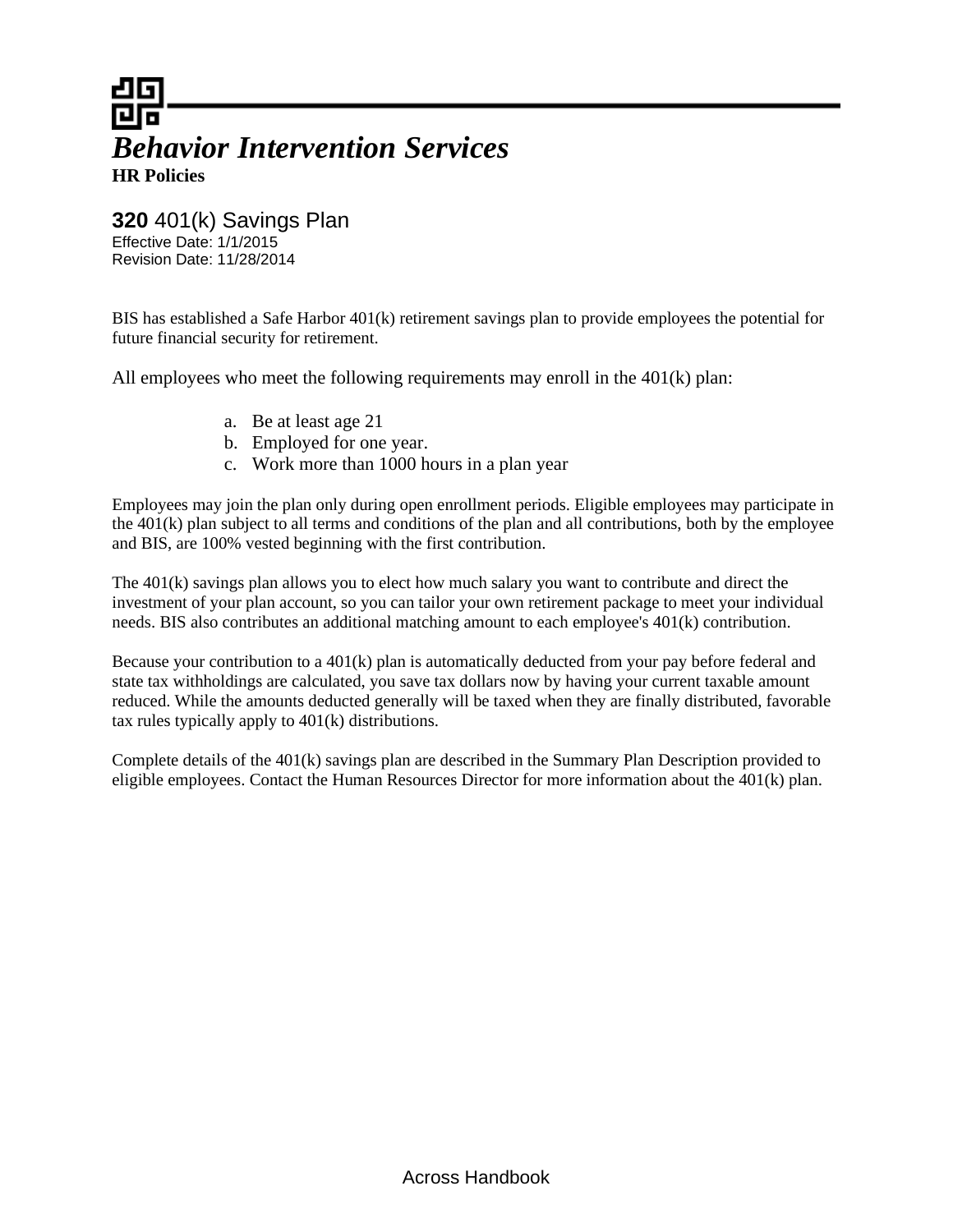# *Behavior Intervention Services*

**HR Policies**

## **320** 401(k) Savings Plan

Effective Date: 1/1/2015
Revision Date: 11/28/2014

BIS has established a Safe Harbor 401(k) retirement savings plan to provide employees the potential for future financial security for retirement.

All employees who meet the following requirements may enroll in the 401(k) plan:

a. Be at least age 21
b. Employed for one year.
c. Work more than 1000 hours in a plan year

Employees may join the plan only during open enrollment periods. Eligible employees may participate in the 401(k) plan subject to all terms and conditions of the plan and all contributions, both by the employee and BIS, are 100% vested beginning with the first contribution.

The 401(k) savings plan allows you to elect how much salary you want to contribute and direct the investment of your plan account, so you can tailor your own retirement package to meet your individual needs. BIS also contributes an additional matching amount to each employee's 401(k) contribution.

Because your contribution to a 401(k) plan is automatically deducted from your pay before federal and state tax withholdings are calculated, you save tax dollars now by having your current taxable amount reduced. While the amounts deducted generally will be taxed when they are finally distributed, favorable tax rules typically apply to 401(k) distributions.

Complete details of the 401(k) savings plan are described in the Summary Plan Description provided to eligible employees. Contact the Human Resources Director for more information about the 401(k) plan.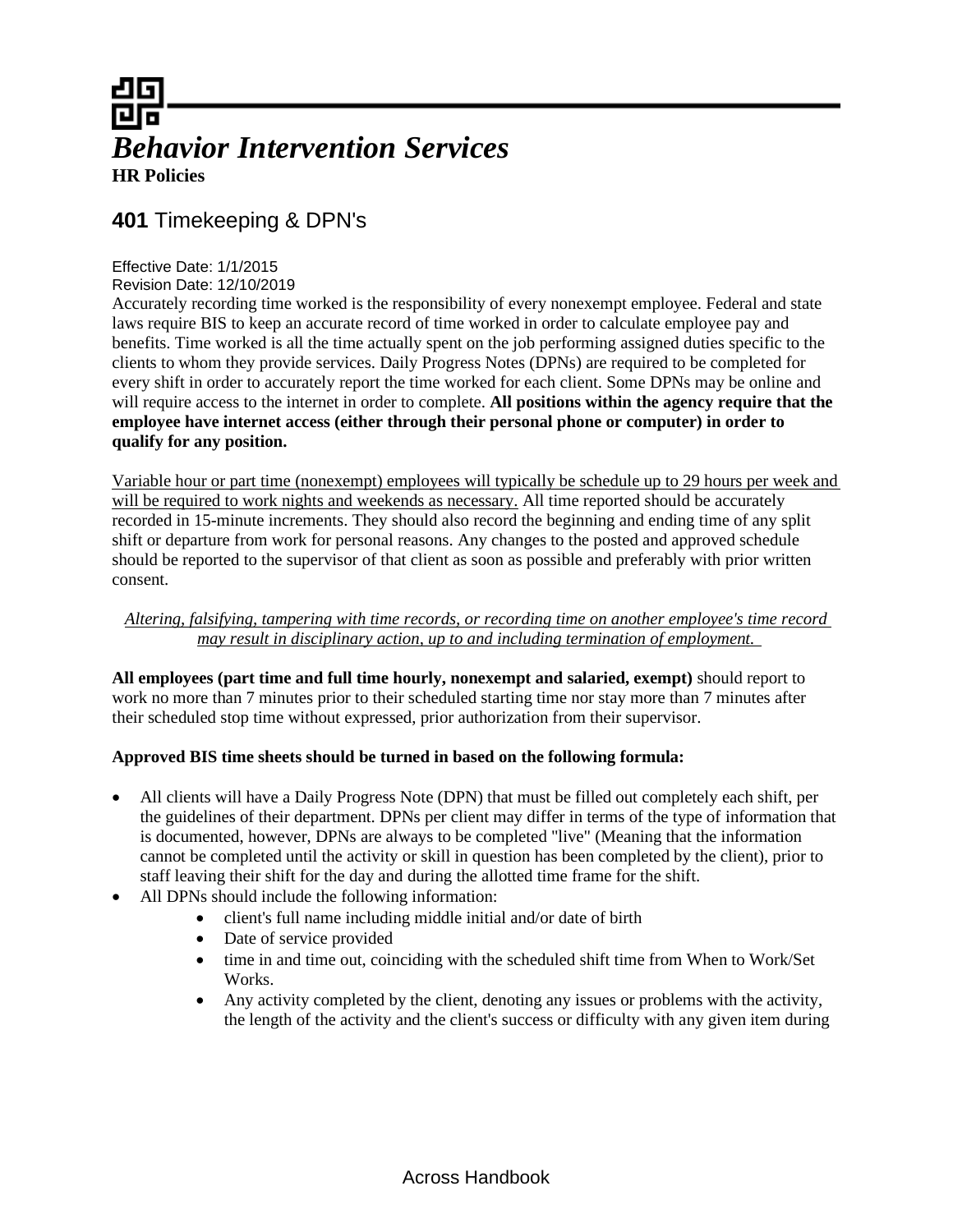# *Behavior Intervention Services*

**HR Policies**

## **401** Timekeeping & DPN's

Effective Date: 1/1/2015
Revision Date: 12/10/2019

Accurately recording time worked is the responsibility of every nonexempt employee. Federal and state laws require BIS to keep an accurate record of time worked in order to calculate employee pay and benefits. Time worked is all the time actually spent on the job performing assigned duties specific to the clients to whom they provide services. Daily Progress Notes (DPNs) are required to be completed for every shift in order to accurately report the time worked for each client. Some DPNs may be online and will require access to the internet in order to complete. **All positions within the agency require that the employee have internet access (either through their personal phone or computer) in order to qualify for any position.**

Variable hour or part time (nonexempt) employees will typically be schedule up to 29 hours per week and will be required to work nights and weekends as necessary. All time reported should be accurately recorded in 15-minute increments. They should also record the beginning and ending time of any split shift or departure from work for personal reasons. Any changes to the posted and approved schedule should be reported to the supervisor of that client as soon as possible and preferably with prior written consent.

*Altering, falsifying, tampering with time records, or recording time on another employee's time record may result in disciplinary action, up to and including termination of employment.*

**All employees (part time and full time hourly, nonexempt and salaried, exempt)** should report to work no more than 7 minutes prior to their scheduled starting time nor stay more than 7 minutes after their scheduled stop time without expressed, prior authorization from their supervisor.

**Approved BIS time sheets should be turned in based on the following formula:**

- All clients will have a Daily Progress Note (DPN) that must be filled out completely each shift, per the guidelines of their department. DPNs per client may differ in terms of the type of information that is documented, however, DPNs are always to be completed "live" (Meaning that the information cannot be completed until the activity or skill in question has been completed by the client), prior to staff leaving their shift for the day and during the allotted time frame for the shift.
- All DPNs should include the following information:
  - client's full name including middle initial and/or date of birth
  - Date of service provided
  - time in and time out, coinciding with the scheduled shift time from When to Work/Set Works.
  - Any activity completed by the client, denoting any issues or problems with the activity, the length of the activity and the client's success or difficulty with any given item during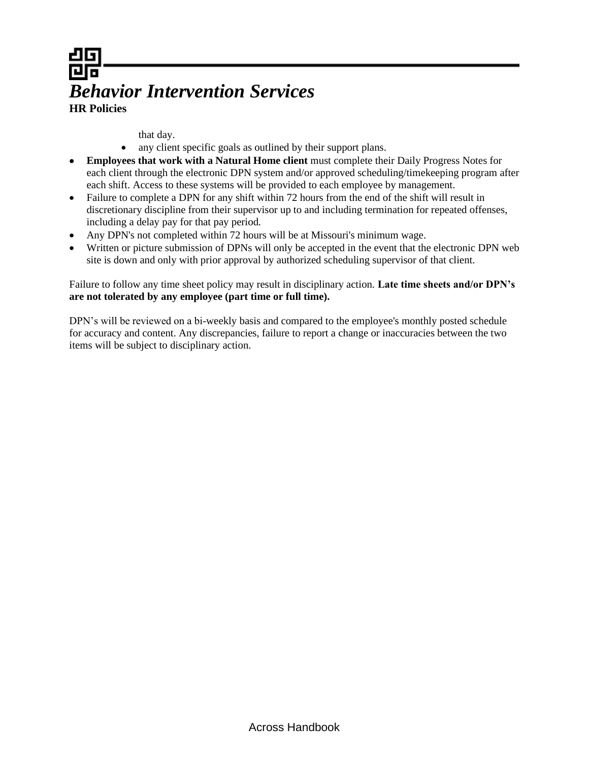that day.

  - any client specific goals as outlined by their support plans.

- **Employees that work with a Natural Home client** must complete their Daily Progress Notes for each client through the electronic DPN system and/or approved scheduling/timekeeping program after each shift. Access to these systems will be provided to each employee by management.
- Failure to complete a DPN for any shift within 72 hours from the end of the shift will result in discretionary discipline from their supervisor up to and including termination for repeated offenses, including a delay pay for that pay period.
- Any DPN's not completed within 72 hours will be at Missouri's minimum wage.
- Written or picture submission of DPNs will only be accepted in the event that the electronic DPN web site is down and only with prior approval by authorized scheduling supervisor of that client.

Failure to follow any time sheet policy may result in disciplinary action. **Late time sheets and/or DPN's are not tolerated by any employee (part time or full time).**

DPN's will be reviewed on a bi-weekly basis and compared to the employee's monthly posted schedule for accuracy and content. Any discrepancies, failure to report a change or inaccuracies between the two items will be subject to disciplinary action.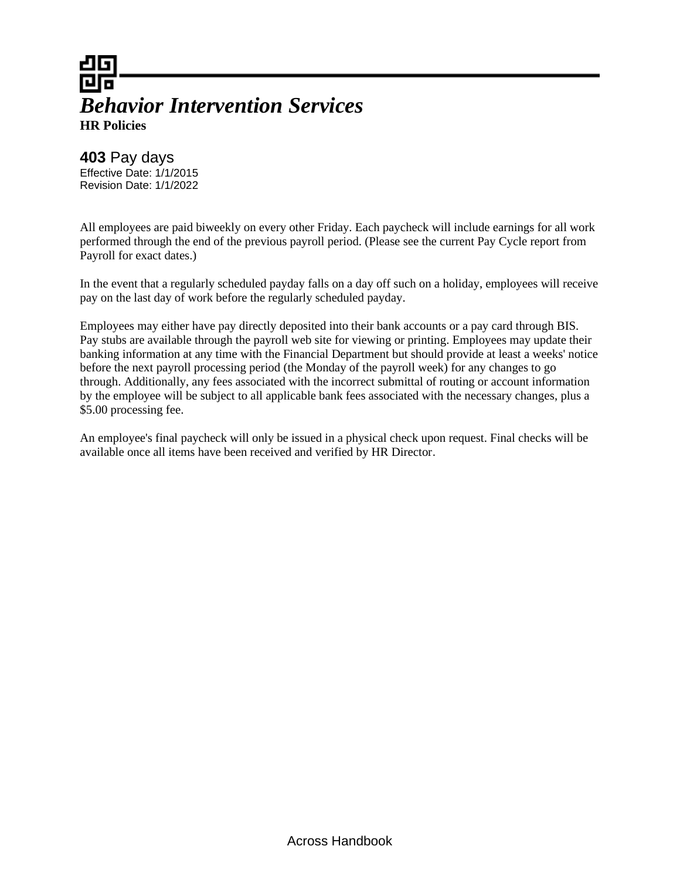# *Behavior Intervention Services*

**HR Policies**

## **403** Pay days

Effective Date: 1/1/2015
Revision Date: 1/1/2022

All employees are paid biweekly on every other Friday. Each paycheck will include earnings for all work performed through the end of the previous payroll period. (Please see the current Pay Cycle report from Payroll for exact dates.)

In the event that a regularly scheduled payday falls on a day off such on a holiday, employees will receive pay on the last day of work before the regularly scheduled payday.

Employees may either have pay directly deposited into their bank accounts or a pay card through BIS. Pay stubs are available through the payroll web site for viewing or printing. Employees may update their banking information at any time with the Financial Department but should provide at least a weeks' notice before the next payroll processing period (the Monday of the payroll week) for any changes to go through. Additionally, any fees associated with the incorrect submittal of routing or account information by the employee will be subject to all applicable bank fees associated with the necessary changes, plus a $5.00 processing fee.

An employee's final paycheck will only be issued in a physical check upon request. Final checks will be available once all items have been received and verified by HR Director.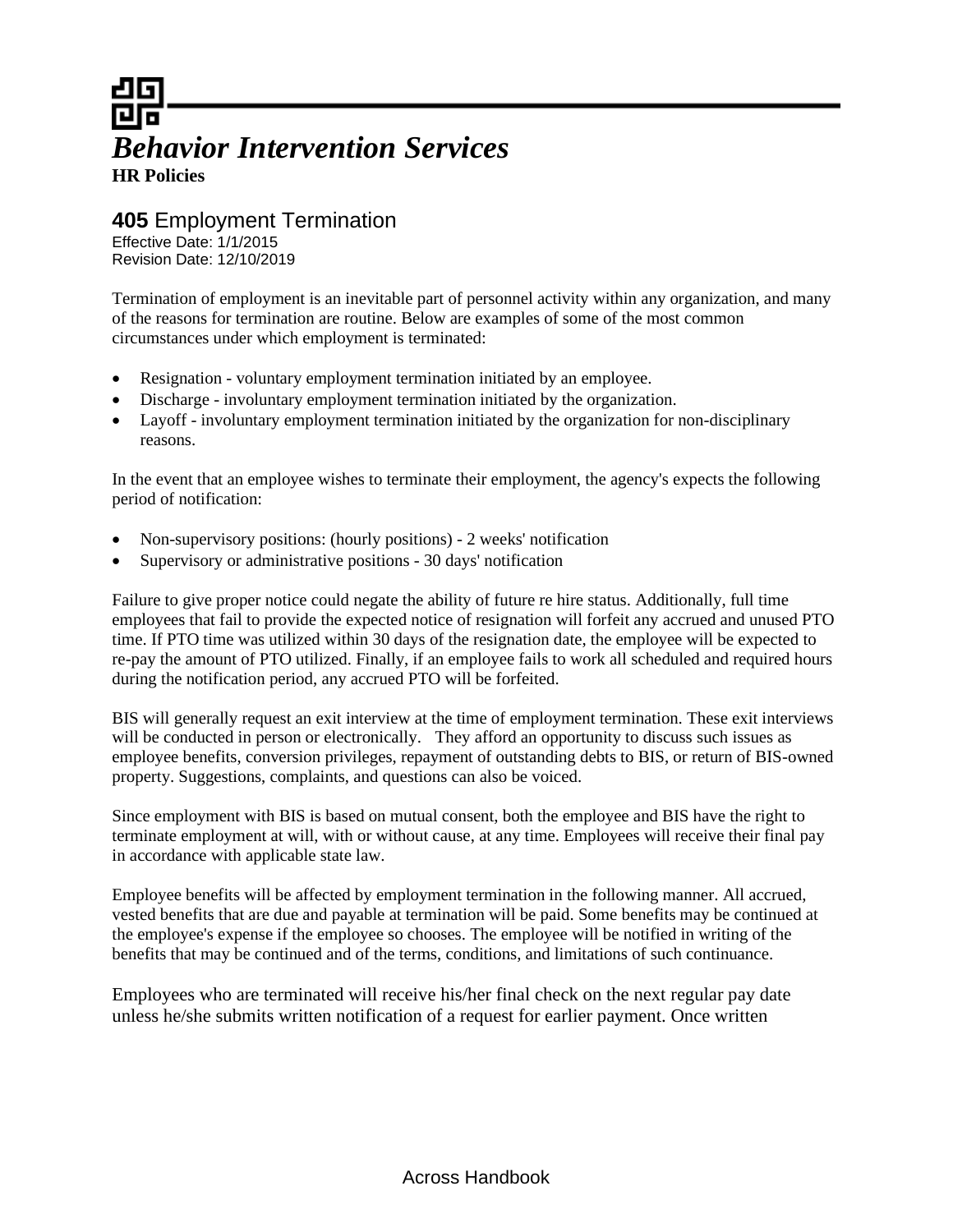# *Behavior Intervention Services*

**HR Policies**

## **405** Employment Termination

Effective Date: 1/1/2015
Revision Date: 12/10/2019

Termination of employment is an inevitable part of personnel activity within any organization, and many of the reasons for termination are routine. Below are examples of some of the most common circumstances under which employment is terminated:

- Resignation - voluntary employment termination initiated by an employee.
- Discharge - involuntary employment termination initiated by the organization.
- Layoff - involuntary employment termination initiated by the organization for non-disciplinary reasons.

In the event that an employee wishes to terminate their employment, the agency's expects the following period of notification:

- Non-supervisory positions: (hourly positions) - 2 weeks' notification
- Supervisory or administrative positions - 30 days' notification

Failure to give proper notice could negate the ability of future re hire status. Additionally, full time employees that fail to provide the expected notice of resignation will forfeit any accrued and unused PTO time. If PTO time was utilized within 30 days of the resignation date, the employee will be expected to re-pay the amount of PTO utilized. Finally, if an employee fails to work all scheduled and required hours during the notification period, any accrued PTO will be forfeited.

BIS will generally request an exit interview at the time of employment termination. These exit interviews will be conducted in person or electronically. They afford an opportunity to discuss such issues as employee benefits, conversion privileges, repayment of outstanding debts to BIS, or return of BIS-owned property. Suggestions, complaints, and questions can also be voiced.

Since employment with BIS is based on mutual consent, both the employee and BIS have the right to terminate employment at will, with or without cause, at any time. Employees will receive their final pay in accordance with applicable state law.

Employee benefits will be affected by employment termination in the following manner. All accrued, vested benefits that are due and payable at termination will be paid. Some benefits may be continued at the employee's expense if the employee so chooses. The employee will be notified in writing of the benefits that may be continued and of the terms, conditions, and limitations of such continuance.

Employees who are terminated will receive his/her final check on the next regular pay date unless he/she submits written notification of a request for earlier payment. Once written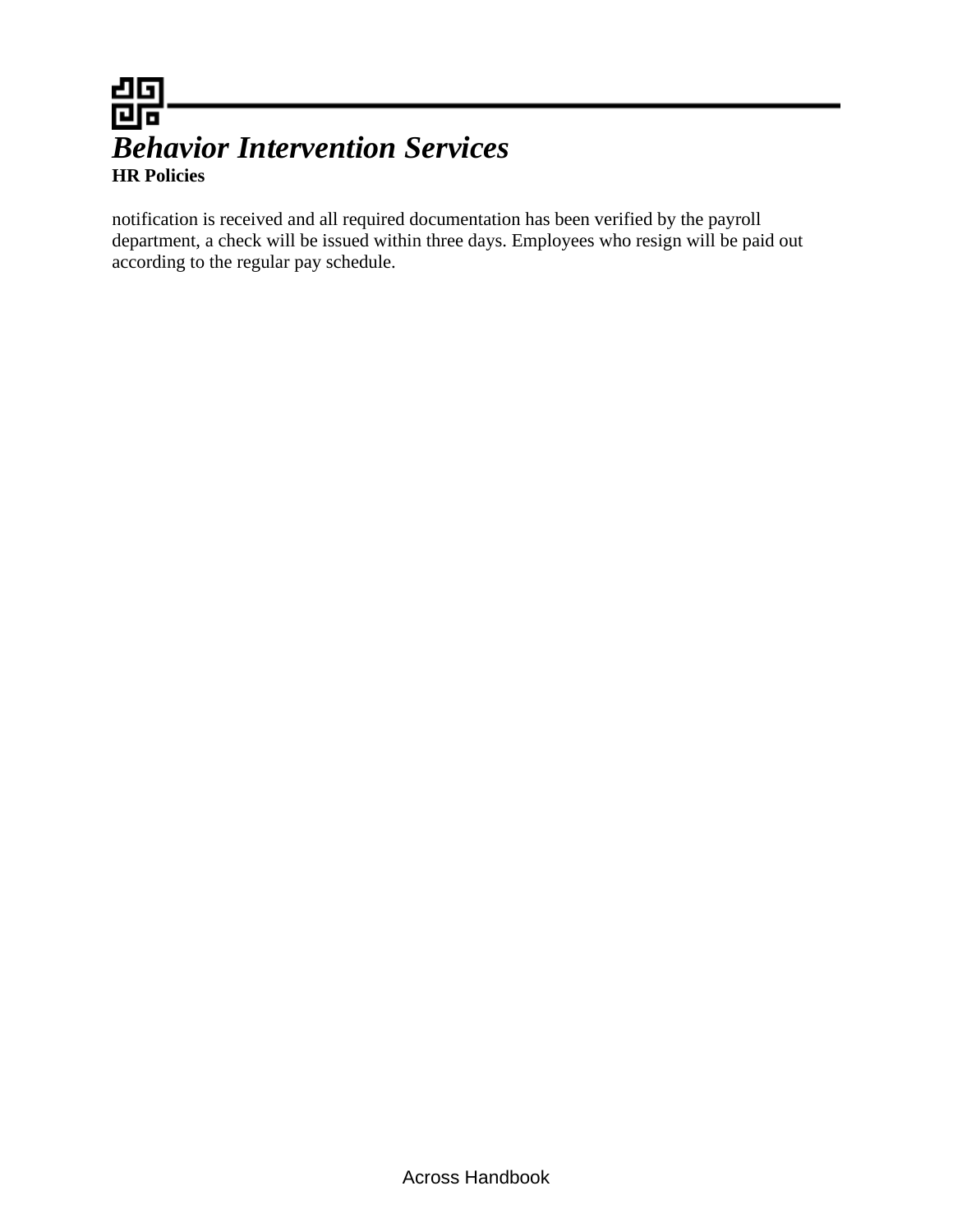notification is received and all required documentation has been verified by the payroll department, a check will be issued within three days. Employees who resign will be paid out according to the regular pay schedule.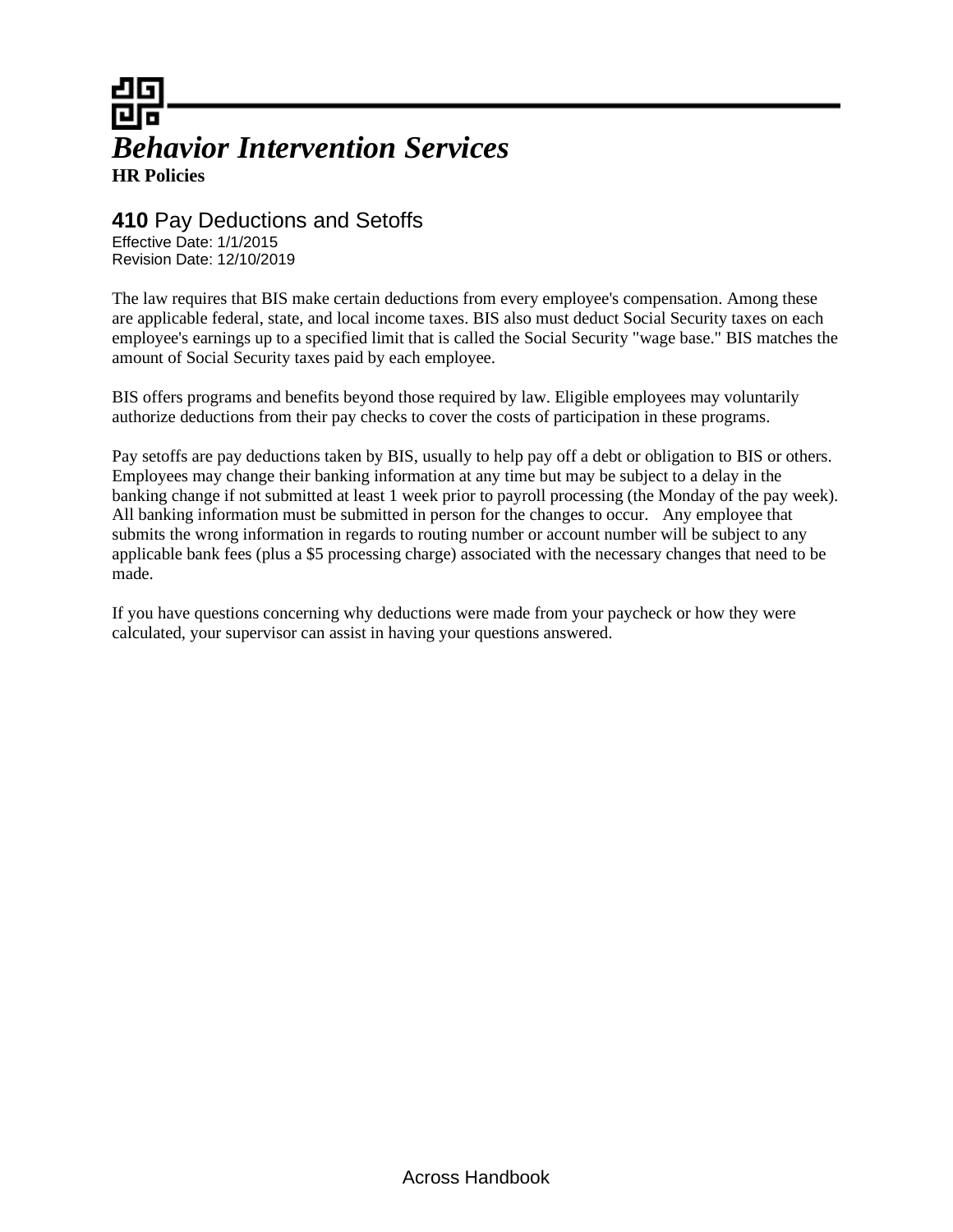# *Behavior Intervention Services*

**HR Policies**

## **410** Pay Deductions and Setoffs

Effective Date: 1/1/2015
Revision Date: 12/10/2019

The law requires that BIS make certain deductions from every employee's compensation. Among these are applicable federal, state, and local income taxes. BIS also must deduct Social Security taxes on each employee's earnings up to a specified limit that is called the Social Security "wage base." BIS matches the amount of Social Security taxes paid by each employee.

BIS offers programs and benefits beyond those required by law. Eligible employees may voluntarily authorize deductions from their pay checks to cover the costs of participation in these programs.

Pay setoffs are pay deductions taken by BIS, usually to help pay off a debt or obligation to BIS or others. Employees may change their banking information at any time but may be subject to a delay in the banking change if not submitted at least 1 week prior to payroll processing (the Monday of the pay week). All banking information must be submitted in person for the changes to occur. Any employee that submits the wrong information in regards to routing number or account number will be subject to any applicable bank fees (plus a $5 processing charge) associated with the necessary changes that need to be made.

If you have questions concerning why deductions were made from your paycheck or how they were calculated, your supervisor can assist in having your questions answered.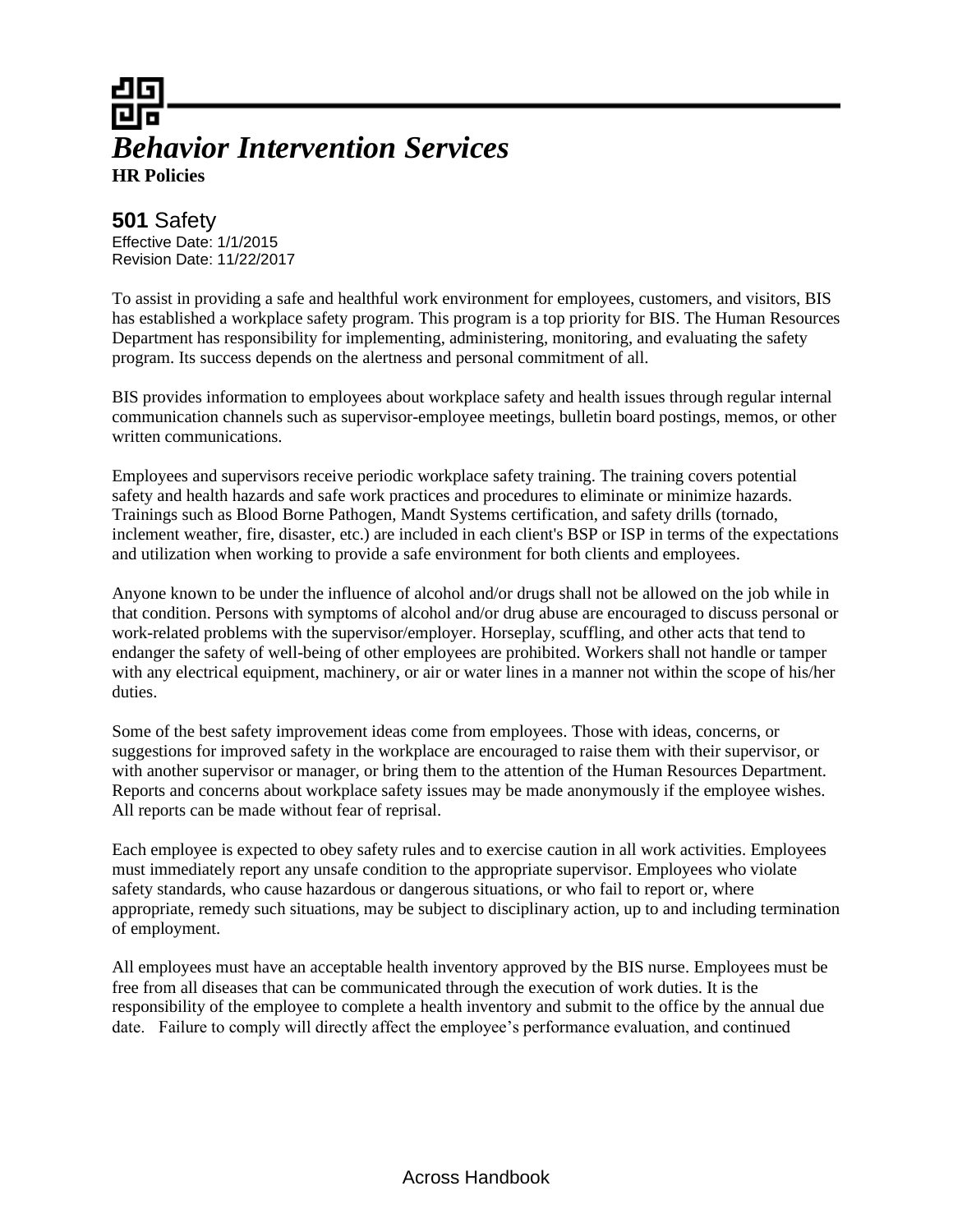# *Behavior Intervention Services*

**HR Policies**

## **501** Safety

Effective Date: 1/1/2015
Revision Date: 11/22/2017

To assist in providing a safe and healthful work environment for employees, customers, and visitors, BIS has established a workplace safety program. This program is a top priority for BIS. The Human Resources Department has responsibility for implementing, administering, monitoring, and evaluating the safety program. Its success depends on the alertness and personal commitment of all.

BIS provides information to employees about workplace safety and health issues through regular internal communication channels such as supervisor-employee meetings, bulletin board postings, memos, or other written communications.

Employees and supervisors receive periodic workplace safety training. The training covers potential safety and health hazards and safe work practices and procedures to eliminate or minimize hazards. Trainings such as Blood Borne Pathogen, Mandt Systems certification, and safety drills (tornado, inclement weather, fire, disaster, etc.) are included in each client's BSP or ISP in terms of the expectations and utilization when working to provide a safe environment for both clients and employees.

Anyone known to be under the influence of alcohol and/or drugs shall not be allowed on the job while in that condition. Persons with symptoms of alcohol and/or drug abuse are encouraged to discuss personal or work-related problems with the supervisor/employer. Horseplay, scuffling, and other acts that tend to endanger the safety of well-being of other employees are prohibited. Workers shall not handle or tamper with any electrical equipment, machinery, or air or water lines in a manner not within the scope of his/her duties.

Some of the best safety improvement ideas come from employees. Those with ideas, concerns, or suggestions for improved safety in the workplace are encouraged to raise them with their supervisor, or with another supervisor or manager, or bring them to the attention of the Human Resources Department. Reports and concerns about workplace safety issues may be made anonymously if the employee wishes. All reports can be made without fear of reprisal.

Each employee is expected to obey safety rules and to exercise caution in all work activities. Employees must immediately report any unsafe condition to the appropriate supervisor. Employees who violate safety standards, who cause hazardous or dangerous situations, or who fail to report or, where appropriate, remedy such situations, may be subject to disciplinary action, up to and including termination of employment.

All employees must have an acceptable health inventory approved by the BIS nurse. Employees must be free from all diseases that can be communicated through the execution of work duties. It is the responsibility of the employee to complete a health inventory and submit to the office by the annual due date. Failure to comply will directly affect the employee's performance evaluation, and continued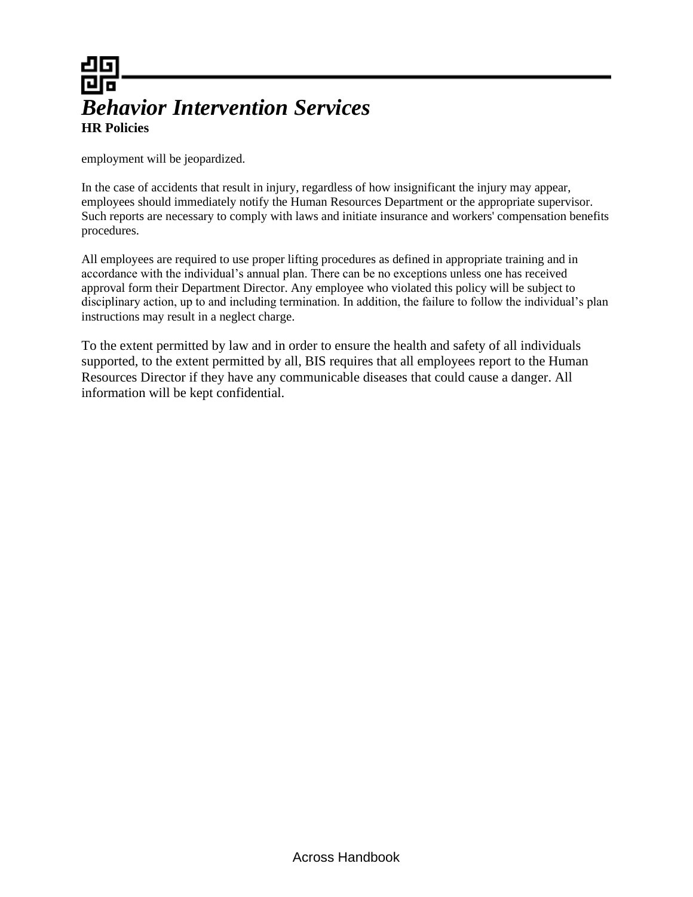employment will be jeopardized.

In the case of accidents that result in injury, regardless of how insignificant the injury may appear, employees should immediately notify the Human Resources Department or the appropriate supervisor. Such reports are necessary to comply with laws and initiate insurance and workers' compensation benefits procedures.

All employees are required to use proper lifting procedures as defined in appropriate training and in accordance with the individual's annual plan. There can be no exceptions unless one has received approval form their Department Director. Any employee who violated this policy will be subject to disciplinary action, up to and including termination. In addition, the failure to follow the individual's plan instructions may result in a neglect charge.

To the extent permitted by law and in order to ensure the health and safety of all individuals supported, to the extent permitted by all, BIS requires that all employees report to the Human Resources Director if they have any communicable diseases that could cause a danger. All information will be kept confidential.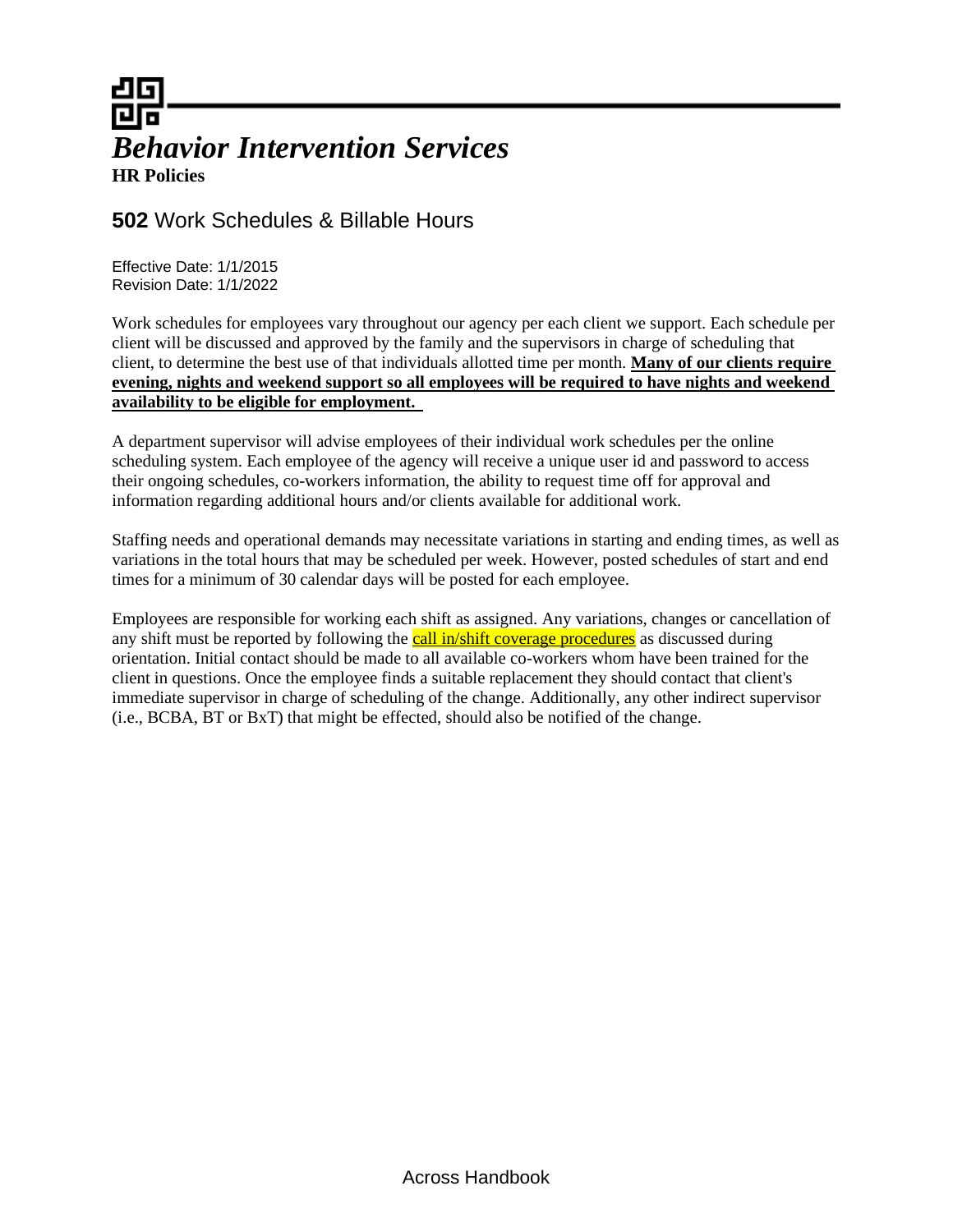# *Behavior Intervention Services*

**HR Policies**

## **502** Work Schedules & Billable Hours

Effective Date: 1/1/2015
Revision Date: 1/1/2022

Work schedules for employees vary throughout our agency per each client we support. Each schedule per client will be discussed and approved by the family and the supervisors in charge of scheduling that client, to determine the best use of that individuals allotted time per month. **Many of our clients require evening, nights and weekend support so all employees will be required to have nights and weekend availability to be eligible for employment.**

A department supervisor will advise employees of their individual work schedules per the online scheduling system. Each employee of the agency will receive a unique user id and password to access their ongoing schedules, co-workers information, the ability to request time off for approval and information regarding additional hours and/or clients available for additional work.

Staffing needs and operational demands may necessitate variations in starting and ending times, as well as variations in the total hours that may be scheduled per week. However, posted schedules of start and end times for a minimum of 30 calendar days will be posted for each employee.

Employees are responsible for working each shift as assigned. Any variations, changes or cancellation of any shift must be reported by following the call in/shift coverage procedures as discussed during orientation. Initial contact should be made to all available co-workers whom have been trained for the client in questions. Once the employee finds a suitable replacement they should contact that client's immediate supervisor in charge of scheduling of the change. Additionally, any other indirect supervisor (i.e., BCBA, BT or BxT) that might be effected, should also be notified of the change.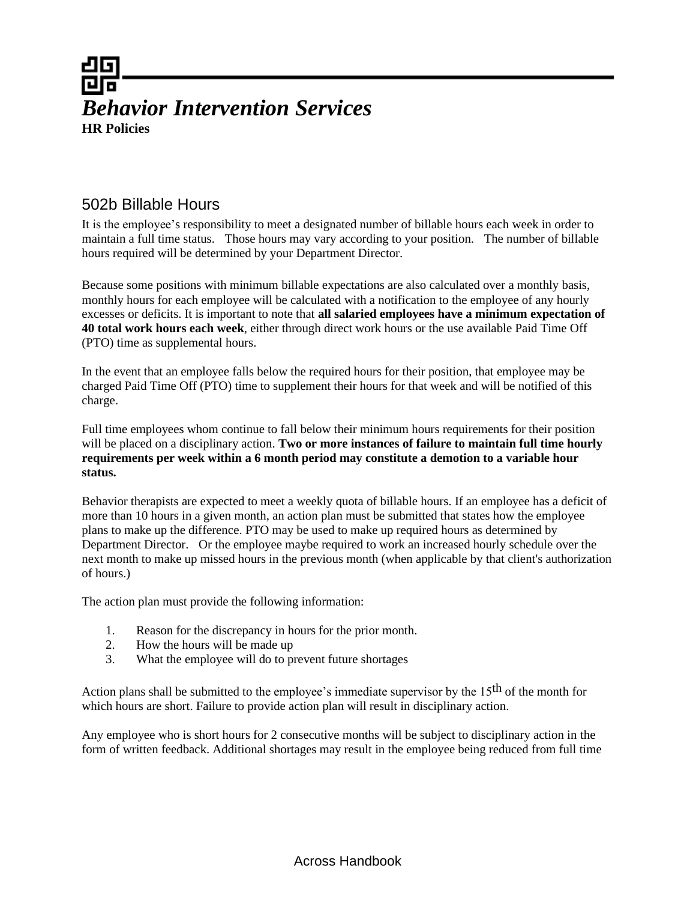# *Behavior Intervention Services*

**HR Policies**

## 502b Billable Hours

It is the employee's responsibility to meet a designated number of billable hours each week in order to maintain a full time status. Those hours may vary according to your position. The number of billable hours required will be determined by your Department Director.

Because some positions with minimum billable expectations are also calculated over a monthly basis, monthly hours for each employee will be calculated with a notification to the employee of any hourly excesses or deficits. It is important to note that **all salaried employees have a minimum expectation of 40 total work hours each week**, either through direct work hours or the use available Paid Time Off (PTO) time as supplemental hours.

In the event that an employee falls below the required hours for their position, that employee may be charged Paid Time Off (PTO) time to supplement their hours for that week and will be notified of this charge.

Full time employees whom continue to fall below their minimum hours requirements for their position will be placed on a disciplinary action. **Two or more instances of failure to maintain full time hourly requirements per week within a 6 month period may constitute a demotion to a variable hour status.**

Behavior therapists are expected to meet a weekly quota of billable hours. If an employee has a deficit of more than 10 hours in a given month, an action plan must be submitted that states how the employee plans to make up the difference. PTO may be used to make up required hours as determined by Department Director. Or the employee maybe required to work an increased hourly schedule over the next month to make up missed hours in the previous month (when applicable by that client's authorization of hours.)

The action plan must provide the following information:

1. Reason for the discrepancy in hours for the prior month.
2. How the hours will be made up
3. What the employee will do to prevent future shortages

Action plans shall be submitted to the employee's immediate supervisor by the 15th of the month for which hours are short. Failure to provide action plan will result in disciplinary action.

Any employee who is short hours for 2 consecutive months will be subject to disciplinary action in the form of written feedback. Additional shortages may result in the employee being reduced from full time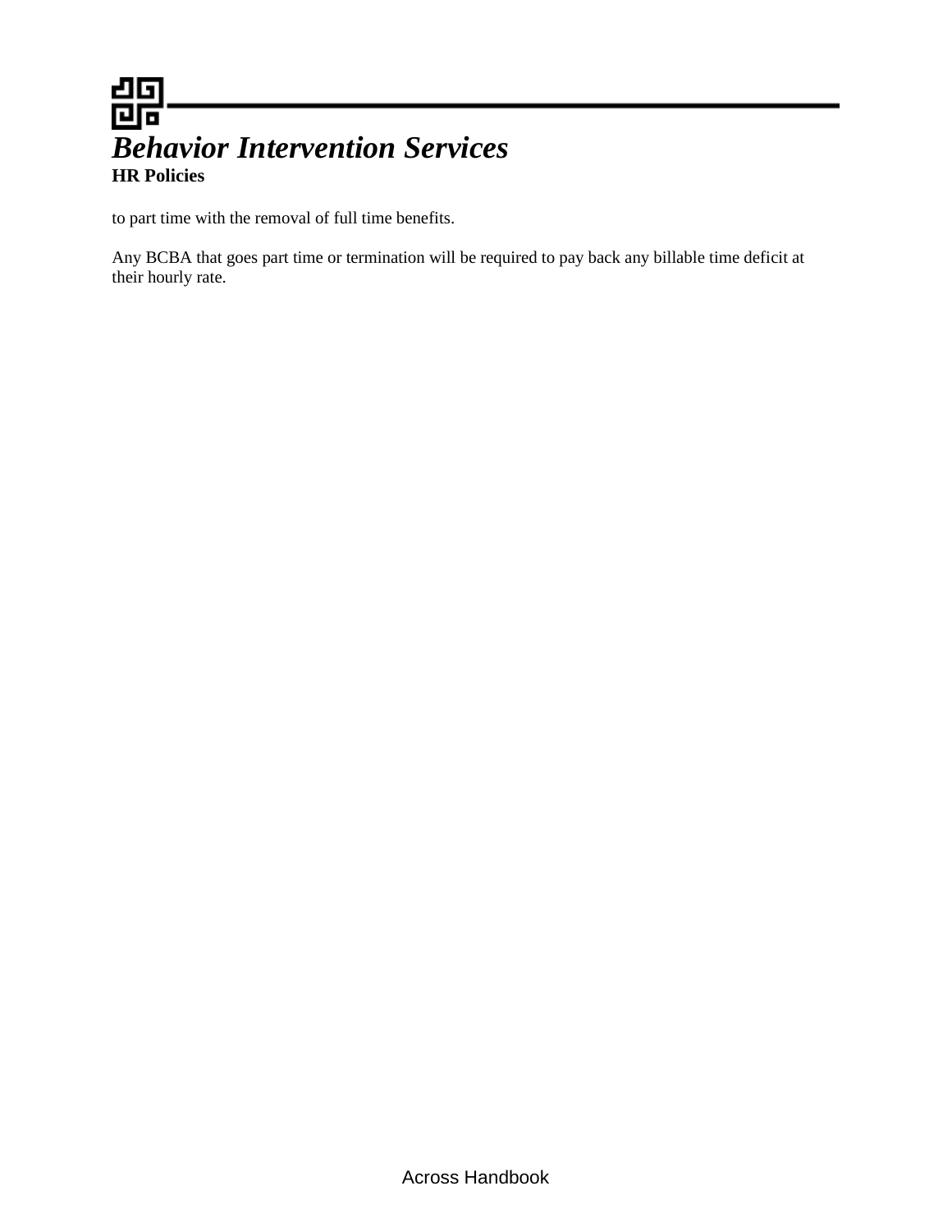to part time with the removal of full time benefits.

Any BCBA that goes part time or termination will be required to pay back any billable time deficit at their hourly rate.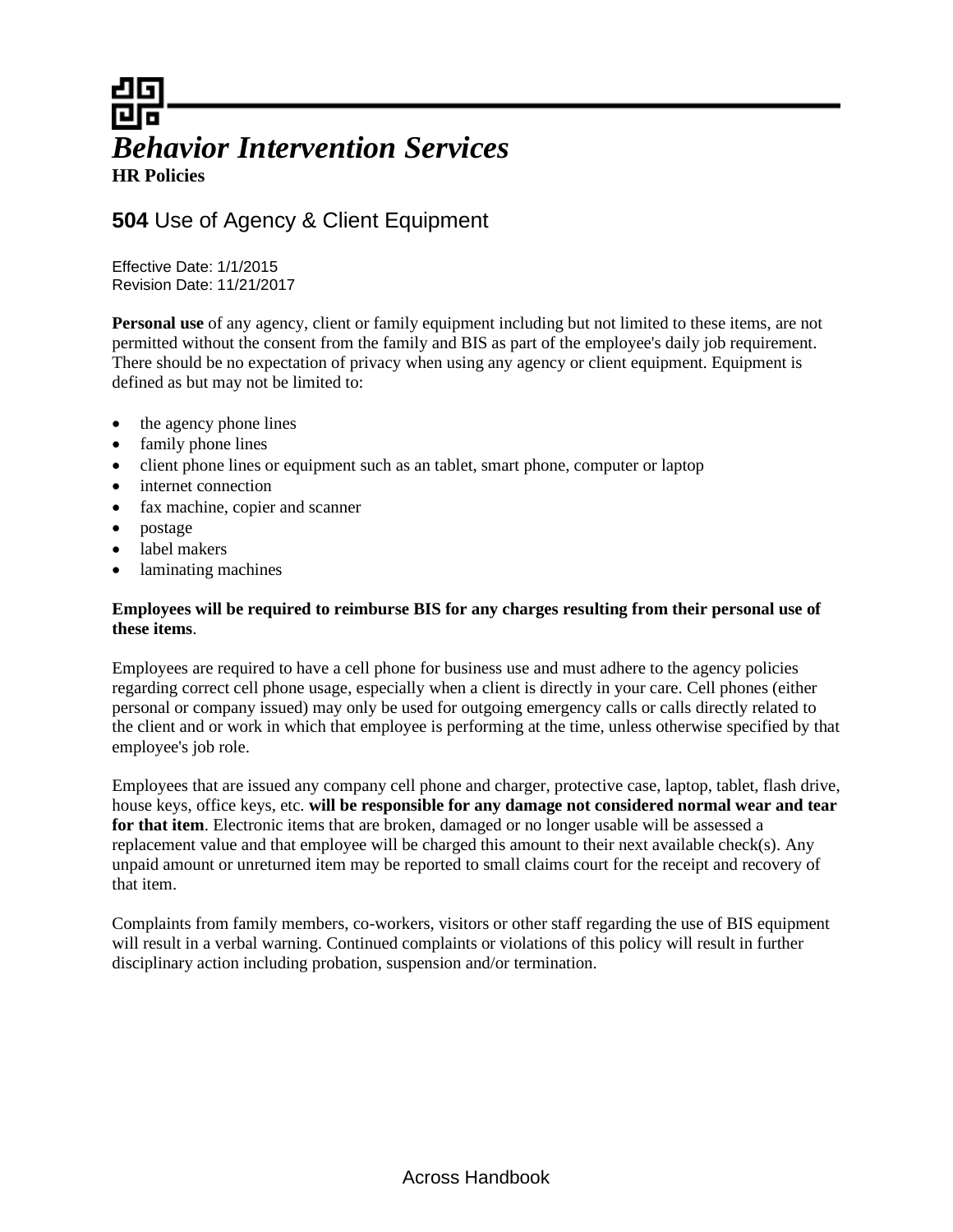# *Behavior Intervention Services*

**HR Policies**

## **504** Use of Agency & Client Equipment

Effective Date: 1/1/2015
Revision Date: 11/21/2017

**Personal use** of any agency, client or family equipment including but not limited to these items, are not permitted without the consent from the family and BIS as part of the employee's daily job requirement. There should be no expectation of privacy when using any agency or client equipment. Equipment is defined as but may not be limited to:

- the agency phone lines
- family phone lines
- client phone lines or equipment such as an tablet, smart phone, computer or laptop
- internet connection
- fax machine, copier and scanner
- postage
- label makers
- laminating machines

**Employees will be required to reimburse BIS for any charges resulting from their personal use of these items**.

Employees are required to have a cell phone for business use and must adhere to the agency policies regarding correct cell phone usage, especially when a client is directly in your care. Cell phones (either personal or company issued) may only be used for outgoing emergency calls or calls directly related to the client and or work in which that employee is performing at the time, unless otherwise specified by that employee's job role.

Employees that are issued any company cell phone and charger, protective case, laptop, tablet, flash drive, house keys, office keys, etc. **will be responsible for any damage not considered normal wear and tear for that item**. Electronic items that are broken, damaged or no longer usable will be assessed a replacement value and that employee will be charged this amount to their next available check(s). Any unpaid amount or unreturned item may be reported to small claims court for the receipt and recovery of that item.

Complaints from family members, co-workers, visitors or other staff regarding the use of BIS equipment will result in a verbal warning. Continued complaints or violations of this policy will result in further disciplinary action including probation, suspension and/or termination.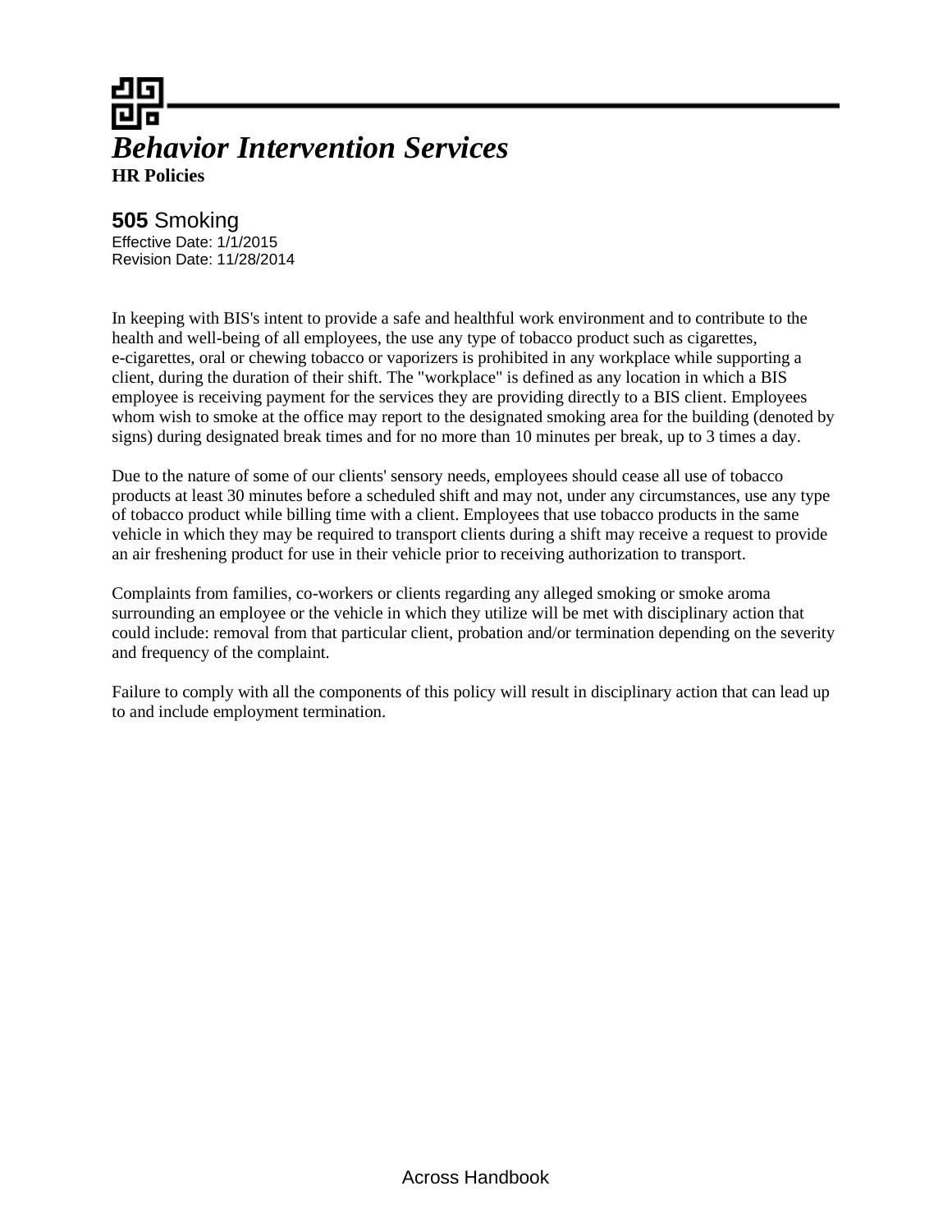# *Behavior Intervention Services*

**HR Policies**

## **505** Smoking

Effective Date: 1/1/2015
Revision Date: 11/28/2014

In keeping with BIS's intent to provide a safe and healthful work environment and to contribute to the health and well-being of all employees, the use any type of tobacco product such as cigarettes, e-cigarettes, oral or chewing tobacco or vaporizers is prohibited in any workplace while supporting a client, during the duration of their shift. The "workplace" is defined as any location in which a BIS employee is receiving payment for the services they are providing directly to a BIS client. Employees whom wish to smoke at the office may report to the designated smoking area for the building (denoted by signs) during designated break times and for no more than 10 minutes per break, up to 3 times a day.

Due to the nature of some of our clients' sensory needs, employees should cease all use of tobacco products at least 30 minutes before a scheduled shift and may not, under any circumstances, use any type of tobacco product while billing time with a client. Employees that use tobacco products in the same vehicle in which they may be required to transport clients during a shift may receive a request to provide an air freshening product for use in their vehicle prior to receiving authorization to transport.

Complaints from families, co-workers or clients regarding any alleged smoking or smoke aroma surrounding an employee or the vehicle in which they utilize will be met with disciplinary action that could include: removal from that particular client, probation and/or termination depending on the severity and frequency of the complaint.

Failure to comply with all the components of this policy will result in disciplinary action that can lead up to and include employment termination.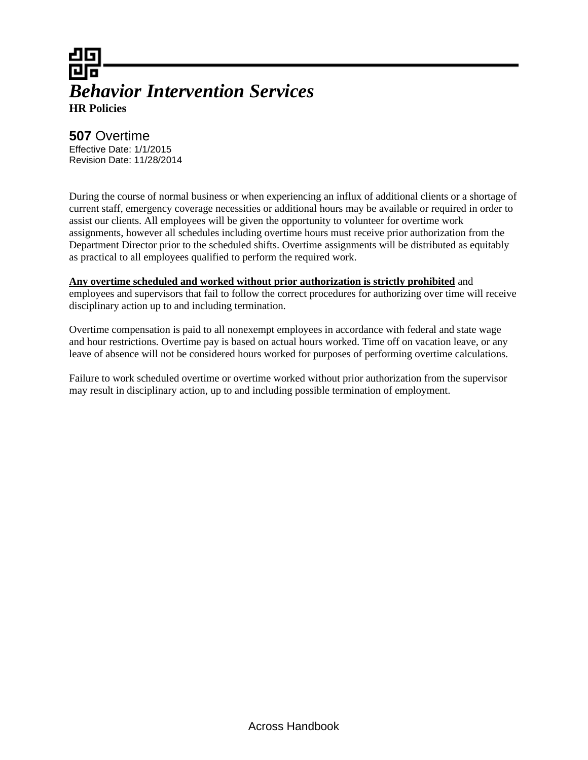*Behavior Intervention Services*
**HR Policies**

## **507** Overtime

Effective Date: 1/1/2015
Revision Date: 11/28/2014

During the course of normal business or when experiencing an influx of additional clients or a shortage of current staff, emergency coverage necessities or additional hours may be available or required in order to assist our clients. All employees will be given the opportunity to volunteer for overtime work assignments, however all schedules including overtime hours must receive prior authorization from the Department Director prior to the scheduled shifts. Overtime assignments will be distributed as equitably as practical to all employees qualified to perform the required work.

**Any overtime scheduled and worked without prior authorization is strictly prohibited** and employees and supervisors that fail to follow the correct procedures for authorizing over time will receive disciplinary action up to and including termination.

Overtime compensation is paid to all nonexempt employees in accordance with federal and state wage and hour restrictions. Overtime pay is based on actual hours worked. Time off on vacation leave, or any leave of absence will not be considered hours worked for purposes of performing overtime calculations.

Failure to work scheduled overtime or overtime worked without prior authorization from the supervisor may result in disciplinary action, up to and including possible termination of employment.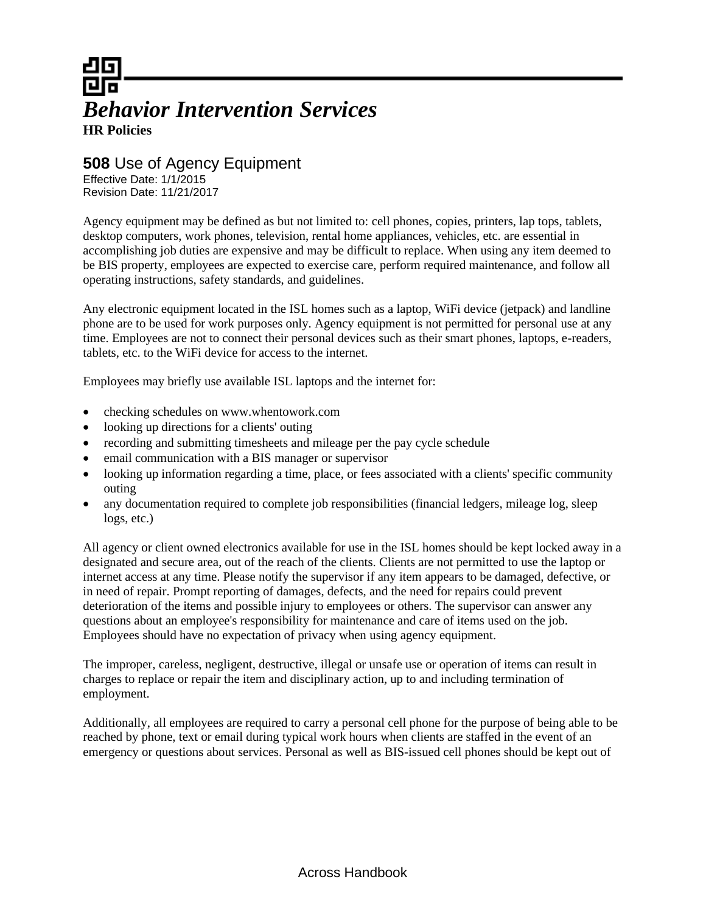# Behavior Intervention Services

**HR Policies**

## **508** Use of Agency Equipment

Effective Date: 1/1/2015
Revision Date: 11/21/2017

Agency equipment may be defined as but not limited to: cell phones, copies, printers, lap tops, tablets, desktop computers, work phones, television, rental home appliances, vehicles, etc. are essential in accomplishing job duties are expensive and may be difficult to replace. When using any item deemed to be BIS property, employees are expected to exercise care, perform required maintenance, and follow all operating instructions, safety standards, and guidelines.

Any electronic equipment located in the ISL homes such as a laptop, WiFi device (jetpack) and landline phone are to be used for work purposes only. Agency equipment is not permitted for personal use at any time. Employees are not to connect their personal devices such as their smart phones, laptops, e-readers, tablets, etc. to the WiFi device for access to the internet.

Employees may briefly use available ISL laptops and the internet for:

- checking schedules on www.whentowork.com
- looking up directions for a clients' outing
- recording and submitting timesheets and mileage per the pay cycle schedule
- email communication with a BIS manager or supervisor
- looking up information regarding a time, place, or fees associated with a clients' specific community outing
- any documentation required to complete job responsibilities (financial ledgers, mileage log, sleep logs, etc.)

All agency or client owned electronics available for use in the ISL homes should be kept locked away in a designated and secure area, out of the reach of the clients. Clients are not permitted to use the laptop or internet access at any time. Please notify the supervisor if any item appears to be damaged, defective, or in need of repair. Prompt reporting of damages, defects, and the need for repairs could prevent deterioration of the items and possible injury to employees or others. The supervisor can answer any questions about an employee's responsibility for maintenance and care of items used on the job. Employees should have no expectation of privacy when using agency equipment.

The improper, careless, negligent, destructive, illegal or unsafe use or operation of items can result in charges to replace or repair the item and disciplinary action, up to and including termination of employment.

Additionally, all employees are required to carry a personal cell phone for the purpose of being able to be reached by phone, text or email during typical work hours when clients are staffed in the event of an emergency or questions about services. Personal as well as BIS-issued cell phones should be kept out of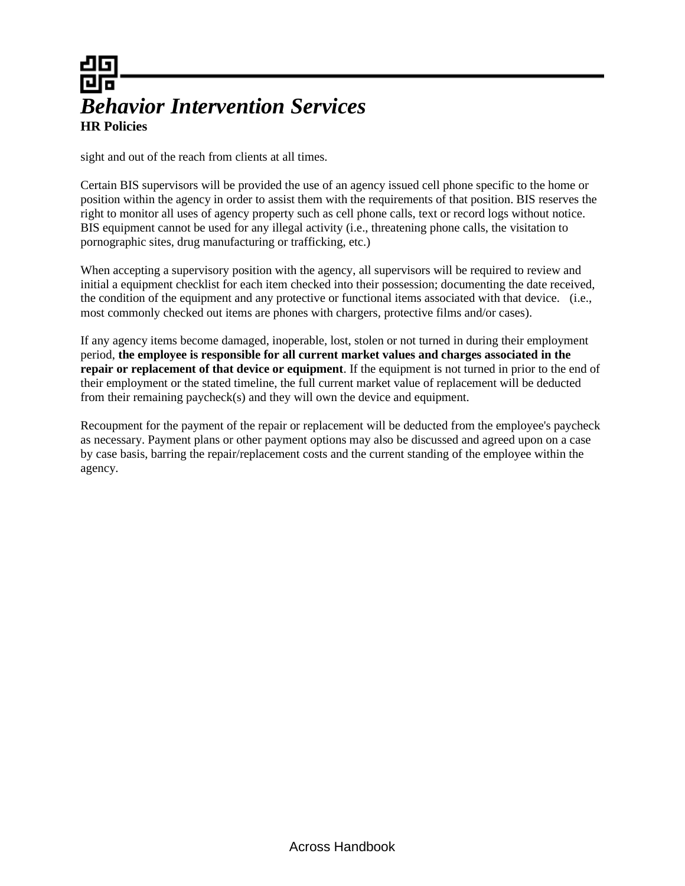sight and out of the reach from clients at all times.

Certain BIS supervisors will be provided the use of an agency issued cell phone specific to the home or position within the agency in order to assist them with the requirements of that position. BIS reserves the right to monitor all uses of agency property such as cell phone calls, text or record logs without notice. BIS equipment cannot be used for any illegal activity (i.e., threatening phone calls, the visitation to pornographic sites, drug manufacturing or trafficking, etc.)

When accepting a supervisory position with the agency, all supervisors will be required to review and initial a equipment checklist for each item checked into their possession; documenting the date received, the condition of the equipment and any protective or functional items associated with that device. (i.e., most commonly checked out items are phones with chargers, protective films and/or cases).

If any agency items become damaged, inoperable, lost, stolen or not turned in during their employment period, **the employee is responsible for all current market values and charges associated in the repair or replacement of that device or equipment**. If the equipment is not turned in prior to the end of their employment or the stated timeline, the full current market value of replacement will be deducted from their remaining paycheck(s) and they will own the device and equipment.

Recoupment for the payment of the repair or replacement will be deducted from the employee's paycheck as necessary. Payment plans or other payment options may also be discussed and agreed upon on a case by case basis, barring the repair/replacement costs and the current standing of the employee within the agency.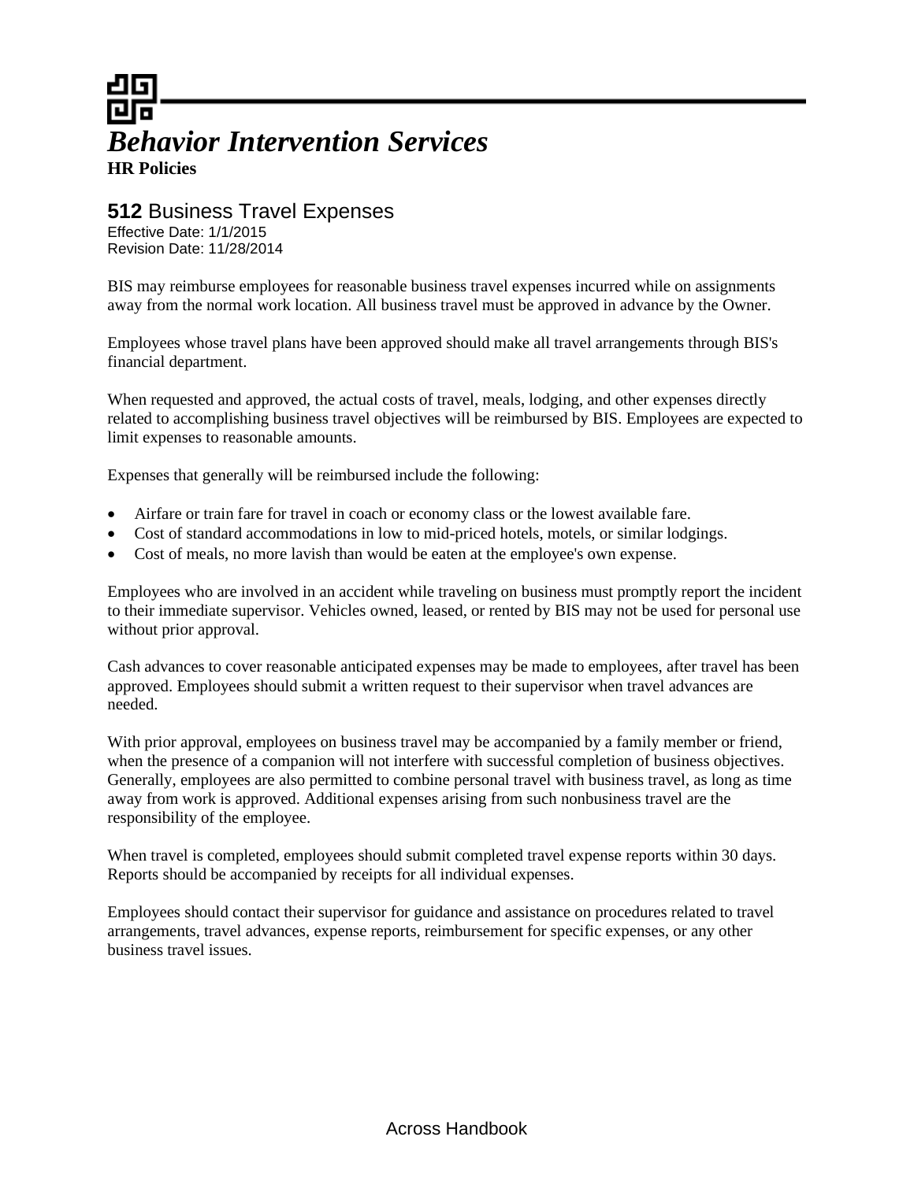*Behavior Intervention Services*

**HR Policies**

## **512** Business Travel Expenses

Effective Date: 1/1/2015
Revision Date: 11/28/2014

BIS may reimburse employees for reasonable business travel expenses incurred while on assignments away from the normal work location. All business travel must be approved in advance by the Owner.

Employees whose travel plans have been approved should make all travel arrangements through BIS's financial department.

When requested and approved, the actual costs of travel, meals, lodging, and other expenses directly related to accomplishing business travel objectives will be reimbursed by BIS. Employees are expected to limit expenses to reasonable amounts.

Expenses that generally will be reimbursed include the following:

- Airfare or train fare for travel in coach or economy class or the lowest available fare.
- Cost of standard accommodations in low to mid-priced hotels, motels, or similar lodgings.
- Cost of meals, no more lavish than would be eaten at the employee's own expense.

Employees who are involved in an accident while traveling on business must promptly report the incident to their immediate supervisor. Vehicles owned, leased, or rented by BIS may not be used for personal use without prior approval.

Cash advances to cover reasonable anticipated expenses may be made to employees, after travel has been approved. Employees should submit a written request to their supervisor when travel advances are needed.

With prior approval, employees on business travel may be accompanied by a family member or friend, when the presence of a companion will not interfere with successful completion of business objectives. Generally, employees are also permitted to combine personal travel with business travel, as long as time away from work is approved. Additional expenses arising from such nonbusiness travel are the responsibility of the employee.

When travel is completed, employees should submit completed travel expense reports within 30 days. Reports should be accompanied by receipts for all individual expenses.

Employees should contact their supervisor for guidance and assistance on procedures related to travel arrangements, travel advances, expense reports, reimbursement for specific expenses, or any other business travel issues.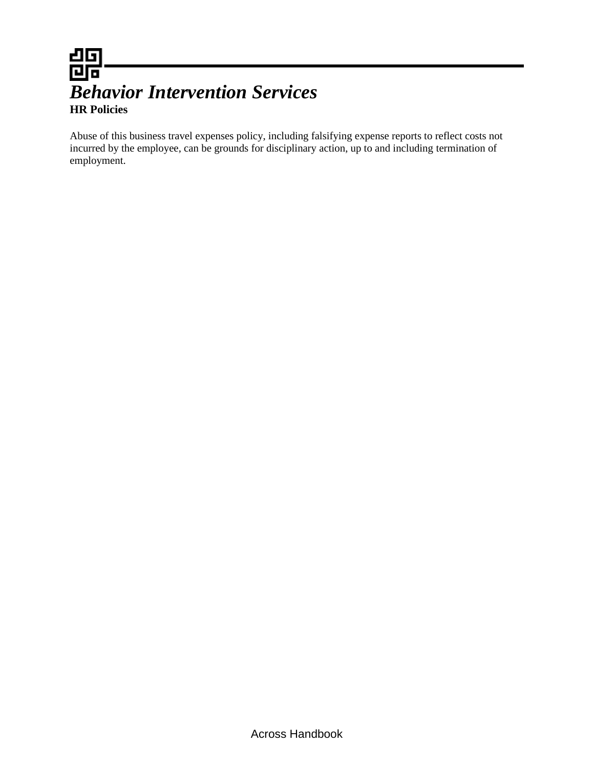Abuse of this business travel expenses policy, including falsifying expense reports to reflect costs not incurred by the employee, can be grounds for disciplinary action, up to and including termination of employment.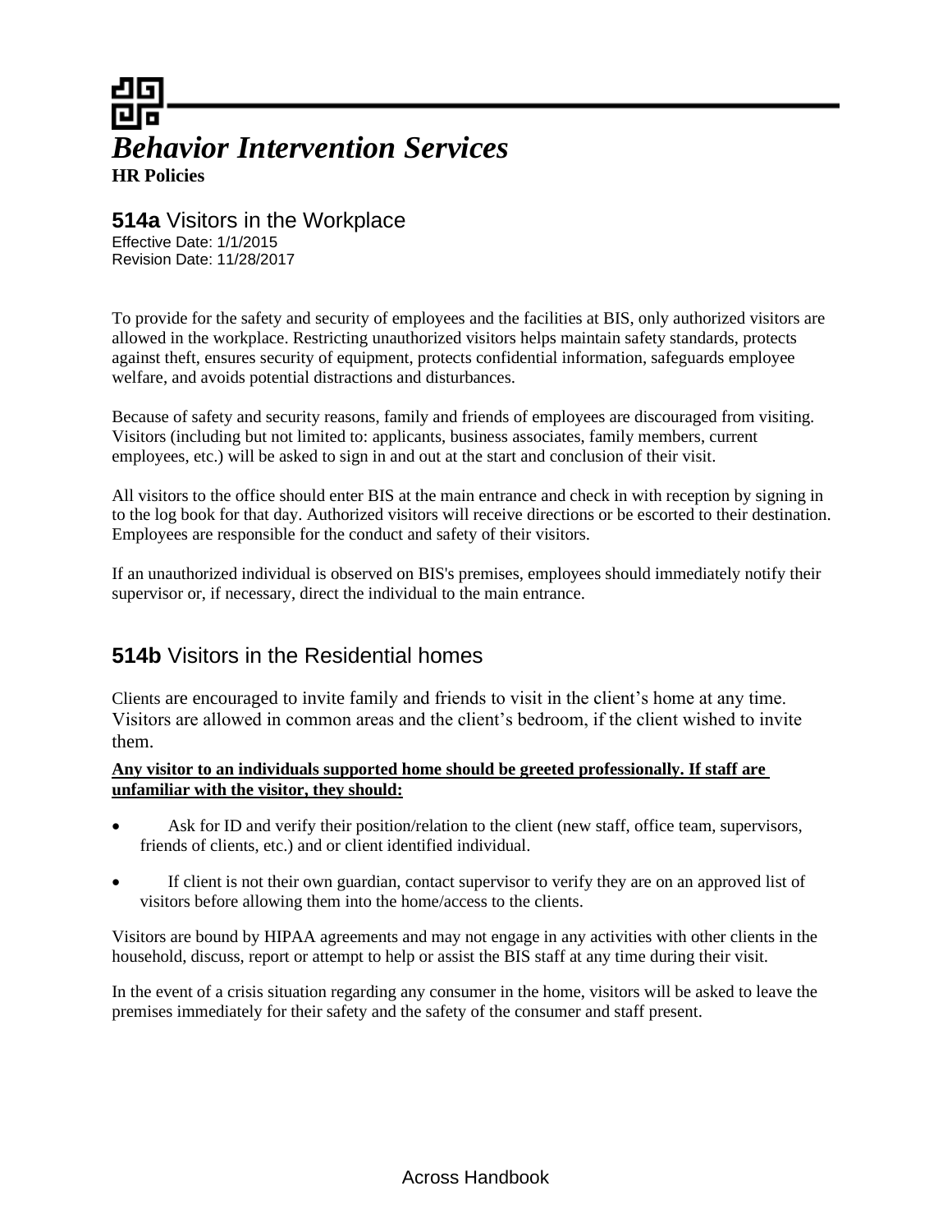# *Behavior Intervention Services*

**HR Policies**

## **514a** Visitors in the Workplace

Effective Date: 1/1/2015
Revision Date: 11/28/2017

To provide for the safety and security of employees and the facilities at BIS, only authorized visitors are allowed in the workplace. Restricting unauthorized visitors helps maintain safety standards, protects against theft, ensures security of equipment, protects confidential information, safeguards employee welfare, and avoids potential distractions and disturbances.

Because of safety and security reasons, family and friends of employees are discouraged from visiting. Visitors (including but not limited to: applicants, business associates, family members, current employees, etc.) will be asked to sign in and out at the start and conclusion of their visit.

All visitors to the office should enter BIS at the main entrance and check in with reception by signing in to the log book for that day. Authorized visitors will receive directions or be escorted to their destination. Employees are responsible for the conduct and safety of their visitors.

If an unauthorized individual is observed on BIS's premises, employees should immediately notify their supervisor or, if necessary, direct the individual to the main entrance.

## **514b** Visitors in the Residential homes

Clients are encouraged to invite family and friends to visit in the client's home at any time. Visitors are allowed in common areas and the client's bedroom, if the client wished to invite them.

**Any visitor to an individuals supported home should be greeted professionally. If staff are unfamiliar with the visitor, they should:**

- Ask for ID and verify their position/relation to the client (new staff, office team, supervisors, friends of clients, etc.) and or client identified individual.
- If client is not their own guardian, contact supervisor to verify they are on an approved list of visitors before allowing them into the home/access to the clients.

Visitors are bound by HIPAA agreements and may not engage in any activities with other clients in the household, discuss, report or attempt to help or assist the BIS staff at any time during their visit.

In the event of a crisis situation regarding any consumer in the home, visitors will be asked to leave the premises immediately for their safety and the safety of the consumer and staff present.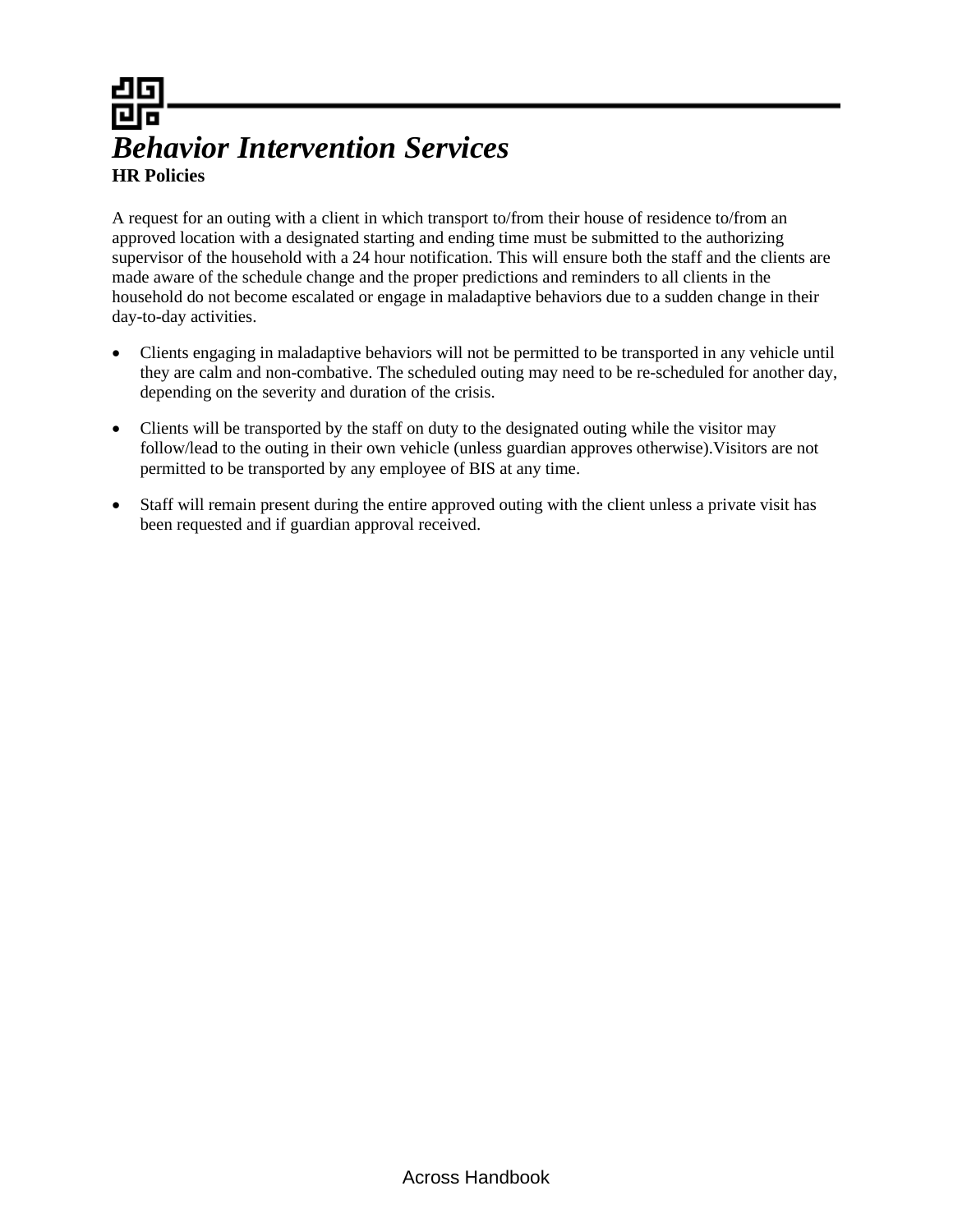# *Behavior Intervention Services*

**HR Policies**

A request for an outing with a client in which transport to/from their house of residence to/from an approved location with a designated starting and ending time must be submitted to the authorizing supervisor of the household with a 24 hour notification. This will ensure both the staff and the clients are made aware of the schedule change and the proper predictions and reminders to all clients in the household do not become escalated or engage in maladaptive behaviors due to a sudden change in their day-to-day activities.

- Clients engaging in maladaptive behaviors will not be permitted to be transported in any vehicle until they are calm and non-combative. The scheduled outing may need to be re-scheduled for another day, depending on the severity and duration of the crisis.
- Clients will be transported by the staff on duty to the designated outing while the visitor may follow/lead to the outing in their own vehicle (unless guardian approves otherwise).Visitors are not permitted to be transported by any employee of BIS at any time.
- Staff will remain present during the entire approved outing with the client unless a private visit has been requested and if guardian approval received.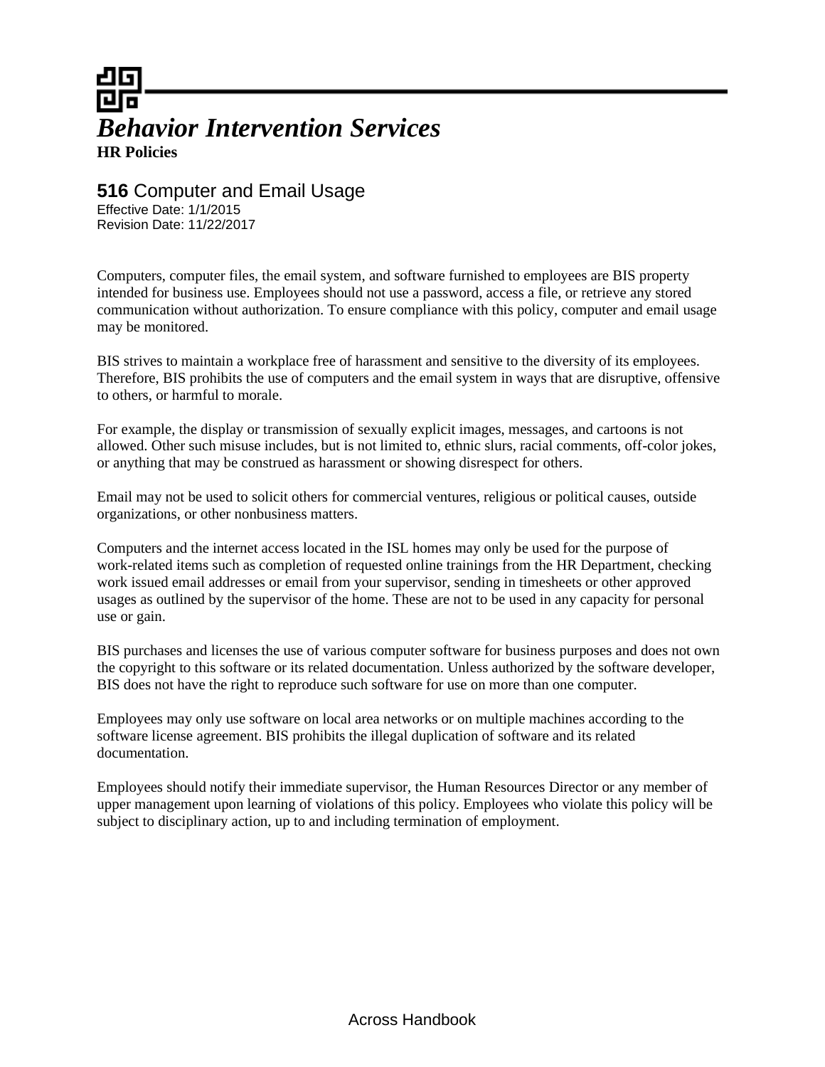# *Behavior Intervention Services*

**HR Policies**

## **516** Computer and Email Usage

Effective Date: 1/1/2015
Revision Date: 11/22/2017

Computers, computer files, the email system, and software furnished to employees are BIS property intended for business use. Employees should not use a password, access a file, or retrieve any stored communication without authorization. To ensure compliance with this policy, computer and email usage may be monitored.

BIS strives to maintain a workplace free of harassment and sensitive to the diversity of its employees. Therefore, BIS prohibits the use of computers and the email system in ways that are disruptive, offensive to others, or harmful to morale.

For example, the display or transmission of sexually explicit images, messages, and cartoons is not allowed. Other such misuse includes, but is not limited to, ethnic slurs, racial comments, off-color jokes, or anything that may be construed as harassment or showing disrespect for others.

Email may not be used to solicit others for commercial ventures, religious or political causes, outside organizations, or other nonbusiness matters.

Computers and the internet access located in the ISL homes may only be used for the purpose of work-related items such as completion of requested online trainings from the HR Department, checking work issued email addresses or email from your supervisor, sending in timesheets or other approved usages as outlined by the supervisor of the home. These are not to be used in any capacity for personal use or gain.

BIS purchases and licenses the use of various computer software for business purposes and does not own the copyright to this software or its related documentation. Unless authorized by the software developer, BIS does not have the right to reproduce such software for use on more than one computer.

Employees may only use software on local area networks or on multiple machines according to the software license agreement. BIS prohibits the illegal duplication of software and its related documentation.

Employees should notify their immediate supervisor, the Human Resources Director or any member of upper management upon learning of violations of this policy. Employees who violate this policy will be subject to disciplinary action, up to and including termination of employment.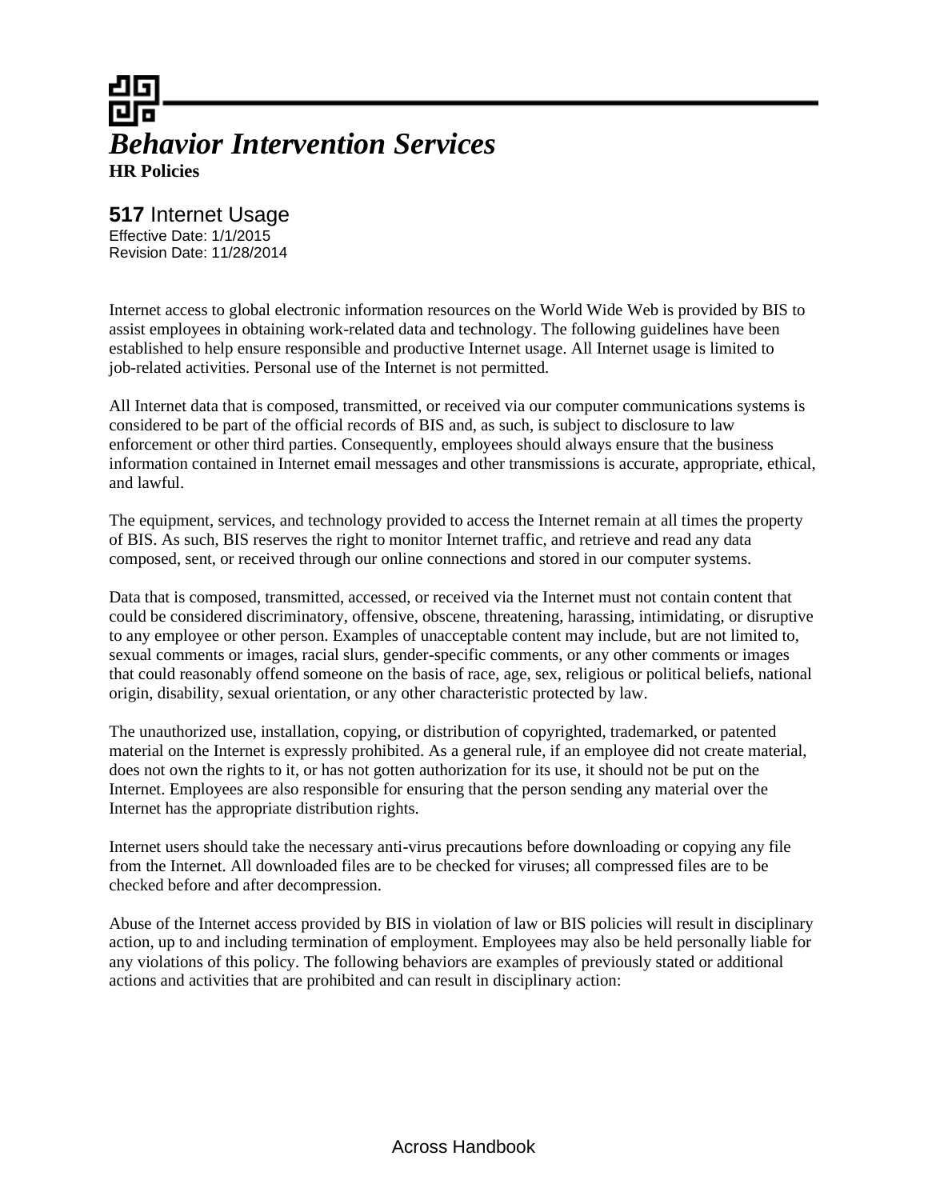# *Behavior Intervention Services*

**HR Policies**

## **517** Internet Usage

Effective Date: 1/1/2015
Revision Date: 11/28/2014

Internet access to global electronic information resources on the World Wide Web is provided by BIS to assist employees in obtaining work-related data and technology. The following guidelines have been established to help ensure responsible and productive Internet usage. All Internet usage is limited to job-related activities. Personal use of the Internet is not permitted.

All Internet data that is composed, transmitted, or received via our computer communications systems is considered to be part of the official records of BIS and, as such, is subject to disclosure to law enforcement or other third parties. Consequently, employees should always ensure that the business information contained in Internet email messages and other transmissions is accurate, appropriate, ethical, and lawful.

The equipment, services, and technology provided to access the Internet remain at all times the property of BIS. As such, BIS reserves the right to monitor Internet traffic, and retrieve and read any data composed, sent, or received through our online connections and stored in our computer systems.

Data that is composed, transmitted, accessed, or received via the Internet must not contain content that could be considered discriminatory, offensive, obscene, threatening, harassing, intimidating, or disruptive to any employee or other person. Examples of unacceptable content may include, but are not limited to, sexual comments or images, racial slurs, gender-specific comments, or any other comments or images that could reasonably offend someone on the basis of race, age, sex, religious or political beliefs, national origin, disability, sexual orientation, or any other characteristic protected by law.

The unauthorized use, installation, copying, or distribution of copyrighted, trademarked, or patented material on the Internet is expressly prohibited. As a general rule, if an employee did not create material, does not own the rights to it, or has not gotten authorization for its use, it should not be put on the Internet. Employees are also responsible for ensuring that the person sending any material over the Internet has the appropriate distribution rights.

Internet users should take the necessary anti-virus precautions before downloading or copying any file from the Internet. All downloaded files are to be checked for viruses; all compressed files are to be checked before and after decompression.

Abuse of the Internet access provided by BIS in violation of law or BIS policies will result in disciplinary action, up to and including termination of employment. Employees may also be held personally liable for any violations of this policy. The following behaviors are examples of previously stated or additional actions and activities that are prohibited and can result in disciplinary action: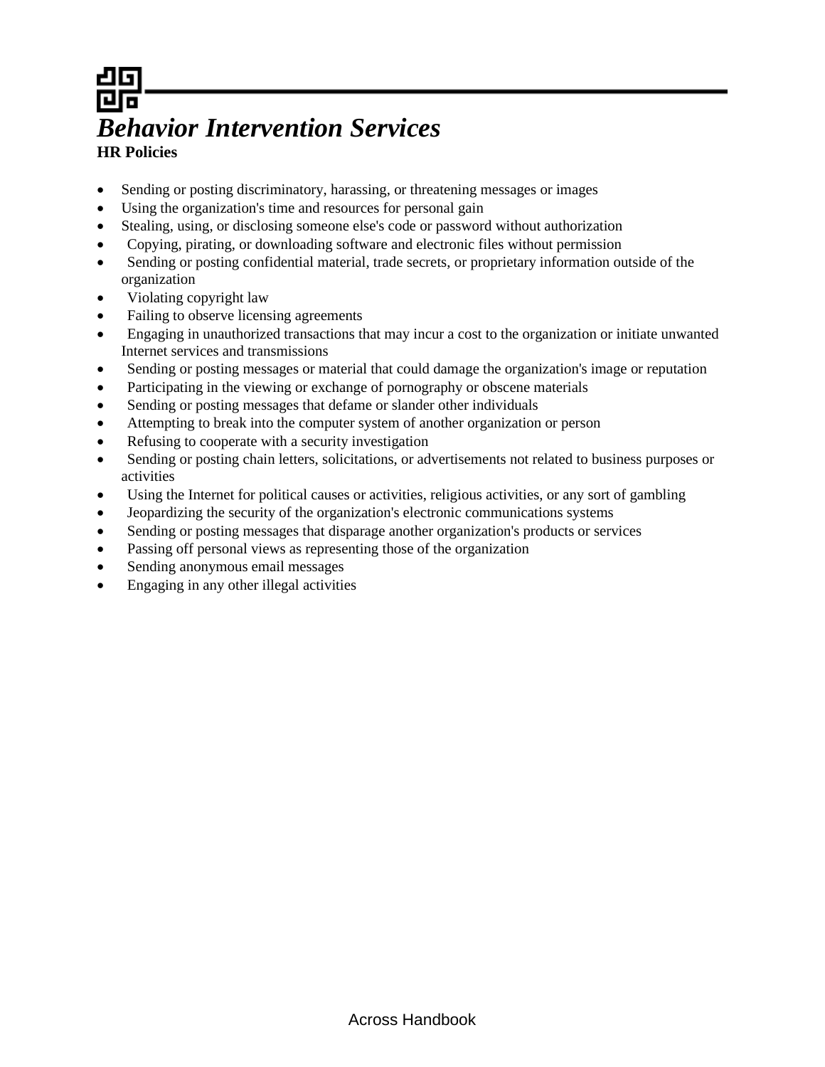# *Behavior Intervention Services*

**HR Policies**

- Sending or posting discriminatory, harassing, or threatening messages or images
- Using the organization's time and resources for personal gain
- Stealing, using, or disclosing someone else's code or password without authorization
- Copying, pirating, or downloading software and electronic files without permission
- Sending or posting confidential material, trade secrets, or proprietary information outside of the organization
- Violating copyright law
- Failing to observe licensing agreements
- Engaging in unauthorized transactions that may incur a cost to the organization or initiate unwanted Internet services and transmissions
- Sending or posting messages or material that could damage the organization's image or reputation
- Participating in the viewing or exchange of pornography or obscene materials
- Sending or posting messages that defame or slander other individuals
- Attempting to break into the computer system of another organization or person
- Refusing to cooperate with a security investigation
- Sending or posting chain letters, solicitations, or advertisements not related to business purposes or activities
- Using the Internet for political causes or activities, religious activities, or any sort of gambling
- Jeopardizing the security of the organization's electronic communications systems
- Sending or posting messages that disparage another organization's products or services
- Passing off personal views as representing those of the organization
- Sending anonymous email messages
- Engaging in any other illegal activities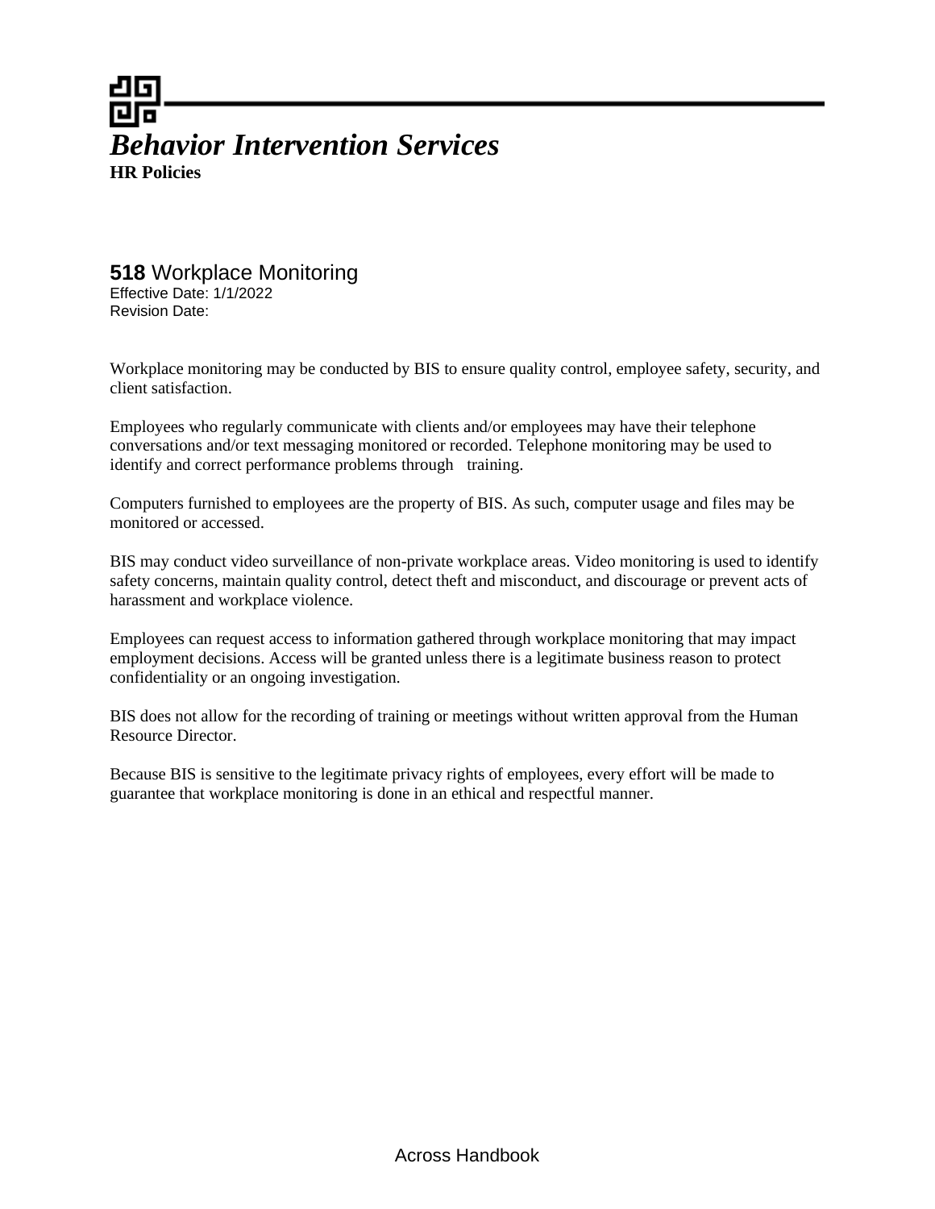# *Behavior Intervention Services*

**HR Policies**

## **518** Workplace Monitoring

Effective Date: 1/1/2022
Revision Date:

Workplace monitoring may be conducted by BIS to ensure quality control, employee safety, security, and client satisfaction.

Employees who regularly communicate with clients and/or employees may have their telephone conversations and/or text messaging monitored or recorded. Telephone monitoring may be used to identify and correct performance problems through training.

Computers furnished to employees are the property of BIS. As such, computer usage and files may be monitored or accessed.

BIS may conduct video surveillance of non-private workplace areas. Video monitoring is used to identify safety concerns, maintain quality control, detect theft and misconduct, and discourage or prevent acts of harassment and workplace violence.

Employees can request access to information gathered through workplace monitoring that may impact employment decisions. Access will be granted unless there is a legitimate business reason to protect confidentiality or an ongoing investigation.

BIS does not allow for the recording of training or meetings without written approval from the Human Resource Director.

Because BIS is sensitive to the legitimate privacy rights of employees, every effort will be made to guarantee that workplace monitoring is done in an ethical and respectful manner.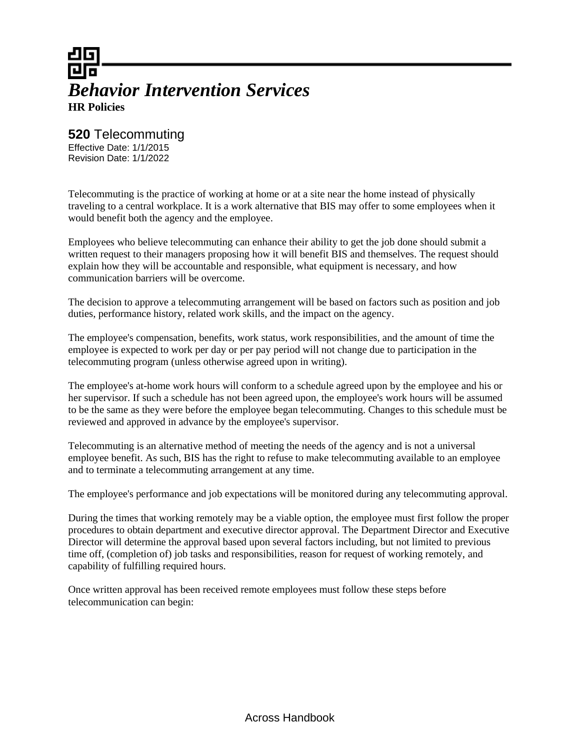# *Behavior Intervention Services*

**HR Policies**

## **520** Telecommuting

Effective Date: 1/1/2015
Revision Date: 1/1/2022

Telecommuting is the practice of working at home or at a site near the home instead of physically traveling to a central workplace. It is a work alternative that BIS may offer to some employees when it would benefit both the agency and the employee.

Employees who believe telecommuting can enhance their ability to get the job done should submit a written request to their managers proposing how it will benefit BIS and themselves. The request should explain how they will be accountable and responsible, what equipment is necessary, and how communication barriers will be overcome.

The decision to approve a telecommuting arrangement will be based on factors such as position and job duties, performance history, related work skills, and the impact on the agency.

The employee's compensation, benefits, work status, work responsibilities, and the amount of time the employee is expected to work per day or per pay period will not change due to participation in the telecommuting program (unless otherwise agreed upon in writing).

The employee's at-home work hours will conform to a schedule agreed upon by the employee and his or her supervisor. If such a schedule has not been agreed upon, the employee's work hours will be assumed to be the same as they were before the employee began telecommuting. Changes to this schedule must be reviewed and approved in advance by the employee's supervisor.

Telecommuting is an alternative method of meeting the needs of the agency and is not a universal employee benefit. As such, BIS has the right to refuse to make telecommuting available to an employee and to terminate a telecommuting arrangement at any time.

The employee's performance and job expectations will be monitored during any telecommuting approval.

During the times that working remotely may be a viable option, the employee must first follow the proper procedures to obtain department and executive director approval. The Department Director and Executive Director will determine the approval based upon several factors including, but not limited to previous time off, (completion of) job tasks and responsibilities, reason for request of working remotely, and capability of fulfilling required hours.

Once written approval has been received remote employees must follow these steps before telecommunication can begin: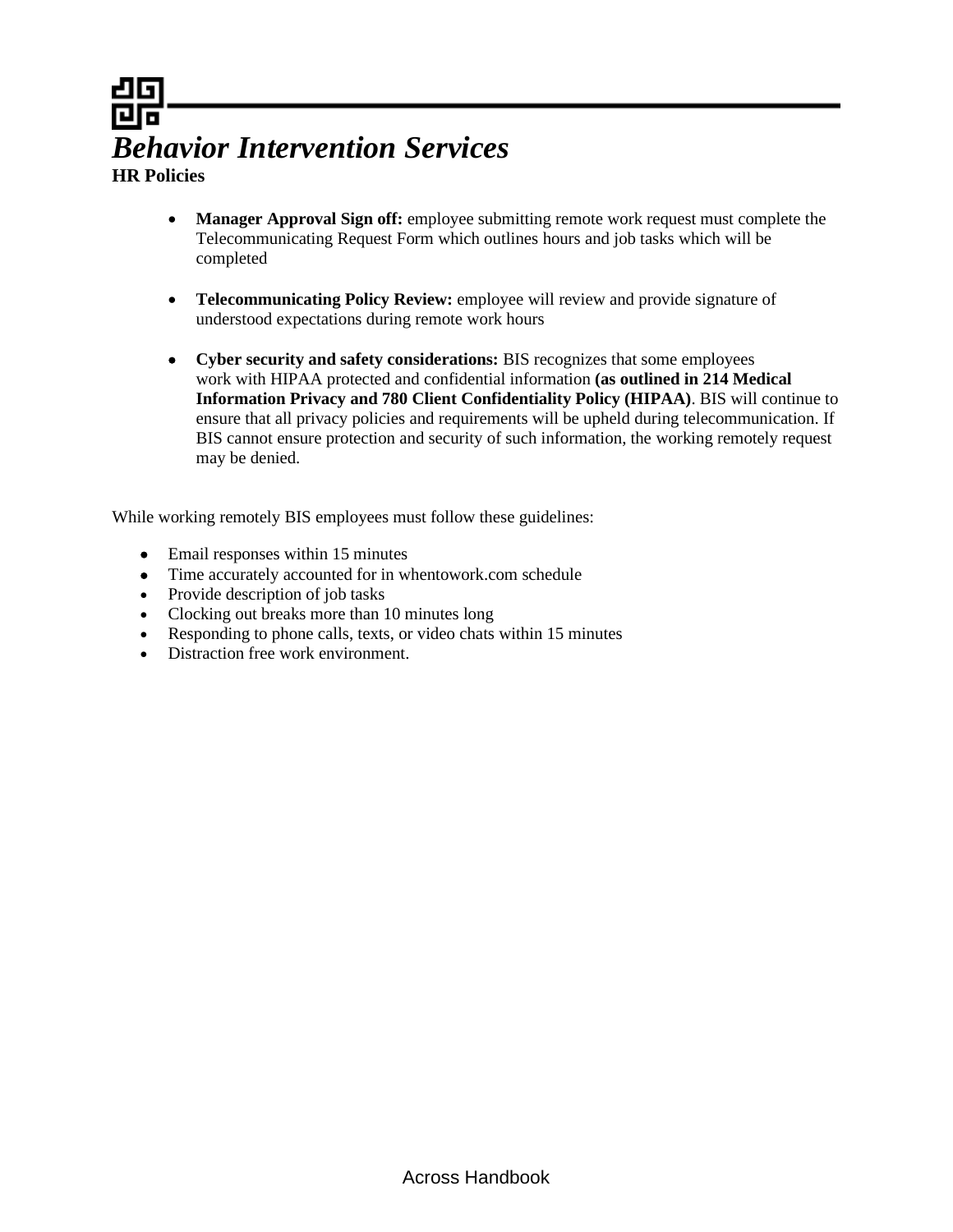- **Manager Approval Sign off:** employee submitting remote work request must complete the Telecommunicating Request Form which outlines hours and job tasks which will be completed

- **Telecommunicating Policy Review:** employee will review and provide signature of understood expectations during remote work hours

- **Cyber security and safety considerations:** BIS recognizes that some employees work with HIPAA protected and confidential information **(as outlined in 214 Medical Information Privacy and 780 Client Confidentiality Policy (HIPAA)**. BIS will continue to ensure that all privacy policies and requirements will be upheld during telecommunication. If BIS cannot ensure protection and security of such information, the working remotely request may be denied.

While working remotely BIS employees must follow these guidelines:

- Email responses within 15 minutes
- Time accurately accounted for in whentowork.com schedule
- Provide description of job tasks
- Clocking out breaks more than 10 minutes long
- Responding to phone calls, texts, or video chats within 15 minutes
- Distraction free work environment.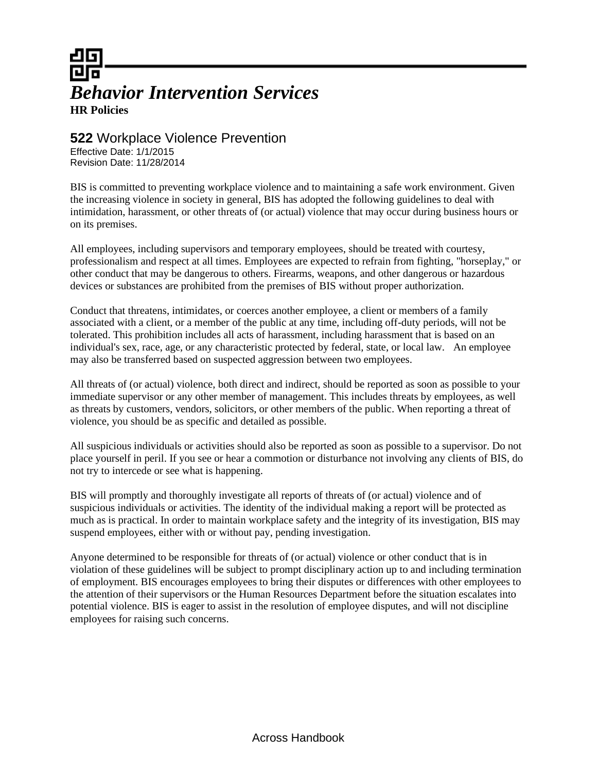# *Behavior Intervention Services*

**HR Policies**

## **522** Workplace Violence Prevention

Effective Date: 1/1/2015
Revision Date: 11/28/2014

BIS is committed to preventing workplace violence and to maintaining a safe work environment. Given the increasing violence in society in general, BIS has adopted the following guidelines to deal with intimidation, harassment, or other threats of (or actual) violence that may occur during business hours or on its premises.

All employees, including supervisors and temporary employees, should be treated with courtesy, professionalism and respect at all times. Employees are expected to refrain from fighting, "horseplay," or other conduct that may be dangerous to others. Firearms, weapons, and other dangerous or hazardous devices or substances are prohibited from the premises of BIS without proper authorization.

Conduct that threatens, intimidates, or coerces another employee, a client or members of a family associated with a client, or a member of the public at any time, including off-duty periods, will not be tolerated. This prohibition includes all acts of harassment, including harassment that is based on an individual's sex, race, age, or any characteristic protected by federal, state, or local law. An employee may also be transferred based on suspected aggression between two employees.

All threats of (or actual) violence, both direct and indirect, should be reported as soon as possible to your immediate supervisor or any other member of management. This includes threats by employees, as well as threats by customers, vendors, solicitors, or other members of the public. When reporting a threat of violence, you should be as specific and detailed as possible.

All suspicious individuals or activities should also be reported as soon as possible to a supervisor. Do not place yourself in peril. If you see or hear a commotion or disturbance not involving any clients of BIS, do not try to intercede or see what is happening.

BIS will promptly and thoroughly investigate all reports of threats of (or actual) violence and of suspicious individuals or activities. The identity of the individual making a report will be protected as much as is practical. In order to maintain workplace safety and the integrity of its investigation, BIS may suspend employees, either with or without pay, pending investigation.

Anyone determined to be responsible for threats of (or actual) violence or other conduct that is in violation of these guidelines will be subject to prompt disciplinary action up to and including termination of employment. BIS encourages employees to bring their disputes or differences with other employees to the attention of their supervisors or the Human Resources Department before the situation escalates into potential violence. BIS is eager to assist in the resolution of employee disputes, and will not discipline employees for raising such concerns.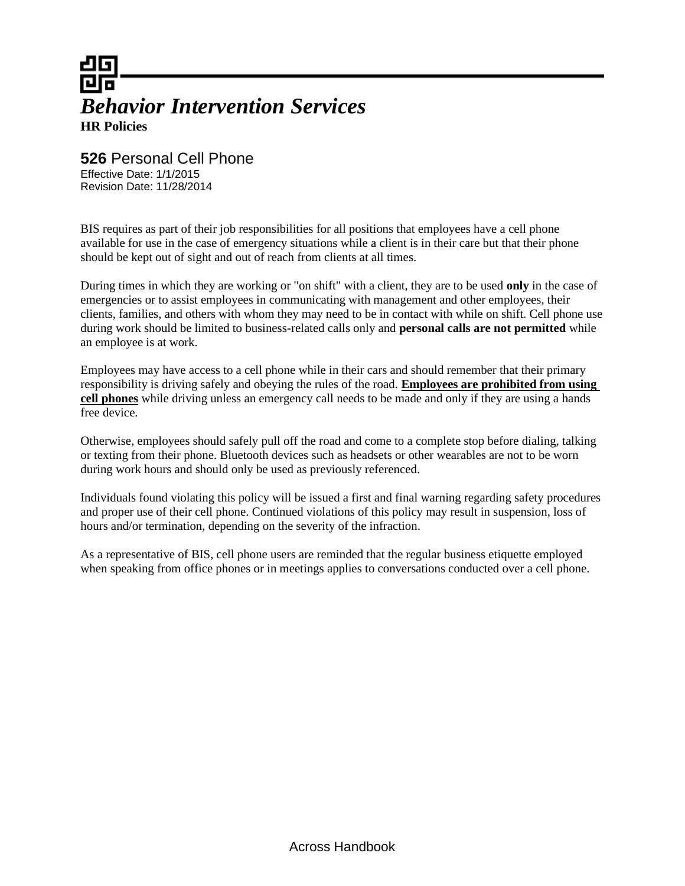# *Behavior Intervention Services*

**HR Policies**

## **526** Personal Cell Phone

Effective Date: 1/1/2015
Revision Date: 11/28/2014

BIS requires as part of their job responsibilities for all positions that employees have a cell phone available for use in the case of emergency situations while a client is in their care but that their phone should be kept out of sight and out of reach from clients at all times.

During times in which they are working or "on shift" with a client, they are to be used **only** in the case of emergencies or to assist employees in communicating with management and other employees, their clients, families, and others with whom they may need to be in contact with while on shift. Cell phone use during work should be limited to business-related calls only and **personal calls are not permitted** while an employee is at work.

Employees may have access to a cell phone while in their cars and should remember that their primary responsibility is driving safely and obeying the rules of the road. **Employees are prohibited from using cell phones** while driving unless an emergency call needs to be made and only if they are using a hands free device.

Otherwise, employees should safely pull off the road and come to a complete stop before dialing, talking or texting from their phone. Bluetooth devices such as headsets or other wearables are not to be worn during work hours and should only be used as previously referenced.

Individuals found violating this policy will be issued a first and final warning regarding safety procedures and proper use of their cell phone. Continued violations of this policy may result in suspension, loss of hours and/or termination, depending on the severity of the infraction.

As a representative of BIS, cell phone users are reminded that the regular business etiquette employed when speaking from office phones or in meetings applies to conversations conducted over a cell phone.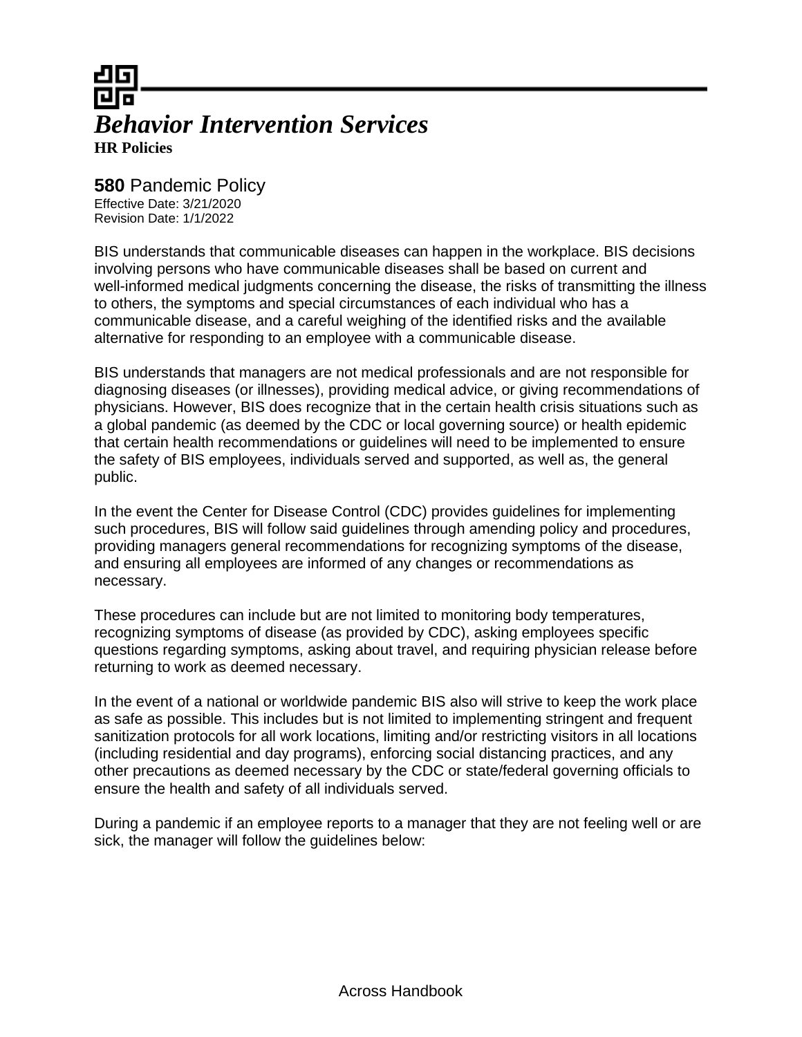# *Behavior Intervention Services*

**HR Policies**

## **580** Pandemic Policy

Effective Date: 3/21/2020
Revision Date: 1/1/2022

BIS understands that communicable diseases can happen in the workplace. BIS decisions involving persons who have communicable diseases shall be based on current and well-informed medical judgments concerning the disease, the risks of transmitting the illness to others, the symptoms and special circumstances of each individual who has a communicable disease, and a careful weighing of the identified risks and the available alternative for responding to an employee with a communicable disease.

BIS understands that managers are not medical professionals and are not responsible for diagnosing diseases (or illnesses), providing medical advice, or giving recommendations of physicians. However, BIS does recognize that in the certain health crisis situations such as a global pandemic (as deemed by the CDC or local governing source) or health epidemic that certain health recommendations or guidelines will need to be implemented to ensure the safety of BIS employees, individuals served and supported, as well as, the general public.

In the event the Center for Disease Control (CDC) provides guidelines for implementing such procedures, BIS will follow said guidelines through amending policy and procedures, providing managers general recommendations for recognizing symptoms of the disease, and ensuring all employees are informed of any changes or recommendations as necessary.

These procedures can include but are not limited to monitoring body temperatures, recognizing symptoms of disease (as provided by CDC), asking employees specific questions regarding symptoms, asking about travel, and requiring physician release before returning to work as deemed necessary.

In the event of a national or worldwide pandemic BIS also will strive to keep the work place as safe as possible. This includes but is not limited to implementing stringent and frequent sanitization protocols for all work locations, limiting and/or restricting visitors in all locations (including residential and day programs), enforcing social distancing practices, and any other precautions as deemed necessary by the CDC or state/federal governing officials to ensure the health and safety of all individuals served.

During a pandemic if an employee reports to a manager that they are not feeling well or are sick, the manager will follow the guidelines below: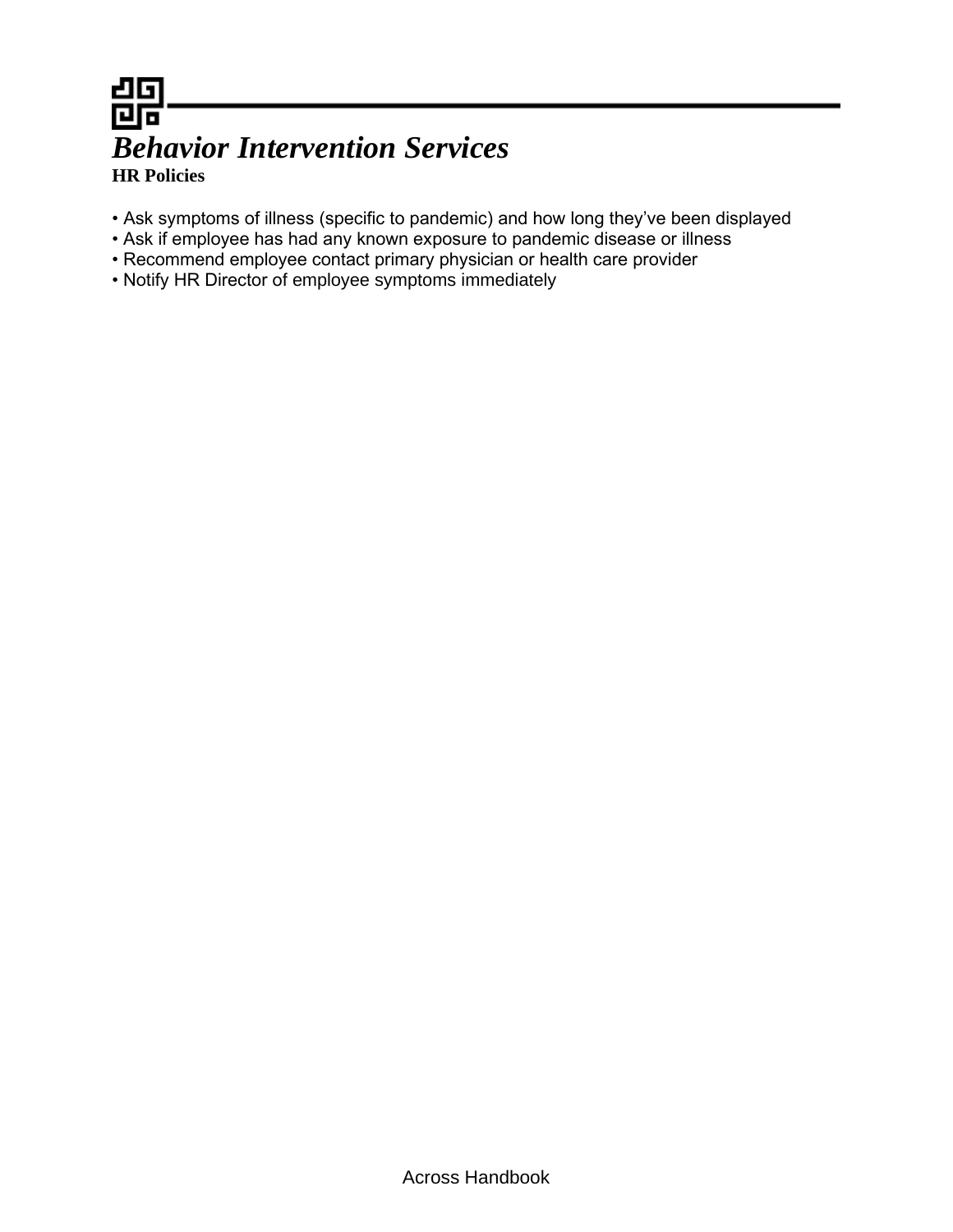- Ask symptoms of illness (specific to pandemic) and how long they’ve been displayed
- Ask if employee has had any known exposure to pandemic disease or illness
- Recommend employee contact primary physician or health care provider
- Notify HR Director of employee symptoms immediately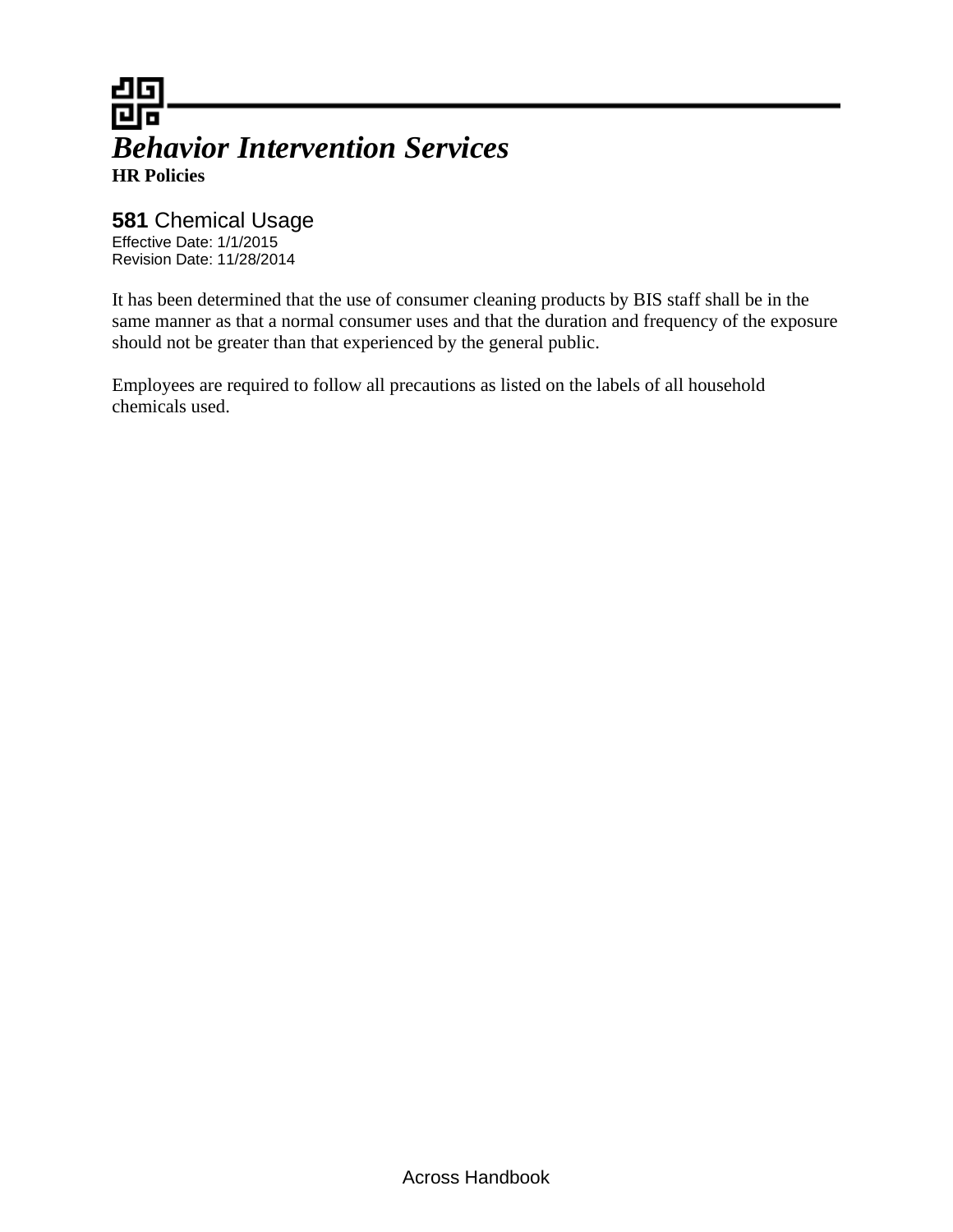# *Behavior Intervention Services*

**HR Policies**

## **581** Chemical Usage

Effective Date: 1/1/2015
Revision Date: 11/28/2014

It has been determined that the use of consumer cleaning products by BIS staff shall be in the same manner as that a normal consumer uses and that the duration and frequency of the exposure should not be greater than that experienced by the general public.

Employees are required to follow all precautions as listed on the labels of all household chemicals used.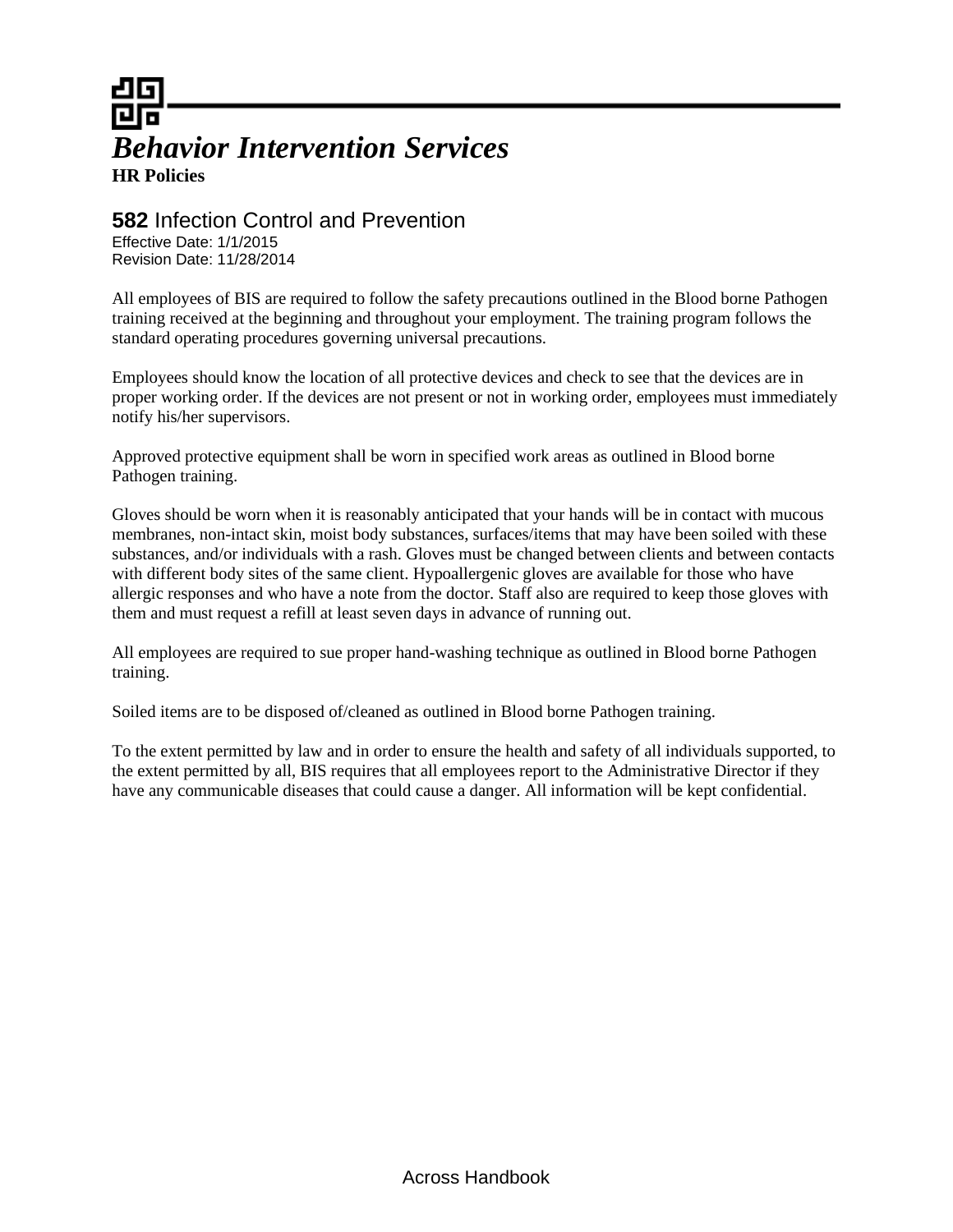# *Behavior Intervention Services*

**HR Policies**

## **582** Infection Control and Prevention

Effective Date: 1/1/2015
Revision Date: 11/28/2014

All employees of BIS are required to follow the safety precautions outlined in the Blood borne Pathogen training received at the beginning and throughout your employment. The training program follows the standard operating procedures governing universal precautions.

Employees should know the location of all protective devices and check to see that the devices are in proper working order. If the devices are not present or not in working order, employees must immediately notify his/her supervisors.

Approved protective equipment shall be worn in specified work areas as outlined in Blood borne Pathogen training.

Gloves should be worn when it is reasonably anticipated that your hands will be in contact with mucous membranes, non-intact skin, moist body substances, surfaces/items that may have been soiled with these substances, and/or individuals with a rash. Gloves must be changed between clients and between contacts with different body sites of the same client. Hypoallergenic gloves are available for those who have allergic responses and who have a note from the doctor. Staff also are required to keep those gloves with them and must request a refill at least seven days in advance of running out.

All employees are required to sue proper hand-washing technique as outlined in Blood borne Pathogen training.

Soiled items are to be disposed of/cleaned as outlined in Blood borne Pathogen training.

To the extent permitted by law and in order to ensure the health and safety of all individuals supported, to the extent permitted by all, BIS requires that all employees report to the Administrative Director if they have any communicable diseases that could cause a danger. All information will be kept confidential.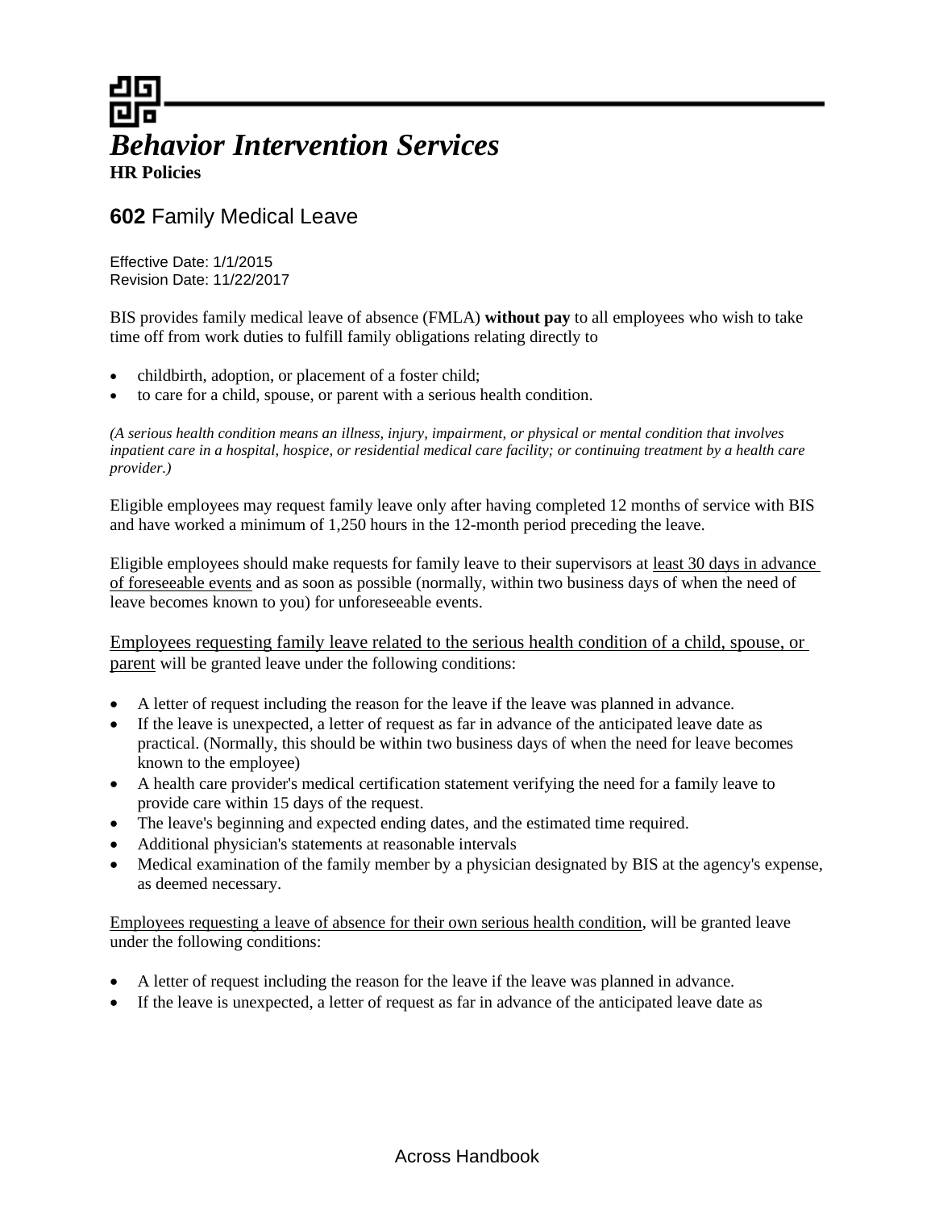# *Behavior Intervention Services*

**HR Policies**

## **602** Family Medical Leave

Effective Date: 1/1/2015
Revision Date: 11/22/2017

BIS provides family medical leave of absence (FMLA) **without pay** to all employees who wish to take time off from work duties to fulfill family obligations relating directly to

- childbirth, adoption, or placement of a foster child;
- to care for a child, spouse, or parent with a serious health condition.

*(A serious health condition means an illness, injury, impairment, or physical or mental condition that involves inpatient care in a hospital, hospice, or residential medical care facility; or continuing treatment by a health care provider.)*

Eligible employees may request family leave only after having completed 12 months of service with BIS and have worked a minimum of 1,250 hours in the 12-month period preceding the leave.

Eligible employees should make requests for family leave to their supervisors at least 30 days in advance of foreseeable events and as soon as possible (normally, within two business days of when the need of leave becomes known to you) for unforeseeable events.

Employees requesting family leave related to the serious health condition of a child, spouse, or parent will be granted leave under the following conditions:

- A letter of request including the reason for the leave if the leave was planned in advance.
- If the leave is unexpected, a letter of request as far in advance of the anticipated leave date as practical. (Normally, this should be within two business days of when the need for leave becomes known to the employee)
- A health care provider's medical certification statement verifying the need for a family leave to provide care within 15 days of the request.
- The leave's beginning and expected ending dates, and the estimated time required.
- Additional physician's statements at reasonable intervals
- Medical examination of the family member by a physician designated by BIS at the agency's expense, as deemed necessary.

Employees requesting a leave of absence for their own serious health condition, will be granted leave under the following conditions:

- A letter of request including the reason for the leave if the leave was planned in advance.
- If the leave is unexpected, a letter of request as far in advance of the anticipated leave date as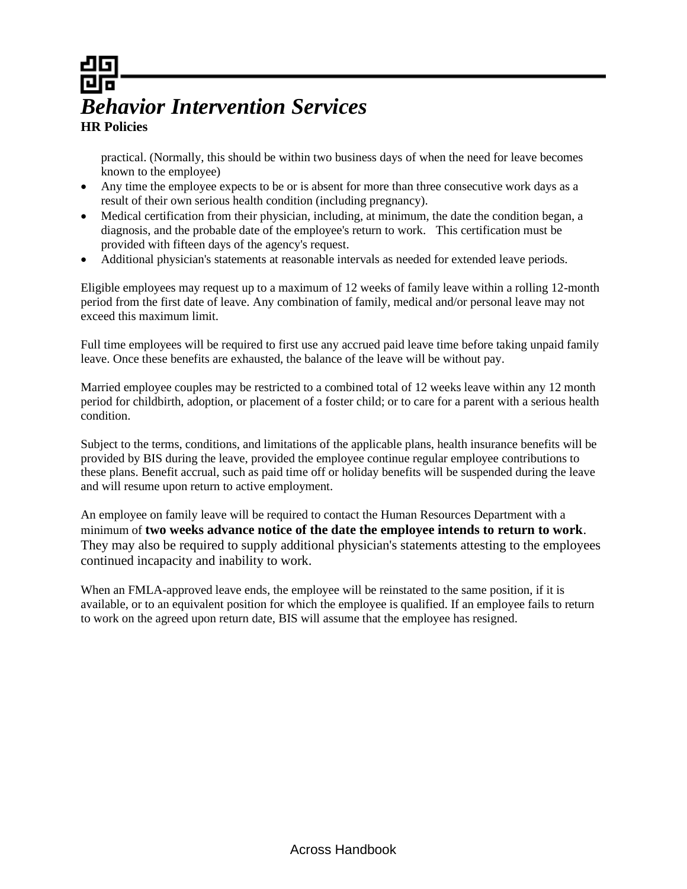practical. (Normally, this should be within two business days of when the need for leave becomes known to the employee)

- Any time the employee expects to be or is absent for more than three consecutive work days as a result of their own serious health condition (including pregnancy).
- Medical certification from their physician, including, at minimum, the date the condition began, a diagnosis, and the probable date of the employee's return to work. This certification must be provided with fifteen days of the agency's request.
- Additional physician's statements at reasonable intervals as needed for extended leave periods.

Eligible employees may request up to a maximum of 12 weeks of family leave within a rolling 12-month period from the first date of leave. Any combination of family, medical and/or personal leave may not exceed this maximum limit.

Full time employees will be required to first use any accrued paid leave time before taking unpaid family leave. Once these benefits are exhausted, the balance of the leave will be without pay.

Married employee couples may be restricted to a combined total of 12 weeks leave within any 12 month period for childbirth, adoption, or placement of a foster child; or to care for a parent with a serious health condition.

Subject to the terms, conditions, and limitations of the applicable plans, health insurance benefits will be provided by BIS during the leave, provided the employee continue regular employee contributions to these plans. Benefit accrual, such as paid time off or holiday benefits will be suspended during the leave and will resume upon return to active employment.

An employee on family leave will be required to contact the Human Resources Department with a minimum of **two weeks advance notice of the date the employee intends to return to work**. They may also be required to supply additional physician's statements attesting to the employees continued incapacity and inability to work.

When an FMLA-approved leave ends, the employee will be reinstated to the same position, if it is available, or to an equivalent position for which the employee is qualified. If an employee fails to return to work on the agreed upon return date, BIS will assume that the employee has resigned.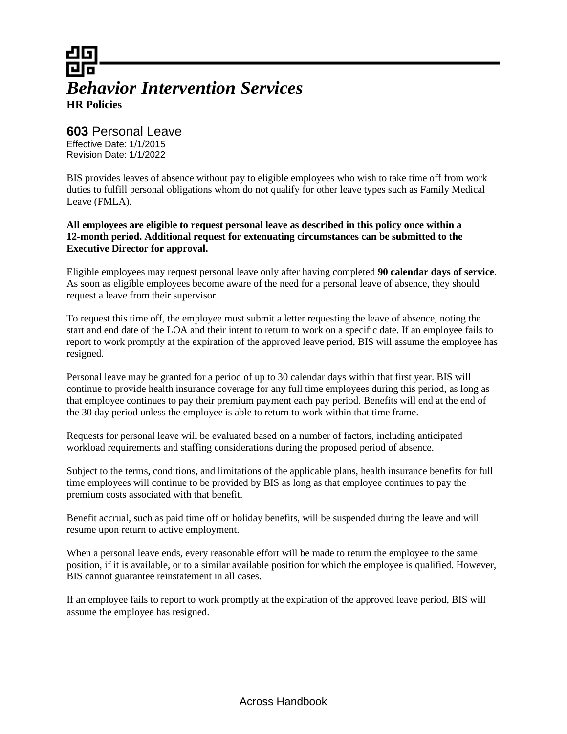# *Behavior Intervention Services*

**HR Policies**

## **603** Personal Leave

Effective Date: 1/1/2015
Revision Date: 1/1/2022

BIS provides leaves of absence without pay to eligible employees who wish to take time off from work duties to fulfill personal obligations whom do not qualify for other leave types such as Family Medical Leave (FMLA).

**All employees are eligible to request personal leave as described in this policy once within a 12-month period. Additional request for extenuating circumstances can be submitted to the Executive Director for approval.**

Eligible employees may request personal leave only after having completed **90 calendar days of service**. As soon as eligible employees become aware of the need for a personal leave of absence, they should request a leave from their supervisor.

To request this time off, the employee must submit a letter requesting the leave of absence, noting the start and end date of the LOA and their intent to return to work on a specific date. If an employee fails to report to work promptly at the expiration of the approved leave period, BIS will assume the employee has resigned.

Personal leave may be granted for a period of up to 30 calendar days within that first year. BIS will continue to provide health insurance coverage for any full time employees during this period, as long as that employee continues to pay their premium payment each pay period. Benefits will end at the end of the 30 day period unless the employee is able to return to work within that time frame.

Requests for personal leave will be evaluated based on a number of factors, including anticipated workload requirements and staffing considerations during the proposed period of absence.

Subject to the terms, conditions, and limitations of the applicable plans, health insurance benefits for full time employees will continue to be provided by BIS as long as that employee continues to pay the premium costs associated with that benefit.

Benefit accrual, such as paid time off or holiday benefits, will be suspended during the leave and will resume upon return to active employment.

When a personal leave ends, every reasonable effort will be made to return the employee to the same position, if it is available, or to a similar available position for which the employee is qualified. However, BIS cannot guarantee reinstatement in all cases.

If an employee fails to report to work promptly at the expiration of the approved leave period, BIS will assume the employee has resigned.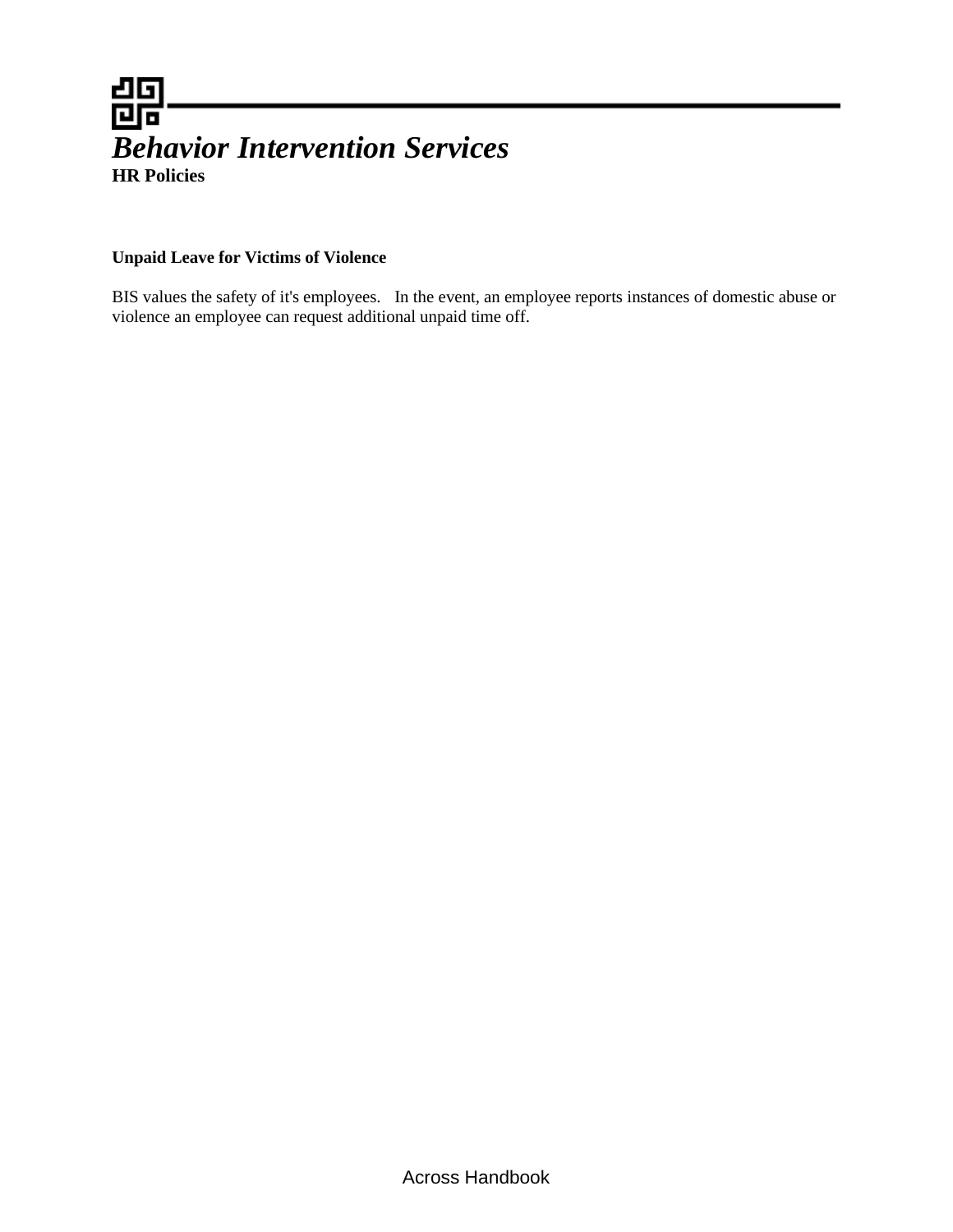*Behavior Intervention Services*

**HR Policies**

**Unpaid Leave for Victims of Violence**

BIS values the safety of it's employees.   In the event, an employee reports instances of domestic abuse or violence an employee can request additional unpaid time off.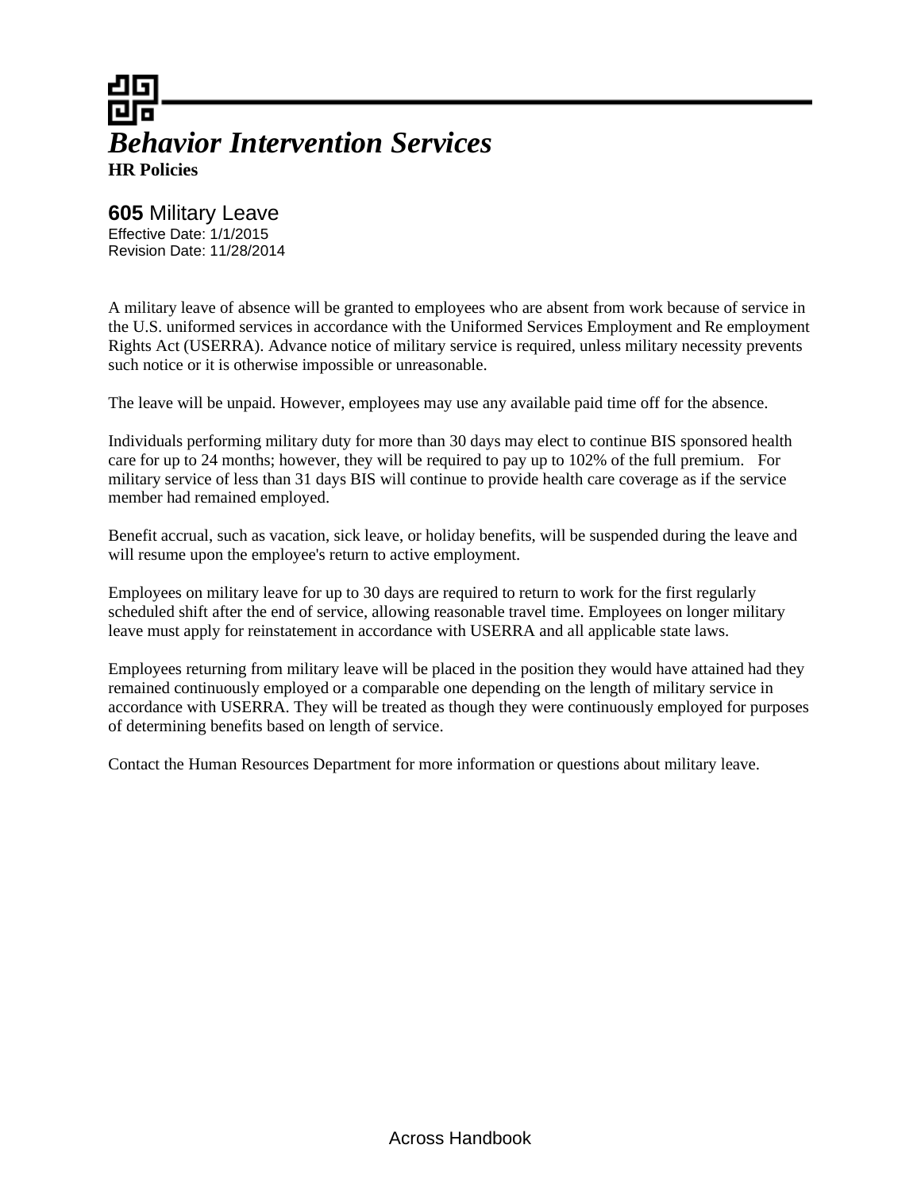# *Behavior Intervention Services*

**HR Policies**

## **605** Military Leave

Effective Date: 1/1/2015
Revision Date: 11/28/2014

A military leave of absence will be granted to employees who are absent from work because of service in the U.S. uniformed services in accordance with the Uniformed Services Employment and Re employment Rights Act (USERRA). Advance notice of military service is required, unless military necessity prevents such notice or it is otherwise impossible or unreasonable.

The leave will be unpaid. However, employees may use any available paid time off for the absence.

Individuals performing military duty for more than 30 days may elect to continue BIS sponsored health care for up to 24 months; however, they will be required to pay up to 102% of the full premium. For military service of less than 31 days BIS will continue to provide health care coverage as if the service member had remained employed.

Benefit accrual, such as vacation, sick leave, or holiday benefits, will be suspended during the leave and will resume upon the employee's return to active employment.

Employees on military leave for up to 30 days are required to return to work for the first regularly scheduled shift after the end of service, allowing reasonable travel time. Employees on longer military leave must apply for reinstatement in accordance with USERRA and all applicable state laws.

Employees returning from military leave will be placed in the position they would have attained had they remained continuously employed or a comparable one depending on the length of military service in accordance with USERRA. They will be treated as though they were continuously employed for purposes of determining benefits based on length of service.

Contact the Human Resources Department for more information or questions about military leave.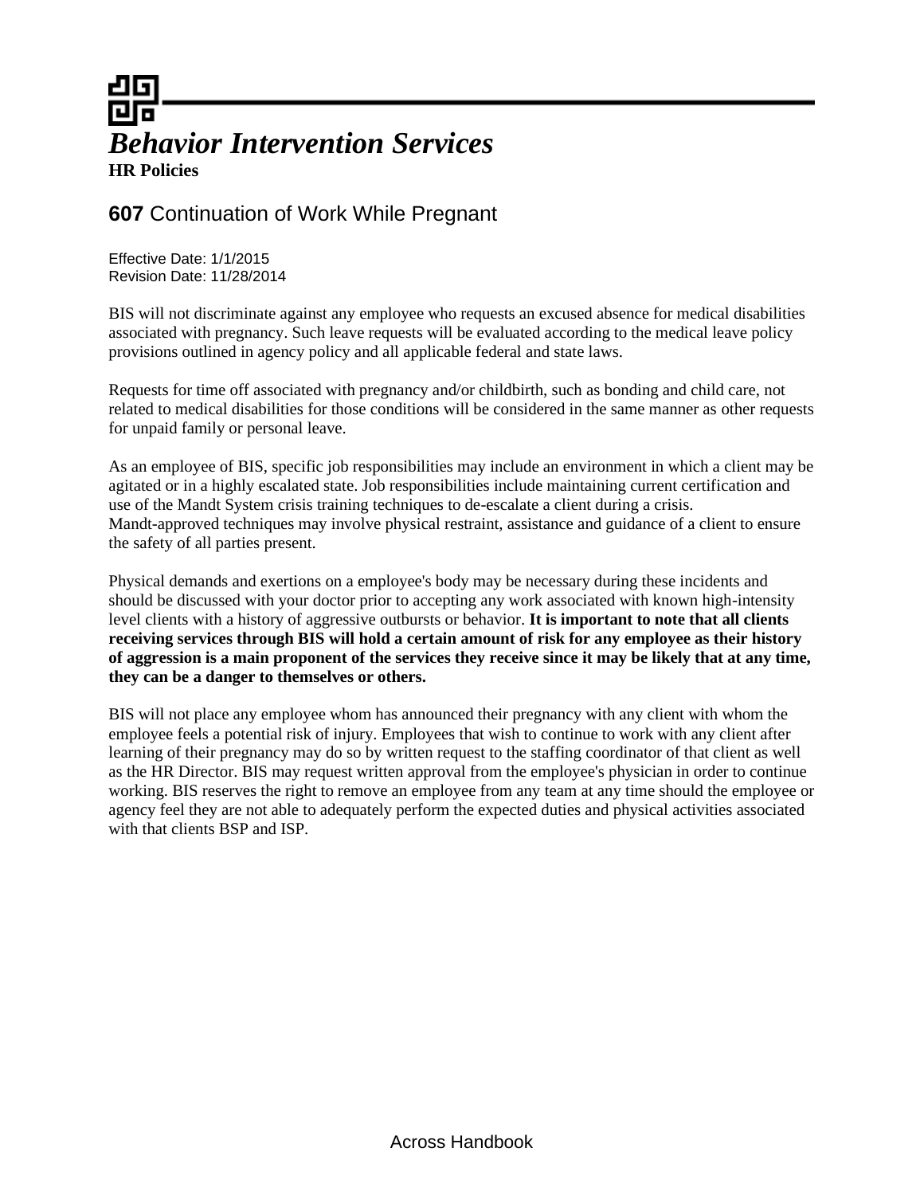# *Behavior Intervention Services*

**HR Policies**

## **607** Continuation of Work While Pregnant

Effective Date: 1/1/2015
Revision Date: 11/28/2014

BIS will not discriminate against any employee who requests an excused absence for medical disabilities associated with pregnancy. Such leave requests will be evaluated according to the medical leave policy provisions outlined in agency policy and all applicable federal and state laws.

Requests for time off associated with pregnancy and/or childbirth, such as bonding and child care, not related to medical disabilities for those conditions will be considered in the same manner as other requests for unpaid family or personal leave.

As an employee of BIS, specific job responsibilities may include an environment in which a client may be agitated or in a highly escalated state. Job responsibilities include maintaining current certification and use of the Mandt System crisis training techniques to de-escalate a client during a crisis. Mandt-approved techniques may involve physical restraint, assistance and guidance of a client to ensure the safety of all parties present.

Physical demands and exertions on a employee's body may be necessary during these incidents and should be discussed with your doctor prior to accepting any work associated with known high-intensity level clients with a history of aggressive outbursts or behavior. **It is important to note that all clients receiving services through BIS will hold a certain amount of risk for any employee as their history of aggression is a main proponent of the services they receive since it may be likely that at any time, they can be a danger to themselves or others.**

BIS will not place any employee whom has announced their pregnancy with any client with whom the employee feels a potential risk of injury. Employees that wish to continue to work with any client after learning of their pregnancy may do so by written request to the staffing coordinator of that client as well as the HR Director. BIS may request written approval from the employee's physician in order to continue working. BIS reserves the right to remove an employee from any team at any time should the employee or agency feel they are not able to adequately perform the expected duties and physical activities associated with that clients BSP and ISP.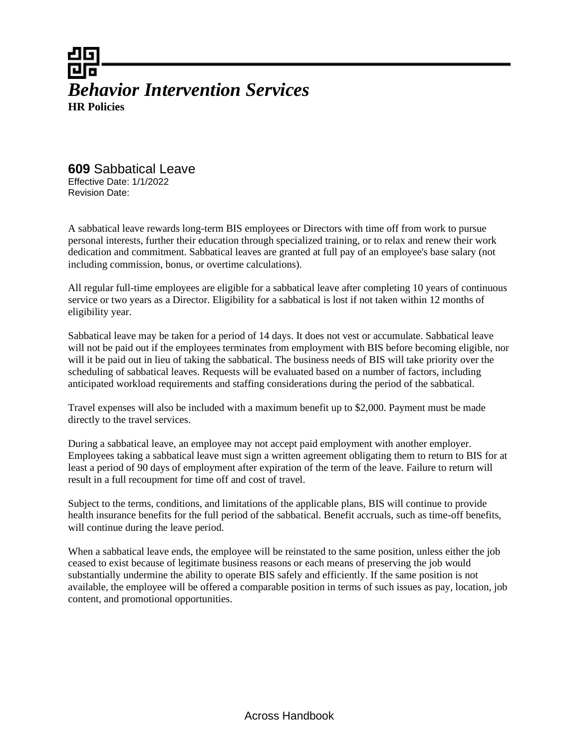# *Behavior Intervention Services*

**HR Policies**

## **609** Sabbatical Leave

Effective Date: 1/1/2022
Revision Date:

A sabbatical leave rewards long-term BIS employees or Directors with time off from work to pursue personal interests, further their education through specialized training, or to relax and renew their work dedication and commitment. Sabbatical leaves are granted at full pay of an employee's base salary (not including commission, bonus, or overtime calculations).

All regular full-time employees are eligible for a sabbatical leave after completing 10 years of continuous service or two years as a Director. Eligibility for a sabbatical is lost if not taken within 12 months of eligibility year.

Sabbatical leave may be taken for a period of 14 days. It does not vest or accumulate. Sabbatical leave will not be paid out if the employees terminates from employment with BIS before becoming eligible, nor will it be paid out in lieu of taking the sabbatical. The business needs of BIS will take priority over the scheduling of sabbatical leaves. Requests will be evaluated based on a number of factors, including anticipated workload requirements and staffing considerations during the period of the sabbatical.

Travel expenses will also be included with a maximum benefit up to $2,000. Payment must be made directly to the travel services.

During a sabbatical leave, an employee may not accept paid employment with another employer. Employees taking a sabbatical leave must sign a written agreement obligating them to return to BIS for at least a period of 90 days of employment after expiration of the term of the leave. Failure to return will result in a full recoupment for time off and cost of travel.

Subject to the terms, conditions, and limitations of the applicable plans, BIS will continue to provide health insurance benefits for the full period of the sabbatical. Benefit accruals, such as time-off benefits, will continue during the leave period.

When a sabbatical leave ends, the employee will be reinstated to the same position, unless either the job ceased to exist because of legitimate business reasons or each means of preserving the job would substantially undermine the ability to operate BIS safely and efficiently. If the same position is not available, the employee will be offered a comparable position in terms of such issues as pay, location, job content, and promotional opportunities.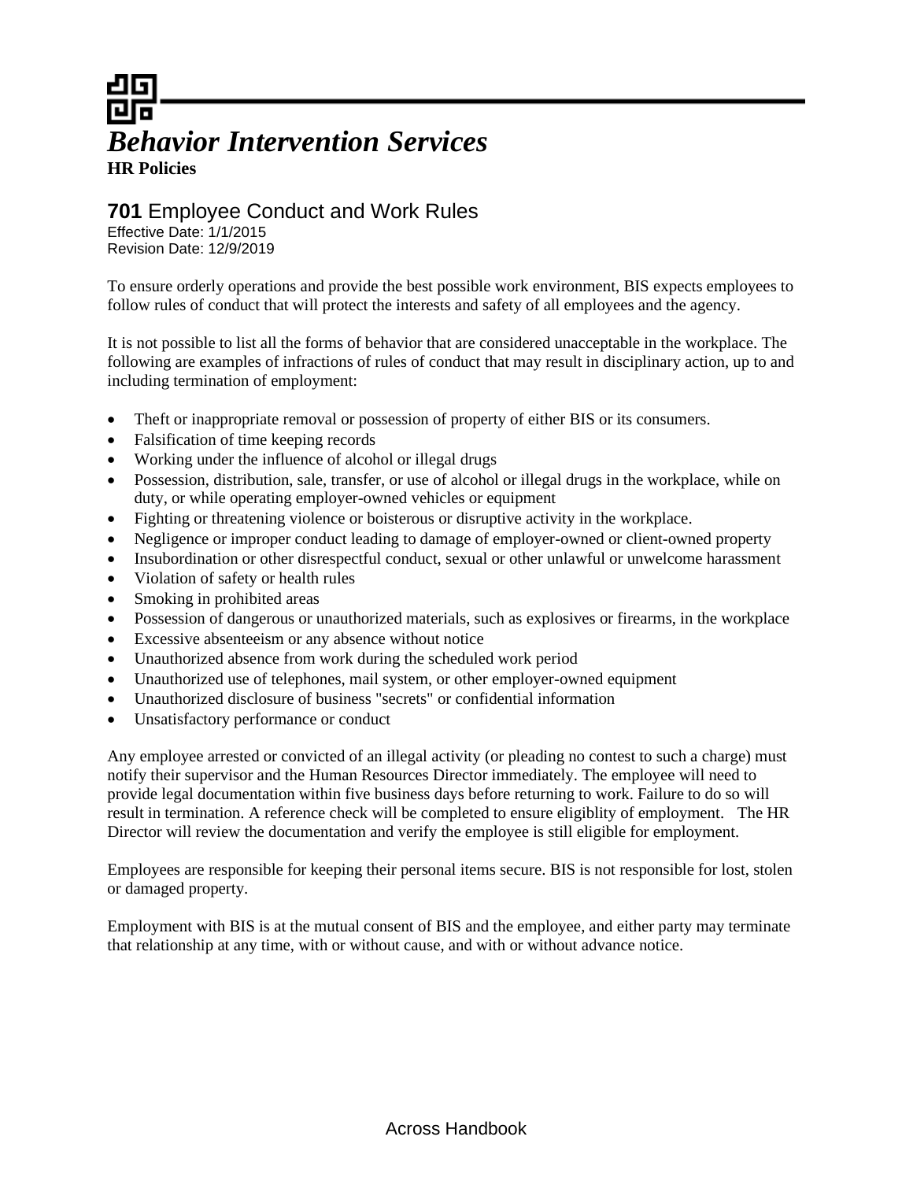# *Behavior Intervention Services*

**HR Policies**

## **701** Employee Conduct and Work Rules

Effective Date: 1/1/2015
Revision Date: 12/9/2019

To ensure orderly operations and provide the best possible work environment, BIS expects employees to follow rules of conduct that will protect the interests and safety of all employees and the agency.

It is not possible to list all the forms of behavior that are considered unacceptable in the workplace. The following are examples of infractions of rules of conduct that may result in disciplinary action, up to and including termination of employment:

- Theft or inappropriate removal or possession of property of either BIS or its consumers.
- Falsification of time keeping records
- Working under the influence of alcohol or illegal drugs
- Possession, distribution, sale, transfer, or use of alcohol or illegal drugs in the workplace, while on duty, or while operating employer-owned vehicles or equipment
- Fighting or threatening violence or boisterous or disruptive activity in the workplace.
- Negligence or improper conduct leading to damage of employer-owned or client-owned property
- Insubordination or other disrespectful conduct, sexual or other unlawful or unwelcome harassment
- Violation of safety or health rules
- Smoking in prohibited areas
- Possession of dangerous or unauthorized materials, such as explosives or firearms, in the workplace
- Excessive absenteeism or any absence without notice
- Unauthorized absence from work during the scheduled work period
- Unauthorized use of telephones, mail system, or other employer-owned equipment
- Unauthorized disclosure of business "secrets" or confidential information
- Unsatisfactory performance or conduct

Any employee arrested or convicted of an illegal activity (or pleading no contest to such a charge) must notify their supervisor and the Human Resources Director immediately. The employee will need to provide legal documentation within five business days before returning to work. Failure to do so will result in termination. A reference check will be completed to ensure eligiblity of employment. The HR Director will review the documentation and verify the employee is still eligible for employment.

Employees are responsible for keeping their personal items secure. BIS is not responsible for lost, stolen or damaged property.

Employment with BIS is at the mutual consent of BIS and the employee, and either party may terminate that relationship at any time, with or without cause, and with or without advance notice.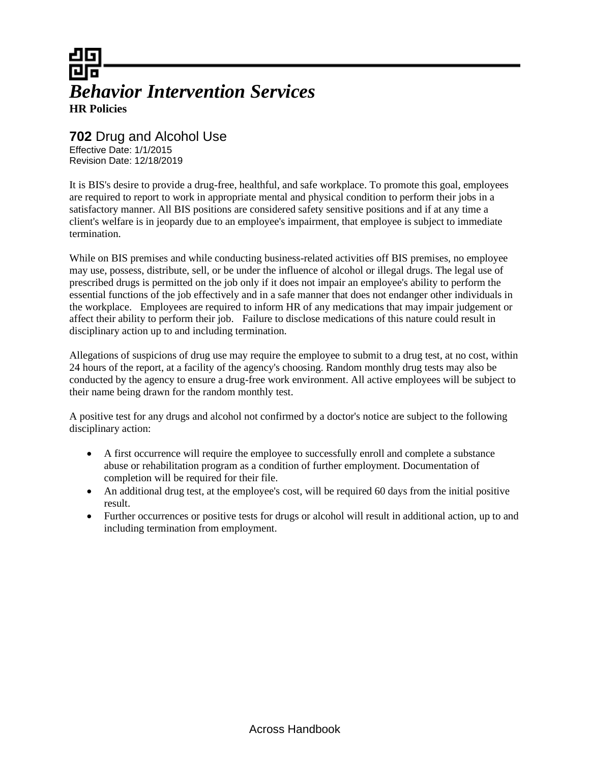# *Behavior Intervention Services*

**HR Policies**

## **702** Drug and Alcohol Use

Effective Date: 1/1/2015
Revision Date: 12/18/2019

It is BIS's desire to provide a drug-free, healthful, and safe workplace. To promote this goal, employees are required to report to work in appropriate mental and physical condition to perform their jobs in a satisfactory manner. All BIS positions are considered safety sensitive positions and if at any time a client's welfare is in jeopardy due to an employee's impairment, that employee is subject to immediate termination.

While on BIS premises and while conducting business-related activities off BIS premises, no employee may use, possess, distribute, sell, or be under the influence of alcohol or illegal drugs. The legal use of prescribed drugs is permitted on the job only if it does not impair an employee's ability to perform the essential functions of the job effectively and in a safe manner that does not endanger other individuals in the workplace. Employees are required to inform HR of any medications that may impair judgement or affect their ability to perform their job. Failure to disclose medications of this nature could result in disciplinary action up to and including termination.

Allegations of suspicions of drug use may require the employee to submit to a drug test, at no cost, within 24 hours of the report, at a facility of the agency's choosing. Random monthly drug tests may also be conducted by the agency to ensure a drug-free work environment. All active employees will be subject to their name being drawn for the random monthly test.

A positive test for any drugs and alcohol not confirmed by a doctor's notice are subject to the following disciplinary action:

- A first occurrence will require the employee to successfully enroll and complete a substance abuse or rehabilitation program as a condition of further employment. Documentation of completion will be required for their file.
- An additional drug test, at the employee's cost, will be required 60 days from the initial positive result.
- Further occurrences or positive tests for drugs or alcohol will result in additional action, up to and including termination from employment.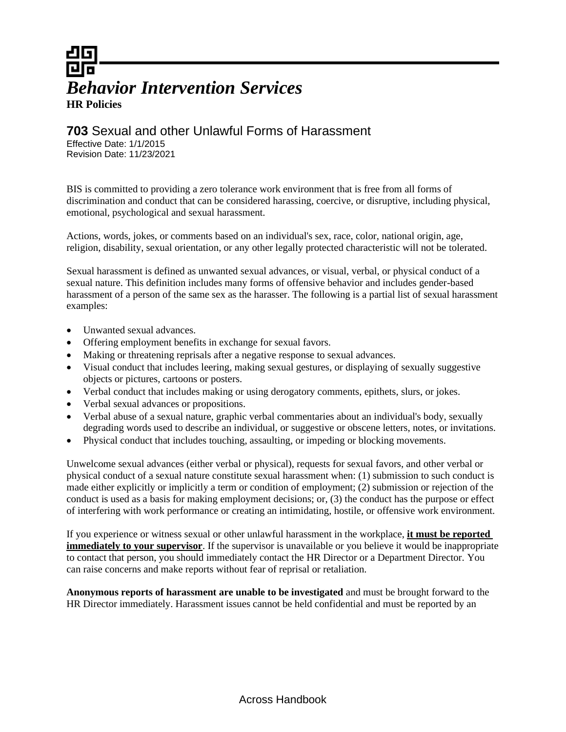# *Behavior Intervention Services*

**HR Policies**

## **703** Sexual and other Unlawful Forms of Harassment

Effective Date: 1/1/2015
Revision Date: 11/23/2021

BIS is committed to providing a zero tolerance work environment that is free from all forms of discrimination and conduct that can be considered harassing, coercive, or disruptive, including physical, emotional, psychological and sexual harassment.

Actions, words, jokes, or comments based on an individual's sex, race, color, national origin, age, religion, disability, sexual orientation, or any other legally protected characteristic will not be tolerated.

Sexual harassment is defined as unwanted sexual advances, or visual, verbal, or physical conduct of a sexual nature. This definition includes many forms of offensive behavior and includes gender-based harassment of a person of the same sex as the harasser. The following is a partial list of sexual harassment examples:

- Unwanted sexual advances.
- Offering employment benefits in exchange for sexual favors.
- Making or threatening reprisals after a negative response to sexual advances.
- Visual conduct that includes leering, making sexual gestures, or displaying of sexually suggestive objects or pictures, cartoons or posters.
- Verbal conduct that includes making or using derogatory comments, epithets, slurs, or jokes.
- Verbal sexual advances or propositions.
- Verbal abuse of a sexual nature, graphic verbal commentaries about an individual's body, sexually degrading words used to describe an individual, or suggestive or obscene letters, notes, or invitations.
- Physical conduct that includes touching, assaulting, or impeding or blocking movements.

Unwelcome sexual advances (either verbal or physical), requests for sexual favors, and other verbal or physical conduct of a sexual nature constitute sexual harassment when: (1) submission to such conduct is made either explicitly or implicitly a term or condition of employment; (2) submission or rejection of the conduct is used as a basis for making employment decisions; or, (3) the conduct has the purpose or effect of interfering with work performance or creating an intimidating, hostile, or offensive work environment.

If you experience or witness sexual or other unlawful harassment in the workplace, **it must be reported immediately to your supervisor**. If the supervisor is unavailable or you believe it would be inappropriate to contact that person, you should immediately contact the HR Director or a Department Director. You can raise concerns and make reports without fear of reprisal or retaliation.

**Anonymous reports of harassment are unable to be investigated** and must be brought forward to the HR Director immediately. Harassment issues cannot be held confidential and must be reported by an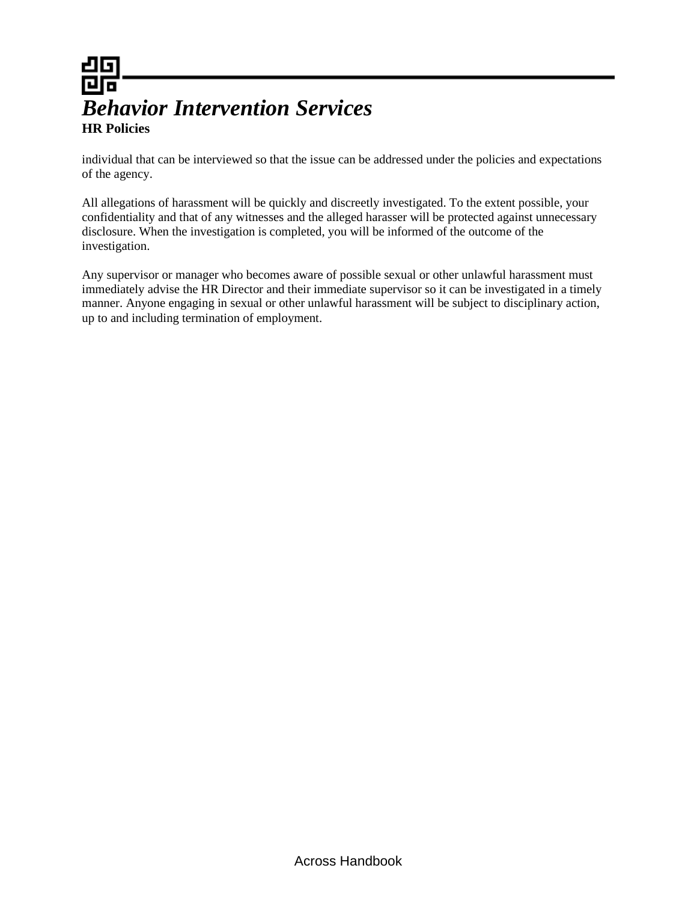individual that can be interviewed so that the issue can be addressed under the policies and expectations of the agency.

All allegations of harassment will be quickly and discreetly investigated. To the extent possible, your confidentiality and that of any witnesses and the alleged harasser will be protected against unnecessary disclosure. When the investigation is completed, you will be informed of the outcome of the investigation.

Any supervisor or manager who becomes aware of possible sexual or other unlawful harassment must immediately advise the HR Director and their immediate supervisor so it can be investigated in a timely manner. Anyone engaging in sexual or other unlawful harassment will be subject to disciplinary action, up to and including termination of employment.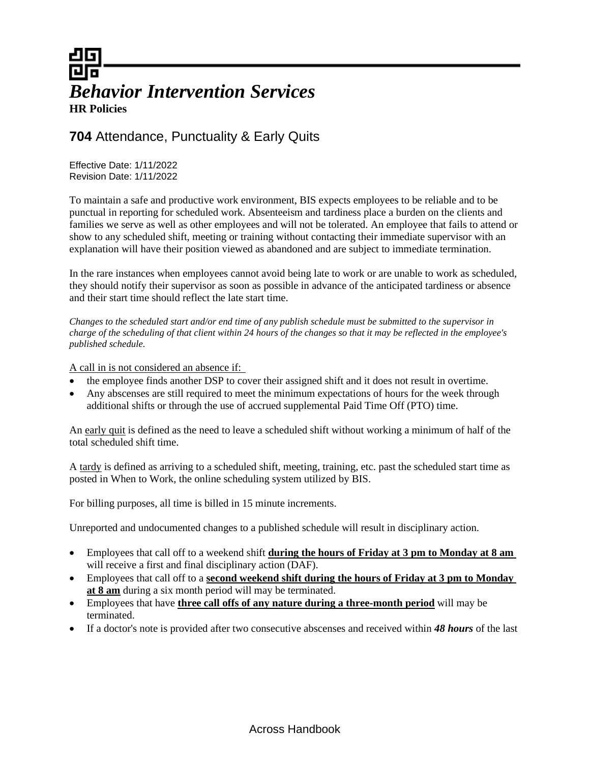# Behavior Intervention Services

**HR Policies**

## **704** Attendance, Punctuality & Early Quits

Effective Date: 1/11/2022
Revision Date: 1/11/2022

To maintain a safe and productive work environment, BIS expects employees to be reliable and to be punctual in reporting for scheduled work. Absenteeism and tardiness place a burden on the clients and families we serve as well as other employees and will not be tolerated. An employee that fails to attend or show to any scheduled shift, meeting or training without contacting their immediate supervisor with an explanation will have their position viewed as abandoned and are subject to immediate termination.

In the rare instances when employees cannot avoid being late to work or are unable to work as scheduled, they should notify their supervisor as soon as possible in advance of the anticipated tardiness or absence and their start time should reflect the late start time.

*Changes to the scheduled start and/or end time of any publish schedule must be submitted to the supervisor in charge of the scheduling of that client within 24 hours of the changes so that it may be reflected in the employee's published schedule.*

<u>A call in is not considered an absence if:</u>

- the employee finds another DSP to cover their assigned shift and it does not result in overtime.
- Any abscenses are still required to meet the minimum expectations of hours for the week through additional shifts or through the use of accrued supplemental Paid Time Off (PTO) time.

An <u>early quit</u> is defined as the need to leave a scheduled shift without working a minimum of half of the total scheduled shift time.

A <u>tardy</u> is defined as arriving to a scheduled shift, meeting, training, etc. past the scheduled start time as posted in When to Work, the online scheduling system utilized by BIS.

For billing purposes, all time is billed in 15 minute increments.

Unreported and undocumented changes to a published schedule will result in disciplinary action.

- Employees that call off to a weekend shift <u>**during the hours of Friday at 3 pm to Monday at 8 am**</u> will receive a first and final disciplinary action (DAF).
- Employees that call off to a <u>**second weekend shift during the hours of Friday at 3 pm to Monday at 8 am**</u> during a six month period will may be terminated.
- Employees that have <u>**three call offs of any nature during a three-month period**</u> will may be terminated.
- If a doctor's note is provided after two consecutive abscenses and received within ***48 hours*** of the last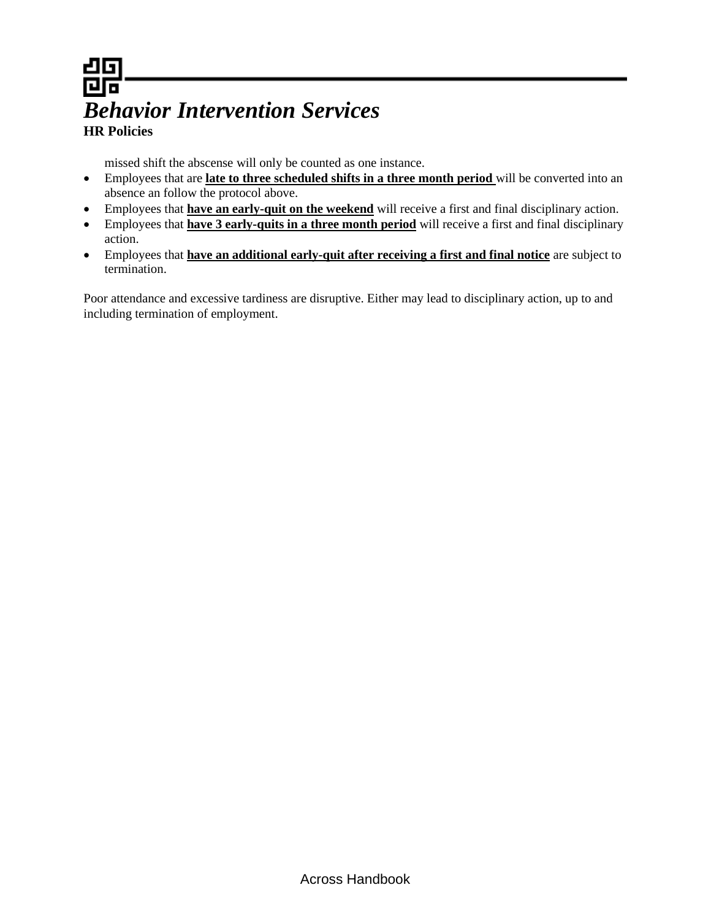missed shift the abscense will only be counted as one instance.

- Employees that are **<u>late to three scheduled shifts in a three month period</u>** will be converted into an absence an follow the protocol above.
- Employees that **<u>have an early-quit on the weekend</u>** will receive a first and final disciplinary action.
- Employees that **<u>have 3 early-quits in a three month period</u>** will receive a first and final disciplinary action.
- Employees that **<u>have an additional early-quit after receiving a first and final notice</u>** are subject to termination.

Poor attendance and excessive tardiness are disruptive. Either may lead to disciplinary action, up to and including termination of employment.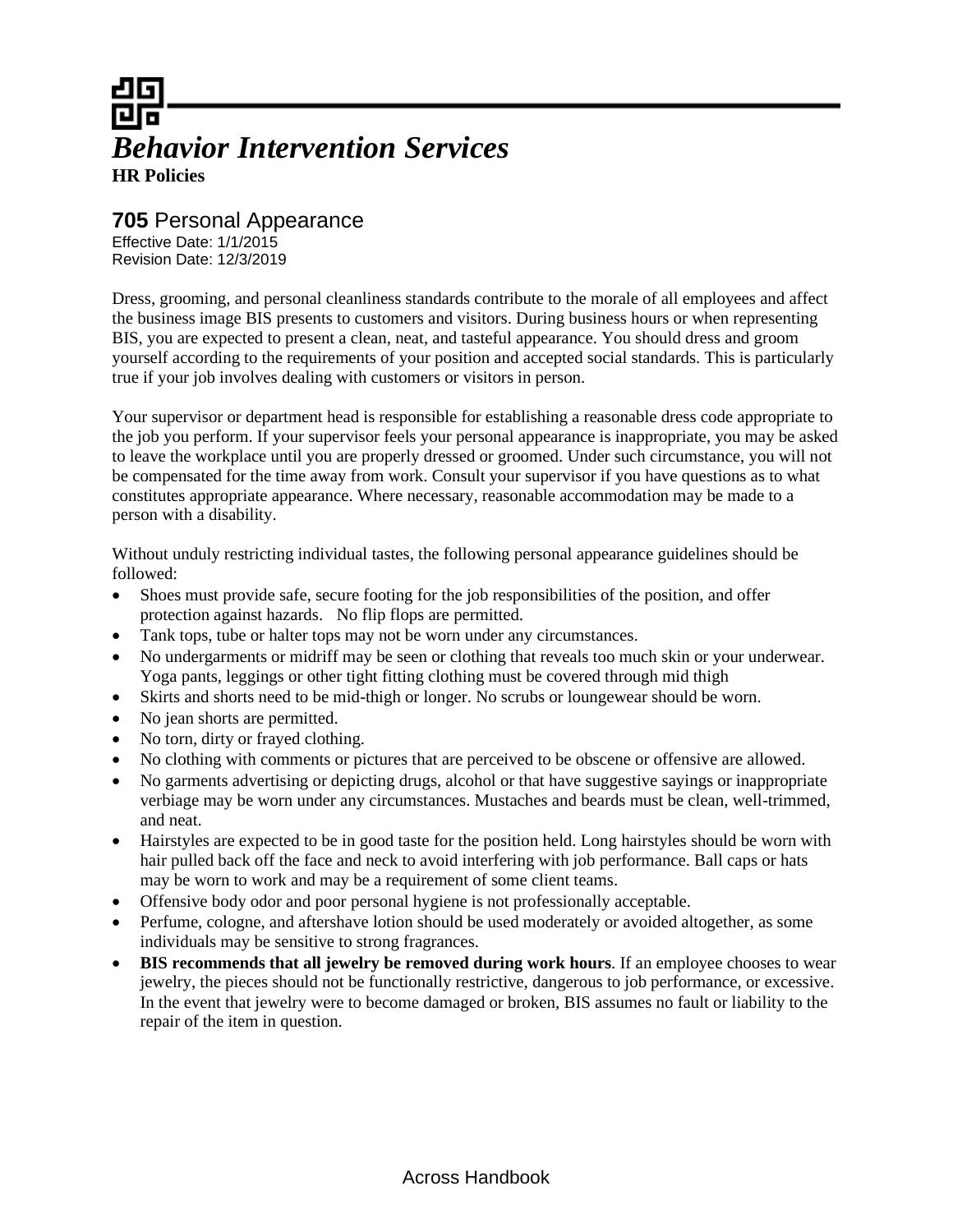# *Behavior Intervention Services*

**HR Policies**

## **705** Personal Appearance

Effective Date: 1/1/2015
Revision Date: 12/3/2019

Dress, grooming, and personal cleanliness standards contribute to the morale of all employees and affect the business image BIS presents to customers and visitors. During business hours or when representing BIS, you are expected to present a clean, neat, and tasteful appearance. You should dress and groom yourself according to the requirements of your position and accepted social standards. This is particularly true if your job involves dealing with customers or visitors in person.

Your supervisor or department head is responsible for establishing a reasonable dress code appropriate to the job you perform. If your supervisor feels your personal appearance is inappropriate, you may be asked to leave the workplace until you are properly dressed or groomed. Under such circumstance, you will not be compensated for the time away from work. Consult your supervisor if you have questions as to what constitutes appropriate appearance. Where necessary, reasonable accommodation may be made to a person with a disability.

Without unduly restricting individual tastes, the following personal appearance guidelines should be followed:

- Shoes must provide safe, secure footing for the job responsibilities of the position, and offer protection against hazards. No flip flops are permitted.
- Tank tops, tube or halter tops may not be worn under any circumstances.
- No undergarments or midriff may be seen or clothing that reveals too much skin or your underwear. Yoga pants, leggings or other tight fitting clothing must be covered through mid thigh
- Skirts and shorts need to be mid-thigh or longer. No scrubs or loungewear should be worn.
- No jean shorts are permitted.
- No torn, dirty or frayed clothing.
- No clothing with comments or pictures that are perceived to be obscene or offensive are allowed.
- No garments advertising or depicting drugs, alcohol or that have suggestive sayings or inappropriate verbiage may be worn under any circumstances. Mustaches and beards must be clean, well-trimmed, and neat.
- Hairstyles are expected to be in good taste for the position held. Long hairstyles should be worn with hair pulled back off the face and neck to avoid interfering with job performance. Ball caps or hats may be worn to work and may be a requirement of some client teams.
- Offensive body odor and poor personal hygiene is not professionally acceptable.
- Perfume, cologne, and aftershave lotion should be used moderately or avoided altogether, as some individuals may be sensitive to strong fragrances.
- **BIS recommends that all jewelry be removed during work hours**. If an employee chooses to wear jewelry, the pieces should not be functionally restrictive, dangerous to job performance, or excessive. In the event that jewelry were to become damaged or broken, BIS assumes no fault or liability to the repair of the item in question.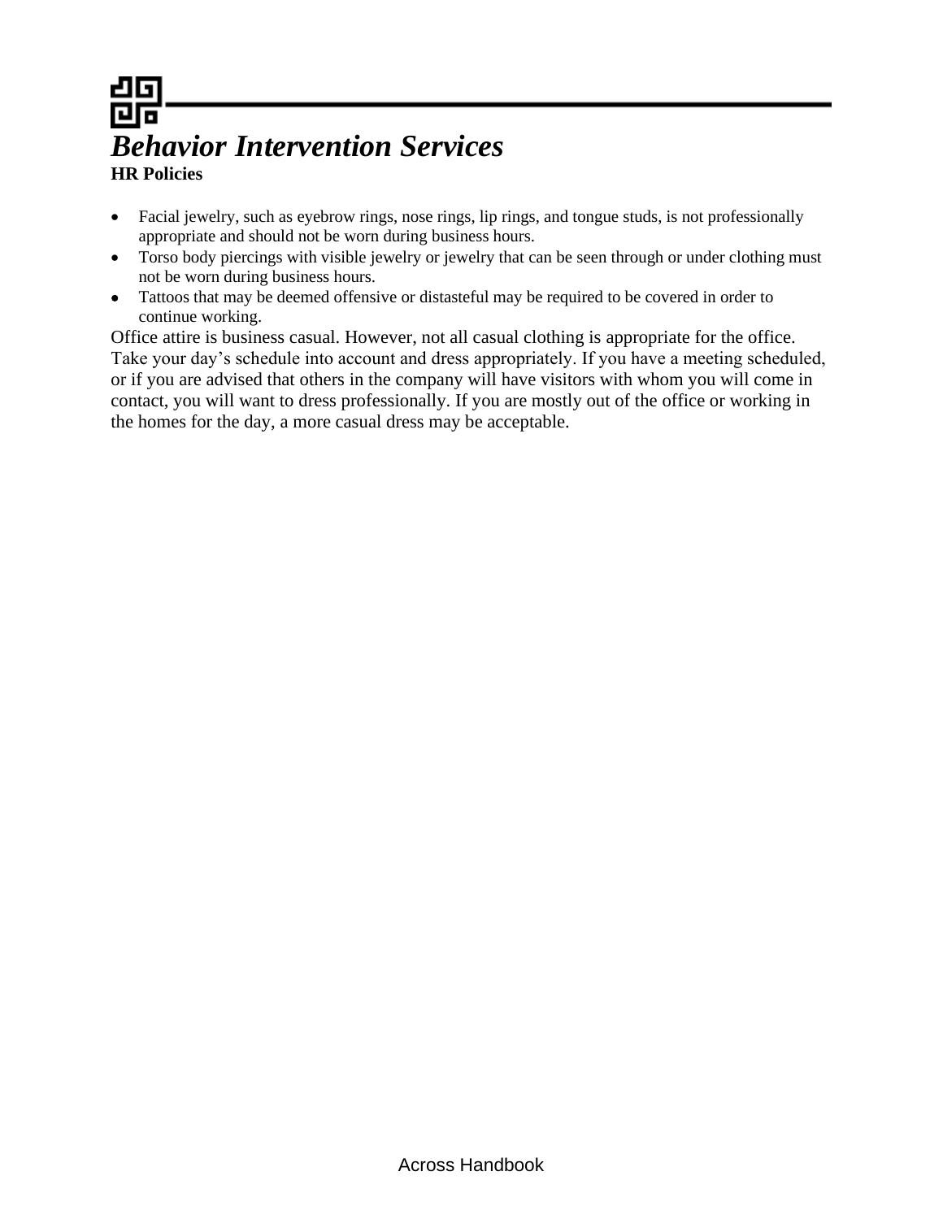- Facial jewelry, such as eyebrow rings, nose rings, lip rings, and tongue studs, is not professionally appropriate and should not be worn during business hours.
- Torso body piercings with visible jewelry or jewelry that can be seen through or under clothing must not be worn during business hours.
- Tattoos that may be deemed offensive or distasteful may be required to be covered in order to continue working.

Office attire is business casual. However, not all casual clothing is appropriate for the office. Take your day's schedule into account and dress appropriately. If you have a meeting scheduled, or if you are advised that others in the company will have visitors with whom you will come in contact, you will want to dress professionally. If you are mostly out of the office or working in the homes for the day, a more casual dress may be acceptable.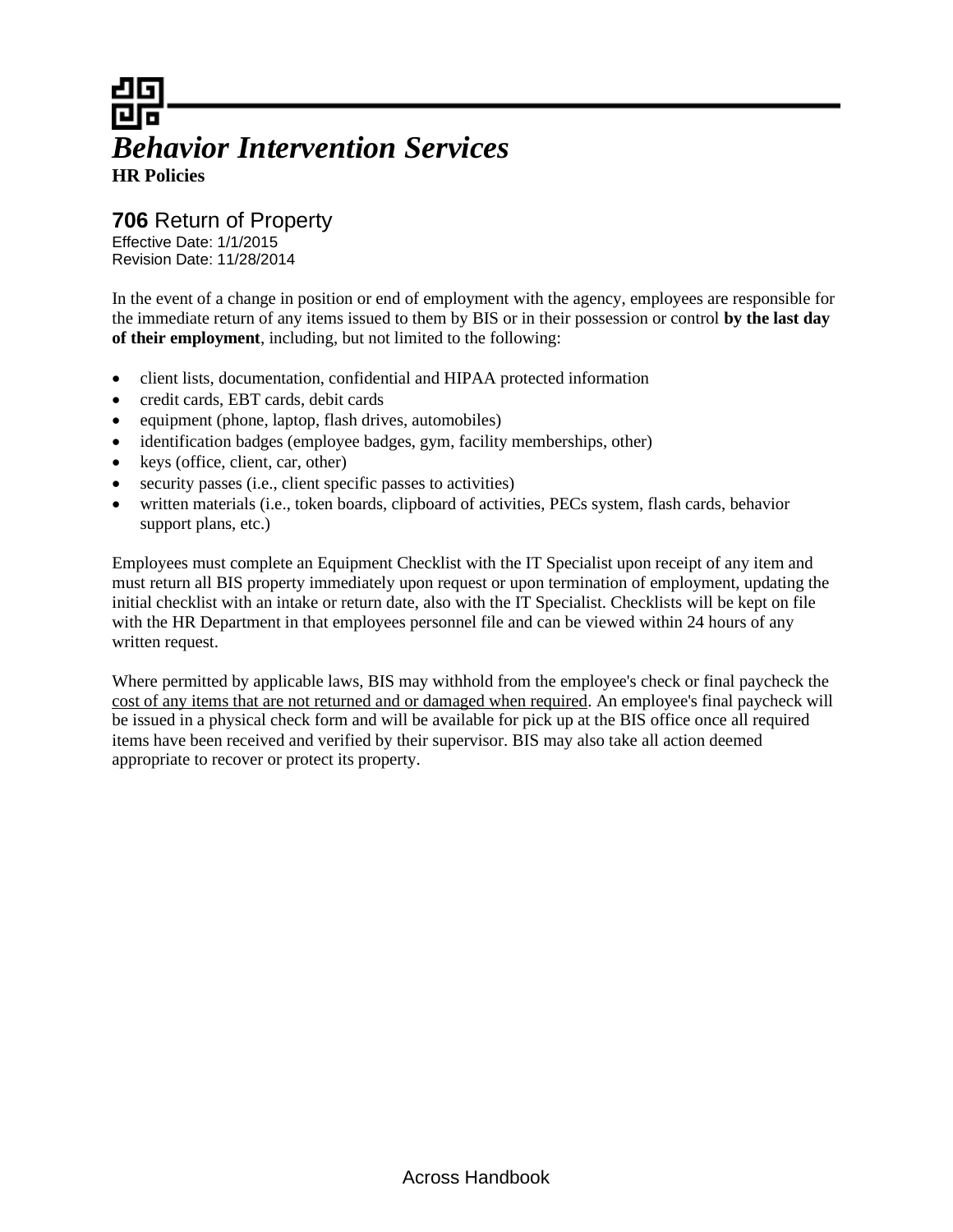# *Behavior Intervention Services*

**HR Policies**

## **706** Return of Property

Effective Date: 1/1/2015
Revision Date: 11/28/2014

In the event of a change in position or end of employment with the agency, employees are responsible for the immediate return of any items issued to them by BIS or in their possession or control **by the last day of their employment**, including, but not limited to the following:

- client lists, documentation, confidential and HIPAA protected information
- credit cards, EBT cards, debit cards
- equipment (phone, laptop, flash drives, automobiles)
- identification badges (employee badges, gym, facility memberships, other)
- keys (office, client, car, other)
- security passes (i.e., client specific passes to activities)
- written materials (i.e., token boards, clipboard of activities, PECs system, flash cards, behavior support plans, etc.)

Employees must complete an Equipment Checklist with the IT Specialist upon receipt of any item and must return all BIS property immediately upon request or upon termination of employment, updating the initial checklist with an intake or return date, also with the IT Specialist. Checklists will be kept on file with the HR Department in that employees personnel file and can be viewed within 24 hours of any written request.

Where permitted by applicable laws, BIS may withhold from the employee's check or final paycheck the cost of any items that are not returned and or damaged when required. An employee's final paycheck will be issued in a physical check form and will be available for pick up at the BIS office once all required items have been received and verified by their supervisor. BIS may also take all action deemed appropriate to recover or protect its property.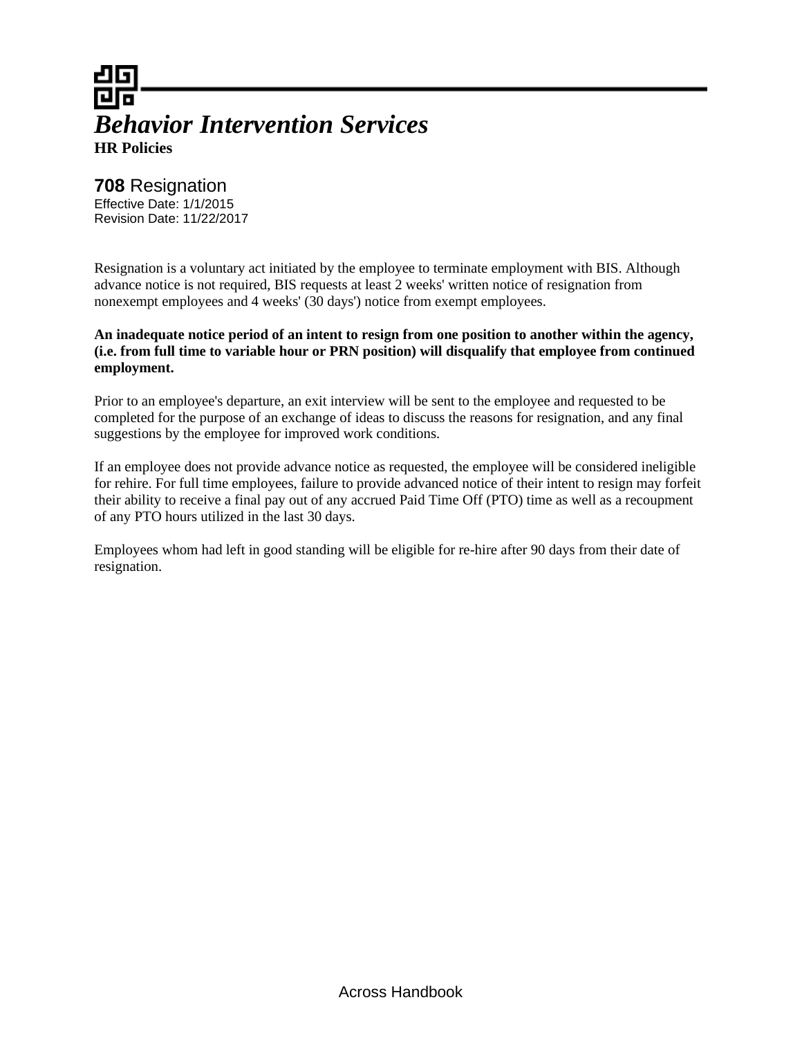*Behavior Intervention Services*

**HR Policies**

## **708** Resignation

Effective Date: 1/1/2015
Revision Date: 11/22/2017

Resignation is a voluntary act initiated by the employee to terminate employment with BIS. Although advance notice is not required, BIS requests at least 2 weeks' written notice of resignation from nonexempt employees and 4 weeks' (30 days') notice from exempt employees.

**An inadequate notice period of an intent to resign from one position to another within the agency, (i.e. from full time to variable hour or PRN position) will disqualify that employee from continued employment.**

Prior to an employee's departure, an exit interview will be sent to the employee and requested to be completed for the purpose of an exchange of ideas to discuss the reasons for resignation, and any final suggestions by the employee for improved work conditions.

If an employee does not provide advance notice as requested, the employee will be considered ineligible for rehire. For full time employees, failure to provide advanced notice of their intent to resign may forfeit their ability to receive a final pay out of any accrued Paid Time Off (PTO) time as well as a recoupment of any PTO hours utilized in the last 30 days.

Employees whom had left in good standing will be eligible for re-hire after 90 days from their date of resignation.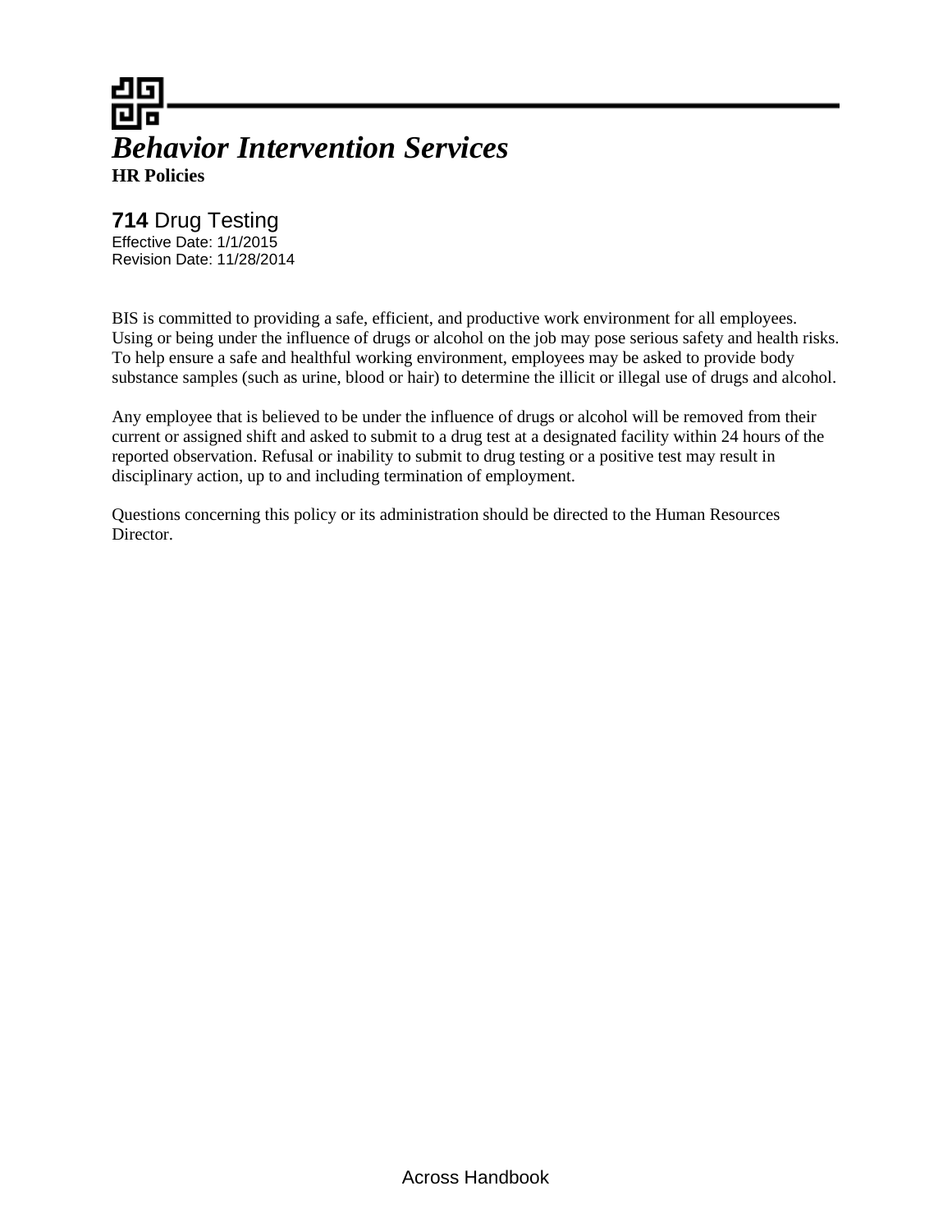# *Behavior Intervention Services*

**HR Policies**

## **714** Drug Testing

Effective Date: 1/1/2015
Revision Date: 11/28/2014

BIS is committed to providing a safe, efficient, and productive work environment for all employees. Using or being under the influence of drugs or alcohol on the job may pose serious safety and health risks. To help ensure a safe and healthful working environment, employees may be asked to provide body substance samples (such as urine, blood or hair) to determine the illicit or illegal use of drugs and alcohol.

Any employee that is believed to be under the influence of drugs or alcohol will be removed from their current or assigned shift and asked to submit to a drug test at a designated facility within 24 hours of the reported observation. Refusal or inability to submit to drug testing or a positive test may result in disciplinary action, up to and including termination of employment.

Questions concerning this policy or its administration should be directed to the Human Resources Director.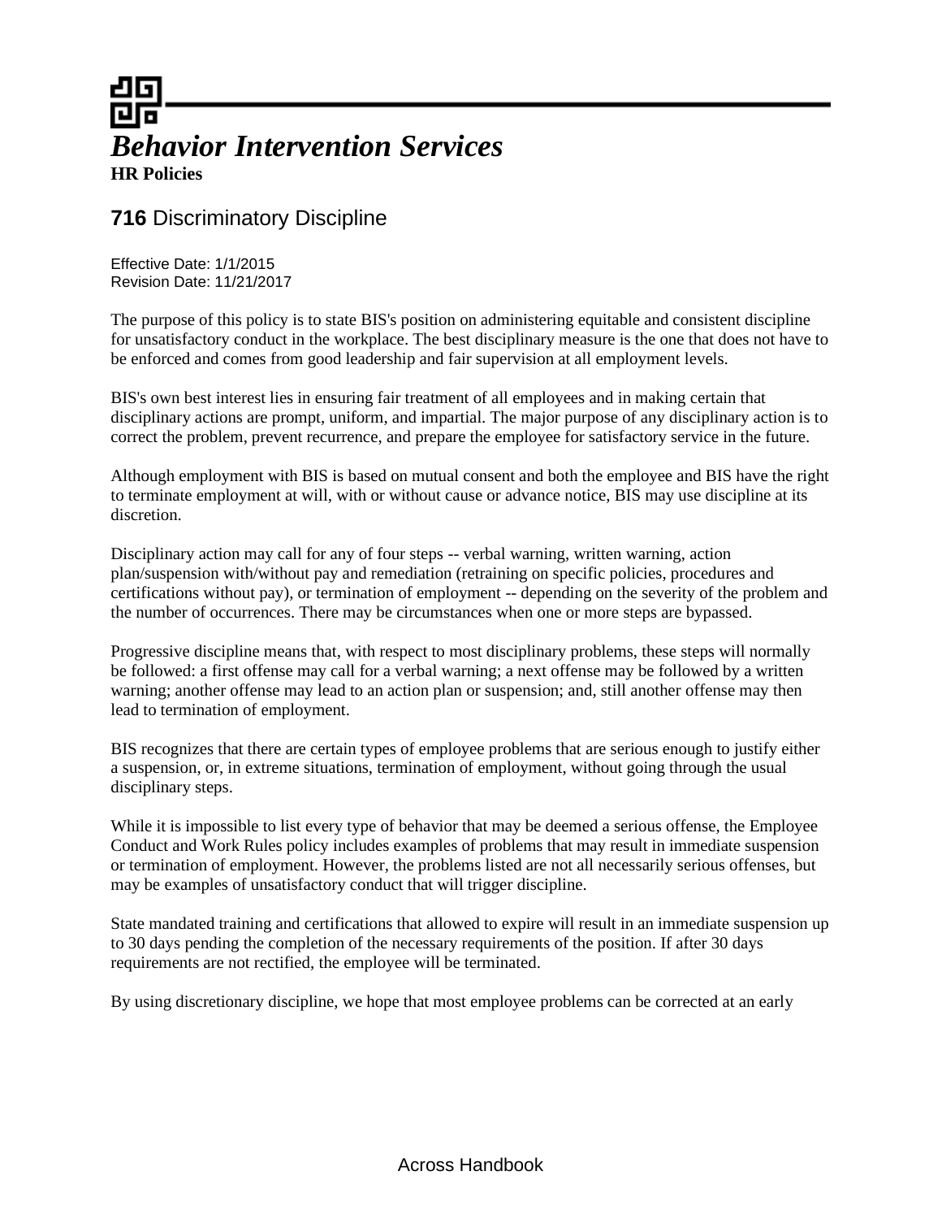# Behavior Intervention Services

**HR Policies**

## **716** Discriminatory Discipline

Effective Date: 1/1/2015
Revision Date: 11/21/2017

The purpose of this policy is to state BIS's position on administering equitable and consistent discipline for unsatisfactory conduct in the workplace. The best disciplinary measure is the one that does not have to be enforced and comes from good leadership and fair supervision at all employment levels.

BIS's own best interest lies in ensuring fair treatment of all employees and in making certain that disciplinary actions are prompt, uniform, and impartial. The major purpose of any disciplinary action is to correct the problem, prevent recurrence, and prepare the employee for satisfactory service in the future.

Although employment with BIS is based on mutual consent and both the employee and BIS have the right to terminate employment at will, with or without cause or advance notice, BIS may use discipline at its discretion.

Disciplinary action may call for any of four steps -- verbal warning, written warning, action plan/suspension with/without pay and remediation (retraining on specific policies, procedures and certifications without pay), or termination of employment -- depending on the severity of the problem and the number of occurrences. There may be circumstances when one or more steps are bypassed.

Progressive discipline means that, with respect to most disciplinary problems, these steps will normally be followed: a first offense may call for a verbal warning; a next offense may be followed by a written warning; another offense may lead to an action plan or suspension; and, still another offense may then lead to termination of employment.

BIS recognizes that there are certain types of employee problems that are serious enough to justify either a suspension, or, in extreme situations, termination of employment, without going through the usual disciplinary steps.

While it is impossible to list every type of behavior that may be deemed a serious offense, the Employee Conduct and Work Rules policy includes examples of problems that may result in immediate suspension or termination of employment. However, the problems listed are not all necessarily serious offenses, but may be examples of unsatisfactory conduct that will trigger discipline.

State mandated training and certifications that allowed to expire will result in an immediate suspension up to 30 days pending the completion of the necessary requirements of the position. If after 30 days requirements are not rectified, the employee will be terminated.

By using discretionary discipline, we hope that most employee problems can be corrected at an early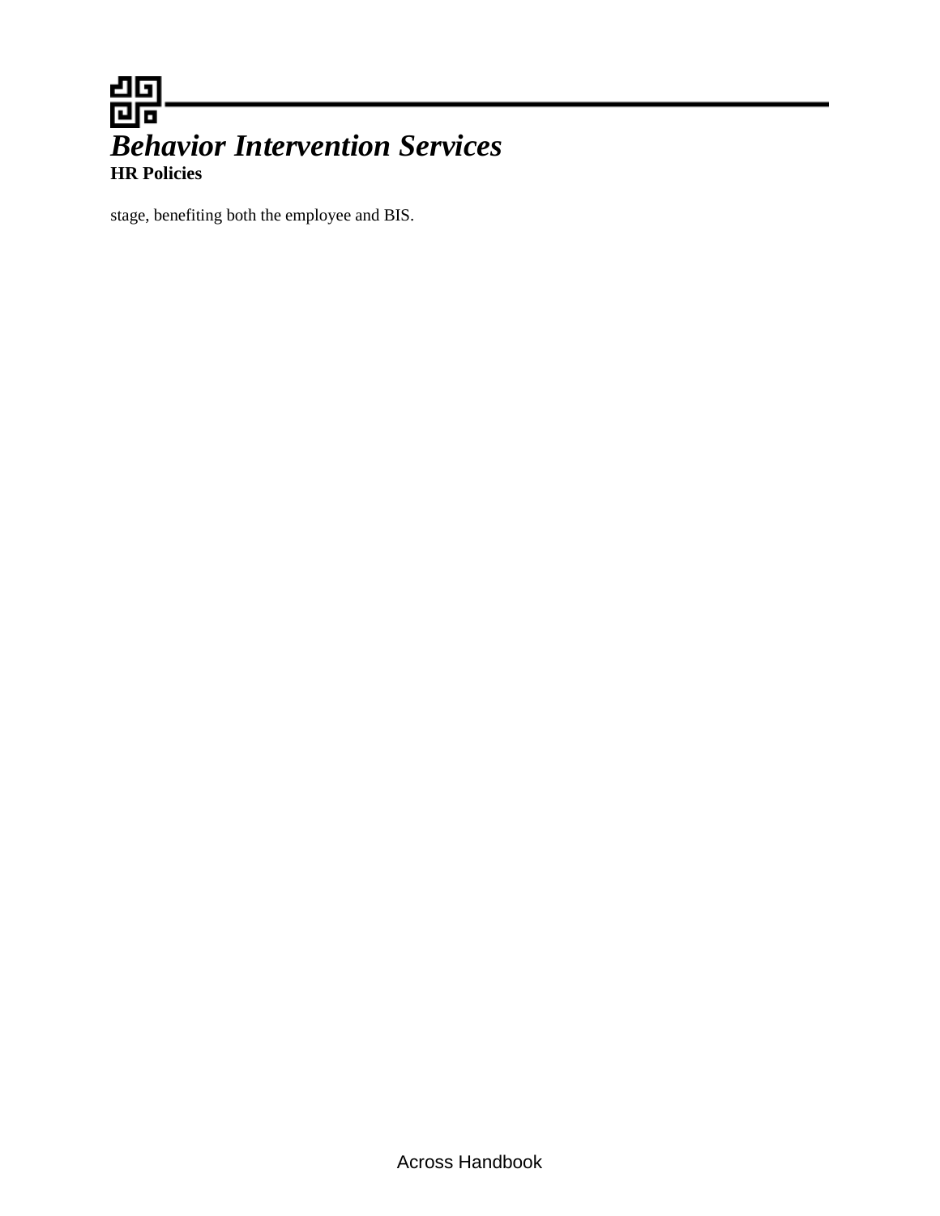stage, benefiting both the employee and BIS.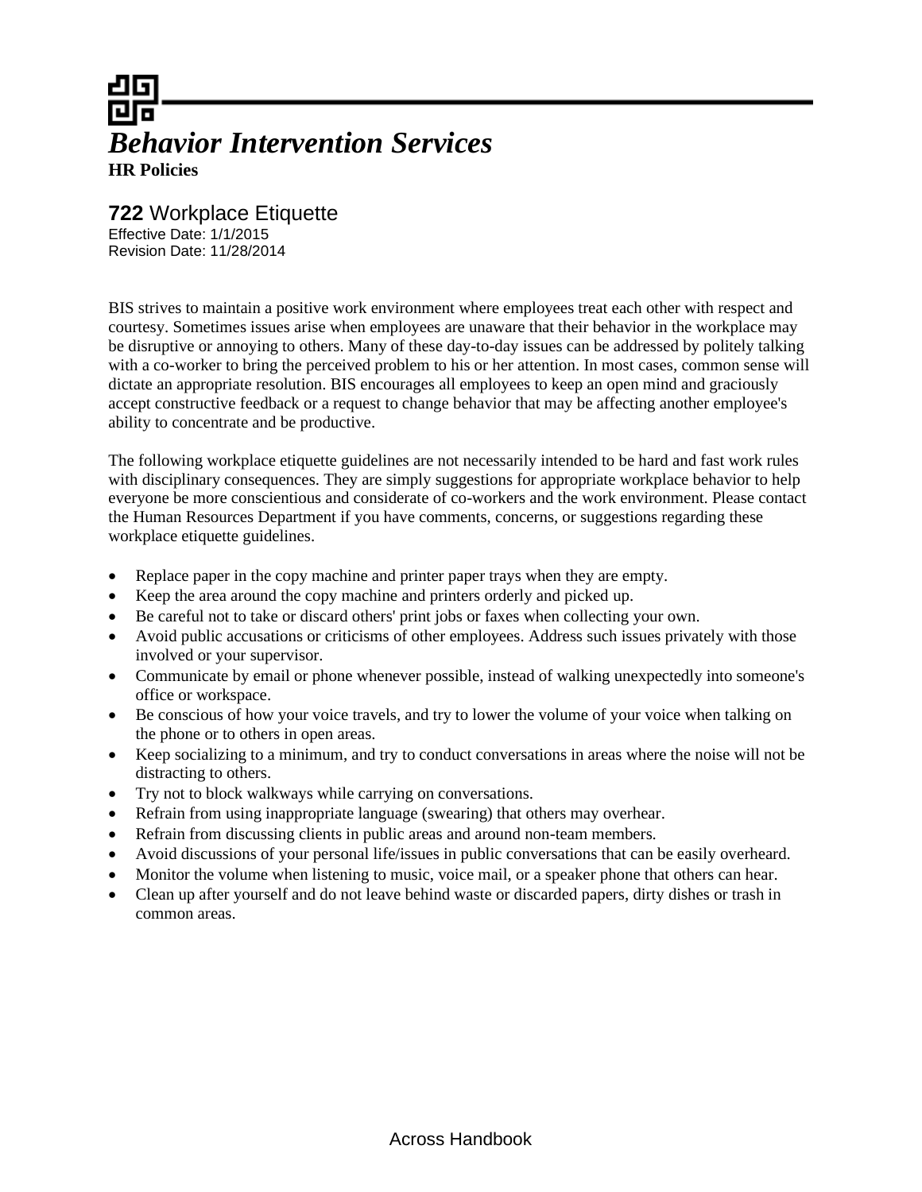# *Behavior Intervention Services*

**HR Policies**

## **722** Workplace Etiquette

Effective Date: 1/1/2015
Revision Date: 11/28/2014

BIS strives to maintain a positive work environment where employees treat each other with respect and courtesy. Sometimes issues arise when employees are unaware that their behavior in the workplace may be disruptive or annoying to others. Many of these day-to-day issues can be addressed by politely talking with a co-worker to bring the perceived problem to his or her attention. In most cases, common sense will dictate an appropriate resolution. BIS encourages all employees to keep an open mind and graciously accept constructive feedback or a request to change behavior that may be affecting another employee's ability to concentrate and be productive.

The following workplace etiquette guidelines are not necessarily intended to be hard and fast work rules with disciplinary consequences. They are simply suggestions for appropriate workplace behavior to help everyone be more conscientious and considerate of co-workers and the work environment. Please contact the Human Resources Department if you have comments, concerns, or suggestions regarding these workplace etiquette guidelines.

- Replace paper in the copy machine and printer paper trays when they are empty.
- Keep the area around the copy machine and printers orderly and picked up.
- Be careful not to take or discard others' print jobs or faxes when collecting your own.
- Avoid public accusations or criticisms of other employees. Address such issues privately with those involved or your supervisor.
- Communicate by email or phone whenever possible, instead of walking unexpectedly into someone's office or workspace.
- Be conscious of how your voice travels, and try to lower the volume of your voice when talking on the phone or to others in open areas.
- Keep socializing to a minimum, and try to conduct conversations in areas where the noise will not be distracting to others.
- Try not to block walkways while carrying on conversations.
- Refrain from using inappropriate language (swearing) that others may overhear.
- Refrain from discussing clients in public areas and around non-team members.
- Avoid discussions of your personal life/issues in public conversations that can be easily overheard.
- Monitor the volume when listening to music, voice mail, or a speaker phone that others can hear.
- Clean up after yourself and do not leave behind waste or discarded papers, dirty dishes or trash in common areas.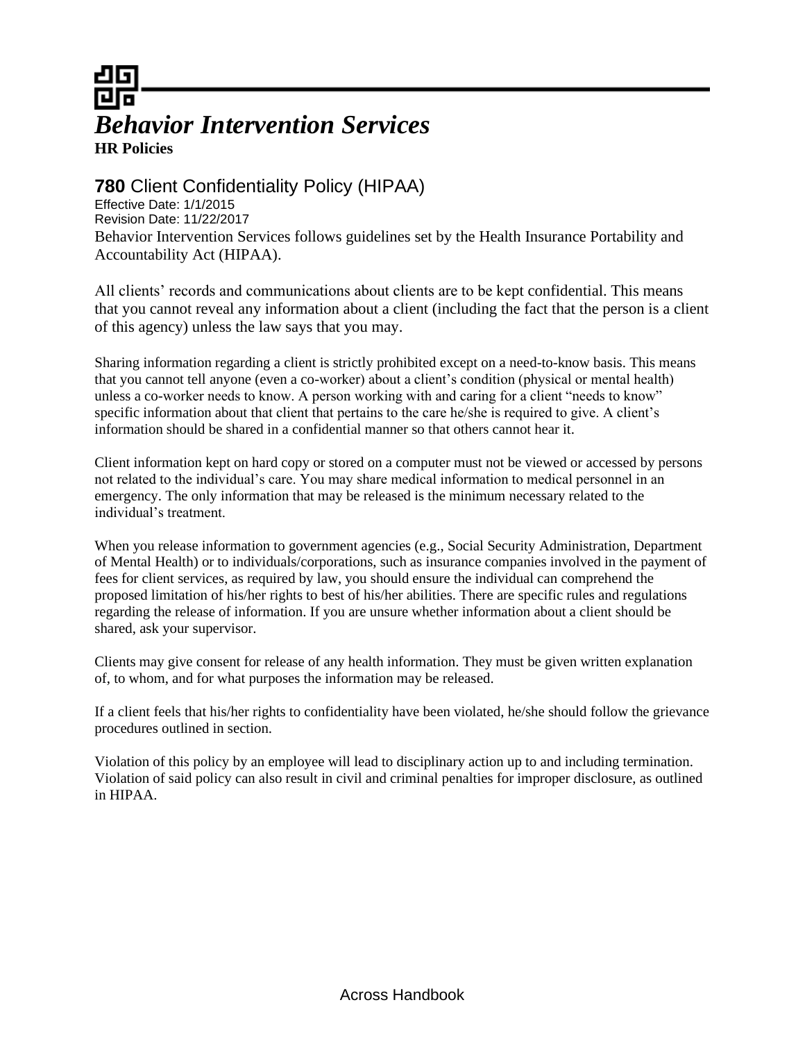# *Behavior Intervention Services*

**HR Policies**

## **780** Client Confidentiality Policy (HIPAA)

Effective Date: 1/1/2015
Revision Date: 11/22/2017

Behavior Intervention Services follows guidelines set by the Health Insurance Portability and Accountability Act (HIPAA).

All clients' records and communications about clients are to be kept confidential. This means that you cannot reveal any information about a client (including the fact that the person is a client of this agency) unless the law says that you may.

Sharing information regarding a client is strictly prohibited except on a need-to-know basis. This means that you cannot tell anyone (even a co-worker) about a client's condition (physical or mental health) unless a co-worker needs to know. A person working with and caring for a client "needs to know" specific information about that client that pertains to the care he/she is required to give. A client's information should be shared in a confidential manner so that others cannot hear it.

Client information kept on hard copy or stored on a computer must not be viewed or accessed by persons not related to the individual's care. You may share medical information to medical personnel in an emergency. The only information that may be released is the minimum necessary related to the individual's treatment.

When you release information to government agencies (e.g., Social Security Administration, Department of Mental Health) or to individuals/corporations, such as insurance companies involved in the payment of fees for client services, as required by law, you should ensure the individual can comprehend the proposed limitation of his/her rights to best of his/her abilities. There are specific rules and regulations regarding the release of information. If you are unsure whether information about a client should be shared, ask your supervisor.

Clients may give consent for release of any health information. They must be given written explanation of, to whom, and for what purposes the information may be released.

If a client feels that his/her rights to confidentiality have been violated, he/she should follow the grievance procedures outlined in section.

Violation of this policy by an employee will lead to disciplinary action up to and including termination. Violation of said policy can also result in civil and criminal penalties for improper disclosure, as outlined in HIPAA.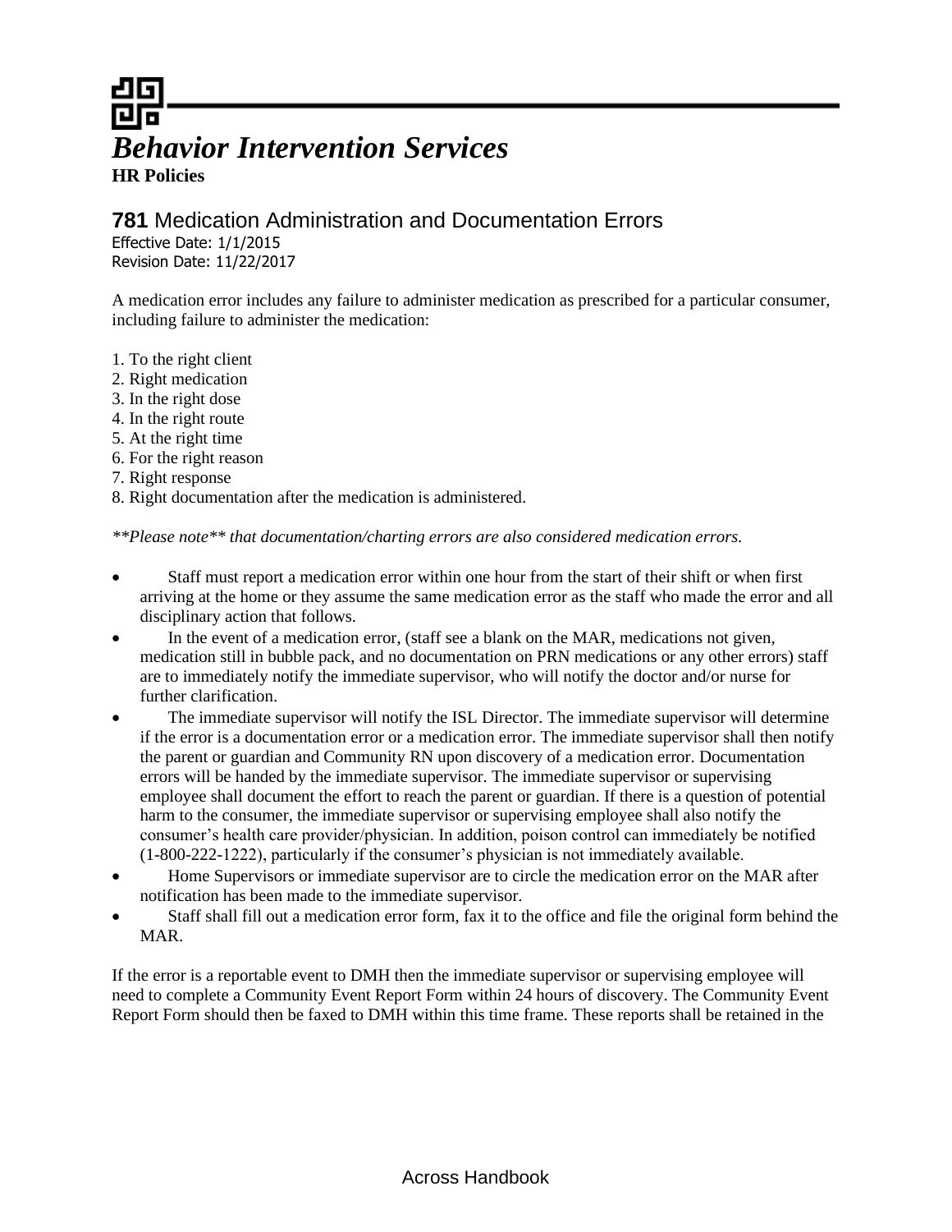# Behavior Intervention Services

**HR Policies**

## **781** Medication Administration and Documentation Errors

Effective Date: 1/1/2015
Revision Date: 11/22/2017

A medication error includes any failure to administer medication as prescribed for a particular consumer, including failure to administer the medication:

1. To the right client
2. Right medication
3. In the right dose
4. In the right route
5. At the right time
6. For the right reason
7. Right response
8. Right documentation after the medication is administered.

*\*\*Please note\*\* that documentation/charting errors are also considered medication errors.*

- Staff must report a medication error within one hour from the start of their shift or when first arriving at the home or they assume the same medication error as the staff who made the error and all disciplinary action that follows.
- In the event of a medication error, (staff see a blank on the MAR, medications not given, medication still in bubble pack, and no documentation on PRN medications or any other errors) staff are to immediately notify the immediate supervisor, who will notify the doctor and/or nurse for further clarification.
- The immediate supervisor will notify the ISL Director. The immediate supervisor will determine if the error is a documentation error or a medication error. The immediate supervisor shall then notify the parent or guardian and Community RN upon discovery of a medication error. Documentation errors will be handed by the immediate supervisor. The immediate supervisor or supervising employee shall document the effort to reach the parent or guardian. If there is a question of potential harm to the consumer, the immediate supervisor or supervising employee shall also notify the consumer's health care provider/physician. In addition, poison control can immediately be notified (1-800-222-1222), particularly if the consumer's physician is not immediately available.
- Home Supervisors or immediate supervisor are to circle the medication error on the MAR after notification has been made to the immediate supervisor.
- Staff shall fill out a medication error form, fax it to the office and file the original form behind the MAR.

If the error is a reportable event to DMH then the immediate supervisor or supervising employee will need to complete a Community Event Report Form within 24 hours of discovery. The Community Event Report Form should then be faxed to DMH within this time frame. These reports shall be retained in the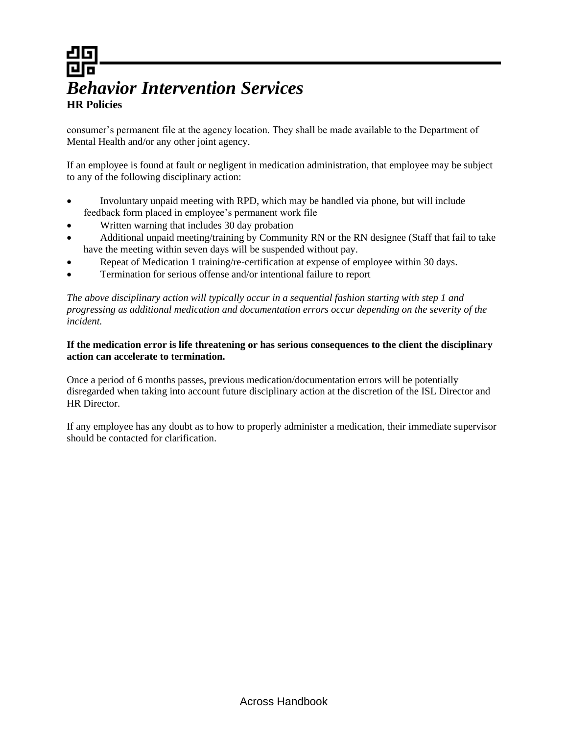consumer's permanent file at the agency location. They shall be made available to the Department of Mental Health and/or any other joint agency.

If an employee is found at fault or negligent in medication administration, that employee may be subject to any of the following disciplinary action:

- Involuntary unpaid meeting with RPD, which may be handled via phone, but will include feedback form placed in employee's permanent work file
- Written warning that includes 30 day probation
- Additional unpaid meeting/training by Community RN or the RN designee (Staff that fail to take have the meeting within seven days will be suspended without pay.
- Repeat of Medication 1 training/re-certification at expense of employee within 30 days.
- Termination for serious offense and/or intentional failure to report

*The above disciplinary action will typically occur in a sequential fashion starting with step 1 and progressing as additional medication and documentation errors occur depending on the severity of the incident.*

**If the medication error is life threatening or has serious consequences to the client the disciplinary action can accelerate to termination.**

Once a period of 6 months passes, previous medication/documentation errors will be potentially disregarded when taking into account future disciplinary action at the discretion of the ISL Director and HR Director.

If any employee has any doubt as to how to properly administer a medication, their immediate supervisor should be contacted for clarification.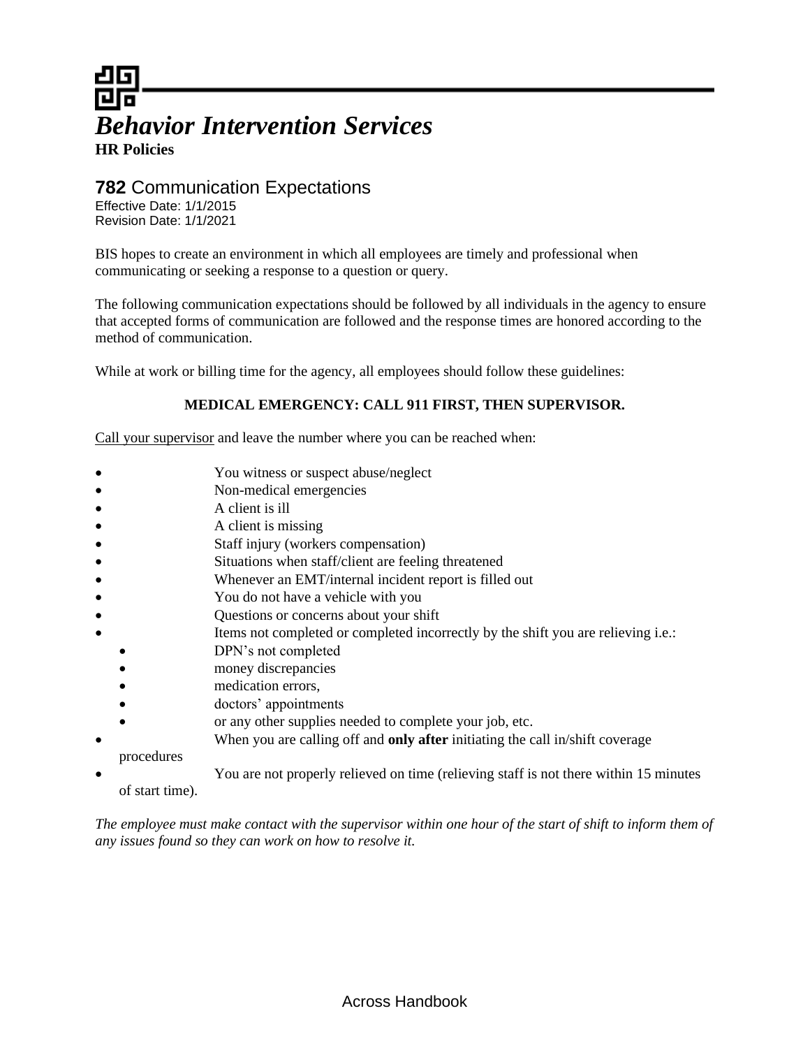# *Behavior Intervention Services*

**HR Policies**

## **782** Communication Expectations

Effective Date: 1/1/2015
Revision Date: 1/1/2021

BIS hopes to create an environment in which all employees are timely and professional when communicating or seeking a response to a question or query.

The following communication expectations should be followed by all individuals in the agency to ensure that accepted forms of communication are followed and the response times are honored according to the method of communication.

While at work or billing time for the agency, all employees should follow these guidelines:

**MEDICAL EMERGENCY: CALL 911 FIRST, THEN SUPERVISOR.**

Call your supervisor and leave the number where you can be reached when:

- You witness or suspect abuse/neglect
- Non-medical emergencies
- A client is ill
- A client is missing
- Staff injury (workers compensation)
- Situations when staff/client are feeling threatened
- Whenever an EMT/internal incident report is filled out
- You do not have a vehicle with you
- Questions or concerns about your shift
- Items not completed or completed incorrectly by the shift you are relieving i.e.:
  - DPN's not completed
  - money discrepancies
  - medication errors,
  - doctors' appointments
  - or any other supplies needed to complete your job, etc.
- When you are calling off and **only after** initiating the call in/shift coverage procedures
- You are not properly relieved on time (relieving staff is not there within 15 minutes of start time).

*The employee must make contact with the supervisor within one hour of the start of shift to inform them of any issues found so they can work on how to resolve it.*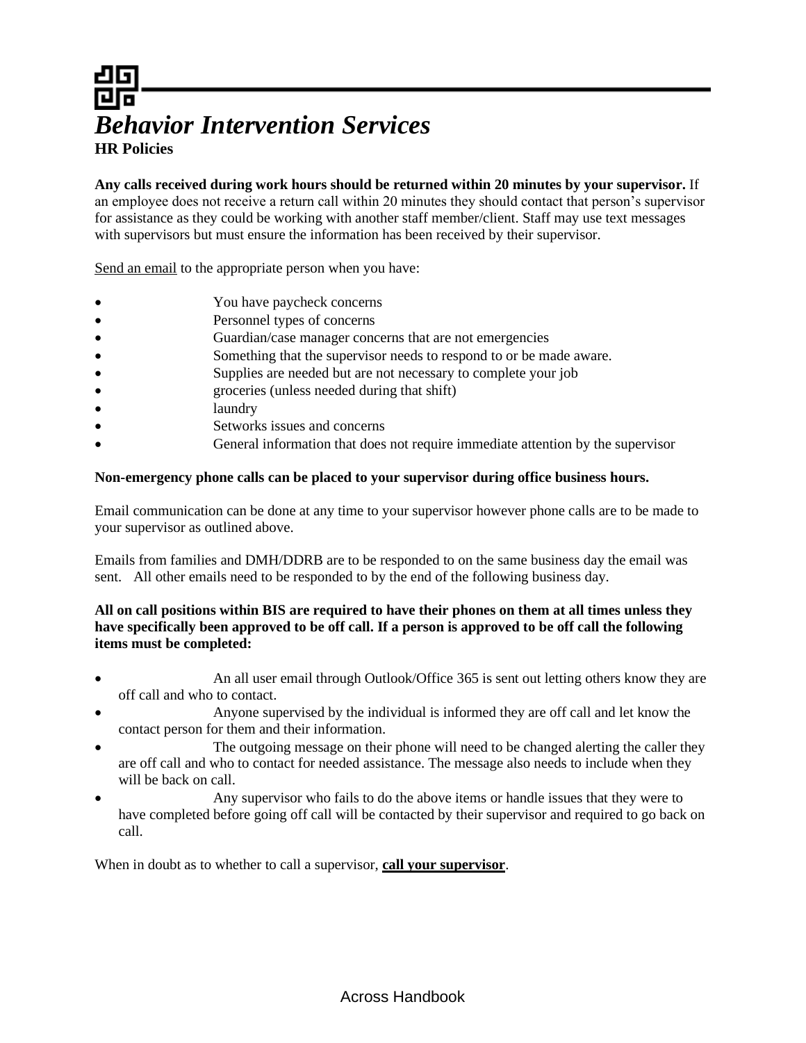# *Behavior Intervention Services*

**HR Policies**

**Any calls received during work hours should be returned within 20 minutes by your supervisor.** If an employee does not receive a return call within 20 minutes they should contact that person's supervisor for assistance as they could be working with another staff member/client. Staff may use text messages with supervisors but must ensure the information has been received by their supervisor.

Send an email to the appropriate person when you have:

- You have paycheck concerns
- Personnel types of concerns
- Guardian/case manager concerns that are not emergencies
- Something that the supervisor needs to respond to or be made aware.
- Supplies are needed but are not necessary to complete your job
- groceries (unless needed during that shift)
- laundry
- Setworks issues and concerns
- General information that does not require immediate attention by the supervisor

**Non-emergency phone calls can be placed to your supervisor during office business hours.**

Email communication can be done at any time to your supervisor however phone calls are to be made to your supervisor as outlined above.

Emails from families and DMH/DDRB are to be responded to on the same business day the email was sent. All other emails need to be responded to by the end of the following business day.

**All on call positions within BIS are required to have their phones on them at all times unless they have specifically been approved to be off call. If a person is approved to be off call the following items must be completed:**

- An all user email through Outlook/Office 365 is sent out letting others know they are off call and who to contact.
- Anyone supervised by the individual is informed they are off call and let know the contact person for them and their information.
- The outgoing message on their phone will need to be changed alerting the caller they are off call and who to contact for needed assistance. The message also needs to include when they will be back on call.
- Any supervisor who fails to do the above items or handle issues that they were to have completed before going off call will be contacted by their supervisor and required to go back on call.

When in doubt as to whether to call a supervisor, **call your supervisor**.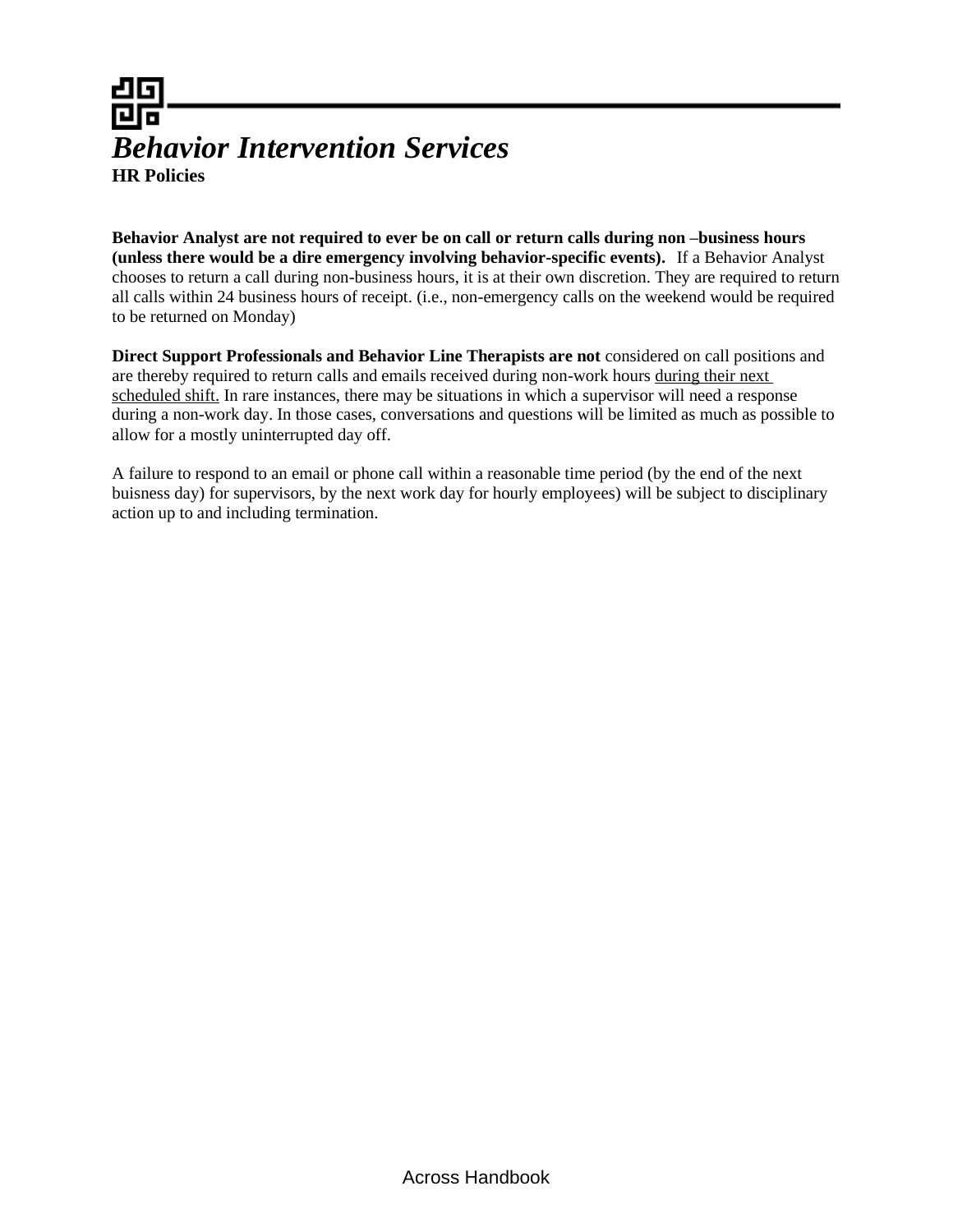# *Behavior Intervention Services*

**HR Policies**

**Behavior Analyst are not required to ever be on call or return calls during non –business hours (unless there would be a dire emergency involving behavior-specific events).** If a Behavior Analyst chooses to return a call during non-business hours, it is at their own discretion. They are required to return all calls within 24 business hours of receipt. (i.e., non-emergency calls on the weekend would be required to be returned on Monday)

**Direct Support Professionals and Behavior Line Therapists are not** considered on call positions and are thereby required to return calls and emails received during non-work hours <u>during their next scheduled shift.</u> In rare instances, there may be situations in which a supervisor will need a response during a non-work day. In those cases, conversations and questions will be limited as much as possible to allow for a mostly uninterrupted day off.

A failure to respond to an email or phone call within a reasonable time period (by the end of the next buisness day) for supervisors, by the next work day for hourly employees) will be subject to disciplinary action up to and including termination.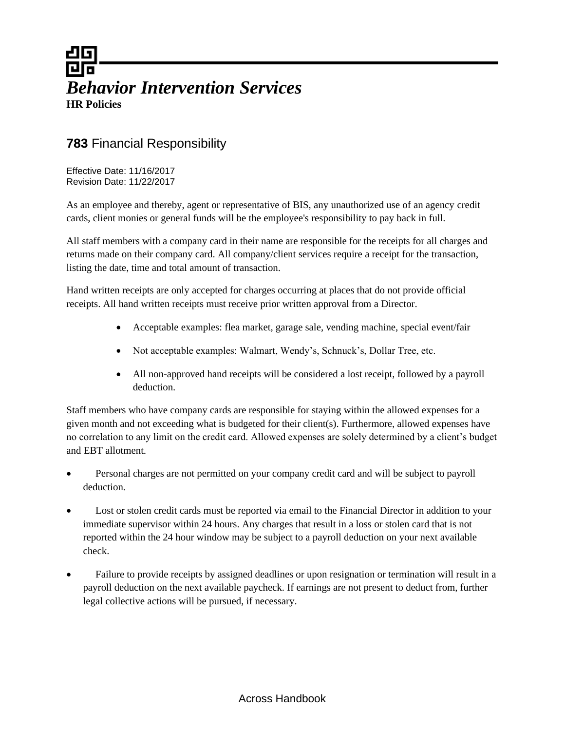# *Behavior Intervention Services*
**HR Policies**

## **783** Financial Responsibility

Effective Date: 11/16/2017
Revision Date: 11/22/2017

As an employee and thereby, agent or representative of BIS, any unauthorized use of an agency credit cards, client monies or general funds will be the employee's responsibility to pay back in full.

All staff members with a company card in their name are responsible for the receipts for all charges and returns made on their company card. All company/client services require a receipt for the transaction, listing the date, time and total amount of transaction.

Hand written receipts are only accepted for charges occurring at places that do not provide official receipts. All hand written receipts must receive prior written approval from a Director.

- Acceptable examples: flea market, garage sale, vending machine, special event/fair
- Not acceptable examples: Walmart, Wendy's, Schnuck's, Dollar Tree, etc.
- All non-approved hand receipts will be considered a lost receipt, followed by a payroll deduction.

Staff members who have company cards are responsible for staying within the allowed expenses for a given month and not exceeding what is budgeted for their client(s). Furthermore, allowed expenses have no correlation to any limit on the credit card. Allowed expenses are solely determined by a client's budget and EBT allotment.

- Personal charges are not permitted on your company credit card and will be subject to payroll deduction.
- Lost or stolen credit cards must be reported via email to the Financial Director in addition to your immediate supervisor within 24 hours. Any charges that result in a loss or stolen card that is not reported within the 24 hour window may be subject to a payroll deduction on your next available check.
- Failure to provide receipts by assigned deadlines or upon resignation or termination will result in a payroll deduction on the next available paycheck. If earnings are not present to deduct from, further legal collective actions will be pursued, if necessary.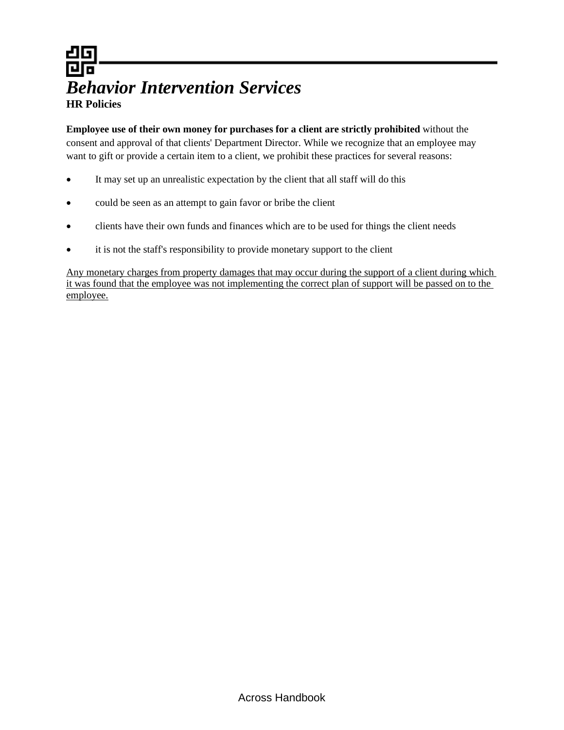# *Behavior Intervention Services*

**HR Policies**

**Employee use of their own money for purchases for a client are strictly prohibited** without the consent and approval of that clients' Department Director. While we recognize that an employee may want to gift or provide a certain item to a client, we prohibit these practices for several reasons:

- It may set up an unrealistic expectation by the client that all staff will do this
- could be seen as an attempt to gain favor or bribe the client
- clients have their own funds and finances which are to be used for things the client needs
- it is not the staff's responsibility to provide monetary support to the client

<u>Any monetary charges from property damages that may occur during the support of a client during which it was found that the employee was not implementing the correct plan of support will be passed on to the employee.</u>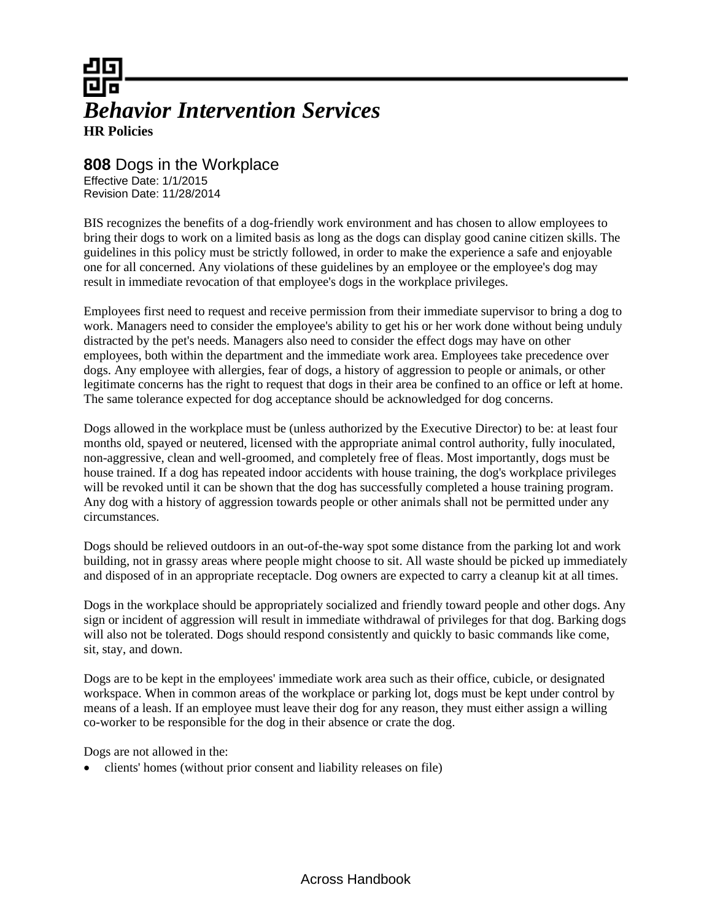# *Behavior Intervention Services*

**HR Policies**

## **808** Dogs in the Workplace

Effective Date: 1/1/2015
Revision Date: 11/28/2014

BIS recognizes the benefits of a dog-friendly work environment and has chosen to allow employees to bring their dogs to work on a limited basis as long as the dogs can display good canine citizen skills. The guidelines in this policy must be strictly followed, in order to make the experience a safe and enjoyable one for all concerned. Any violations of these guidelines by an employee or the employee's dog may result in immediate revocation of that employee's dogs in the workplace privileges.

Employees first need to request and receive permission from their immediate supervisor to bring a dog to work. Managers need to consider the employee's ability to get his or her work done without being unduly distracted by the pet's needs. Managers also need to consider the effect dogs may have on other employees, both within the department and the immediate work area. Employees take precedence over dogs. Any employee with allergies, fear of dogs, a history of aggression to people or animals, or other legitimate concerns has the right to request that dogs in their area be confined to an office or left at home. The same tolerance expected for dog acceptance should be acknowledged for dog concerns.

Dogs allowed in the workplace must be (unless authorized by the Executive Director) to be: at least four months old, spayed or neutered, licensed with the appropriate animal control authority, fully inoculated, non-aggressive, clean and well-groomed, and completely free of fleas. Most importantly, dogs must be house trained. If a dog has repeated indoor accidents with house training, the dog's workplace privileges will be revoked until it can be shown that the dog has successfully completed a house training program. Any dog with a history of aggression towards people or other animals shall not be permitted under any circumstances.

Dogs should be relieved outdoors in an out-of-the-way spot some distance from the parking lot and work building, not in grassy areas where people might choose to sit. All waste should be picked up immediately and disposed of in an appropriate receptacle. Dog owners are expected to carry a cleanup kit at all times.

Dogs in the workplace should be appropriately socialized and friendly toward people and other dogs. Any sign or incident of aggression will result in immediate withdrawal of privileges for that dog. Barking dogs will also not be tolerated. Dogs should respond consistently and quickly to basic commands like come, sit, stay, and down.

Dogs are to be kept in the employees' immediate work area such as their office, cubicle, or designated workspace. When in common areas of the workplace or parking lot, dogs must be kept under control by means of a leash. If an employee must leave their dog for any reason, they must either assign a willing co-worker to be responsible for the dog in their absence or crate the dog.

Dogs are not allowed in the:

- clients' homes (without prior consent and liability releases on file)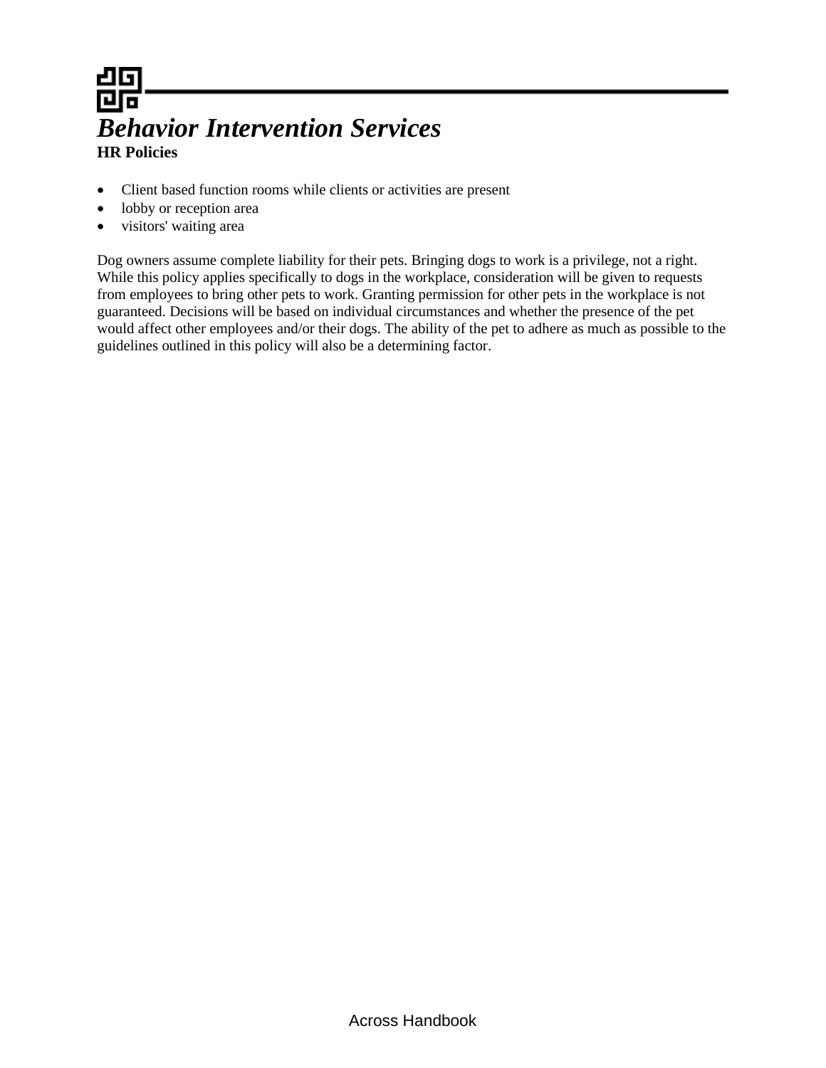- Client based function rooms while clients or activities are present
- lobby or reception area
- visitors' waiting area

Dog owners assume complete liability for their pets. Bringing dogs to work is a privilege, not a right. While this policy applies specifically to dogs in the workplace, consideration will be given to requests from employees to bring other pets to work. Granting permission for other pets in the workplace is not guaranteed. Decisions will be based on individual circumstances and whether the presence of the pet would affect other employees and/or their dogs. The ability of the pet to adhere as much as possible to the guidelines outlined in this policy will also be a determining factor.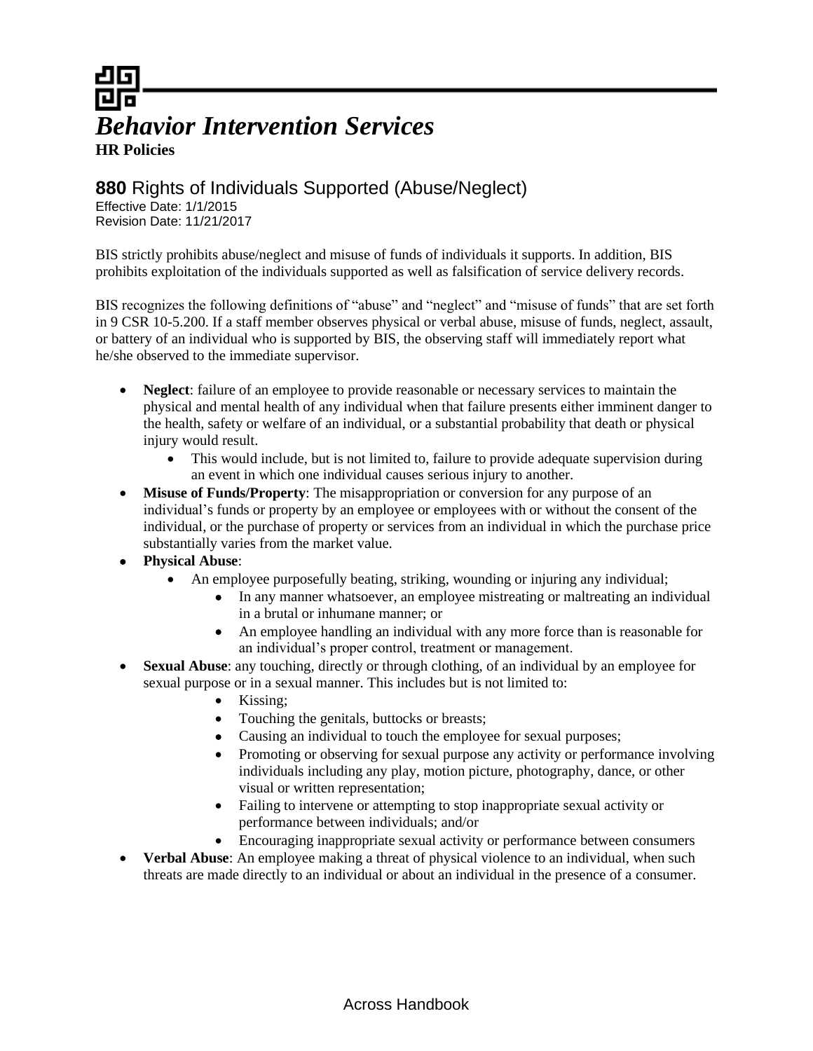# *Behavior Intervention Services*

**HR Policies**

## **880** Rights of Individuals Supported (Abuse/Neglect)

Effective Date: 1/1/2015
Revision Date: 11/21/2017

BIS strictly prohibits abuse/neglect and misuse of funds of individuals it supports. In addition, BIS prohibits exploitation of the individuals supported as well as falsification of service delivery records.

BIS recognizes the following definitions of "abuse" and "neglect" and "misuse of funds" that are set forth in 9 CSR 10-5.200. If a staff member observes physical or verbal abuse, misuse of funds, neglect, assault, or battery of an individual who is supported by BIS, the observing staff will immediately report what he/she observed to the immediate supervisor.

- **Neglect**: failure of an employee to provide reasonable or necessary services to maintain the physical and mental health of any individual when that failure presents either imminent danger to the health, safety or welfare of an individual, or a substantial probability that death or physical injury would result.
    - This would include, but is not limited to, failure to provide adequate supervision during an event in which one individual causes serious injury to another.
- **Misuse of Funds/Property**: The misappropriation or conversion for any purpose of an individual's funds or property by an employee or employees with or without the consent of the individual, or the purchase of property or services from an individual in which the purchase price substantially varies from the market value.
- **Physical Abuse**:
    - An employee purposefully beating, striking, wounding or injuring any individual;
        - In any manner whatsoever, an employee mistreating or maltreating an individual in a brutal or inhumane manner; or
        - An employee handling an individual with any more force than is reasonable for an individual's proper control, treatment or management.
- **Sexual Abuse**: any touching, directly or through clothing, of an individual by an employee for sexual purpose or in a sexual manner. This includes but is not limited to:
    - Kissing;
    - Touching the genitals, buttocks or breasts;
    - Causing an individual to touch the employee for sexual purposes;
    - Promoting or observing for sexual purpose any activity or performance involving individuals including any play, motion picture, photography, dance, or other visual or written representation;
    - Failing to intervene or attempting to stop inappropriate sexual activity or performance between individuals; and/or
    - Encouraging inappropriate sexual activity or performance between consumers
- **Verbal Abuse**: An employee making a threat of physical violence to an individual, when such threats are made directly to an individual or about an individual in the presence of a consumer.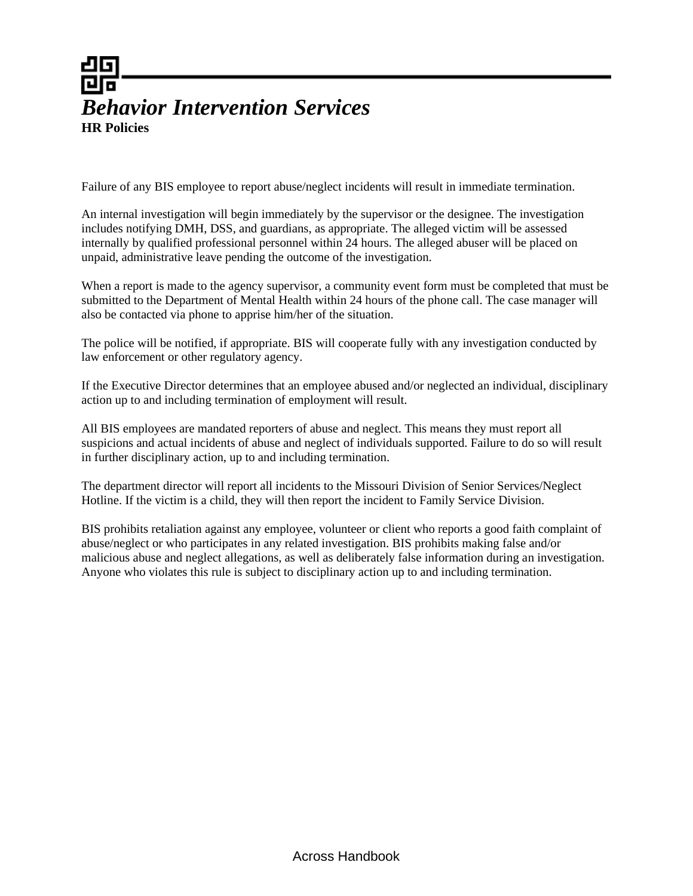Failure of any BIS employee to report abuse/neglect incidents will result in immediate termination.

An internal investigation will begin immediately by the supervisor or the designee. The investigation includes notifying DMH, DSS, and guardians, as appropriate. The alleged victim will be assessed internally by qualified professional personnel within 24 hours. The alleged abuser will be placed on unpaid, administrative leave pending the outcome of the investigation.

When a report is made to the agency supervisor, a community event form must be completed that must be submitted to the Department of Mental Health within 24 hours of the phone call. The case manager will also be contacted via phone to apprise him/her of the situation.

The police will be notified, if appropriate. BIS will cooperate fully with any investigation conducted by law enforcement or other regulatory agency.

If the Executive Director determines that an employee abused and/or neglected an individual, disciplinary action up to and including termination of employment will result.

All BIS employees are mandated reporters of abuse and neglect. This means they must report all suspicions and actual incidents of abuse and neglect of individuals supported. Failure to do so will result in further disciplinary action, up to and including termination.

The department director will report all incidents to the Missouri Division of Senior Services/Neglect Hotline. If the victim is a child, they will then report the incident to Family Service Division.

BIS prohibits retaliation against any employee, volunteer or client who reports a good faith complaint of abuse/neglect or who participates in any related investigation. BIS prohibits making false and/or malicious abuse and neglect allegations, as well as deliberately false information during an investigation. Anyone who violates this rule is subject to disciplinary action up to and including termination.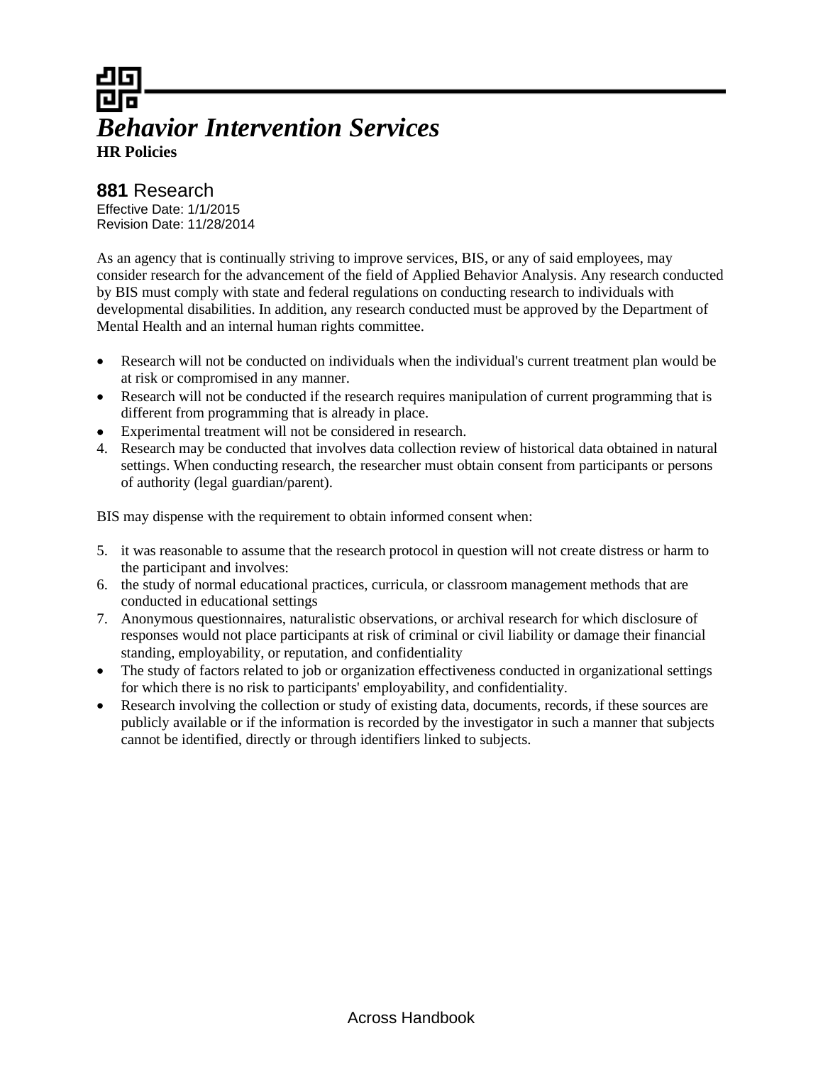# *Behavior Intervention Services*

**HR Policies**

## **881** Research

Effective Date: 1/1/2015
Revision Date: 11/28/2014

As an agency that is continually striving to improve services, BIS, or any of said employees, may consider research for the advancement of the field of Applied Behavior Analysis. Any research conducted by BIS must comply with state and federal regulations on conducting research to individuals with developmental disabilities. In addition, any research conducted must be approved by the Department of Mental Health and an internal human rights committee.

- Research will not be conducted on individuals when the individual's current treatment plan would be at risk or compromised in any manner.
- Research will not be conducted if the research requires manipulation of current programming that is different from programming that is already in place.
- Experimental treatment will not be considered in research.

4. Research may be conducted that involves data collection review of historical data obtained in natural settings. When conducting research, the researcher must obtain consent from participants or persons of authority (legal guardian/parent).

BIS may dispense with the requirement to obtain informed consent when:

5. it was reasonable to assume that the research protocol in question will not create distress or harm to the participant and involves:
6. the study of normal educational practices, curricula, or classroom management methods that are conducted in educational settings
7. Anonymous questionnaires, naturalistic observations, or archival research for which disclosure of responses would not place participants at risk of criminal or civil liability or damage their financial standing, employability, or reputation, and confidentiality

- The study of factors related to job or organization effectiveness conducted in organizational settings for which there is no risk to participants' employability, and confidentiality.
- Research involving the collection or study of existing data, documents, records, if these sources are publicly available or if the information is recorded by the investigator in such a manner that subjects cannot be identified, directly or through identifiers linked to subjects.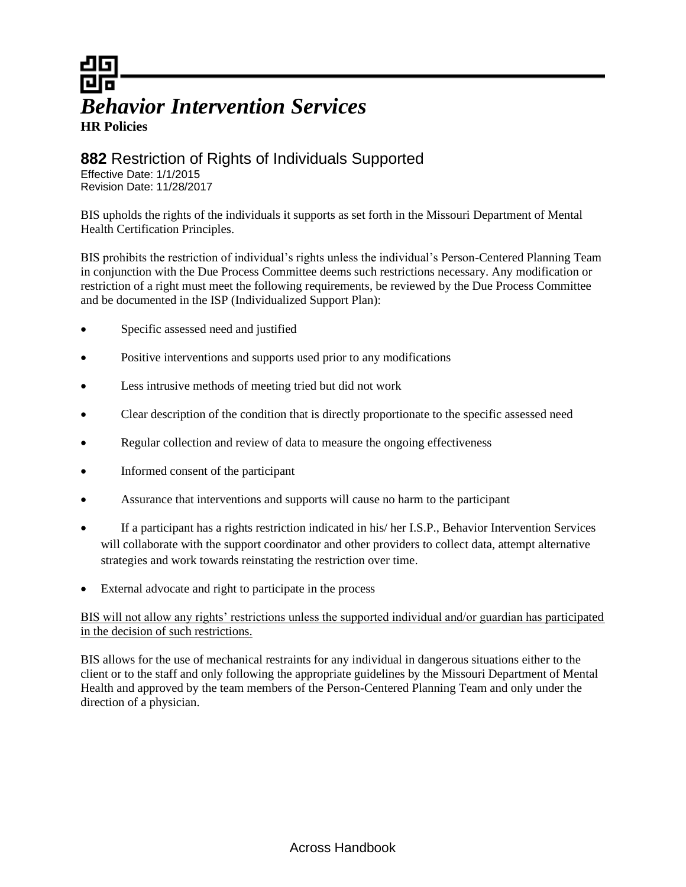# *Behavior Intervention Services*

**HR Policies**

## **882** Restriction of Rights of Individuals Supported

Effective Date: 1/1/2015
Revision Date: 11/28/2017

BIS upholds the rights of the individuals it supports as set forth in the Missouri Department of Mental Health Certification Principles.

BIS prohibits the restriction of individual's rights unless the individual's Person-Centered Planning Team in conjunction with the Due Process Committee deems such restrictions necessary. Any modification or restriction of a right must meet the following requirements, be reviewed by the Due Process Committee and be documented in the ISP (Individualized Support Plan):

- Specific assessed need and justified
- Positive interventions and supports used prior to any modifications
- Less intrusive methods of meeting tried but did not work
- Clear description of the condition that is directly proportionate to the specific assessed need
- Regular collection and review of data to measure the ongoing effectiveness
- Informed consent of the participant
- Assurance that interventions and supports will cause no harm to the participant
- If a participant has a rights restriction indicated in his/ her I.S.P., Behavior Intervention Services will collaborate with the support coordinator and other providers to collect data, attempt alternative strategies and work towards reinstating the restriction over time.
- External advocate and right to participate in the process

<u>BIS will not allow any rights' restrictions unless the supported individual and/or guardian has participated in the decision of such restrictions.</u>

BIS allows for the use of mechanical restraints for any individual in dangerous situations either to the client or to the staff and only following the appropriate guidelines by the Missouri Department of Mental Health and approved by the team members of the Person-Centered Planning Team and only under the direction of a physician.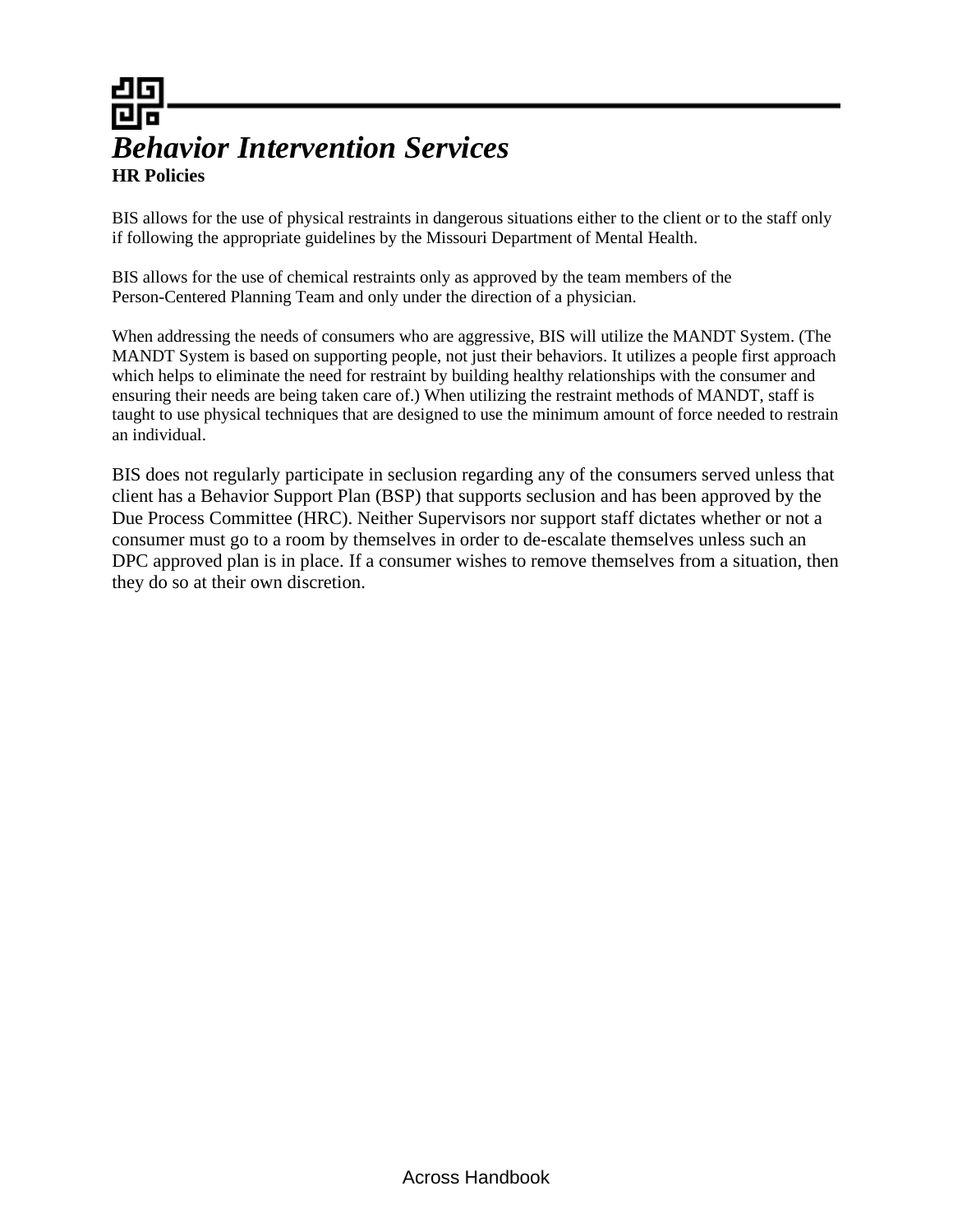# *Behavior Intervention Services*

**HR Policies**

BIS allows for the use of physical restraints in dangerous situations either to the client or to the staff only if following the appropriate guidelines by the Missouri Department of Mental Health.

BIS allows for the use of chemical restraints only as approved by the team members of the Person-Centered Planning Team and only under the direction of a physician.

When addressing the needs of consumers who are aggressive, BIS will utilize the MANDT System. (The MANDT System is based on supporting people, not just their behaviors. It utilizes a people first approach which helps to eliminate the need for restraint by building healthy relationships with the consumer and ensuring their needs are being taken care of.) When utilizing the restraint methods of MANDT, staff is taught to use physical techniques that are designed to use the minimum amount of force needed to restrain an individual.

BIS does not regularly participate in seclusion regarding any of the consumers served unless that client has a Behavior Support Plan (BSP) that supports seclusion and has been approved by the Due Process Committee (HRC). Neither Supervisors nor support staff dictates whether or not a consumer must go to a room by themselves in order to de-escalate themselves unless such an DPC approved plan is in place. If a consumer wishes to remove themselves from a situation, then they do so at their own discretion.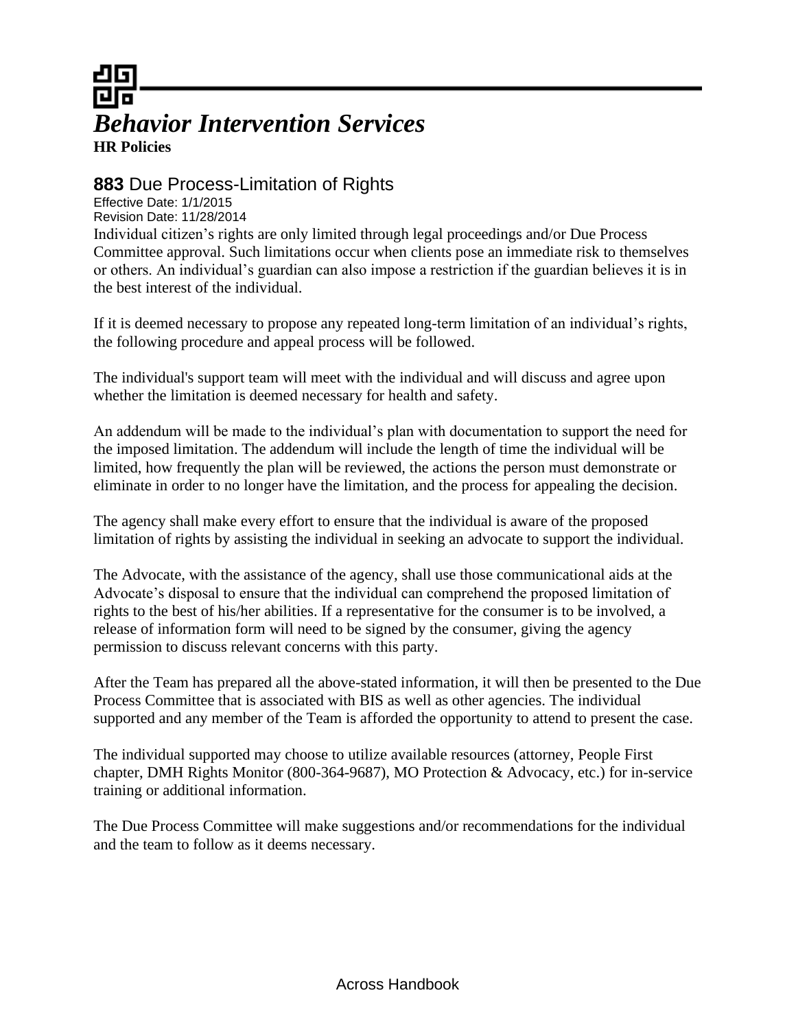# *Behavior Intervention Services*

**HR Policies**

## **883** Due Process-Limitation of Rights

Effective Date: 1/1/2015
Revision Date: 11/28/2014

Individual citizen's rights are only limited through legal proceedings and/or Due Process Committee approval. Such limitations occur when clients pose an immediate risk to themselves or others. An individual's guardian can also impose a restriction if the guardian believes it is in the best interest of the individual.

If it is deemed necessary to propose any repeated long-term limitation of an individual's rights, the following procedure and appeal process will be followed.

The individual's support team will meet with the individual and will discuss and agree upon whether the limitation is deemed necessary for health and safety.

An addendum will be made to the individual's plan with documentation to support the need for the imposed limitation. The addendum will include the length of time the individual will be limited, how frequently the plan will be reviewed, the actions the person must demonstrate or eliminate in order to no longer have the limitation, and the process for appealing the decision.

The agency shall make every effort to ensure that the individual is aware of the proposed limitation of rights by assisting the individual in seeking an advocate to support the individual.

The Advocate, with the assistance of the agency, shall use those communicational aids at the Advocate's disposal to ensure that the individual can comprehend the proposed limitation of rights to the best of his/her abilities. If a representative for the consumer is to be involved, a release of information form will need to be signed by the consumer, giving the agency permission to discuss relevant concerns with this party.

After the Team has prepared all the above-stated information, it will then be presented to the Due Process Committee that is associated with BIS as well as other agencies. The individual supported and any member of the Team is afforded the opportunity to attend to present the case.

The individual supported may choose to utilize available resources (attorney, People First chapter, DMH Rights Monitor (800-364-9687), MO Protection & Advocacy, etc.) for in-service training or additional information.

The Due Process Committee will make suggestions and/or recommendations for the individual and the team to follow as it deems necessary.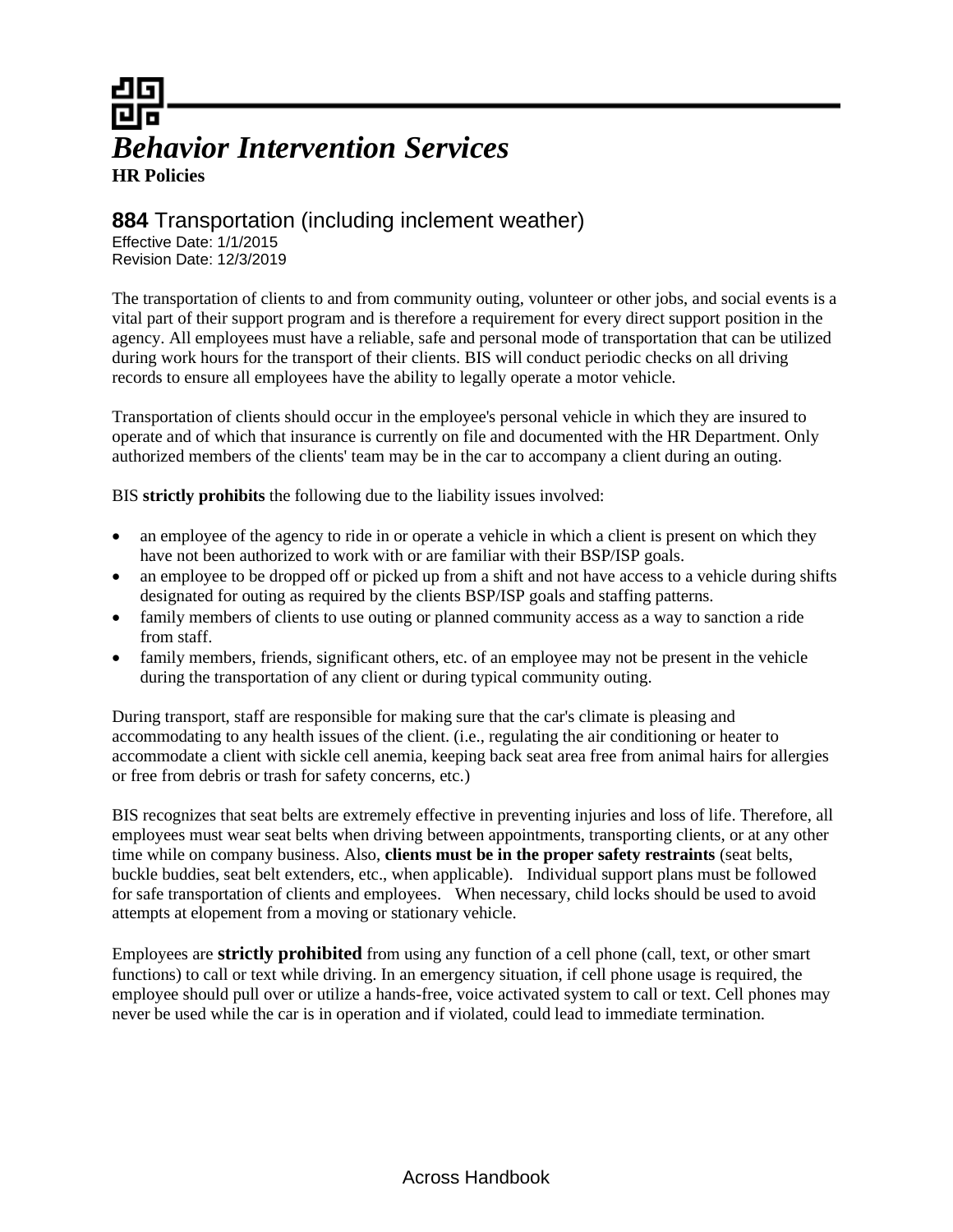# *Behavior Intervention Services*

**HR Policies**

## **884** Transportation (including inclement weather)

Effective Date: 1/1/2015
Revision Date: 12/3/2019

The transportation of clients to and from community outing, volunteer or other jobs, and social events is a vital part of their support program and is therefore a requirement for every direct support position in the agency. All employees must have a reliable, safe and personal mode of transportation that can be utilized during work hours for the transport of their clients. BIS will conduct periodic checks on all driving records to ensure all employees have the ability to legally operate a motor vehicle.

Transportation of clients should occur in the employee's personal vehicle in which they are insured to operate and of which that insurance is currently on file and documented with the HR Department. Only authorized members of the clients' team may be in the car to accompany a client during an outing.

BIS **strictly prohibits** the following due to the liability issues involved:

- an employee of the agency to ride in or operate a vehicle in which a client is present on which they have not been authorized to work with or are familiar with their BSP/ISP goals.
- an employee to be dropped off or picked up from a shift and not have access to a vehicle during shifts designated for outing as required by the clients BSP/ISP goals and staffing patterns.
- family members of clients to use outing or planned community access as a way to sanction a ride from staff.
- family members, friends, significant others, etc. of an employee may not be present in the vehicle during the transportation of any client or during typical community outing.

During transport, staff are responsible for making sure that the car's climate is pleasing and accommodating to any health issues of the client. (i.e., regulating the air conditioning or heater to accommodate a client with sickle cell anemia, keeping back seat area free from animal hairs for allergies or free from debris or trash for safety concerns, etc.)

BIS recognizes that seat belts are extremely effective in preventing injuries and loss of life. Therefore, all employees must wear seat belts when driving between appointments, transporting clients, or at any other time while on company business. Also, **clients must be in the proper safety restraints** (seat belts, buckle buddies, seat belt extenders, etc., when applicable). Individual support plans must be followed for safe transportation of clients and employees. When necessary, child locks should be used to avoid attempts at elopement from a moving or stationary vehicle.

Employees are **strictly prohibited** from using any function of a cell phone (call, text, or other smart functions) to call or text while driving. In an emergency situation, if cell phone usage is required, the employee should pull over or utilize a hands-free, voice activated system to call or text. Cell phones may never be used while the car is in operation and if violated, could lead to immediate termination.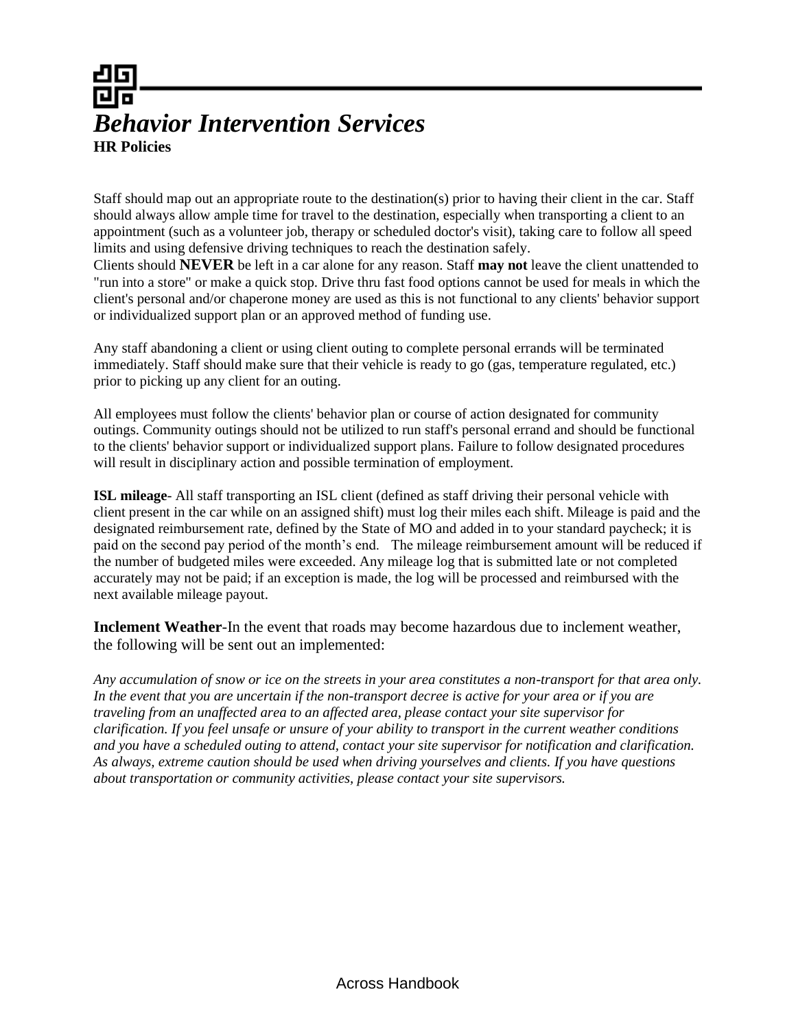# *Behavior Intervention Services*

**HR Policies**

Staff should map out an appropriate route to the destination(s) prior to having their client in the car. Staff should always allow ample time for travel to the destination, especially when transporting a client to an appointment (such as a volunteer job, therapy or scheduled doctor's visit), taking care to follow all speed limits and using defensive driving techniques to reach the destination safely.
Clients should **NEVER** be left in a car alone for any reason. Staff **may not** leave the client unattended to "run into a store" or make a quick stop. Drive thru fast food options cannot be used for meals in which the client's personal and/or chaperone money are used as this is not functional to any clients' behavior support or individualized support plan or an approved method of funding use.

Any staff abandoning a client or using client outing to complete personal errands will be terminated immediately. Staff should make sure that their vehicle is ready to go (gas, temperature regulated, etc.) prior to picking up any client for an outing.

All employees must follow the clients' behavior plan or course of action designated for community outings. Community outings should not be utilized to run staff's personal errand and should be functional to the clients' behavior support or individualized support plans. Failure to follow designated procedures will result in disciplinary action and possible termination of employment.

**ISL mileage**- All staff transporting an ISL client (defined as staff driving their personal vehicle with client present in the car while on an assigned shift) must log their miles each shift. Mileage is paid and the designated reimbursement rate, defined by the State of MO and added in to your standard paycheck; it is paid on the second pay period of the month's end. The mileage reimbursement amount will be reduced if the number of budgeted miles were exceeded. Any mileage log that is submitted late or not completed accurately may not be paid; if an exception is made, the log will be processed and reimbursed with the next available mileage payout.

**Inclement Weather**-In the event that roads may become hazardous due to inclement weather, the following will be sent out an implemented:

*Any accumulation of snow or ice on the streets in your area constitutes a non-transport for that area only. In the event that you are uncertain if the non-transport decree is active for your area or if you are traveling from an unaffected area to an affected area, please contact your site supervisor for clarification. If you feel unsafe or unsure of your ability to transport in the current weather conditions and you have a scheduled outing to attend, contact your site supervisor for notification and clarification. As always, extreme caution should be used when driving yourselves and clients. If you have questions about transportation or community activities, please contact your site supervisors.*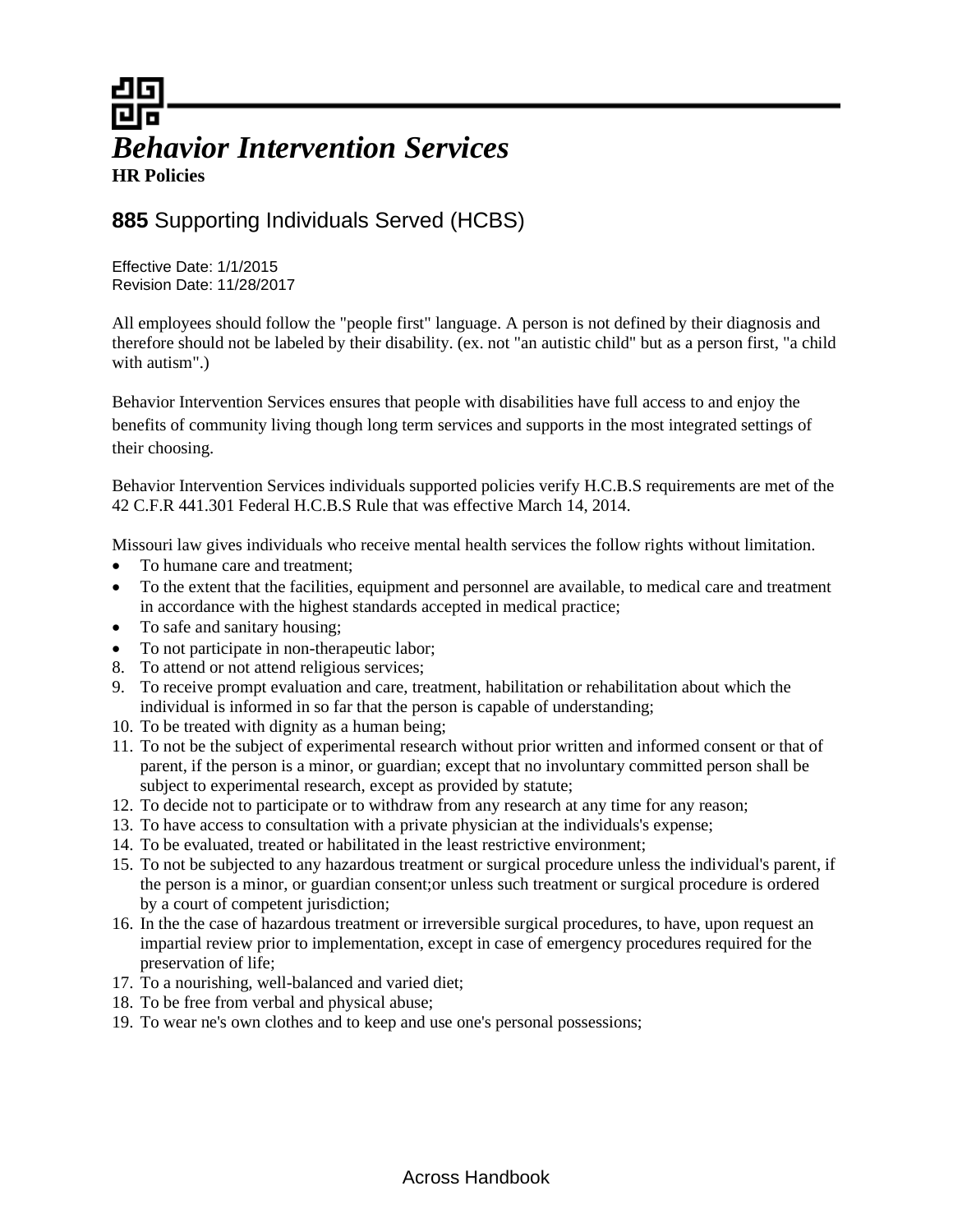# *Behavior Intervention Services*

**HR Policies**

## **885** Supporting Individuals Served (HCBS)

Effective Date: 1/1/2015
Revision Date: 11/28/2017

All employees should follow the "people first" language. A person is not defined by their diagnosis and therefore should not be labeled by their disability. (ex. not "an autistic child" but as a person first, "a child with autism".)

Behavior Intervention Services ensures that people with disabilities have full access to and enjoy the benefits of community living though long term services and supports in the most integrated settings of their choosing.

Behavior Intervention Services individuals supported policies verify H.C.B.S requirements are met of the 42 C.F.R 441.301 Federal H.C.B.S Rule that was effective March 14, 2014.

Missouri law gives individuals who receive mental health services the follow rights without limitation.

- To humane care and treatment;
- To the extent that the facilities, equipment and personnel are available, to medical care and treatment in accordance with the highest standards accepted in medical practice;
- To safe and sanitary housing;
- To not participate in non-therapeutic labor;

8. To attend or not attend religious services;
9. To receive prompt evaluation and care, treatment, habilitation or rehabilitation about which the individual is informed in so far that the person is capable of understanding;
10. To be treated with dignity as a human being;
11. To not be the subject of experimental research without prior written and informed consent or that of parent, if the person is a minor, or guardian; except that no involuntary committed person shall be subject to experimental research, except as provided by statute;
12. To decide not to participate or to withdraw from any research at any time for any reason;
13. To have access to consultation with a private physician at the individuals's expense;
14. To be evaluated, treated or habilitated in the least restrictive environment;
15. To not be subjected to any hazardous treatment or surgical procedure unless the individual's parent, if the person is a minor, or guardian consent;or unless such treatment or surgical procedure is ordered by a court of competent jurisdiction;
16. In the the case of hazardous treatment or irreversible surgical procedures, to have, upon request an impartial review prior to implementation, except in case of emergency procedures required for the preservation of life;
17. To a nourishing, well-balanced and varied diet;
18. To be free from verbal and physical abuse;
19. To wear ne's own clothes and to keep and use one's personal possessions;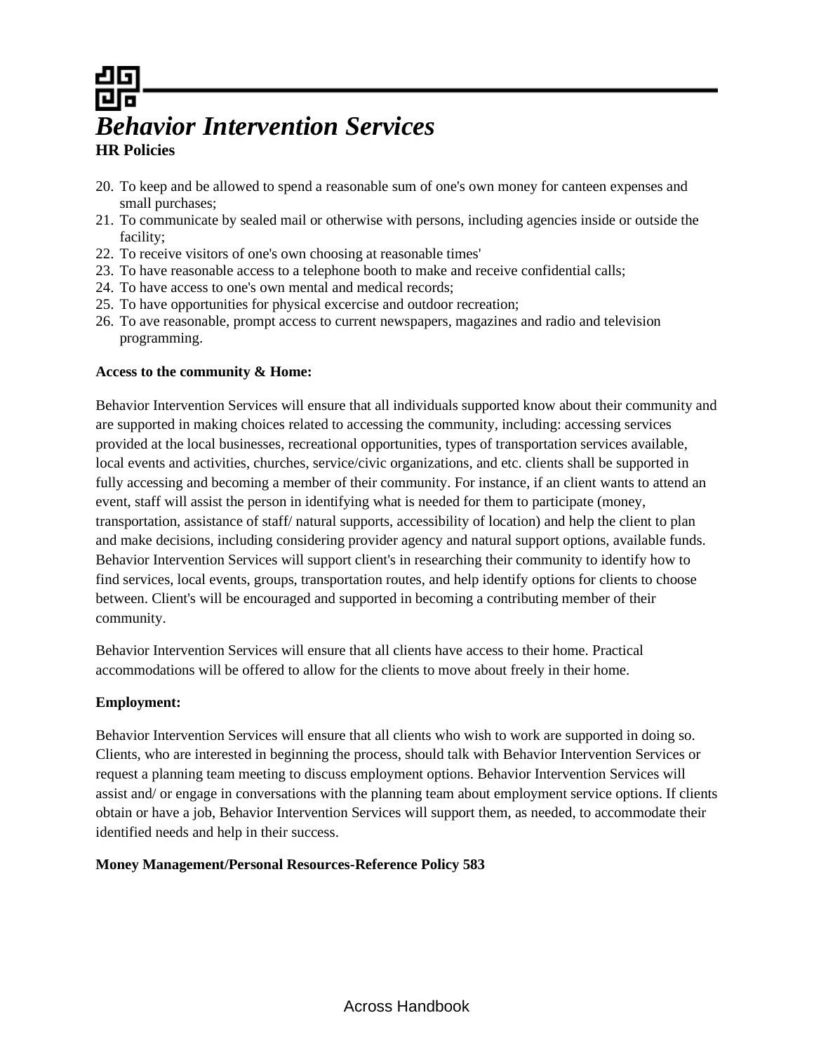20. To keep and be allowed to spend a reasonable sum of one's own money for canteen expenses and small purchases;
21. To communicate by sealed mail or otherwise with persons, including agencies inside or outside the facility;
22. To receive visitors of one's own choosing at reasonable times'
23. To have reasonable access to a telephone booth to make and receive confidential calls;
24. To have access to one's own mental and medical records;
25. To have opportunities for physical excercise and outdoor recreation;
26. To ave reasonable, prompt access to current newspapers, magazines and radio and television programming.

**Access to the community & Home:**

Behavior Intervention Services will ensure that all individuals supported know about their community and are supported in making choices related to accessing the community, including: accessing services provided at the local businesses, recreational opportunities, types of transportation services available, local events and activities, churches, service/civic organizations, and etc. clients shall be supported in fully accessing and becoming a member of their community. For instance, if an client wants to attend an event, staff will assist the person in identifying what is needed for them to participate (money, transportation, assistance of staff/ natural supports, accessibility of location) and help the client to plan and make decisions, including considering provider agency and natural support options, available funds. Behavior Intervention Services will support client's in researching their community to identify how to find services, local events, groups, transportation routes, and help identify options for clients to choose between. Client's will be encouraged and supported in becoming a contributing member of their community.

Behavior Intervention Services will ensure that all clients have access to their home. Practical accommodations will be offered to allow for the clients to move about freely in their home.

**Employment:**

Behavior Intervention Services will ensure that all clients who wish to work are supported in doing so. Clients, who are interested in beginning the process, should talk with Behavior Intervention Services or request a planning team meeting to discuss employment options. Behavior Intervention Services will assist and/ or engage in conversations with the planning team about employment service options. If clients obtain or have a job, Behavior Intervention Services will support them, as needed, to accommodate their identified needs and help in their success.

**Money Management/Personal Resources-Reference Policy 583**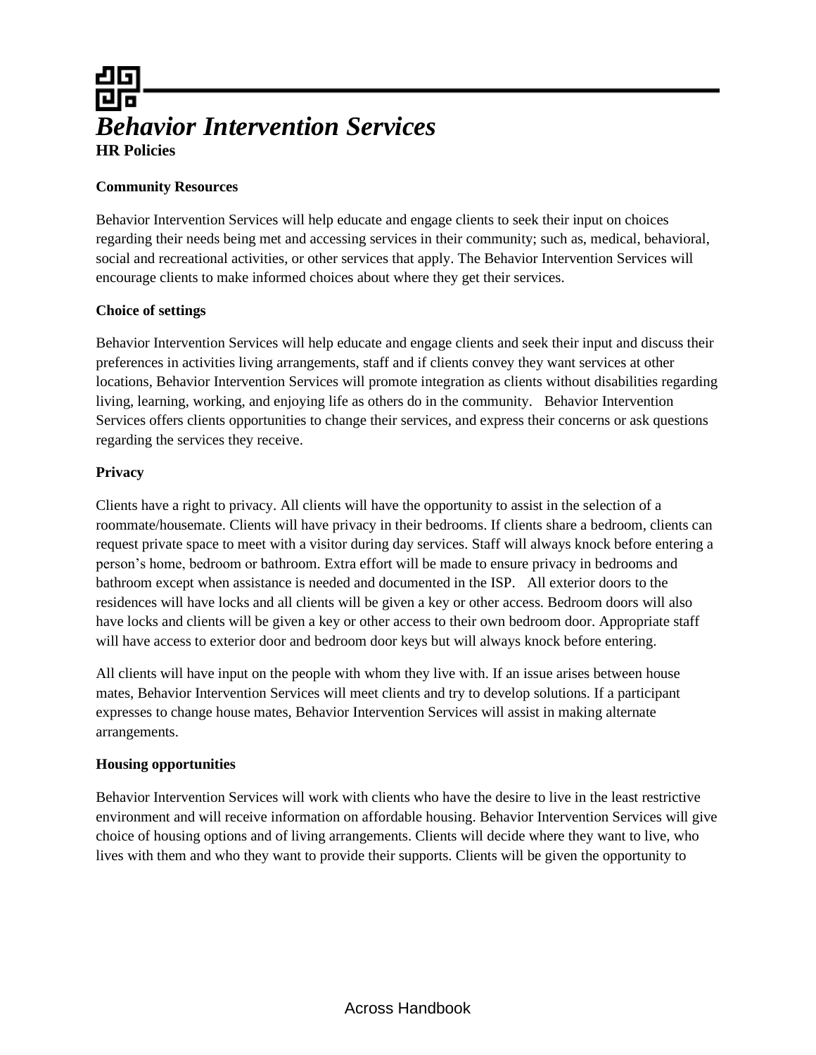# *Behavior Intervention Services*

**HR Policies**

**Community Resources**

Behavior Intervention Services will help educate and engage clients to seek their input on choices regarding their needs being met and accessing services in their community; such as, medical, behavioral, social and recreational activities, or other services that apply. The Behavior Intervention Services will encourage clients to make informed choices about where they get their services.

**Choice of settings**

Behavior Intervention Services will help educate and engage clients and seek their input and discuss their preferences in activities living arrangements, staff and if clients convey they want services at other locations, Behavior Intervention Services will promote integration as clients without disabilities regarding living, learning, working, and enjoying life as others do in the community. Behavior Intervention Services offers clients opportunities to change their services, and express their concerns or ask questions regarding the services they receive.

**Privacy**

Clients have a right to privacy. All clients will have the opportunity to assist in the selection of a roommate/housemate. Clients will have privacy in their bedrooms. If clients share a bedroom, clients can request private space to meet with a visitor during day services. Staff will always knock before entering a person's home, bedroom or bathroom. Extra effort will be made to ensure privacy in bedrooms and bathroom except when assistance is needed and documented in the ISP. All exterior doors to the residences will have locks and all clients will be given a key or other access. Bedroom doors will also have locks and clients will be given a key or other access to their own bedroom door. Appropriate staff will have access to exterior door and bedroom door keys but will always knock before entering.

All clients will have input on the people with whom they live with. If an issue arises between house mates, Behavior Intervention Services will meet clients and try to develop solutions. If a participant expresses to change house mates, Behavior Intervention Services will assist in making alternate arrangements.

**Housing opportunities**

Behavior Intervention Services will work with clients who have the desire to live in the least restrictive environment and will receive information on affordable housing. Behavior Intervention Services will give choice of housing options and of living arrangements. Clients will decide where they want to live, who lives with them and who they want to provide their supports. Clients will be given the opportunity to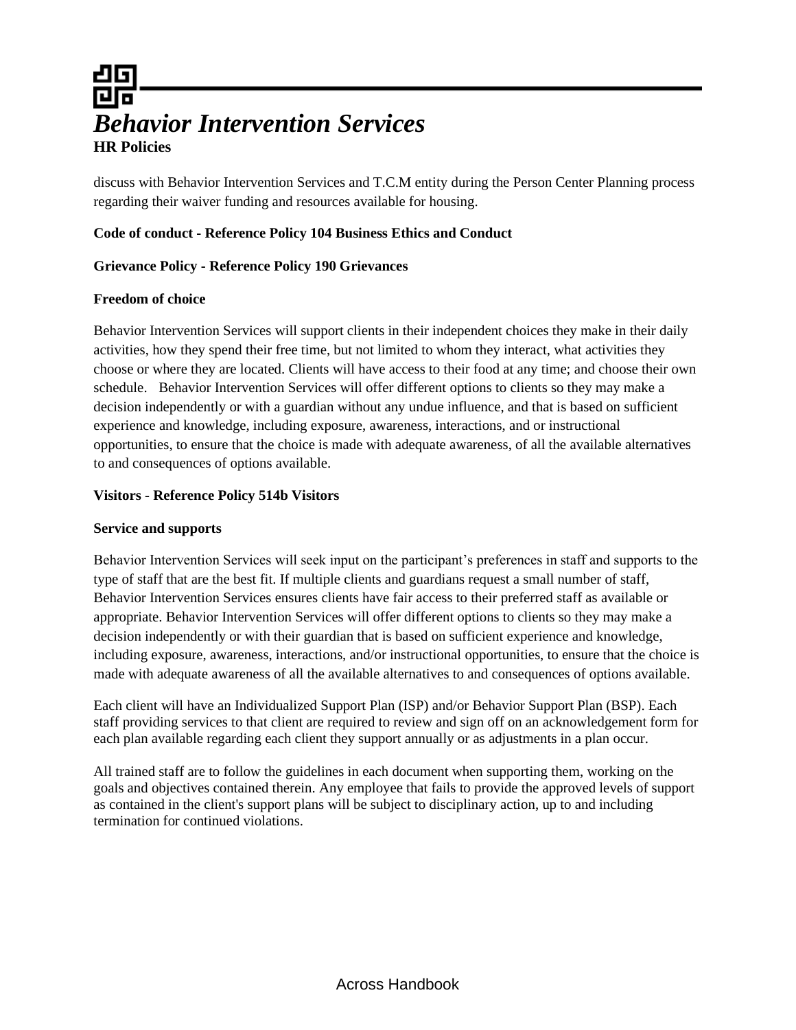discuss with Behavior Intervention Services and T.C.M entity during the Person Center Planning process regarding their waiver funding and resources available for housing.

**Code of conduct - Reference Policy 104 Business Ethics and Conduct**

**Grievance Policy - Reference Policy 190 Grievances**

**Freedom of choice**

Behavior Intervention Services will support clients in their independent choices they make in their daily activities, how they spend their free time, but not limited to whom they interact, what activities they choose or where they are located. Clients will have access to their food at any time; and choose their own schedule. Behavior Intervention Services will offer different options to clients so they may make a decision independently or with a guardian without any undue influence, and that is based on sufficient experience and knowledge, including exposure, awareness, interactions, and or instructional opportunities, to ensure that the choice is made with adequate awareness, of all the available alternatives to and consequences of options available.

**Visitors - Reference Policy 514b Visitors**

**Service and supports**

Behavior Intervention Services will seek input on the participant's preferences in staff and supports to the type of staff that are the best fit. If multiple clients and guardians request a small number of staff, Behavior Intervention Services ensures clients have fair access to their preferred staff as available or appropriate. Behavior Intervention Services will offer different options to clients so they may make a decision independently or with their guardian that is based on sufficient experience and knowledge, including exposure, awareness, interactions, and/or instructional opportunities, to ensure that the choice is made with adequate awareness of all the available alternatives to and consequences of options available.

Each client will have an Individualized Support Plan (ISP) and/or Behavior Support Plan (BSP). Each staff providing services to that client are required to review and sign off on an acknowledgement form for each plan available regarding each client they support annually or as adjustments in a plan occur.

All trained staff are to follow the guidelines in each document when supporting them, working on the goals and objectives contained therein. Any employee that fails to provide the approved levels of support as contained in the client's support plans will be subject to disciplinary action, up to and including termination for continued violations.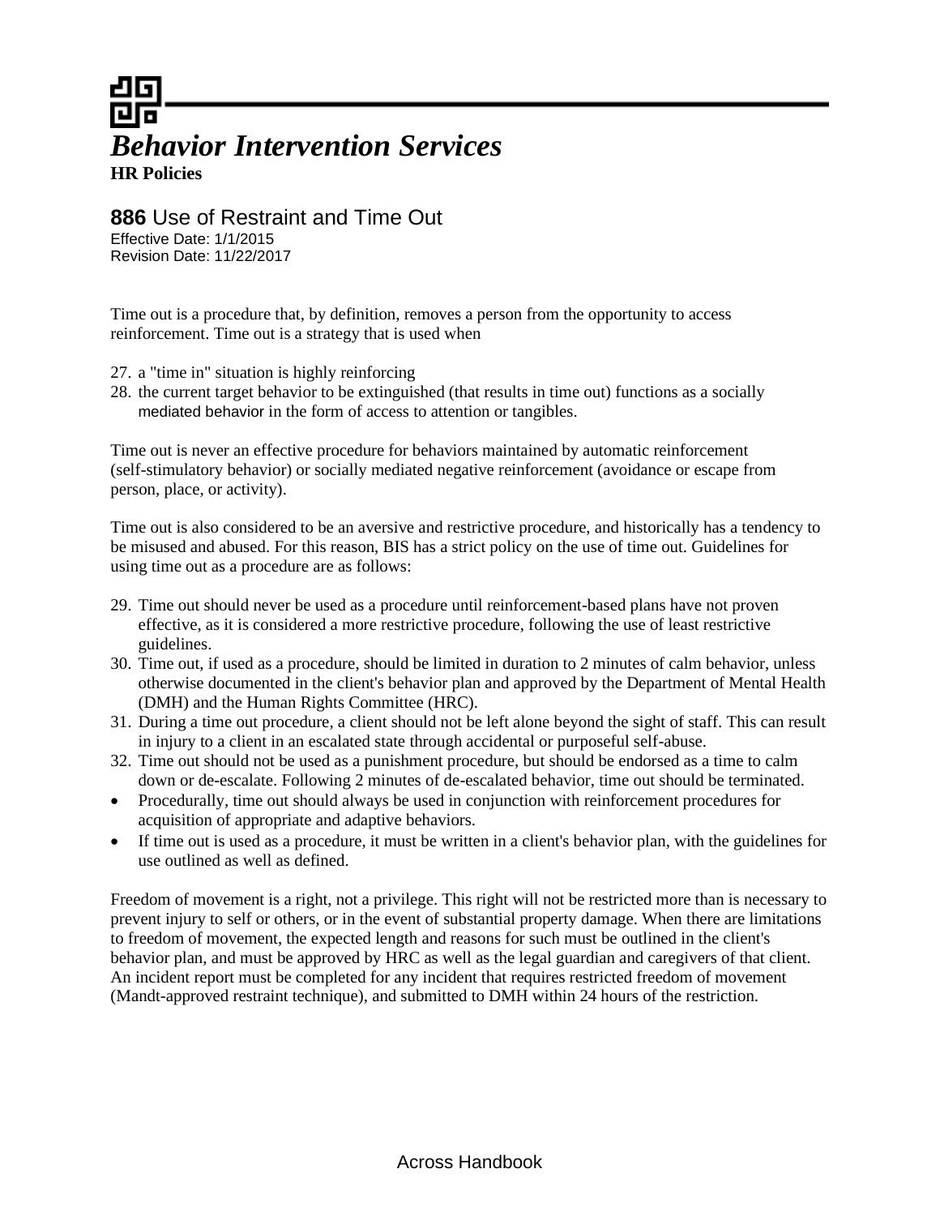# *Behavior Intervention Services*

**HR Policies**

## **886** Use of Restraint and Time Out

Effective Date: 1/1/2015
Revision Date: 11/22/2017

Time out is a procedure that, by definition, removes a person from the opportunity to access reinforcement. Time out is a strategy that is used when

27. a "time in" situation is highly reinforcing
28. the current target behavior to be extinguished (that results in time out) functions as a socially mediated behavior in the form of access to attention or tangibles.

Time out is never an effective procedure for behaviors maintained by automatic reinforcement (self-stimulatory behavior) or socially mediated negative reinforcement (avoidance or escape from person, place, or activity).

Time out is also considered to be an aversive and restrictive procedure, and historically has a tendency to be misused and abused. For this reason, BIS has a strict policy on the use of time out. Guidelines for using time out as a procedure are as follows:

29. Time out should never be used as a procedure until reinforcement-based plans have not proven effective, as it is considered a more restrictive procedure, following the use of least restrictive guidelines.
30. Time out, if used as a procedure, should be limited in duration to 2 minutes of calm behavior, unless otherwise documented in the client's behavior plan and approved by the Department of Mental Health (DMH) and the Human Rights Committee (HRC).
31. During a time out procedure, a client should not be left alone beyond the sight of staff. This can result in injury to a client in an escalated state through accidental or purposeful self-abuse.
32. Time out should not be used as a punishment procedure, but should be endorsed as a time to calm down or de-escalate. Following 2 minutes of de-escalated behavior, time out should be terminated.

- Procedurally, time out should always be used in conjunction with reinforcement procedures for acquisition of appropriate and adaptive behaviors.
- If time out is used as a procedure, it must be written in a client's behavior plan, with the guidelines for use outlined as well as defined.

Freedom of movement is a right, not a privilege. This right will not be restricted more than is necessary to prevent injury to self or others, or in the event of substantial property damage. When there are limitations to freedom of movement, the expected length and reasons for such must be outlined in the client's behavior plan, and must be approved by HRC as well as the legal guardian and caregivers of that client. An incident report must be completed for any incident that requires restricted freedom of movement (Mandt-approved restraint technique), and submitted to DMH within 24 hours of the restriction.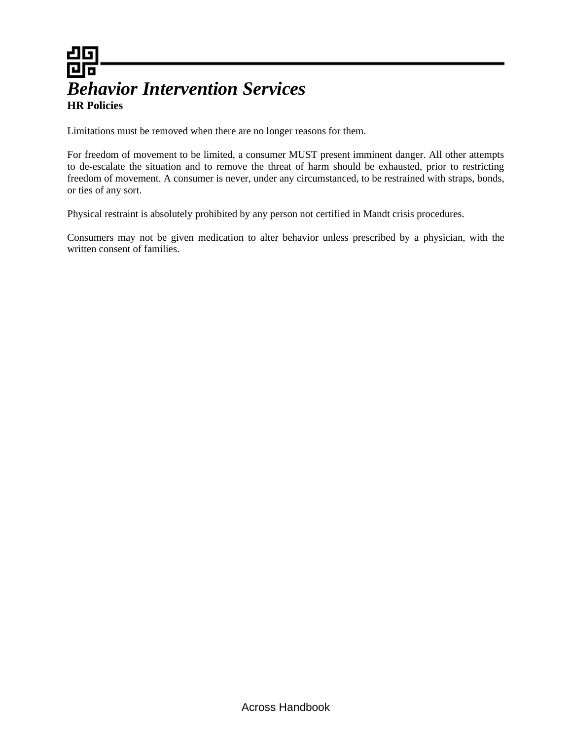Limitations must be removed when there are no longer reasons for them.

For freedom of movement to be limited, a consumer MUST present imminent danger. All other attempts to de-escalate the situation and to remove the threat of harm should be exhausted, prior to restricting freedom of movement. A consumer is never, under any circumstanced, to be restrained with straps, bonds, or ties of any sort.

Physical restraint is absolutely prohibited by any person not certified in Mandt crisis procedures.

Consumers may not be given medication to alter behavior unless prescribed by a physician, with the written consent of families.